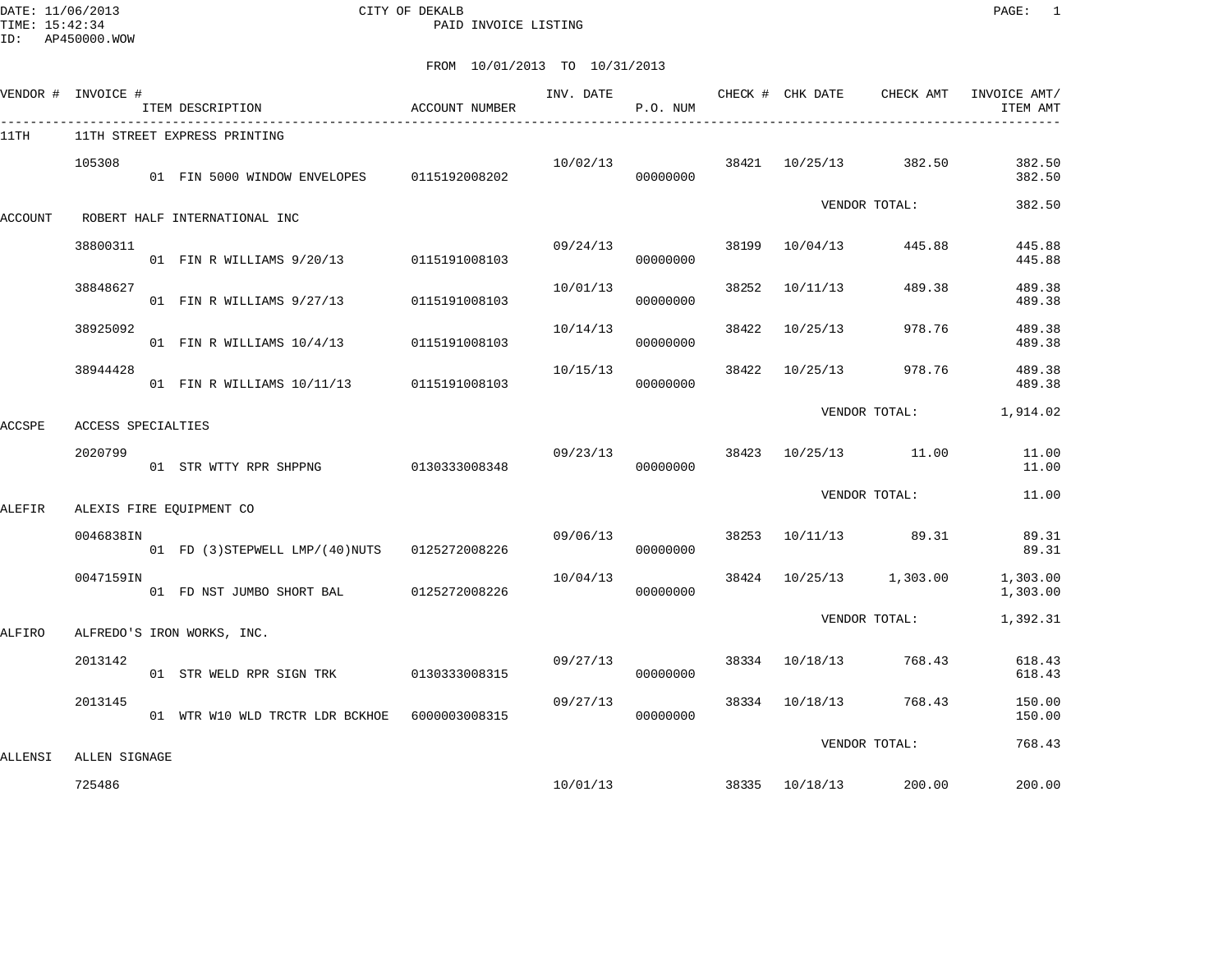CITY OF DEKALB
PAID INVOICE LISTING

DATE: 11/06/2013
TIME: 15:42:34
ID: AP450000.WOW

FROM 10/01/2013 TO 10/31/2013

| VENDOR # | INVOICE # / ITEM DESCRIPTION | ACCOUNT NUMBER | INV. DATE | P.O. NUM | CHECK # | CHK DATE | CHECK AMT | INVOICE AMT/ ITEM AMT |
|---|---|---|---|---|---|---|---|---|
| 11TH | 11TH STREET EXPRESS PRINTING | | | | | | | |
| | 105308 | | 10/02/13 | | 38421 | 10/25/13 | 382.50 | 382.50 |
| | 01 FIN 5000 WINDOW ENVELOPES | 0115192008202 | | 00000000 | | | | 382.50 |
| | | | | | | VENDOR TOTAL: | | 382.50 |
| ACCOUNT | ROBERT HALF INTERNATIONAL INC | | | | | | | |
| | 38800311 | | 09/24/13 | | 38199 | 10/04/13 | 445.88 | 445.88 |
| | 01 FIN R WILLIAMS 9/20/13 | 0115191008103 | | 00000000 | | | | 445.88 |
| | 38848627 | | 10/01/13 | | 38252 | 10/11/13 | 489.38 | 489.38 |
| | 01 FIN R WILLIAMS 9/27/13 | 0115191008103 | | 00000000 | | | | 489.38 |
| | 38925092 | | 10/14/13 | | 38422 | 10/25/13 | 978.76 | 489.38 |
| | 01 FIN R WILLIAMS 10/4/13 | 0115191008103 | | 00000000 | | | | 489.38 |
| | 38944428 | | 10/15/13 | | 38422 | 10/25/13 | 978.76 | 489.38 |
| | 01 FIN R WILLIAMS 10/11/13 | 0115191008103 | | 00000000 | | | | 489.38 |
| | | | | | | VENDOR TOTAL: | | 1,914.02 |
| ACCSPE | ACCESS SPECIALTIES | | | | | | | |
| | 2020799 | | 09/23/13 | | 38423 | 10/25/13 | 11.00 | 11.00 |
| | 01 STR WTTY RPR SHPPNG | 0130333008348 | | 00000000 | | | | 11.00 |
| | | | | | | VENDOR TOTAL: | | 11.00 |
| ALEFIR | ALEXIS FIRE EQUIPMENT CO | | | | | | | |
| | 0046838IN | | 09/06/13 | | 38253 | 10/11/13 | 89.31 | 89.31 |
| | 01 FD (3)STEPWELL LMP/(40)NUTS | 0125272008226 | | 00000000 | | | | 89.31 |
| | 0047159IN | | 10/04/13 | | 38424 | 10/25/13 | 1,303.00 | 1,303.00 |
| | 01 FD NST JUMBO SHORT BAL | 0125272008226 | | 00000000 | | | | 1,303.00 |
| | | | | | | VENDOR TOTAL: | | 1,392.31 |
| ALFIRO | ALFREDO'S IRON WORKS, INC. | | | | | | | |
| | 2013142 | | 09/27/13 | | 38334 | 10/18/13 | 768.43 | 618.43 |
| | 01 STR WELD RPR SIGN TRK | 0130333008315 | | 00000000 | | | | 618.43 |
| | 2013145 | | 09/27/13 | | 38334 | 10/18/13 | 768.43 | 150.00 |
| | 01 WTR W10 WLD TRCTR LDR BCKHOE | 6000003008315 | | 00000000 | | | | 150.00 |
| | | | | | | VENDOR TOTAL: | | 768.43 |
| ALLENSI | ALLEN SIGNAGE | | | | | | | |
| | 725486 | | 10/01/13 | | 38335 | 10/18/13 | 200.00 | 200.00 |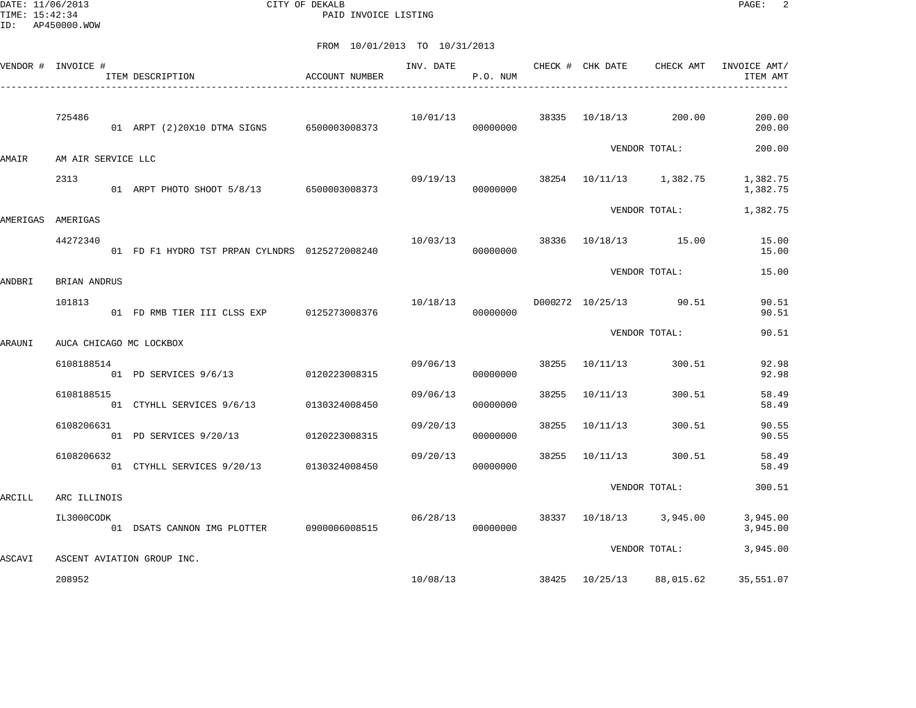CITY OF DEKALB
PAID INVOICE LISTING

DATE: 11/06/2013
TIME: 15:42:34
ID: AP450000.WOW

FROM 10/01/2013 TO 10/31/2013

| VENDOR # | INVOICE # / ITEM DESCRIPTION | ACCOUNT NUMBER | INV. DATE | P.O. NUM | CHECK # | CHK DATE | CHECK AMT | INVOICE AMT/ ITEM AMT |
|---|---|---|---|---|---|---|---|---|
| | 725486 | | 10/01/13 | | 38335 | 10/18/13 | 200.00 | 200.00 |
| | 01 ARPT (2)20X10 DTMA SIGNS | 6500003008373 | | 00000000 | | | | 200.00 |
| | | | | | | | VENDOR TOTAL: | 200.00 |
| AMAIR | AM AIR SERVICE LLC | | | | | | | |
| | 2313 | | 09/19/13 | | 38254 | 10/11/13 | 1,382.75 | 1,382.75 |
| | 01 ARPT PHOTO SHOOT 5/8/13 | 6500003008373 | | 00000000 | | | | 1,382.75 |
| | | | | | | | VENDOR TOTAL: | 1,382.75 |
| AMERIGAS | AMERIGAS | | | | | | | |
| | 44272340 | | 10/03/13 | | 38336 | 10/18/13 | 15.00 | 15.00 |
| | 01 FD F1 HYDRO TST PRPAN CYLNDRS | 0125272008240 | | 00000000 | | | | 15.00 |
| | | | | | | | VENDOR TOTAL: | 15.00 |
| ANDBRI | BRIAN ANDRUS | | | | | | | |
| | 101813 | | 10/18/13 | | D000272 | 10/25/13 | 90.51 | 90.51 |
| | 01 FD RMB TIER III CLSS EXP | 0125273008376 | | 00000000 | | | | 90.51 |
| | | | | | | | VENDOR TOTAL: | 90.51 |
| ARAUNI | AUCA CHICAGO MC LOCKBOX | | | | | | | |
| | 6108188514 | | 09/06/13 | | 38255 | 10/11/13 | 300.51 | 92.98 |
| | 01 PD SERVICES 9/6/13 | 0120223008315 | | 00000000 | | | | 92.98 |
| | 6108188515 | | 09/06/13 | | 38255 | 10/11/13 | 300.51 | 58.49 |
| | 01 CTYHLL SERVICES 9/6/13 | 0130324008450 | | 00000000 | | | | 58.49 |
| | 6108206631 | | 09/20/13 | | 38255 | 10/11/13 | 300.51 | 90.55 |
| | 01 PD SERVICES 9/20/13 | 0120223008315 | | 00000000 | | | | 90.55 |
| | 6108206632 | | 09/20/13 | | 38255 | 10/11/13 | 300.51 | 58.49 |
| | 01 CTYHLL SERVICES 9/20/13 | 0130324008450 | | 00000000 | | | | 58.49 |
| | | | | | | | VENDOR TOTAL: | 300.51 |
| ARCILL | ARC ILLINOIS | | | | | | | |
| | IL3000CODK | | 06/28/13 | | 38337 | 10/18/13 | 3,945.00 | 3,945.00 |
| | 01 DSATS CANNON IMG PLOTTER | 0900006008515 | | 00000000 | | | | 3,945.00 |
| | | | | | | | VENDOR TOTAL: | 3,945.00 |
| ASCAVI | ASCENT AVIATION GROUP INC. | | | | | | | |
| | 208952 | | 10/08/13 | | 38425 | 10/25/13 | 88,015.62 | 35,551.07 |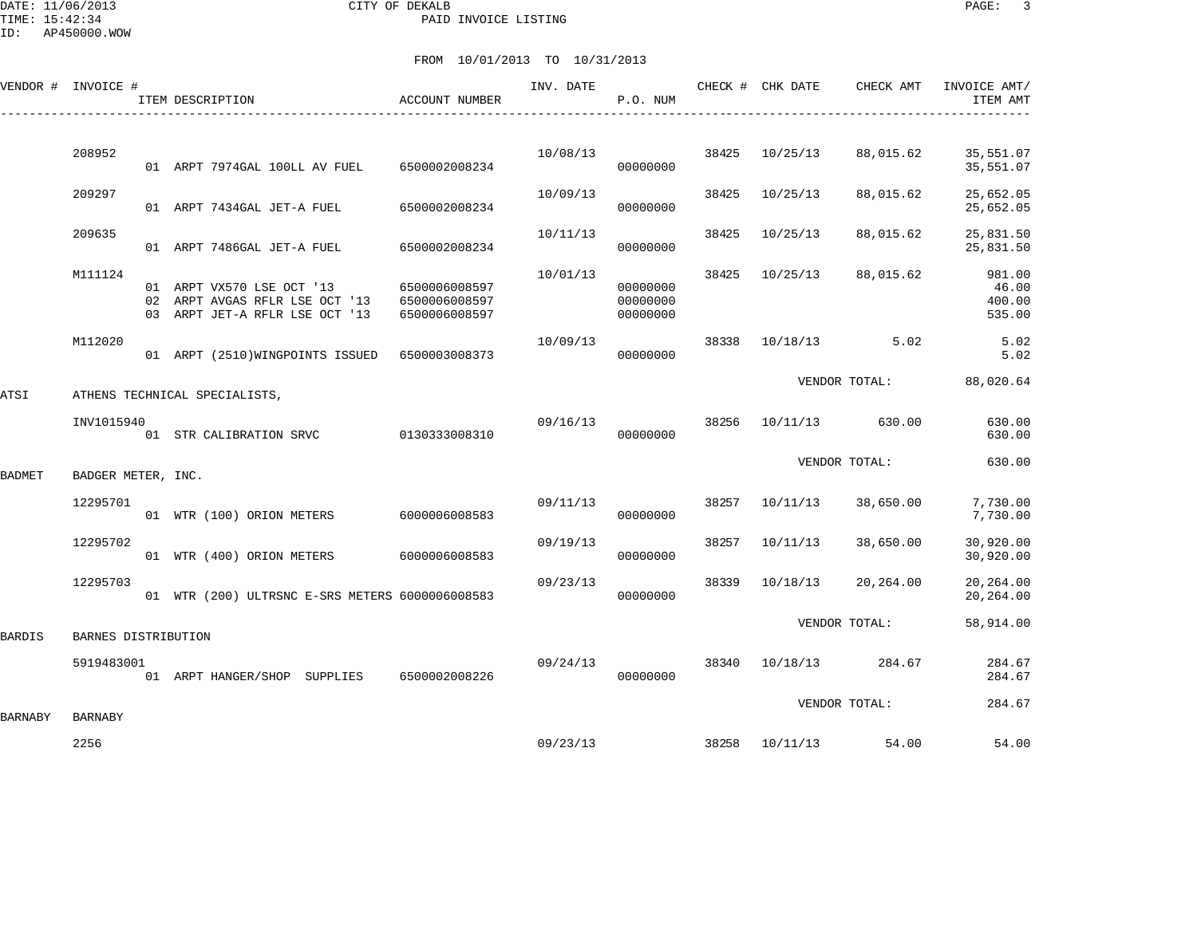CITY OF DEKALB
PAID INVOICE LISTING

FROM 10/01/2013 TO 10/31/2013

| VENDOR # | INVOICE # | ITEM DESCRIPTION | ACCOUNT NUMBER | INV. DATE | P.O. NUM | CHECK # | CHK DATE | CHECK AMT | INVOICE AMT/ ITEM AMT |
|---|---|---|---|---|---|---|---|---|---|
| | 208952 | | | 10/08/13 | | 38425 | 10/25/13 | 88,015.62 | 35,551.07 |
| | | 01 ARPT 7974GAL 100LL AV FUEL | 6500002008234 | | 00000000 | | | | 35,551.07 |
| | 209297 | | | 10/09/13 | | 38425 | 10/25/13 | 88,015.62 | 25,652.05 |
| | | 01 ARPT 7434GAL JET-A FUEL | 6500002008234 | | 00000000 | | | | 25,652.05 |
| | 209635 | | | 10/11/13 | | 38425 | 10/25/13 | 88,015.62 | 25,831.50 |
| | | 01 ARPT 7486GAL JET-A FUEL | 6500002008234 | | 00000000 | | | | 25,831.50 |
| | M111124 | | | 10/01/13 | | 38425 | 10/25/13 | 88,015.62 | 981.00 |
| | | 01 ARPT VX570 LSE OCT '13 | 6500006008597 | | 00000000 | | | | 46.00 |
| | | 02 ARPT AVGAS RFLR LSE OCT '13 | 6500006008597 | | 00000000 | | | | 400.00 |
| | | 03 ARPT JET-A RFLR LSE OCT '13 | 6500006008597 | | 00000000 | | | | 535.00 |
| | M112020 | | | 10/09/13 | | 38338 | 10/18/13 | 5.02 | 5.02 |
| | | 01 ARPT (2510)WINGPOINTS ISSUED | 6500003008373 | | 00000000 | | | | 5.02 |
| | | | | | | | VENDOR TOTAL: | | 88,020.64 |
| ATSI | ATHENS TECHNICAL SPECIALISTS, | | | | | | | | |
| | INV1015940 | | | 09/16/13 | | 38256 | 10/11/13 | 630.00 | 630.00 |
| | | 01 STR CALIBRATION SRVC | 0130333008310 | | 00000000 | | | | 630.00 |
| | | | | | | | VENDOR TOTAL: | | 630.00 |
| BADMET | BADGER METER, INC. | | | | | | | | |
| | 12295701 | | | 09/11/13 | | 38257 | 10/11/13 | 38,650.00 | 7,730.00 |
| | | 01 WTR (100) ORION METERS | 6000006008583 | | 00000000 | | | | 7,730.00 |
| | 12295702 | | | 09/19/13 | | 38257 | 10/11/13 | 38,650.00 | 30,920.00 |
| | | 01 WTR (400) ORION METERS | 6000006008583 | | 00000000 | | | | 30,920.00 |
| | 12295703 | | | 09/23/13 | | 38339 | 10/18/13 | 20,264.00 | 20,264.00 |
| | | 01 WTR (200) ULTRSNC E-SRS METERS | 6000006008583 | | 00000000 | | | | 20,264.00 |
| | | | | | | | VENDOR TOTAL: | | 58,914.00 |
| BARDIS | BARNES DISTRIBUTION | | | | | | | | |
| | 5919483001 | | | 09/24/13 | | 38340 | 10/18/13 | 284.67 | 284.67 |
| | | 01 ARPT HANGER/SHOP SUPPLIES | 6500002008226 | | 00000000 | | | | 284.67 |
| | | | | | | | VENDOR TOTAL: | | 284.67 |
| BARNABY | BARNABY | | | | | | | | |
| | 2256 | | | 09/23/13 | | 38258 | 10/11/13 | 54.00 | 54.00 |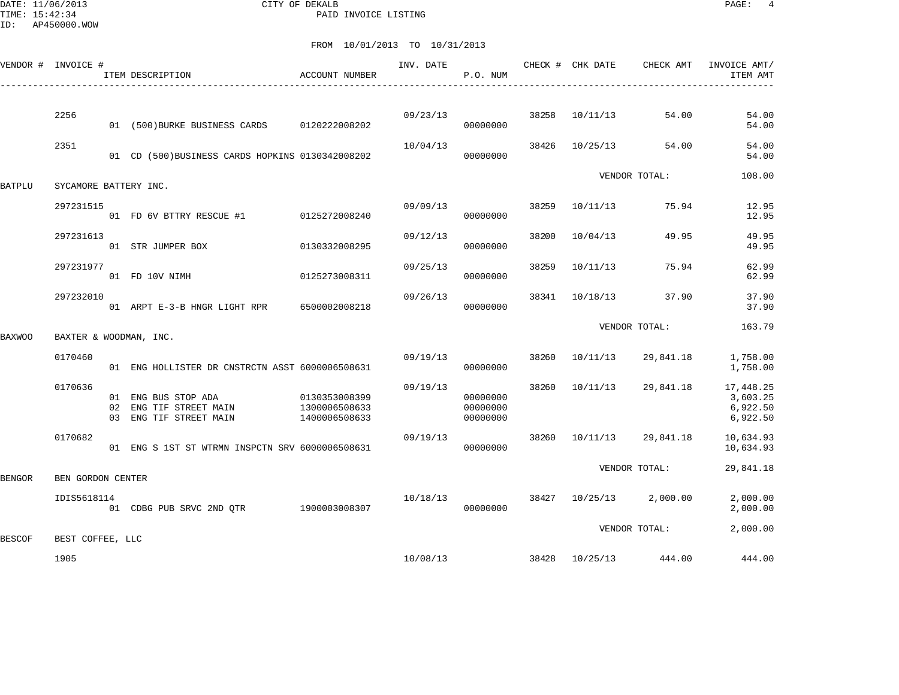CITY OF DEKALB
PAID INVOICE LISTING

DATE: 11/06/2013
TIME: 15:42:34
ID: AP450000.WOW

FROM 10/01/2013 TO 10/31/2013

| VENDOR # | INVOICE # | ITEM DESCRIPTION | ACCOUNT NUMBER | INV. DATE | P.O. NUM | CHECK # | CHK DATE | CHECK AMT | INVOICE AMT/ ITEM AMT |
|---|---|---|---|---|---|---|---|---|---|
| | 2256 | | | 09/23/13 | | 38258 | 10/11/13 | 54.00 | 54.00 |
| | | 01 (500)BURKE BUSINESS CARDS | 0120222008202 | | 00000000 | | | | 54.00 |
| | 2351 | | | 10/04/13 | | 38426 | 10/25/13 | 54.00 | 54.00 |
| | | 01 CD (500)BUSINESS CARDS HOPKINS | 0130342008202 | | 00000000 | | | | 54.00 |
| | | | | | | | VENDOR TOTAL: | | 108.00 |
| BATPLU | SYCAMORE BATTERY INC. | | | | | | | | |
| | 297231515 | | | 09/09/13 | | 38259 | 10/11/13 | 75.94 | 12.95 |
| | | 01 FD 6V BTTRY RESCUE #1 | 0125272008240 | | 00000000 | | | | 12.95 |
| | 297231613 | | | 09/12/13 | | 38200 | 10/04/13 | 49.95 | 49.95 |
| | | 01 STR JUMPER BOX | 0130332008295 | | 00000000 | | | | 49.95 |
| | 297231977 | | | 09/25/13 | | 38259 | 10/11/13 | 75.94 | 62.99 |
| | | 01 FD 10V NIMH | 0125273008311 | | 00000000 | | | | 62.99 |
| | 297232010 | | | 09/26/13 | | 38341 | 10/18/13 | 37.90 | 37.90 |
| | | 01 ARPT E-3-B HNGR LIGHT RPR | 6500002008218 | | 00000000 | | | | 37.90 |
| | | | | | | | VENDOR TOTAL: | | 163.79 |
| BAXWOO | BAXTER & WOODMAN, INC. | | | | | | | | |
| | 0170460 | | | 09/19/13 | | 38260 | 10/11/13 | 29,841.18 | 1,758.00 |
| | | 01 ENG HOLLISTER DR CNSTRCTN ASST | 6000006508631 | | 00000000 | | | | 1,758.00 |
| | 0170636 | | | 09/19/13 | | 38260 | 10/11/13 | 29,841.18 | 17,448.25 |
| | | 01 ENG BUS STOP ADA | 0130353008399 | | 00000000 | | | | 3,603.25 |
| | | 02 ENG TIF STREET MAIN | 1300006508633 | | 00000000 | | | | 6,922.50 |
| | | 03 ENG TIF STREET MAIN | 1400006508633 | | 00000000 | | | | 6,922.50 |
| | 0170682 | | | 09/19/13 | | 38260 | 10/11/13 | 29,841.18 | 10,634.93 |
| | | 01 ENG S 1ST ST WTRMN INSPCTN SRV | 6000006508631 | | 00000000 | | | | 10,634.93 |
| | | | | | | | VENDOR TOTAL: | | 29,841.18 |
| BENGOR | BEN GORDON CENTER | | | | | | | | |
| | IDIS5618114 | | | 10/18/13 | | 38427 | 10/25/13 | 2,000.00 | 2,000.00 |
| | | 01 CDBG PUB SRVC 2ND QTR | 1900003008307 | | 00000000 | | | | 2,000.00 |
| | | | | | | | VENDOR TOTAL: | | 2,000.00 |
| BESCOF | BEST COFFEE, LLC | | | | | | | | |
| | 1905 | | | 10/08/13 | | 38428 | 10/25/13 | 444.00 | 444.00 |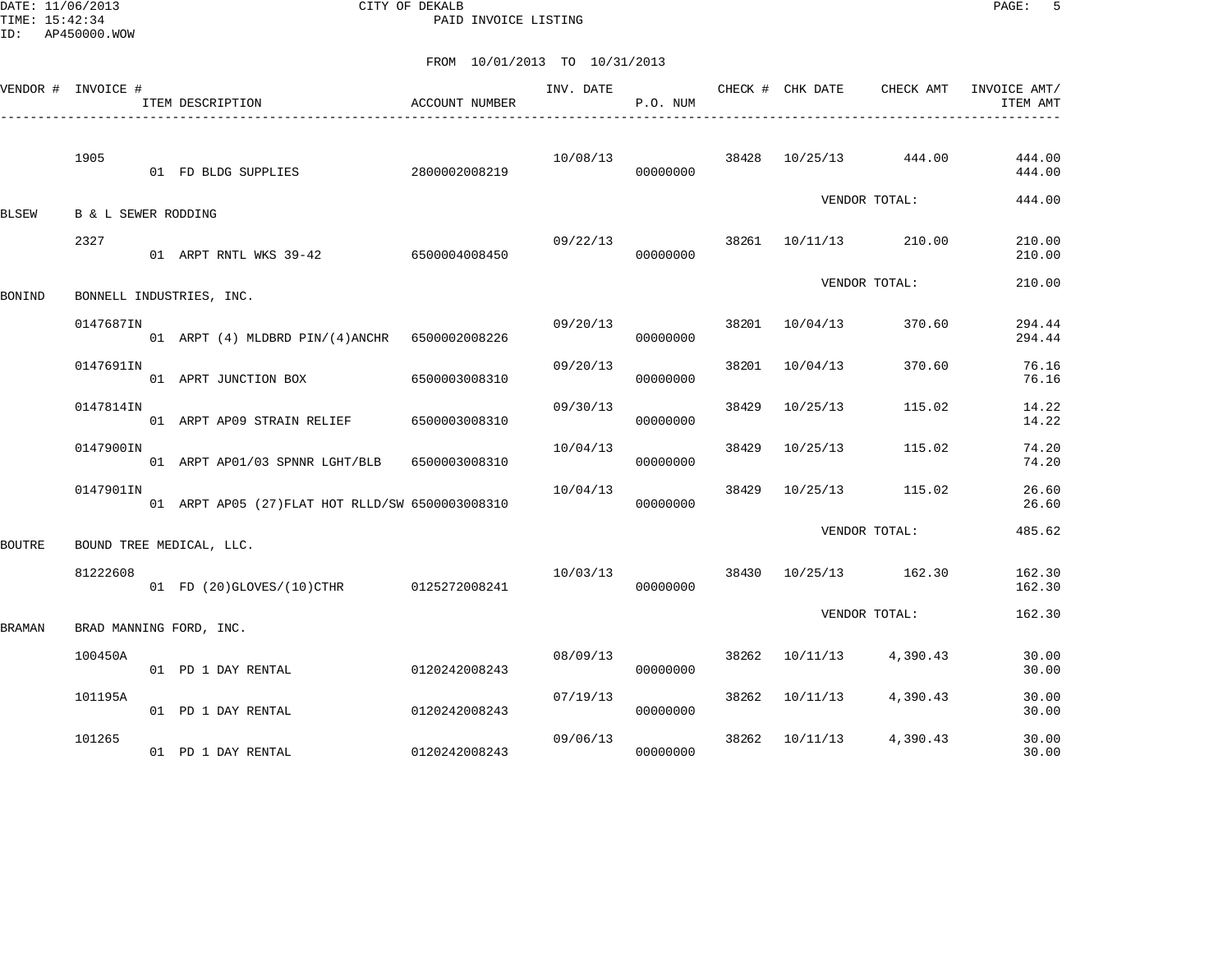CITY OF DEKALB
PAID INVOICE LISTING

FROM 10/01/2013 TO 10/31/2013

| VENDOR # | INVOICE # / ITEM DESCRIPTION | ACCOUNT NUMBER | INV. DATE | P.O. NUM | CHECK # | CHK DATE | CHECK AMT | INVOICE AMT/ ITEM AMT |
|---|---|---|---|---|---|---|---|---|
| | 1905 | | 10/08/13 | | 38428 | 10/25/13 | 444.00 | 444.00 |
| | 01 FD BLDG SUPPLIES | 2800002008219 | | 00000000 | | | | 444.00 |
| | | | | | | VENDOR TOTAL: | | 444.00 |
| BLSEW | B & L SEWER RODDING | | | | | | | |
| | 2327 | | 09/22/13 | | 38261 | 10/11/13 | 210.00 | 210.00 |
| | 01 ARPT RNTL WKS 39-42 | 6500004008450 | | 00000000 | | | | 210.00 |
| | | | | | | VENDOR TOTAL: | | 210.00 |
| BONIND | BONNELL INDUSTRIES, INC. | | | | | | | |
| | 0147687IN | | 09/20/13 | | 38201 | 10/04/13 | 370.60 | 294.44 |
| | 01 ARPT (4) MLDBRD PIN/(4)ANCHR | 6500002008226 | | 00000000 | | | | 294.44 |
| | 0147691IN | | 09/20/13 | | 38201 | 10/04/13 | 370.60 | 76.16 |
| | 01 APRT JUNCTION BOX | 6500003008310 | | 00000000 | | | | 76.16 |
| | 0147814IN | | 09/30/13 | | 38429 | 10/25/13 | 115.02 | 14.22 |
| | 01 ARPT AP09 STRAIN RELIEF | 6500003008310 | | 00000000 | | | | 14.22 |
| | 0147900IN | | 10/04/13 | | 38429 | 10/25/13 | 115.02 | 74.20 |
| | 01 ARPT AP01/03 SPNNR LGHT/BLB | 6500003008310 | | 00000000 | | | | 74.20 |
| | 0147901IN | | 10/04/13 | | 38429 | 10/25/13 | 115.02 | 26.60 |
| | 01 ARPT AP05 (27)FLAT HOT RLLD/SW | 6500003008310 | | 00000000 | | | | 26.60 |
| | | | | | | VENDOR TOTAL: | | 485.62 |
| BOUTRE | BOUND TREE MEDICAL, LLC. | | | | | | | |
| | 81222608 | | 10/03/13 | | 38430 | 10/25/13 | 162.30 | 162.30 |
| | 01 FD (20)GLOVES/(10)CTHR | 0125272008241 | | 00000000 | | | | 162.30 |
| | | | | | | VENDOR TOTAL: | | 162.30 |
| BRAMAN | BRAD MANNING FORD, INC. | | | | | | | |
| | 100450A | | 08/09/13 | | 38262 | 10/11/13 | 4,390.43 | 30.00 |
| | 01 PD 1 DAY RENTAL | 0120242008243 | | 00000000 | | | | 30.00 |
| | 101195A | | 07/19/13 | | 38262 | 10/11/13 | 4,390.43 | 30.00 |
| | 01 PD 1 DAY RENTAL | 0120242008243 | | 00000000 | | | | 30.00 |
| | 101265 | | 09/06/13 | | 38262 | 10/11/13 | 4,390.43 | 30.00 |
| | 01 PD 1 DAY RENTAL | 0120242008243 | | 00000000 | | | | 30.00 |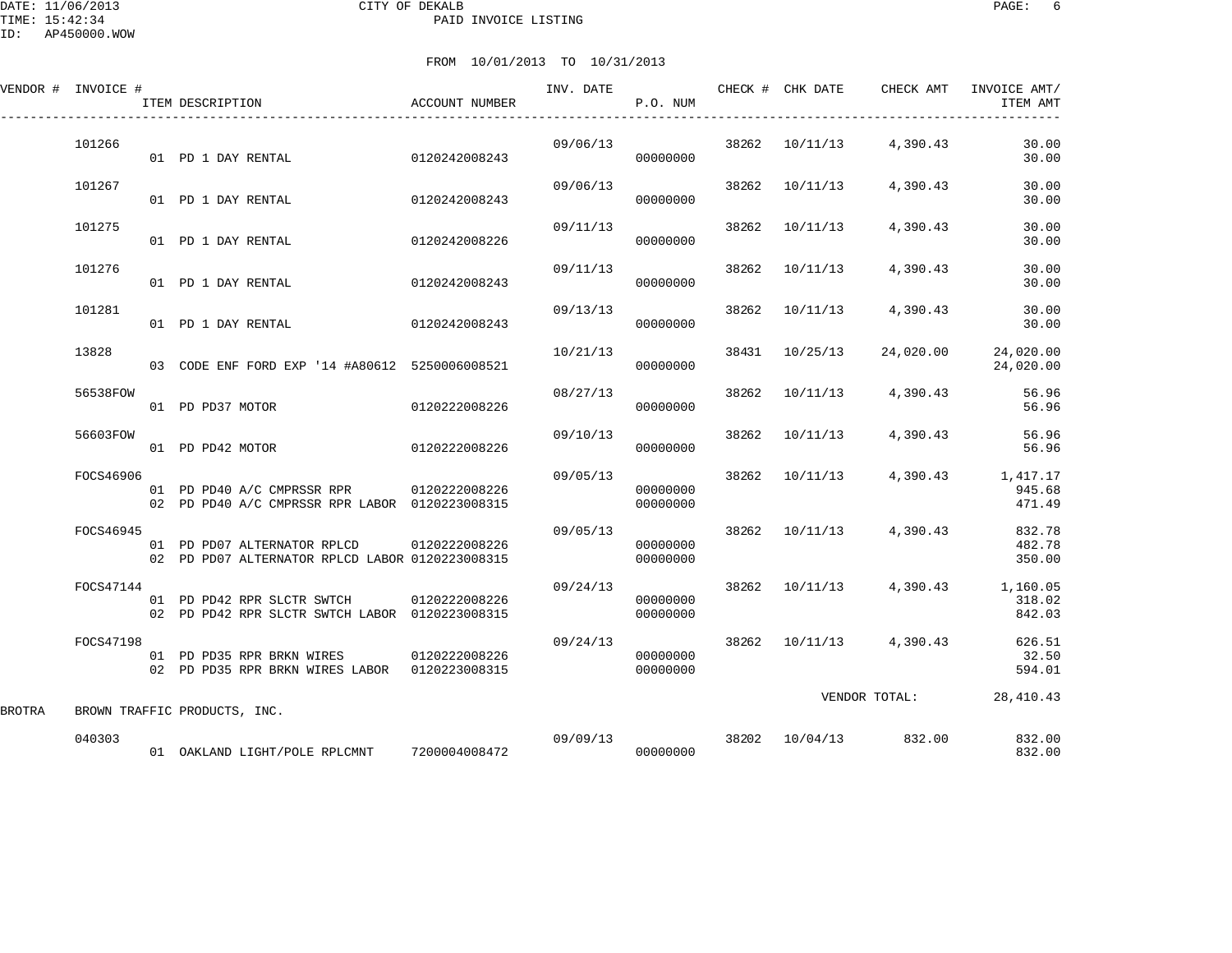CITY OF DEKALB

PAID INVOICE LISTING

DATE: 11/06/2013
TIME: 15:42:34
ID: AP450000.WOW

FROM 10/01/2013 TO 10/31/2013

| VENDOR # | INVOICE # | ITEM DESCRIPTION | ACCOUNT NUMBER | INV. DATE | P.O. NUM | CHECK # | CHK DATE | CHECK AMT | INVOICE AMT/ ITEM AMT |
|---|---|---|---|---|---|---|---|---|---|
| | 101266 | | | 09/06/13 | | 38262 | 10/11/13 | 4,390.43 | 30.00 |
| | | 01 PD 1 DAY RENTAL | 0120242008243 | | 00000000 | | | | 30.00 |
| | 101267 | | | 09/06/13 | | 38262 | 10/11/13 | 4,390.43 | 30.00 |
| | | 01 PD 1 DAY RENTAL | 0120242008243 | | 00000000 | | | | 30.00 |
| | 101275 | | | 09/11/13 | | 38262 | 10/11/13 | 4,390.43 | 30.00 |
| | | 01 PD 1 DAY RENTAL | 0120242008226 | | 00000000 | | | | 30.00 |
| | 101276 | | | 09/11/13 | | 38262 | 10/11/13 | 4,390.43 | 30.00 |
| | | 01 PD 1 DAY RENTAL | 0120242008243 | | 00000000 | | | | 30.00 |
| | 101281 | | | 09/13/13 | | 38262 | 10/11/13 | 4,390.43 | 30.00 |
| | | 01 PD 1 DAY RENTAL | 0120242008243 | | 00000000 | | | | 30.00 |
| | 13828 | | | 10/21/13 | | 38431 | 10/25/13 | 24,020.00 | 24,020.00 |
| | | 03 CODE ENF FORD EXP '14 #A80612 | 5250006008521 | | 00000000 | | | | 24,020.00 |
| | 56538FOW | | | 08/27/13 | | 38262 | 10/11/13 | 4,390.43 | 56.96 |
| | | 01 PD PD37 MOTOR | 0120222008226 | | 00000000 | | | | 56.96 |
| | 56603FOW | | | 09/10/13 | | 38262 | 10/11/13 | 4,390.43 | 56.96 |
| | | 01 PD PD42 MOTOR | 0120222008226 | | 00000000 | | | | 56.96 |
| | FOCS46906 | | | 09/05/13 | | 38262 | 10/11/13 | 4,390.43 | 1,417.17 |
| | | 01 PD PD40 A/C CMPRSSR RPR | 0120222008226 | | 00000000 | | | | 945.68 |
| | | 02 PD PD40 A/C CMPRSSR RPR LABOR | 0120223008315 | | 00000000 | | | | 471.49 |
| | FOCS46945 | | | 09/05/13 | | 38262 | 10/11/13 | 4,390.43 | 832.78 |
| | | 01 PD PD07 ALTERNATOR RPLCD | 0120222008226 | | 00000000 | | | | 482.78 |
| | | 02 PD PD07 ALTERNATOR RPLCD LABOR | 0120223008315 | | 00000000 | | | | 350.00 |
| | FOCS47144 | | | 09/24/13 | | 38262 | 10/11/13 | 4,390.43 | 1,160.05 |
| | | 01 PD PD42 RPR SLCTR SWTCH | 0120222008226 | | 00000000 | | | | 318.02 |
| | | 02 PD PD42 RPR SLCTR SWTCH LABOR | 0120223008315 | | 00000000 | | | | 842.03 |
| | FOCS47198 | | | 09/24/13 | | 38262 | 10/11/13 | 4,390.43 | 626.51 |
| | | 01 PD PD35 RPR BRKN WIRES | 0120222008226 | | 00000000 | | | | 32.50 |
| | | 02 PD PD35 RPR BRKN WIRES LABOR | 0120223008315 | | 00000000 | | | | 594.01 |
| | | | | | | | | VENDOR TOTAL: | 28,410.43 |
| BROTRA | BROWN TRAFFIC PRODUCTS, INC. | | | | | | | | |
| | 040303 | | | 09/09/13 | | 38202 | 10/04/13 | 832.00 | 832.00 |
| | | 01 OAKLAND LIGHT/POLE RPLCMNT | 7200004008472 | | 00000000 | | | | 832.00 |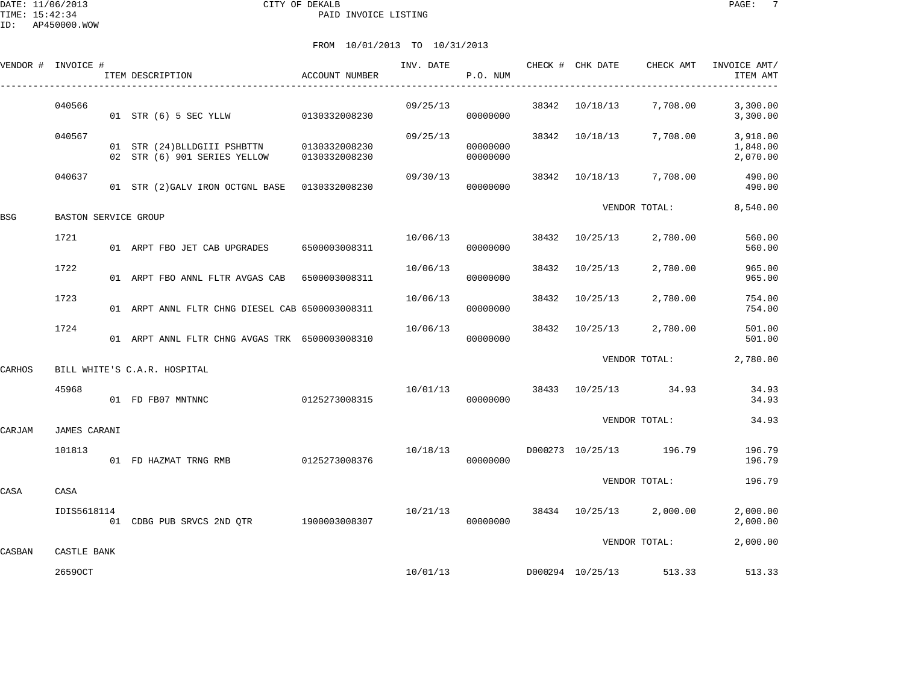CITY OF DEKALB

PAID INVOICE LISTING

FROM 10/01/2013 TO 10/31/2013

| VENDOR # | INVOICE # | ITEM DESCRIPTION | ACCOUNT NUMBER | INV. DATE | P.O. NUM | CHECK # | CHK DATE | CHECK AMT | INVOICE AMT/ ITEM AMT |
|---|---|---|---|---|---|---|---|---|---|
| | 040566 | | | 09/25/13 | | 38342 | 10/18/13 | 7,708.00 | 3,300.00 |
| | | 01 STR (6) 5 SEC YLLW | 0130332008230 | | 00000000 | | | | 3,300.00 |
| | 040567 | | | 09/25/13 | | 38342 | 10/18/13 | 7,708.00 | 3,918.00 |
| | | 01 STR (24)BLLDGIII PSHBTTN | 0130332008230 | | 00000000 | | | | 1,848.00 |
| | | 02 STR (6) 901 SERIES YELLOW | 0130332008230 | | 00000000 | | | | 2,070.00 |
| | 040637 | | | 09/30/13 | | 38342 | 10/18/13 | 7,708.00 | 490.00 |
| | | 01 STR (2)GALV IRON OCTGNL BASE | 0130332008230 | | 00000000 | | | | 490.00 |
| | | | | | | | VENDOR TOTAL: | | 8,540.00 |
| BSG | BASTON SERVICE GROUP | | | | | | | | |
| | 1721 | | | 10/06/13 | | 38432 | 10/25/13 | 2,780.00 | 560.00 |
| | | 01 ARPT FBO JET CAB UPGRADES | 6500003008311 | | 00000000 | | | | 560.00 |
| | 1722 | | | 10/06/13 | | 38432 | 10/25/13 | 2,780.00 | 965.00 |
| | | 01 ARPT FBO ANNL FLTR AVGAS CAB | 6500003008311 | | 00000000 | | | | 965.00 |
| | 1723 | | | 10/06/13 | | 38432 | 10/25/13 | 2,780.00 | 754.00 |
| | | 01 ARPT ANNL FLTR CHNG DIESEL CAB | 6500003008311 | | 00000000 | | | | 754.00 |
| | 1724 | | | 10/06/13 | | 38432 | 10/25/13 | 2,780.00 | 501.00 |
| | | 01 ARPT ANNL FLTR CHNG AVGAS TRK | 6500003008310 | | 00000000 | | | | 501.00 |
| | | | | | | | VENDOR TOTAL: | | 2,780.00 |
| CARHOS | BILL WHITE'S C.A.R. HOSPITAL | | | | | | | | |
| | 45968 | | | 10/01/13 | | 38433 | 10/25/13 | 34.93 | 34.93 |
| | | 01 FD FB07 MNTNNC | 0125273008315 | | 00000000 | | | | 34.93 |
| | | | | | | | VENDOR TOTAL: | | 34.93 |
| CARJAM | JAMES CARANI | | | | | | | | |
| | 101813 | | | 10/18/13 | | D000273 | 10/25/13 | 196.79 | 196.79 |
| | | 01 FD HAZMAT TRNG RMB | 0125273008376 | | 00000000 | | | | 196.79 |
| | | | | | | | VENDOR TOTAL: | | 196.79 |
| CASA | CASA | | | | | | | | |
| | IDIS5618114 | | | 10/21/13 | | 38434 | 10/25/13 | 2,000.00 | 2,000.00 |
| | | 01 CDBG PUB SRVCS 2ND QTR | 1900003008307 | | 00000000 | | | | 2,000.00 |
| | | | | | | | VENDOR TOTAL: | | 2,000.00 |
| CASBAN | CASTLE BANK | | | | | | | | |
| | 2659OCT | | | 10/01/13 | | D000294 | 10/25/13 | 513.33 | 513.33 |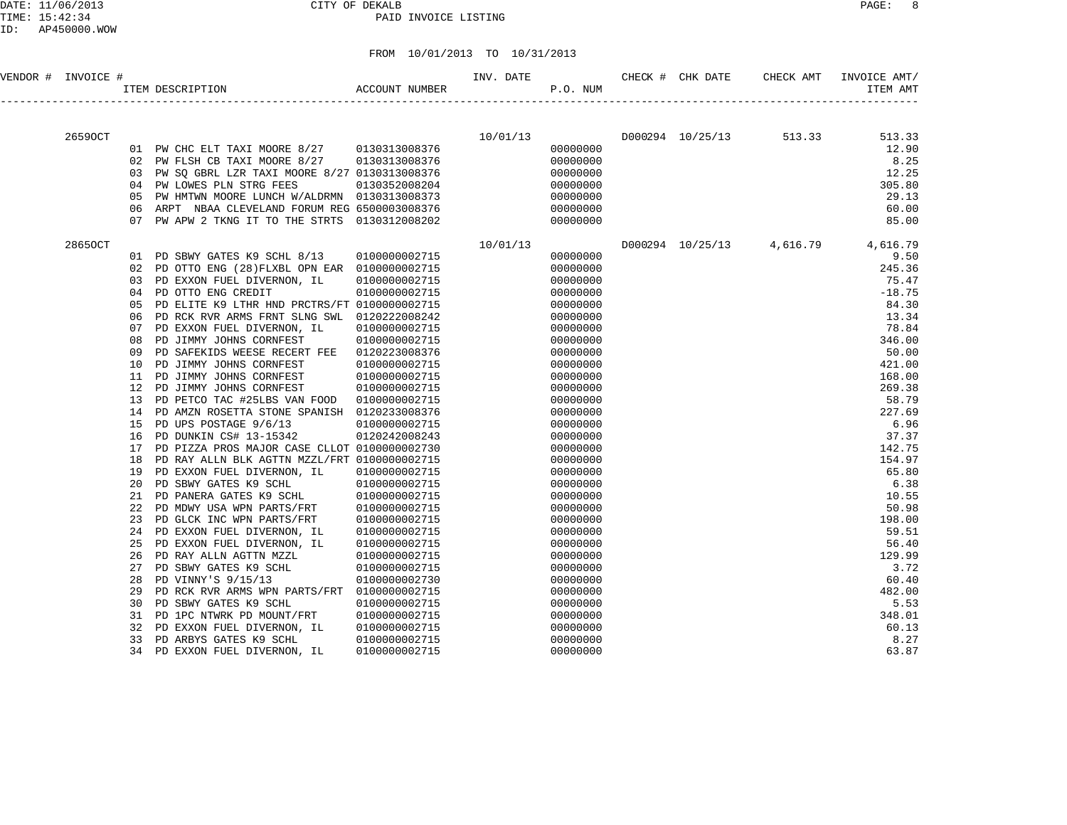CITY OF DEKALB

PAID INVOICE LISTING

FROM 10/01/2013 TO 10/31/2013

| VENDOR # | INVOICE # | ITEM DESCRIPTION | ACCOUNT NUMBER | INV. DATE | P.O. NUM | CHECK # | CHK DATE | CHECK AMT | INVOICE AMT/ ITEM AMT |
|---|---|---|---|---|---|---|---|---|---|
| | 2659OCT | | | 10/01/13 | | D000294 | 10/25/13 | 513.33 | 513.33 |
| | | 01 PW CHC ELT TAXI MOORE 8/27 | 0130313008376 | | 00000000 | | | | 12.90 |
| | | 02 PW FLSH CB TAXI MOORE 8/27 | 0130313008376 | | 00000000 | | | | 8.25 |
| | | 03 PW SQ GBRL LZR TAXI MOORE 8/27 | 0130313008376 | | 00000000 | | | | 12.25 |
| | | 04 PW LOWES PLN STRG FEES | 0130352008204 | | 00000000 | | | | 305.80 |
| | | 05 PW HMTWN MOORE LUNCH W/ALDRMN | 0130313008373 | | 00000000 | | | | 29.13 |
| | | 06 ARPT NBAA CLEVELAND FORUM REG | 6500003008376 | | 00000000 | | | | 60.00 |
| | | 07 PW APW 2 TKNG IT TO THE STRTS | 0130312008202 | | 00000000 | | | | 85.00 |
| | 2865OCT | | | 10/01/13 | | D000294 | 10/25/13 | 4,616.79 | 4,616.79 |
| | | 01 PD SBWY GATES K9 SCHL 8/13 | 0100000002715 | | 00000000 | | | | 9.50 |
| | | 02 PD OTTO ENG (28)FLXBL OPN EAR | 0100000002715 | | 00000000 | | | | 245.36 |
| | | 03 PD EXXON FUEL DIVERNON, IL | 0100000002715 | | 00000000 | | | | 75.47 |
| | | 04 PD OTTO ENG CREDIT | 0100000002715 | | 00000000 | | | | -18.75 |
| | | 05 PD ELITE K9 LTHR HND PRCTRS/FT | 0100000002715 | | 00000000 | | | | 84.30 |
| | | 06 PD RCK RVR ARMS FRNT SLNG SWL | 0120222008242 | | 00000000 | | | | 13.34 |
| | | 07 PD EXXON FUEL DIVERNON, IL | 0100000002715 | | 00000000 | | | | 78.84 |
| | | 08 PD JIMMY JOHNS CORNFEST | 0100000002715 | | 00000000 | | | | 346.00 |
| | | 09 PD SAFEKIDS WEESE RECERT FEE | 0120223008376 | | 00000000 | | | | 50.00 |
| | | 10 PD JIMMY JOHNS CORNFEST | 0100000002715 | | 00000000 | | | | 421.00 |
| | | 11 PD JIMMY JOHNS CORNFEST | 0100000002715 | | 00000000 | | | | 168.00 |
| | | 12 PD JIMMY JOHNS CORNFEST | 0100000002715 | | 00000000 | | | | 269.38 |
| | | 13 PD PETCO TAC #25LBS VAN FOOD | 0100000002715 | | 00000000 | | | | 58.79 |
| | | 14 PD AMZN ROSETTA STONE SPANISH | 0120233008376 | | 00000000 | | | | 227.69 |
| | | 15 PD UPS POSTAGE 9/6/13 | 0100000002715 | | 00000000 | | | | 6.96 |
| | | 16 PD DUNKIN CS# 13-15342 | 0120242008243 | | 00000000 | | | | 37.37 |
| | | 17 PD PIZZA PROS MAJOR CASE CLLOT | 0100000002730 | | 00000000 | | | | 142.75 |
| | | 18 PD RAY ALLN BLK AGTTN MZZL/FRT | 0100000002715 | | 00000000 | | | | 154.97 |
| | | 19 PD EXXON FUEL DIVERNON, IL | 0100000002715 | | 00000000 | | | | 65.80 |
| | | 20 PD SBWY GATES K9 SCHL | 0100000002715 | | 00000000 | | | | 6.38 |
| | | 21 PD PANERA GATES K9 SCHL | 0100000002715 | | 00000000 | | | | 10.55 |
| | | 22 PD MDWY USA WPN PARTS/FRT | 0100000002715 | | 00000000 | | | | 50.98 |
| | | 23 PD GLCK INC WPN PARTS/FRT | 0100000002715 | | 00000000 | | | | 198.00 |
| | | 24 PD EXXON FUEL DIVERNON, IL | 0100000002715 | | 00000000 | | | | 59.51 |
| | | 25 PD EXXON FUEL DIVERNON, IL | 0100000002715 | | 00000000 | | | | 56.40 |
| | | 26 PD RAY ALLN AGTTN MZZL | 0100000002715 | | 00000000 | | | | 129.99 |
| | | 27 PD SBWY GATES K9 SCHL | 0100000002715 | | 00000000 | | | | 3.72 |
| | | 28 PD VINNY'S 9/15/13 | 0100000002730 | | 00000000 | | | | 60.40 |
| | | 29 PD RCK RVR ARMS WPN PARTS/FRT | 0100000002715 | | 00000000 | | | | 482.00 |
| | | 30 PD SBWY GATES K9 SCHL | 0100000002715 | | 00000000 | | | | 5.53 |
| | | 31 PD 1PC NTWRK PD MOUNT/FRT | 0100000002715 | | 00000000 | | | | 348.01 |
| | | 32 PD EXXON FUEL DIVERNON, IL | 0100000002715 | | 00000000 | | | | 60.13 |
| | | 33 PD ARBYS GATES K9 SCHL | 0100000002715 | | 00000000 | | | | 8.27 |
| | | 34 PD EXXON FUEL DIVERNON, IL | 0100000002715 | | 00000000 | | | | 63.87 |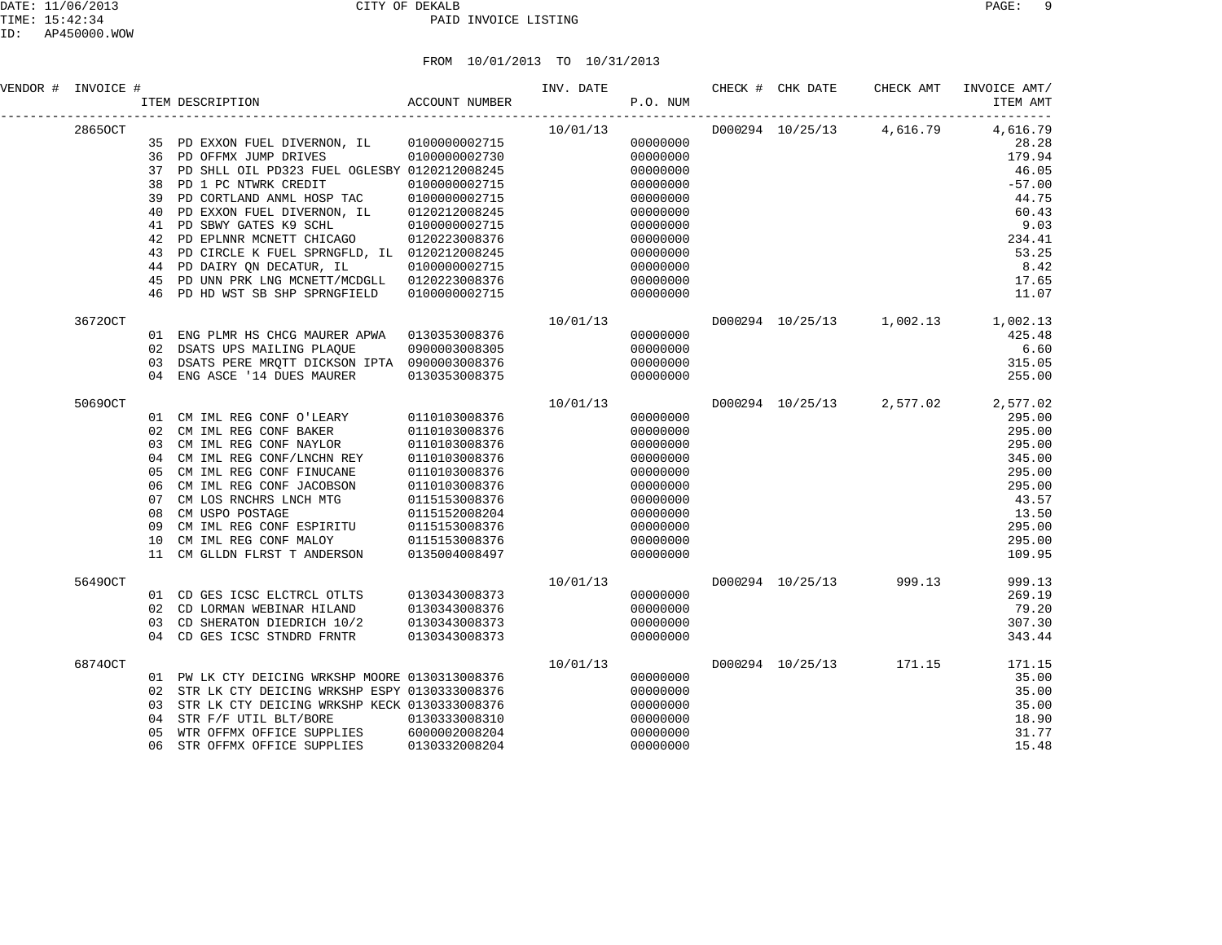CITY OF DEKALB
PAID INVOICE LISTING

DATE: 11/06/2013
TIME: 15:42:34
ID: AP450000.WOW

FROM 10/01/2013 TO 10/31/2013

| VENDOR # | INVOICE # | ITEM DESCRIPTION | ACCOUNT NUMBER | INV. DATE | P.O. NUM | CHECK # | CHK DATE | CHECK AMT | INVOICE AMT/ ITEM AMT |
|---|---|---|---|---|---|---|---|---|---|
| | 2865OCT | | | 10/01/13 | | D000294 | 10/25/13 | 4,616.79 | 4,616.79 |
| | | 35 PD EXXON FUEL DIVERNON, IL | 0100000002715 | | 00000000 | | | | 28.28 |
| | | 36 PD OFFMX JUMP DRIVES | 0100000002730 | | 00000000 | | | | 179.94 |
| | | 37 PD SHLL OIL PD323 FUEL OGLESBY | 0120212008245 | | 00000000 | | | | 46.05 |
| | | 38 PD 1 PC NTWRK CREDIT | 0100000002715 | | 00000000 | | | | -57.00 |
| | | 39 PD CORTLAND ANML HOSP TAC | 0100000002715 | | 00000000 | | | | 44.75 |
| | | 40 PD EXXON FUEL DIVERNON, IL | 0120212008245 | | 00000000 | | | | 60.43 |
| | | 41 PD SBWY GATES K9 SCHL | 0100000002715 | | 00000000 | | | | 9.03 |
| | | 42 PD EPLNNR MCNETT CHICAGO | 0120223008376 | | 00000000 | | | | 234.41 |
| | | 43 PD CIRCLE K FUEL SPRNGFLD, IL | 0120212008245 | | 00000000 | | | | 53.25 |
| | | 44 PD DAIRY QN DECATUR, IL | 0100000002715 | | 00000000 | | | | 8.42 |
| | | 45 PD UNN PRK LNG MCNETT/MCDGLL | 0120223008376 | | 00000000 | | | | 17.65 |
| | | 46 PD HD WST SB SHP SPRNGFIELD | 0100000002715 | | 00000000 | | | | 11.07 |
| | 3672OCT | | | 10/01/13 | | D000294 | 10/25/13 | 1,002.13 | 1,002.13 |
| | | 01 ENG PLMR HS CHCG MAURER APWA | 0130353008376 | | 00000000 | | | | 425.48 |
| | | 02 DSATS UPS MAILING PLAQUE | 0900003008305 | | 00000000 | | | | 6.60 |
| | | 03 DSATS PERE MRQTT DICKSON IPTA | 0900003008376 | | 00000000 | | | | 315.05 |
| | | 04 ENG ASCE '14 DUES MAURER | 0130353008375 | | 00000000 | | | | 255.00 |
| | 5069OCT | | | 10/01/13 | | D000294 | 10/25/13 | 2,577.02 | 2,577.02 |
| | | 01 CM IML REG CONF O'LEARY | 0110103008376 | | 00000000 | | | | 295.00 |
| | | 02 CM IML REG CONF BAKER | 0110103008376 | | 00000000 | | | | 295.00 |
| | | 03 CM IML REG CONF NAYLOR | 0110103008376 | | 00000000 | | | | 295.00 |
| | | 04 CM IML REG CONF/LNCHN REY | 0110103008376 | | 00000000 | | | | 345.00 |
| | | 05 CM IML REG CONF FINUCANE | 0110103008376 | | 00000000 | | | | 295.00 |
| | | 06 CM IML REG CONF JACOBSON | 0110103008376 | | 00000000 | | | | 295.00 |
| | | 07 CM LOS RNCHRS LNCH MTG | 0115153008376 | | 00000000 | | | | 43.57 |
| | | 08 CM USPO POSTAGE | 0115152008204 | | 00000000 | | | | 13.50 |
| | | 09 CM IML REG CONF ESPIRITU | 0115153008376 | | 00000000 | | | | 295.00 |
| | | 10 CM IML REG CONF MALOY | 0115153008376 | | 00000000 | | | | 295.00 |
| | | 11 CM GLLDN FLRST T ANDERSON | 0135004008497 | | 00000000 | | | | 109.95 |
| | 5649OCT | | | 10/01/13 | | D000294 | 10/25/13 | 999.13 | 999.13 |
| | | 01 CD GES ICSC ELCTRCL OTLTS | 0130343008373 | | 00000000 | | | | 269.19 |
| | | 02 CD LORMAN WEBINAR HILAND | 0130343008376 | | 00000000 | | | | 79.20 |
| | | 03 CD SHERATON DIEDRICH 10/2 | 0130343008373 | | 00000000 | | | | 307.30 |
| | | 04 CD GES ICSC STNDRD FRNTR | 0130343008373 | | 00000000 | | | | 343.44 |
| | 6874OCT | | | 10/01/13 | | D000294 | 10/25/13 | 171.15 | 171.15 |
| | | 01 PW LK CTY DEICING WRKSHP MOORE | 0130313008376 | | 00000000 | | | | 35.00 |
| | | 02 STR LK CTY DEICING WRKSHP ESPY | 0130333008376 | | 00000000 | | | | 35.00 |
| | | 03 STR LK CTY DEICING WRKSHP KECK | 0130333008376 | | 00000000 | | | | 35.00 |
| | | 04 STR F/F UTIL BLT/BORE | 0130333008310 | | 00000000 | | | | 18.90 |
| | | 05 WTR OFFMX OFFICE SUPPLIES | 6000002008204 | | 00000000 | | | | 31.77 |
| | | 06 STR OFFMX OFFICE SUPPLIES | 0130332008204 | | 00000000 | | | | 15.48 |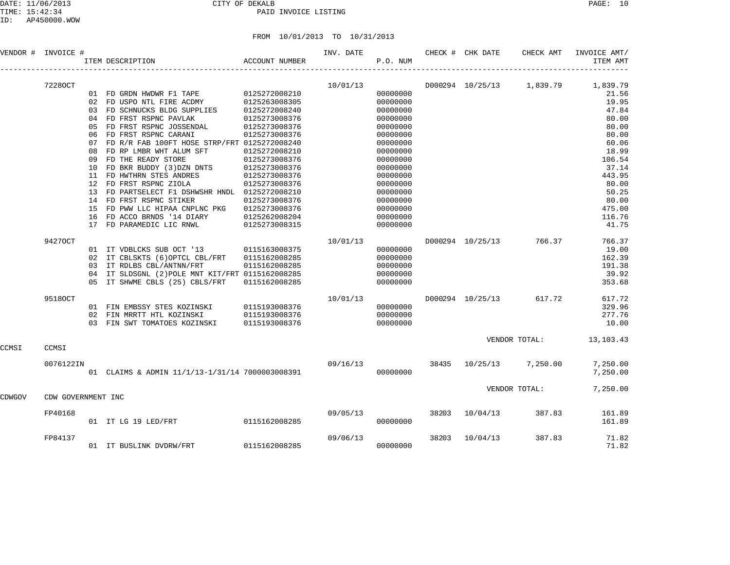CITY OF DEKALB

PAID INVOICE LISTING

DATE: 11/06/2013
TIME: 15:42:34
ID: AP450000.WOW

FROM 10/01/2013 TO 10/31/2013

| VENDOR # | INVOICE # | ITEM DESCRIPTION | ACCOUNT NUMBER | INV. DATE | P.O. NUM | CHECK # | CHK DATE | CHECK AMT | INVOICE AMT/ ITEM AMT |
|---|---|---|---|---|---|---|---|---|---|
| | 7228OCT | | | 10/01/13 | | D000294 | 10/25/13 | 1,839.79 | 1,839.79 |
| | | 01 FD GRDN HWDWR F1 TAPE | 0125272008210 | | 00000000 | | | | 21.56 |
| | | 02 FD USPO NTL FIRE ACDMY | 0125263008305 | | 00000000 | | | | 19.95 |
| | | 03 FD SCHNUCKS BLDG SUPPLIES | 0125272008240 | | 00000000 | | | | 47.84 |
| | | 04 FD FRST RSPNC PAVLAK | 0125273008376 | | 00000000 | | | | 80.00 |
| | | 05 FD FRST RSPNC JOSSENDAL | 0125273008376 | | 00000000 | | | | 80.00 |
| | | 06 FD FRST RSPNC CARANI | 0125273008376 | | 00000000 | | | | 80.00 |
| | | 07 FD R/R FAB 100FT HOSE STRP/FRT | 0125272008240 | | 00000000 | | | | 60.06 |
| | | 08 FD RP LMBR WHT ALUM SFT | 0125272008210 | | 00000000 | | | | 18.99 |
| | | 09 FD THE READY STORE | 0125273008376 | | 00000000 | | | | 106.54 |
| | | 10 FD BKR BUDDY (3)DZN DNTS | 0125273008376 | | 00000000 | | | | 37.14 |
| | | 11 FD HWTHRN STES ANDRES | 0125273008376 | | 00000000 | | | | 443.95 |
| | | 12 FD FRST RSPNC ZIOLA | 0125273008376 | | 00000000 | | | | 80.00 |
| | | 13 FD PARTSELECT F1 DSHWSHR HNDL | 0125272008210 | | 00000000 | | | | 50.25 |
| | | 14 FD FRST RSPNC STIKER | 0125273008376 | | 00000000 | | | | 80.00 |
| | | 15 FD PWW LLC HIPAA CNPLNC PKG | 0125273008376 | | 00000000 | | | | 475.00 |
| | | 16 FD ACCO BRNDS '14 DIARY | 0125262008204 | | 00000000 | | | | 116.76 |
| | | 17 FD PARAMEDIC LIC RNWL | 0125273008315 | | 00000000 | | | | 41.75 |
| | 9427OCT | | | 10/01/13 | | D000294 | 10/25/13 | 766.37 | 766.37 |
| | | 01 IT VDBLCKS SUB OCT '13 | 0115163008375 | | 00000000 | | | | 19.00 |
| | | 02 IT CBLSKTS (6)OPTCL CBL/FRT | 0115162008285 | | 00000000 | | | | 162.39 |
| | | 03 IT RDLBS CBL/ANTNN/FRT | 0115162008285 | | 00000000 | | | | 191.38 |
| | | 04 IT SLDSGNL (2)POLE MNT KIT/FRT | 0115162008285 | | 00000000 | | | | 39.92 |
| | | 05 IT SHWME CBLS (25) CBLS/FRT | 0115162008285 | | 00000000 | | | | 353.68 |
| | 9518OCT | | | 10/01/13 | | D000294 | 10/25/13 | 617.72 | 617.72 |
| | | 01 FIN EMBSSY STES KOZINSKI | 0115193008376 | | 00000000 | | | | 329.96 |
| | | 02 FIN MRRTT HTL KOZINSKI | 0115193008376 | | 00000000 | | | | 277.76 |
| | | 03 FIN SWT TOMATOES KOZINSKI | 0115193008376 | | 00000000 | | | | 10.00 |
| | | | | | | | | VENDOR TOTAL: | 13,103.43 |
| CCMSI | CCMSI | | | | | | | | |
| | 0076122IN | | | 09/16/13 | | 38435 | 10/25/13 | 7,250.00 | 7,250.00 |
| | | 01 CLAIMS & ADMIN 11/1/13-1/31/14 | 7000003008391 | | 00000000 | | | | 7,250.00 |
| | | | | | | | | VENDOR TOTAL: | 7,250.00 |
| CDWGOV | CDW GOVERNMENT INC | | | | | | | | |
| | FP40168 | | | 09/05/13 | | 38203 | 10/04/13 | 387.83 | 161.89 |
| | | 01 IT LG 19 LED/FRT | 0115162008285 | | 00000000 | | | | 161.89 |
| | FP84137 | | | 09/06/13 | | 38203 | 10/04/13 | 387.83 | 71.82 |
| | | 01 IT BUSLINK DVDRW/FRT | 0115162008285 | | 00000000 | | | | 71.82 |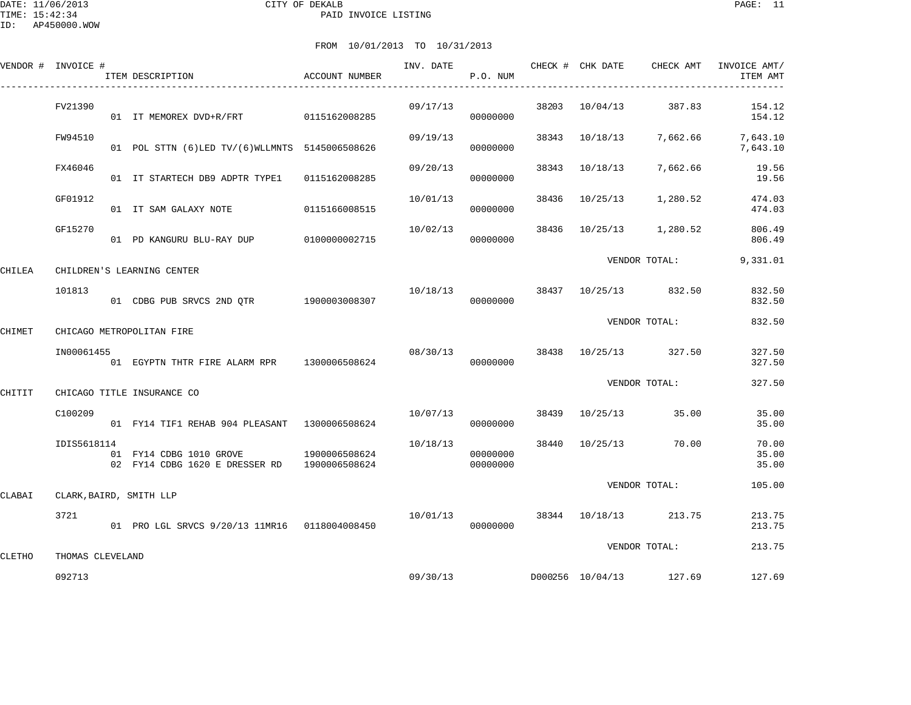CITY OF DEKALB
PAID INVOICE LISTING

FROM 10/01/2013 TO 10/31/2013

| VENDOR # | INVOICE # | ITEM DESCRIPTION | ACCOUNT NUMBER | INV. DATE | P.O. NUM | CHECK # | CHK DATE | CHECK AMT | INVOICE AMT/ ITEM AMT |
|---|---|---|---|---|---|---|---|---|---|
| | FV21390 | | | 09/17/13 | | 38203 | 10/04/13 | 387.83 | 154.12 |
| | | 01 IT MEMOREX DVD+R/FRT | 0115162008285 | | 00000000 | | | | 154.12 |
| | FW94510 | | | 09/19/13 | | 38343 | 10/18/13 | 7,662.66 | 7,643.10 |
| | | 01 POL STTN (6)LED TV/(6)WLLMNTS | 5145006508626 | | 00000000 | | | | 7,643.10 |
| | FX46046 | | | 09/20/13 | | 38343 | 10/18/13 | 7,662.66 | 19.56 |
| | | 01 IT STARTECH DB9 ADPTR TYPE1 | 0115162008285 | | 00000000 | | | | 19.56 |
| | GF01912 | | | 10/01/13 | | 38436 | 10/25/13 | 1,280.52 | 474.03 |
| | | 01 IT SAM GALAXY NOTE | 0115166008515 | | 00000000 | | | | 474.03 |
| | GF15270 | | | 10/02/13 | | 38436 | 10/25/13 | 1,280.52 | 806.49 |
| | | 01 PD KANGURU BLU-RAY DUP | 0100000002715 | | 00000000 | | | | 806.49 |
| | | | | | | | VENDOR TOTAL: | | 9,331.01 |
| CHILEA | CHILDREN'S LEARNING CENTER | | | | | | | | |
| | 101813 | | | 10/18/13 | | 38437 | 10/25/13 | 832.50 | 832.50 |
| | | 01 CDBG PUB SRVCS 2ND QTR | 1900003008307 | | 00000000 | | | | 832.50 |
| | | | | | | | VENDOR TOTAL: | | 832.50 |
| CHIMET | CHICAGO METROPOLITAN FIRE | | | | | | | | |
| | IN00061455 | | | 08/30/13 | | 38438 | 10/25/13 | 327.50 | 327.50 |
| | | 01 EGYPTN THTR FIRE ALARM RPR | 1300006508624 | | 00000000 | | | | 327.50 |
| | | | | | | | VENDOR TOTAL: | | 327.50 |
| CHITIT | CHICAGO TITLE INSURANCE CO | | | | | | | | |
| | C100209 | | | 10/07/13 | | 38439 | 10/25/13 | 35.00 | 35.00 |
| | | 01 FY14 TIF1 REHAB 904 PLEASANT | 1300006508624 | | 00000000 | | | | 35.00 |
| | IDIS5618114 | | | 10/18/13 | | 38440 | 10/25/13 | 70.00 | 70.00 |
| | | 01 FY14 CDBG 1010 GROVE | 1900006508624 | | 00000000 | | | | 35.00 |
| | | 02 FY14 CDBG 1620 E DRESSER RD | 1900006508624 | | 00000000 | | | | 35.00 |
| | | | | | | | VENDOR TOTAL: | | 105.00 |
| CLABAI | CLARK,BAIRD, SMITH LLP | | | | | | | | |
| | 3721 | | | 10/01/13 | | 38344 | 10/18/13 | 213.75 | 213.75 |
| | | 01 PRO LGL SRVCS 9/20/13 11MR16 | 0118004008450 | | 00000000 | | | | 213.75 |
| | | | | | | | VENDOR TOTAL: | | 213.75 |
| CLETHO | THOMAS CLEVELAND | | | | | | | | |
| | 092713 | | | 09/30/13 | | D000256 | 10/04/13 | 127.69 | 127.69 |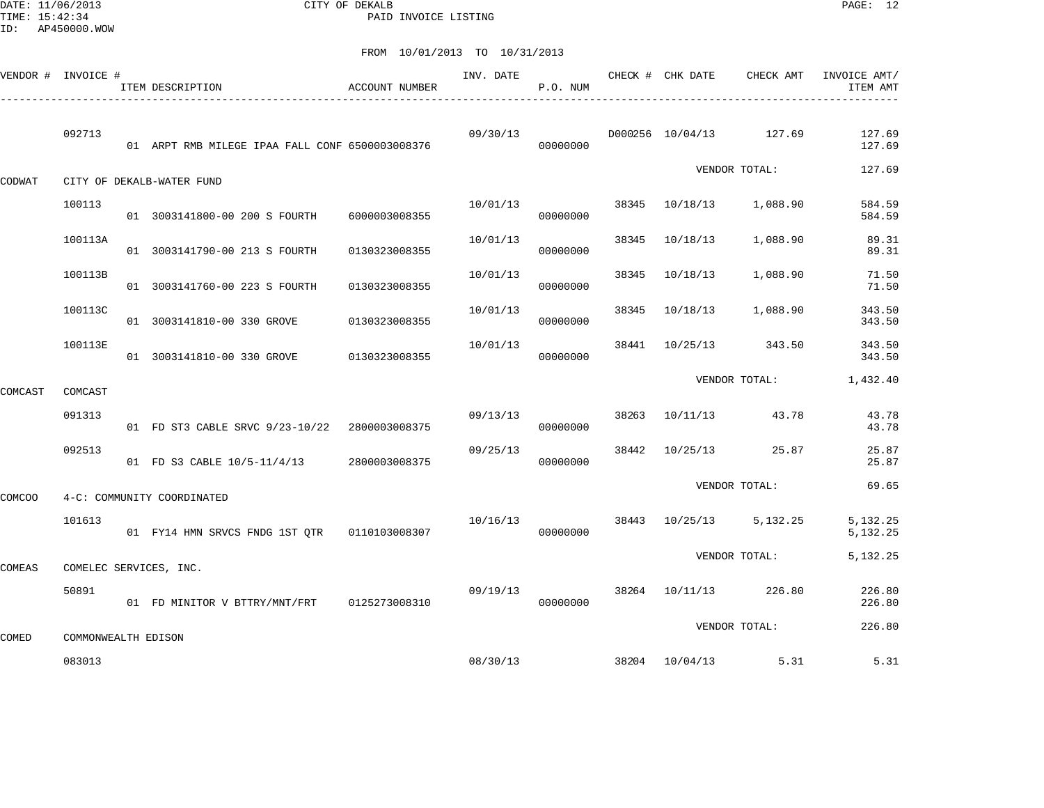FROM 10/01/2013 TO 10/31/2013

| VENDOR # | INVOICE # | ITEM DESCRIPTION | ACCOUNT NUMBER | INV. DATE | P.O. NUM | CHECK # | CHK DATE | CHECK AMT | INVOICE AMT/ ITEM AMT |
|---|---|---|---|---|---|---|---|---|---|
| | 092713 | | | 09/30/13 | | D000256 | 10/04/13 | 127.69 | 127.69 |
| | | 01 ARPT RMB MILEGE IPAA FALL CONF | 6500003008376 | | 00000000 | | | | 127.69 |
| | | | | | | | | VENDOR TOTAL: | 127.69 |
| CODWAT | CITY OF DEKALB-WATER FUND | | | | | | | | |
| | 100113 | | | 10/01/13 | | 38345 | 10/18/13 | 1,088.90 | 584.59 |
| | | 01 3003141800-00 200 S FOURTH | 6000003008355 | | 00000000 | | | | 584.59 |
| | 100113A | | | 10/01/13 | | 38345 | 10/18/13 | 1,088.90 | 89.31 |
| | | 01 3003141790-00 213 S FOURTH | 0130323008355 | | 00000000 | | | | 89.31 |
| | 100113B | | | 10/01/13 | | 38345 | 10/18/13 | 1,088.90 | 71.50 |
| | | 01 3003141760-00 223 S FOURTH | 0130323008355 | | 00000000 | | | | 71.50 |
| | 100113C | | | 10/01/13 | | 38345 | 10/18/13 | 1,088.90 | 343.50 |
| | | 01 3003141810-00 330 GROVE | 0130323008355 | | 00000000 | | | | 343.50 |
| | 100113E | | | 10/01/13 | | 38441 | 10/25/13 | 343.50 | 343.50 |
| | | 01 3003141810-00 330 GROVE | 0130323008355 | | 00000000 | | | | 343.50 |
| | | | | | | | | VENDOR TOTAL: | 1,432.40 |
| COMCAST | COMCAST | | | | | | | | |
| | 091313 | | | 09/13/13 | | 38263 | 10/11/13 | 43.78 | 43.78 |
| | | 01 FD ST3 CABLE SRVC 9/23-10/22 | 2800003008375 | | 00000000 | | | | 43.78 |
| | 092513 | | | 09/25/13 | | 38442 | 10/25/13 | 25.87 | 25.87 |
| | | 01 FD S3 CABLE 10/5-11/4/13 | 2800003008375 | | 00000000 | | | | 25.87 |
| | | | | | | | | VENDOR TOTAL: | 69.65 |
| COMCOO | 4-C: COMMUNITY COORDINATED | | | | | | | | |
| | 101613 | | | 10/16/13 | | 38443 | 10/25/13 | 5,132.25 | 5,132.25 |
| | | 01 FY14 HMN SRVCS FNDG 1ST QTR | 0110103008307 | | 00000000 | | | | 5,132.25 |
| | | | | | | | | VENDOR TOTAL: | 5,132.25 |
| COMEAS | COMELEC SERVICES, INC. | | | | | | | | |
| | 50891 | | | 09/19/13 | | 38264 | 10/11/13 | 226.80 | 226.80 |
| | | 01 FD MINITOR V BTTRY/MNT/FRT | 0125273008310 | | 00000000 | | | | 226.80 |
| | | | | | | | | VENDOR TOTAL: | 226.80 |
| COMED | COMMONWEALTH EDISON | | | | | | | | |
| | 083013 | | | 08/30/13 | | 38204 | 10/04/13 | 5.31 | 5.31 |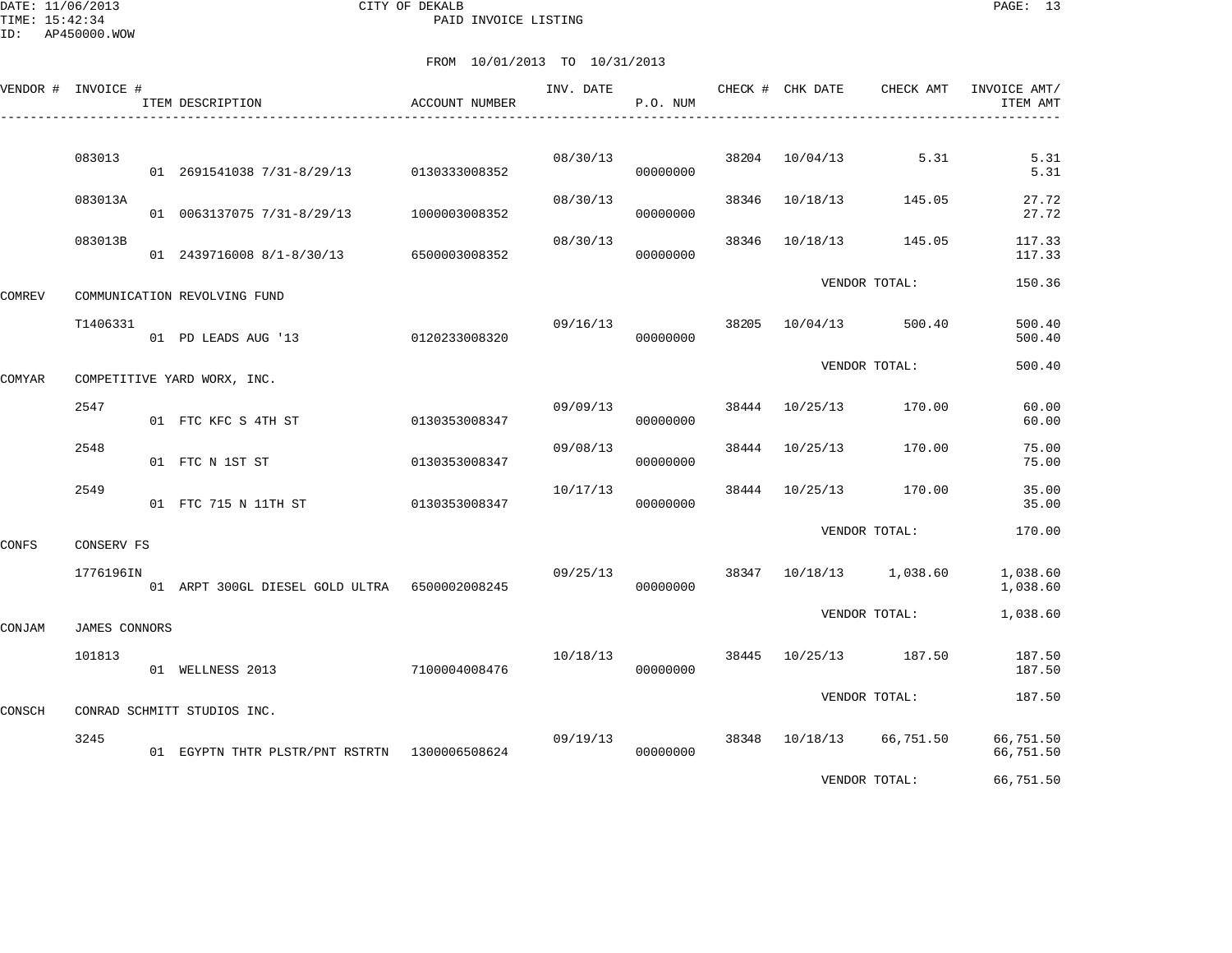CITY OF DEKALB

PAID INVOICE LISTING

DATE: 11/06/2013
TIME: 15:42:34
ID: AP450000.WOW

FROM 10/01/2013 TO 10/31/2013

| VENDOR # | INVOICE # | ITEM DESCRIPTION | ACCOUNT NUMBER | INV. DATE | P.O. NUM | CHECK # | CHK DATE | CHECK AMT | INVOICE AMT/ ITEM AMT |
|---|---|---|---|---|---|---|---|---|---|
| | 083013 | | | 08/30/13 | | 38204 | 10/04/13 | 5.31 | 5.31 |
| | | 01 2691541038 7/31-8/29/13 | 0130333008352 | | 00000000 | | | | 5.31 |
| | 083013A | | | 08/30/13 | | 38346 | 10/18/13 | 145.05 | 27.72 |
| | | 01 0063137075 7/31-8/29/13 | 1000003008352 | | 00000000 | | | | 27.72 |
| | 083013B | | | 08/30/13 | | 38346 | 10/18/13 | 145.05 | 117.33 |
| | | 01 2439716008 8/1-8/30/13 | 6500003008352 | | 00000000 | | | | 117.33 |
| | | | | | | | VENDOR TOTAL: | | 150.36 |
| COMREV | COMMUNICATION REVOLVING FUND | | | | | | | | |
| | T1406331 | | | 09/16/13 | | 38205 | 10/04/13 | 500.40 | 500.40 |
| | | 01 PD LEADS AUG '13 | 0120233008320 | | 00000000 | | | | 500.40 |
| | | | | | | | VENDOR TOTAL: | | 500.40 |
| COMYAR | COMPETITIVE YARD WORX, INC. | | | | | | | | |
| | 2547 | | | 09/09/13 | | 38444 | 10/25/13 | 170.00 | 60.00 |
| | | 01 FTC KFC S 4TH ST | 0130353008347 | | 00000000 | | | | 60.00 |
| | 2548 | | | 09/08/13 | | 38444 | 10/25/13 | 170.00 | 75.00 |
| | | 01 FTC N 1ST ST | 0130353008347 | | 00000000 | | | | 75.00 |
| | 2549 | | | 10/17/13 | | 38444 | 10/25/13 | 170.00 | 35.00 |
| | | 01 FTC 715 N 11TH ST | 0130353008347 | | 00000000 | | | | 35.00 |
| | | | | | | | VENDOR TOTAL: | | 170.00 |
| CONFS | CONSERV FS | | | | | | | | |
| | 1776196IN | | | 09/25/13 | | 38347 | 10/18/13 | 1,038.60 | 1,038.60 |
| | | 01 ARPT 300GL DIESEL GOLD ULTRA | 6500002008245 | | 00000000 | | | | 1,038.60 |
| | | | | | | | VENDOR TOTAL: | | 1,038.60 |
| CONJAM | JAMES CONNORS | | | | | | | | |
| | 101813 | | | 10/18/13 | | 38445 | 10/25/13 | 187.50 | 187.50 |
| | | 01 WELLNESS 2013 | 7100004008476 | | 00000000 | | | | 187.50 |
| | | | | | | | VENDOR TOTAL: | | 187.50 |
| CONSCH | CONRAD SCHMITT STUDIOS INC. | | | | | | | | |
| | 3245 | | | 09/19/13 | | 38348 | 10/18/13 | 66,751.50 | 66,751.50 |
| | | 01 EGYPTN THTR PLSTR/PNT RSTRTN | 1300006508624 | | 00000000 | | | | 66,751.50 |
| | | | | | | | VENDOR TOTAL: | | 66,751.50 |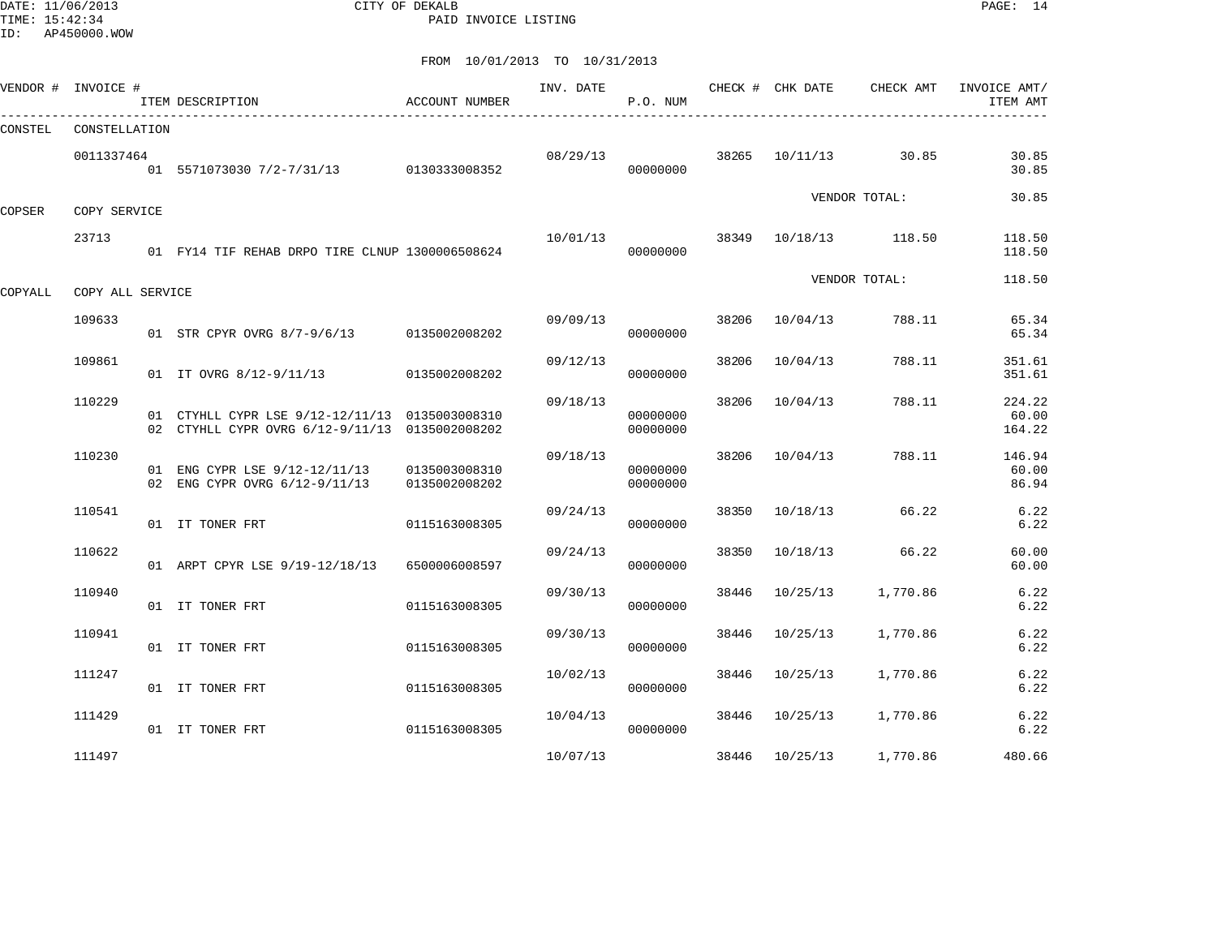CITY OF DEKALB

PAID INVOICE LISTING

FROM 10/01/2013 TO 10/31/2013

| VENDOR # | INVOICE # | ITEM DESCRIPTION | ACCOUNT NUMBER | INV. DATE | P.O. NUM | CHECK # | CHK DATE | CHECK AMT | INVOICE AMT/ ITEM AMT |
|---|---|---|---|---|---|---|---|---|---|
| CONSTEL | CONSTELLATION | | | | | | | | |
| | 0011337464 | | | 08/29/13 | | 38265 | 10/11/13 | 30.85 | 30.85 |
| | | 01 5571073030 7/2-7/31/13 | 0130333008352 | | 00000000 | | | | 30.85 |
| | | | | | | | VENDOR TOTAL: | | 30.85 |
| COPSER | COPY SERVICE | | | | | | | | |
| | 23713 | | | 10/01/13 | | 38349 | 10/18/13 | 118.50 | 118.50 |
| | | 01 FY14 TIF REHAB DRPO TIRE CLNUP | 1300006508624 | | 00000000 | | | | 118.50 |
| | | | | | | | VENDOR TOTAL: | | 118.50 |
| COPYALL | COPY ALL SERVICE | | | | | | | | |
| | 109633 | | | 09/09/13 | | 38206 | 10/04/13 | 788.11 | 65.34 |
| | | 01 STR CPYR OVRG 8/7-9/6/13 | 0135002008202 | | 00000000 | | | | 65.34 |
| | 109861 | | | 09/12/13 | | 38206 | 10/04/13 | 788.11 | 351.61 |
| | | 01 IT OVRG 8/12-9/11/13 | 0135002008202 | | 00000000 | | | | 351.61 |
| | 110229 | | | 09/18/13 | | 38206 | 10/04/13 | 788.11 | 224.22 |
| | | 01 CTYHLL CYPR LSE 9/12-12/11/13 | 0135003008310 | | 00000000 | | | | 60.00 |
| | | 02 CTYHLL CYPR OVRG 6/12-9/11/13 | 0135002008202 | | 00000000 | | | | 164.22 |
| | 110230 | | | 09/18/13 | | 38206 | 10/04/13 | 788.11 | 146.94 |
| | | 01 ENG CYPR LSE 9/12-12/11/13 | 0135003008310 | | 00000000 | | | | 60.00 |
| | | 02 ENG CYPR OVRG 6/12-9/11/13 | 0135002008202 | | 00000000 | | | | 86.94 |
| | 110541 | | | 09/24/13 | | 38350 | 10/18/13 | 66.22 | 6.22 |
| | | 01 IT TONER FRT | 0115163008305 | | 00000000 | | | | 6.22 |
| | 110622 | | | 09/24/13 | | 38350 | 10/18/13 | 66.22 | 60.00 |
| | | 01 ARPT CPYR LSE 9/19-12/18/13 | 6500006008597 | | 00000000 | | | | 60.00 |
| | 110940 | | | 09/30/13 | | 38446 | 10/25/13 | 1,770.86 | 6.22 |
| | | 01 IT TONER FRT | 0115163008305 | | 00000000 | | | | 6.22 |
| | 110941 | | | 09/30/13 | | 38446 | 10/25/13 | 1,770.86 | 6.22 |
| | | 01 IT TONER FRT | 0115163008305 | | 00000000 | | | | 6.22 |
| | 111247 | | | 10/02/13 | | 38446 | 10/25/13 | 1,770.86 | 6.22 |
| | | 01 IT TONER FRT | 0115163008305 | | 00000000 | | | | 6.22 |
| | 111429 | | | 10/04/13 | | 38446 | 10/25/13 | 1,770.86 | 6.22 |
| | | 01 IT TONER FRT | 0115163008305 | | 00000000 | | | | 6.22 |
| | 111497 | | | 10/07/13 | | 38446 | 10/25/13 | 1,770.86 | 480.66 |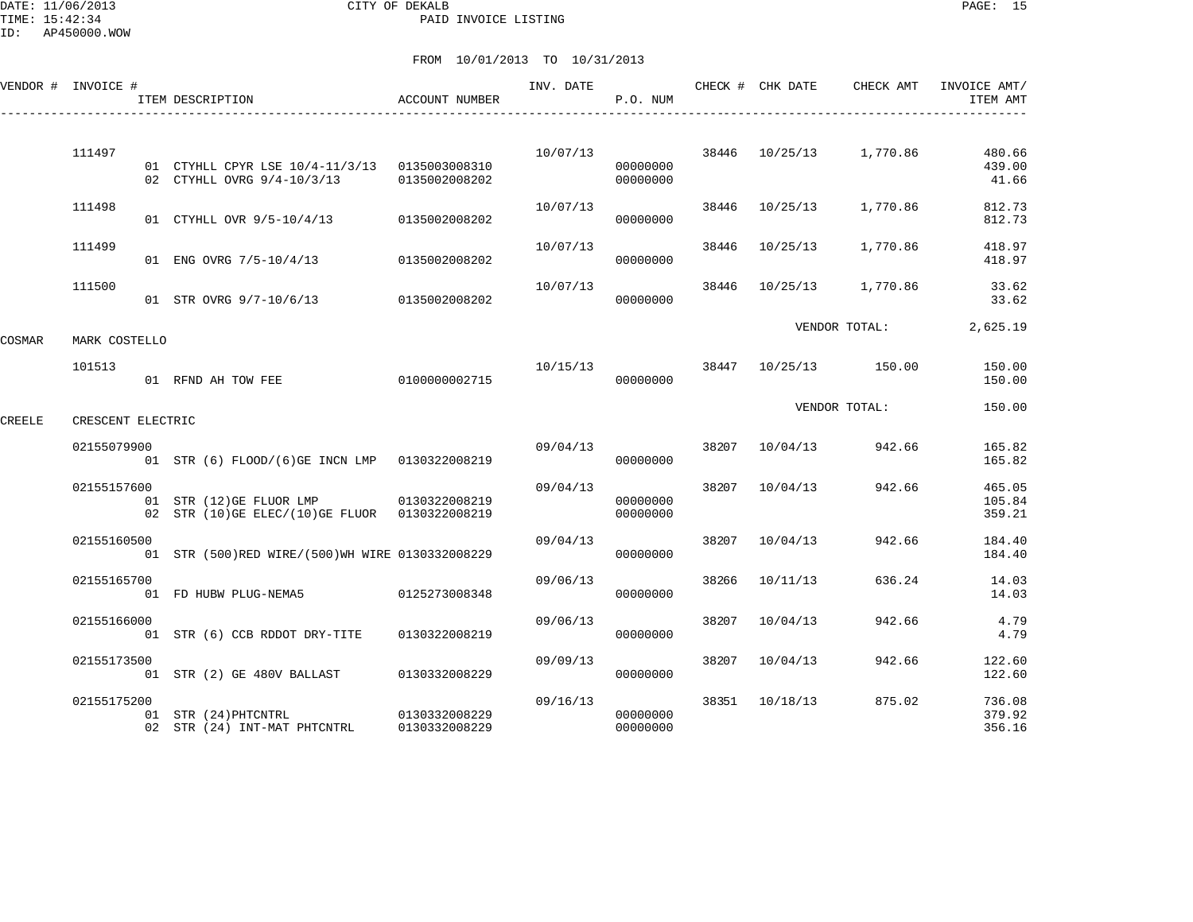CITY OF DEKALB
PAID INVOICE LISTING

DATE: 11/06/2013
TIME: 15:42:34
ID: AP450000.WOW

FROM 10/01/2013 TO 10/31/2013

| VENDOR # | INVOICE # | ITEM DESCRIPTION | ACCOUNT NUMBER | INV. DATE | P.O. NUM | CHECK # | CHK DATE | CHECK AMT | INVOICE AMT/ ITEM AMT |
|---|---|---|---|---|---|---|---|---|---|
| | 111497 | | | 10/07/13 | | 38446 | 10/25/13 | 1,770.86 | 480.66 |
| | | 01 CTYHLL CPYR LSE 10/4-11/3/13 | 0135003008310 | | 00000000 | | | | 439.00 |
| | | 02 CTYHLL OVRG 9/4-10/3/13 | 0135002008202 | | 00000000 | | | | 41.66 |
| | 111498 | | | 10/07/13 | | 38446 | 10/25/13 | 1,770.86 | 812.73 |
| | | 01 CTYHLL OVR 9/5-10/4/13 | 0135002008202 | | 00000000 | | | | 812.73 |
| | 111499 | | | 10/07/13 | | 38446 | 10/25/13 | 1,770.86 | 418.97 |
| | | 01 ENG OVRG 7/5-10/4/13 | 0135002008202 | | 00000000 | | | | 418.97 |
| | 111500 | | | 10/07/13 | | 38446 | 10/25/13 | 1,770.86 | 33.62 |
| | | 01 STR OVRG 9/7-10/6/13 | 0135002008202 | | 00000000 | | | | 33.62 |
| | | | | | | | VENDOR TOTAL: | | 2,625.19 |
| COSMAR | MARK COSTELLO | | | | | | | | |
| | 101513 | | | 10/15/13 | | 38447 | 10/25/13 | 150.00 | 150.00 |
| | | 01 RFND AH TOW FEE | 0100000002715 | | 00000000 | | | | 150.00 |
| | | | | | | | VENDOR TOTAL: | | 150.00 |
| CREELE | CRESCENT ELECTRIC | | | | | | | | |
| | 02155079900 | | | 09/04/13 | | 38207 | 10/04/13 | 942.66 | 165.82 |
| | | 01 STR (6) FLOOD/(6)GE INCN LMP | 0130322008219 | | 00000000 | | | | 165.82 |
| | 02155157600 | | | 09/04/13 | | 38207 | 10/04/13 | 942.66 | 465.05 |
| | | 01 STR (12)GE FLUOR LMP | 0130322008219 | | 00000000 | | | | 105.84 |
| | | 02 STR (10)GE ELEC/(10)GE FLUOR | 0130322008219 | | 00000000 | | | | 359.21 |
| | 02155160500 | | | 09/04/13 | | 38207 | 10/04/13 | 942.66 | 184.40 |
| | | 01 STR (500)RED WIRE/(500)WH WIRE | 0130332008229 | | 00000000 | | | | 184.40 |
| | 02155165700 | | | 09/06/13 | | 38266 | 10/11/13 | 636.24 | 14.03 |
| | | 01 FD HUBW PLUG-NEMA5 | 0125273008348 | | 00000000 | | | | 14.03 |
| | 02155166000 | | | 09/06/13 | | 38207 | 10/04/13 | 942.66 | 4.79 |
| | | 01 STR (6) CCB RDDOT DRY-TITE | 0130322008219 | | 00000000 | | | | 4.79 |
| | 02155173500 | | | 09/09/13 | | 38207 | 10/04/13 | 942.66 | 122.60 |
| | | 01 STR (2) GE 480V BALLAST | 0130332008229 | | 00000000 | | | | 122.60 |
| | 02155175200 | | | 09/16/13 | | 38351 | 10/18/13 | 875.02 | 736.08 |
| | | 01 STR (24)PHTCNTRL | 0130332008229 | | 00000000 | | | | 379.92 |
| | | 02 STR (24) INT-MAT PHTCNTRL | 0130332008229 | | 00000000 | | | | 356.16 |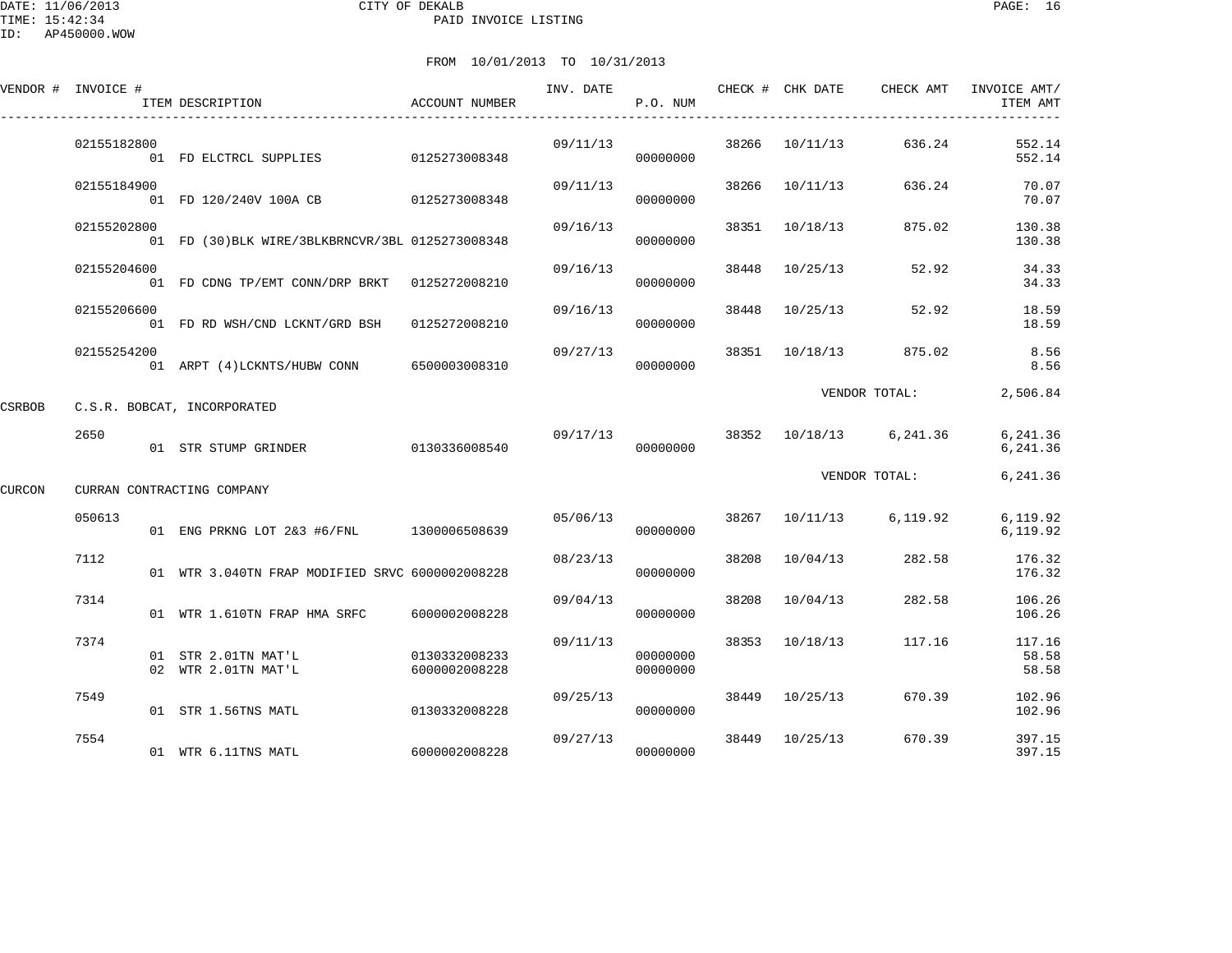CITY OF DEKALB
PAID INVOICE LISTING

FROM 10/01/2013 TO 10/31/2013

| VENDOR # | INVOICE # | ITEM DESCRIPTION | ACCOUNT NUMBER | INV. DATE | P.O. NUM | CHECK # | CHK DATE | CHECK AMT | INVOICE AMT/ ITEM AMT |
|---|---|---|---|---|---|---|---|---|---|
| | 02155182800 | | | 09/11/13 | | 38266 | 10/11/13 | 636.24 | 552.14 |
| | | 01 FD ELCTRCL SUPPLIES | 0125273008348 | | 00000000 | | | | 552.14 |
| | 02155184900 | | | 09/11/13 | | 38266 | 10/11/13 | 636.24 | 70.07 |
| | | 01 FD 120/240V 100A CB | 0125273008348 | | 00000000 | | | | 70.07 |
| | 02155202800 | | | 09/16/13 | | 38351 | 10/18/13 | 875.02 | 130.38 |
| | | 01 FD (30)BLK WIRE/3BLKBRNCVR/3BL | 0125273008348 | | 00000000 | | | | 130.38 |
| | 02155204600 | | | 09/16/13 | | 38448 | 10/25/13 | 52.92 | 34.33 |
| | | 01 FD CDNG TP/EMT CONN/DRP BRKT | 0125272008210 | | 00000000 | | | | 34.33 |
| | 02155206600 | | | 09/16/13 | | 38448 | 10/25/13 | 52.92 | 18.59 |
| | | 01 FD RD WSH/CND LCKNT/GRD BSH | 0125272008210 | | 00000000 | | | | 18.59 |
| | 02155254200 | | | 09/27/13 | | 38351 | 10/18/13 | 875.02 | 8.56 |
| | | 01 ARPT (4)LCKNTS/HUBW CONN | 6500003008310 | | 00000000 | | | | 8.56 |
| | | | | | | | VENDOR TOTAL: | | 2,506.84 |
| CSRBOB | C.S.R. BOBCAT, INCORPORATED | | | | | | | | |
| | 2650 | | | 09/17/13 | | 38352 | 10/18/13 | 6,241.36 | 6,241.36 |
| | | 01 STR STUMP GRINDER | 0130336008540 | | 00000000 | | | | 6,241.36 |
| | | | | | | | VENDOR TOTAL: | | 6,241.36 |
| CURCON | CURRAN CONTRACTING COMPANY | | | | | | | | |
| | 050613 | | | 05/06/13 | | 38267 | 10/11/13 | 6,119.92 | 6,119.92 |
| | | 01 ENG PRKNG LOT 2&3 #6/FNL | 1300006508639 | | 00000000 | | | | 6,119.92 |
| | 7112 | | | 08/23/13 | | 38208 | 10/04/13 | 282.58 | 176.32 |
| | | 01 WTR 3.040TN FRAP MODIFIED SRVC | 6000002008228 | | 00000000 | | | | 176.32 |
| | 7314 | | | 09/04/13 | | 38208 | 10/04/13 | 282.58 | 106.26 |
| | | 01 WTR 1.610TN FRAP HMA SRFC | 6000002008228 | | 00000000 | | | | 106.26 |
| | 7374 | | | 09/11/13 | | 38353 | 10/18/13 | 117.16 | 117.16 |
| | | 01 STR 2.01TN MAT'L | 0130332008233 | | 00000000 | | | | 58.58 |
| | | 02 WTR 2.01TN MAT'L | 6000002008228 | | 00000000 | | | | 58.58 |
| | 7549 | | | 09/25/13 | | 38449 | 10/25/13 | 670.39 | 102.96 |
| | | 01 STR 1.56TNS MATL | 0130332008228 | | 00000000 | | | | 102.96 |
| | 7554 | | | 09/27/13 | | 38449 | 10/25/13 | 670.39 | 397.15 |
| | | 01 WTR 6.11TNS MATL | 6000002008228 | | 00000000 | | | | 397.15 |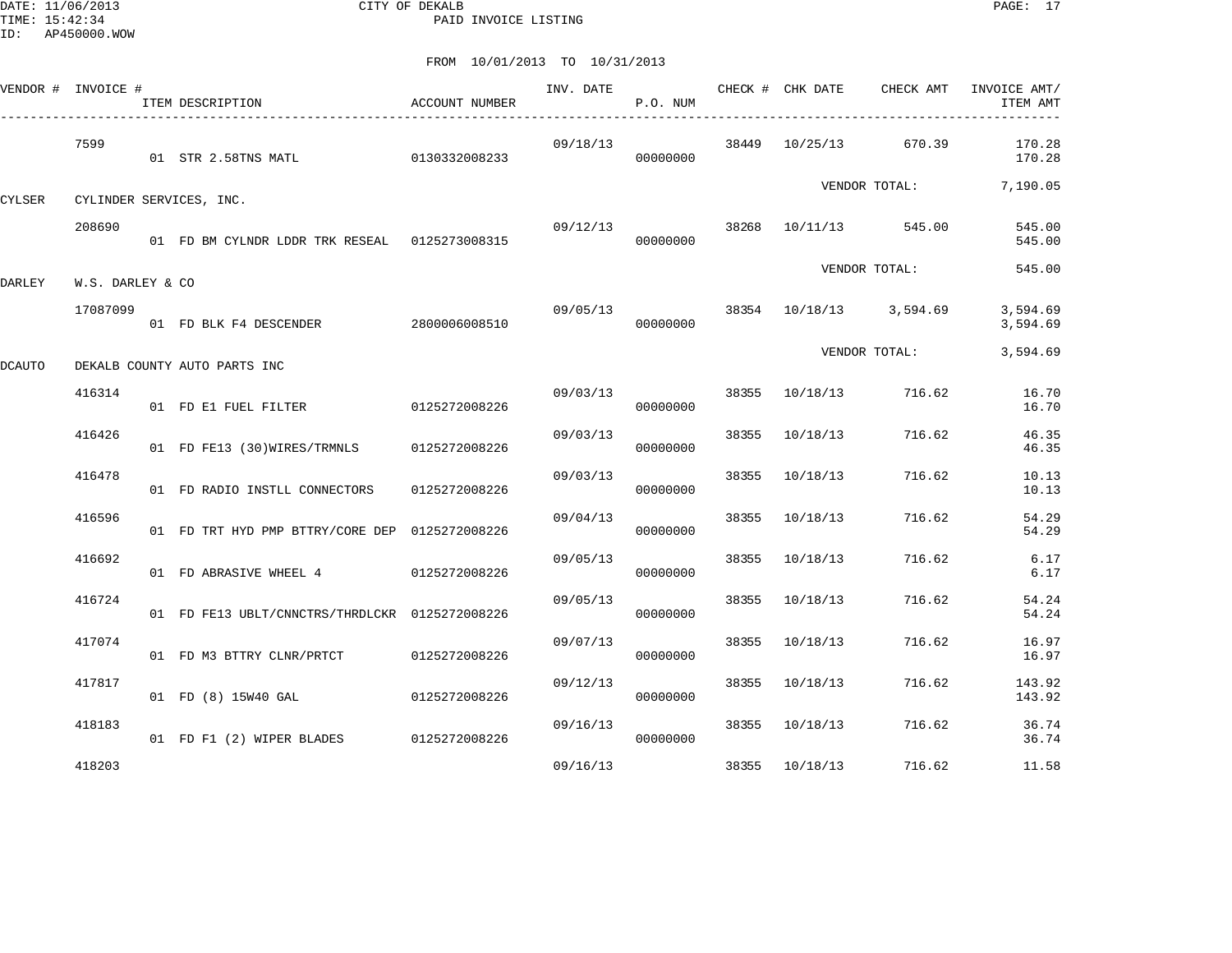CITY OF DEKALB
PAID INVOICE LISTING

DATE: 11/06/2013
TIME: 15:42:34
ID: AP450000.WOW

FROM 10/01/2013 TO 10/31/2013

| VENDOR # | INVOICE # | ITEM DESCRIPTION | ACCOUNT NUMBER | INV. DATE | P.O. NUM | CHECK # | CHK DATE | CHECK AMT | INVOICE AMT/ ITEM AMT |
|---|---|---|---|---|---|---|---|---|---|
| | 7599 | | | 09/18/13 | | 38449 | 10/25/13 | 670.39 | 170.28 |
| | | 01 STR 2.58TNS MATL | 0130332008233 | | 00000000 | | | | 170.28 |
| | | | | | | | | VENDOR TOTAL: | 7,190.05 |
| CYLSER | CYLINDER SERVICES, INC. | | | | | | | | |
| | 208690 | | | 09/12/13 | | 38268 | 10/11/13 | 545.00 | 545.00 |
| | | 01 FD BM CYLNDR LDDR TRK RESEAL | 0125273008315 | | 00000000 | | | | 545.00 |
| | | | | | | | | VENDOR TOTAL: | 545.00 |
| DARLEY | W.S. DARLEY & CO | | | | | | | | |
| | 17087099 | | | 09/05/13 | | 38354 | 10/18/13 | 3,594.69 | 3,594.69 |
| | | 01 FD BLK F4 DESCENDER | 2800006008510 | | 00000000 | | | | 3,594.69 |
| | | | | | | | | VENDOR TOTAL: | 3,594.69 |
| DCAUTO | DEKALB COUNTY AUTO PARTS INC | | | | | | | | |
| | 416314 | | | 09/03/13 | | 38355 | 10/18/13 | 716.62 | 16.70 |
| | | 01 FD E1 FUEL FILTER | 0125272008226 | | 00000000 | | | | 16.70 |
| | 416426 | | | 09/03/13 | | 38355 | 10/18/13 | 716.62 | 46.35 |
| | | 01 FD FE13 (30)WIRES/TRMNLS | 0125272008226 | | 00000000 | | | | 46.35 |
| | 416478 | | | 09/03/13 | | 38355 | 10/18/13 | 716.62 | 10.13 |
| | | 01 FD RADIO INSTLL CONNECTORS | 0125272008226 | | 00000000 | | | | 10.13 |
| | 416596 | | | 09/04/13 | | 38355 | 10/18/13 | 716.62 | 54.29 |
| | | 01 FD TRT HYD PMP BTTRY/CORE DEP | 0125272008226 | | 00000000 | | | | 54.29 |
| | 416692 | | | 09/05/13 | | 38355 | 10/18/13 | 716.62 | 6.17 |
| | | 01 FD ABRASIVE WHEEL 4 | 0125272008226 | | 00000000 | | | | 6.17 |
| | 416724 | | | 09/05/13 | | 38355 | 10/18/13 | 716.62 | 54.24 |
| | | 01 FD FE13 UBLT/CNNCTRS/THRDLCKR | 0125272008226 | | 00000000 | | | | 54.24 |
| | 417074 | | | 09/07/13 | | 38355 | 10/18/13 | 716.62 | 16.97 |
| | | 01 FD M3 BTTRY CLNR/PRTCT | 0125272008226 | | 00000000 | | | | 16.97 |
| | 417817 | | | 09/12/13 | | 38355 | 10/18/13 | 716.62 | 143.92 |
| | | 01 FD (8) 15W40 GAL | 0125272008226 | | 00000000 | | | | 143.92 |
| | 418183 | | | 09/16/13 | | 38355 | 10/18/13 | 716.62 | 36.74 |
| | | 01 FD F1 (2) WIPER BLADES | 0125272008226 | | 00000000 | | | | 36.74 |
| | 418203 | | | 09/16/13 | | 38355 | 10/18/13 | 716.62 | 11.58 |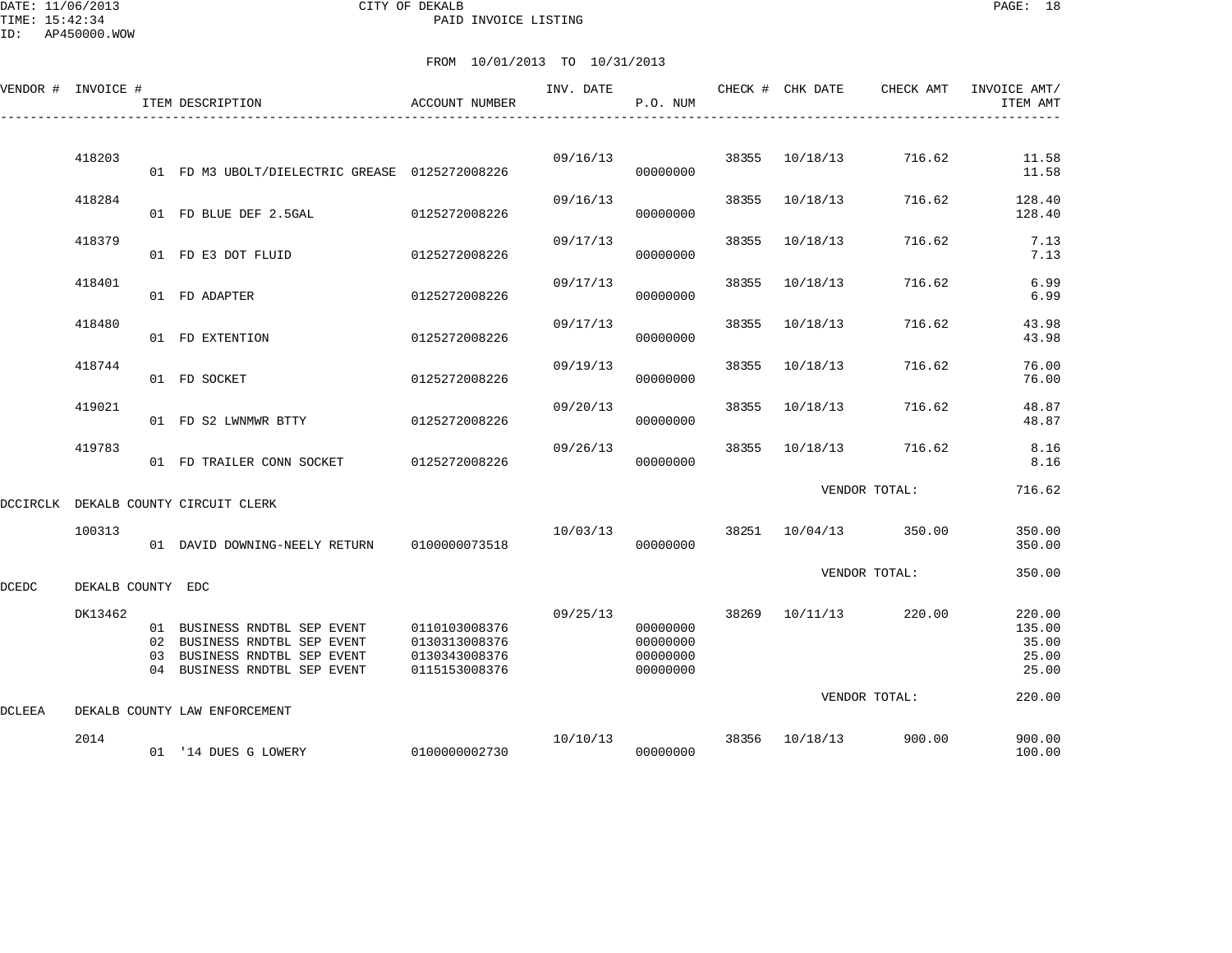DATE: 11/06/2013
TIME: 15:42:34
ID: AP450000.WOW

CITY OF DEKALB
PAID INVOICE LISTING

FROM 10/01/2013 TO 10/31/2013

| VENDOR # | INVOICE # | ITEM DESCRIPTION | ACCOUNT NUMBER | INV. DATE | P.O. NUM | CHECK # | CHK DATE | CHECK AMT | INVOICE AMT/ ITEM AMT |
|---|---|---|---|---|---|---|---|---|---|
| | 418203 | | | 09/16/13 | | 38355 | 10/18/13 | 716.62 | 11.58 |
| | | 01 FD M3 UBOLT/DIELECTRIC GREASE | 0125272008226 | | 00000000 | | | | 11.58 |
| | 418284 | | | 09/16/13 | | 38355 | 10/18/13 | 716.62 | 128.40 |
| | | 01 FD BLUE DEF 2.5GAL | 0125272008226 | | 00000000 | | | | 128.40 |
| | 418379 | | | 09/17/13 | | 38355 | 10/18/13 | 716.62 | 7.13 |
| | | 01 FD E3 DOT FLUID | 0125272008226 | | 00000000 | | | | 7.13 |
| | 418401 | | | 09/17/13 | | 38355 | 10/18/13 | 716.62 | 6.99 |
| | | 01 FD ADAPTER | 0125272008226 | | 00000000 | | | | 6.99 |
| | 418480 | | | 09/17/13 | | 38355 | 10/18/13 | 716.62 | 43.98 |
| | | 01 FD EXTENTION | 0125272008226 | | 00000000 | | | | 43.98 |
| | 418744 | | | 09/19/13 | | 38355 | 10/18/13 | 716.62 | 76.00 |
| | | 01 FD SOCKET | 0125272008226 | | 00000000 | | | | 76.00 |
| | 419021 | | | 09/20/13 | | 38355 | 10/18/13 | 716.62 | 48.87 |
| | | 01 FD S2 LWNMWR BTTY | 0125272008226 | | 00000000 | | | | 48.87 |
| | 419783 | | | 09/26/13 | | 38355 | 10/18/13 | 716.62 | 8.16 |
| | | 01 FD TRAILER CONN SOCKET | 0125272008226 | | 00000000 | | | | 8.16 |
| | | | | | | | VENDOR TOTAL: | | 716.62 |
| DCCIRCLK | DEKALB COUNTY CIRCUIT CLERK | | | | | | | | |
| | 100313 | | | 10/03/13 | | 38251 | 10/04/13 | 350.00 | 350.00 |
| | | 01 DAVID DOWNING-NEELY RETURN | 0100000073518 | | 00000000 | | | | 350.00 |
| | | | | | | | VENDOR TOTAL: | | 350.00 |
| DCEDC | DEKALB COUNTY EDC | | | | | | | | |
| | DK13462 | | | 09/25/13 | | 38269 | 10/11/13 | 220.00 | 220.00 |
| | | 01 BUSINESS RNDTBL SEP EVENT | 0110103008376 | | 00000000 | | | | 135.00 |
| | | 02 BUSINESS RNDTBL SEP EVENT | 0130313008376 | | 00000000 | | | | 35.00 |
| | | 03 BUSINESS RNDTBL SEP EVENT | 0130343008376 | | 00000000 | | | | 25.00 |
| | | 04 BUSINESS RNDTBL SEP EVENT | 0115153008376 | | 00000000 | | | | 25.00 |
| | | | | | | | VENDOR TOTAL: | | 220.00 |
| DCLEEA | DEKALB COUNTY LAW ENFORCEMENT | | | | | | | | |
| | 2014 | | | 10/10/13 | | 38356 | 10/18/13 | 900.00 | 900.00 |
| | | 01 '14 DUES G LOWERY | 0100000002730 | | 00000000 | | | | 100.00 |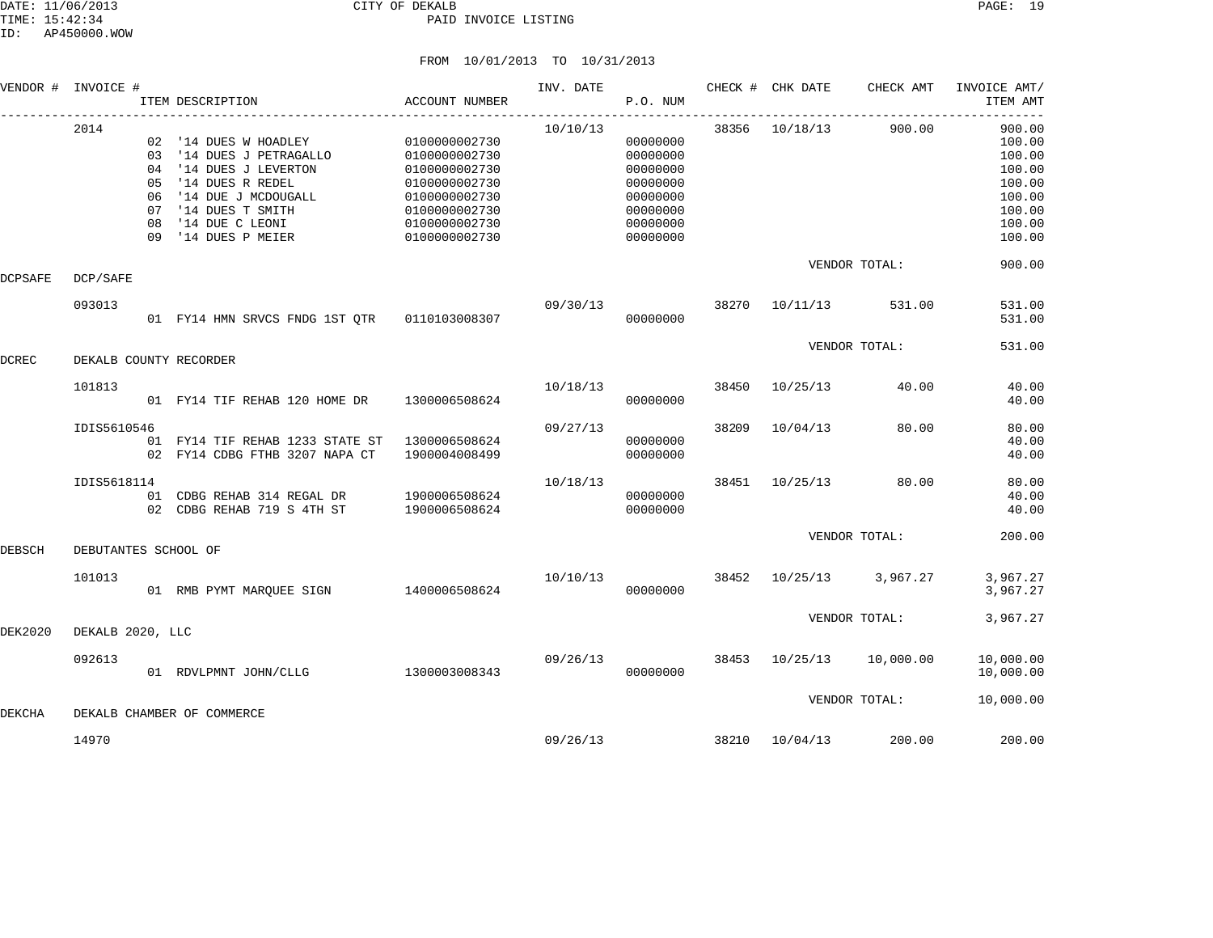CITY OF DEKALB

PAID INVOICE LISTING

DATE: 11/06/2013
TIME: 15:42:34
ID: AP450000.WOW

FROM 10/01/2013 TO 10/31/2013

| VENDOR # | INVOICE # | ITEM DESCRIPTION | ACCOUNT NUMBER | INV. DATE | P.O. NUM | CHECK # | CHK DATE | CHECK AMT | INVOICE AMT/ ITEM AMT |
|---|---|---|---|---|---|---|---|---|---|
| | 2014 | | | 10/10/13 | | 38356 | 10/18/13 | 900.00 | 900.00 |
| | | 02 '14 DUES W HOADLEY | 0100000002730 | | 00000000 | | | | 100.00 |
| | | 03 '14 DUES J PETRAGALLO | 0100000002730 | | 00000000 | | | | 100.00 |
| | | 04 '14 DUES J LEVERTON | 0100000002730 | | 00000000 | | | | 100.00 |
| | | 05 '14 DUES R REDEL | 0100000002730 | | 00000000 | | | | 100.00 |
| | | 06 '14 DUE J MCDOUGALL | 0100000002730 | | 00000000 | | | | 100.00 |
| | | 07 '14 DUES T SMITH | 0100000002730 | | 00000000 | | | | 100.00 |
| | | 08 '14 DUE C LEONI | 0100000002730 | | 00000000 | | | | 100.00 |
| | | 09 '14 DUES P MEIER | 0100000002730 | | 00000000 | | | | 100.00 |
| | | | | | | | VENDOR TOTAL: | | 900.00 |
| DCPSAFE | DCP/SAFE | | | | | | | | |
| | 093013 | | | 09/30/13 | | 38270 | 10/11/13 | 531.00 | 531.00 |
| | | 01 FY14 HMN SRVCS FNDG 1ST QTR | 0110103008307 | | 00000000 | | | | 531.00 |
| | | | | | | | VENDOR TOTAL: | | 531.00 |
| DCREC | DEKALB COUNTY RECORDER | | | | | | | | |
| | 101813 | | | 10/18/13 | | 38450 | 10/25/13 | 40.00 | 40.00 |
| | | 01 FY14 TIF REHAB 120 HOME DR | 1300006508624 | | 00000000 | | | | 40.00 |
| | IDIS5610546 | | | 09/27/13 | | 38209 | 10/04/13 | 80.00 | 80.00 |
| | | 01 FY14 TIF REHAB 1233 STATE ST | 1300006508624 | | 00000000 | | | | 40.00 |
| | | 02 FY14 CDBG FTHB 3207 NAPA CT | 1900004008499 | | 00000000 | | | | 40.00 |
| | IDIS5618114 | | | 10/18/13 | | 38451 | 10/25/13 | 80.00 | 80.00 |
| | | 01 CDBG REHAB 314 REGAL DR | 1900006508624 | | 00000000 | | | | 40.00 |
| | | 02 CDBG REHAB 719 S 4TH ST | 1900006508624 | | 00000000 | | | | 40.00 |
| | | | | | | | VENDOR TOTAL: | | 200.00 |
| DEBSCH | DEBUTANTES SCHOOL OF | | | | | | | | |
| | 101013 | | | 10/10/13 | | 38452 | 10/25/13 | 3,967.27 | 3,967.27 |
| | | 01 RMB PYMT MARQUEE SIGN | 1400006508624 | | 00000000 | | | | 3,967.27 |
| | | | | | | | VENDOR TOTAL: | | 3,967.27 |
| DEK2020 | DEKALB 2020, LLC | | | | | | | | |
| | 092613 | | | 09/26/13 | | 38453 | 10/25/13 | 10,000.00 | 10,000.00 |
| | | 01 RDVLPMNT JOHN/CLLG | 1300003008343 | | 00000000 | | | | 10,000.00 |
| | | | | | | | VENDOR TOTAL: | | 10,000.00 |
| DEKCHA | DEKALB CHAMBER OF COMMERCE | | | | | | | | |
| | 14970 | | | 09/26/13 | | 38210 | 10/04/13 | 200.00 | 200.00 |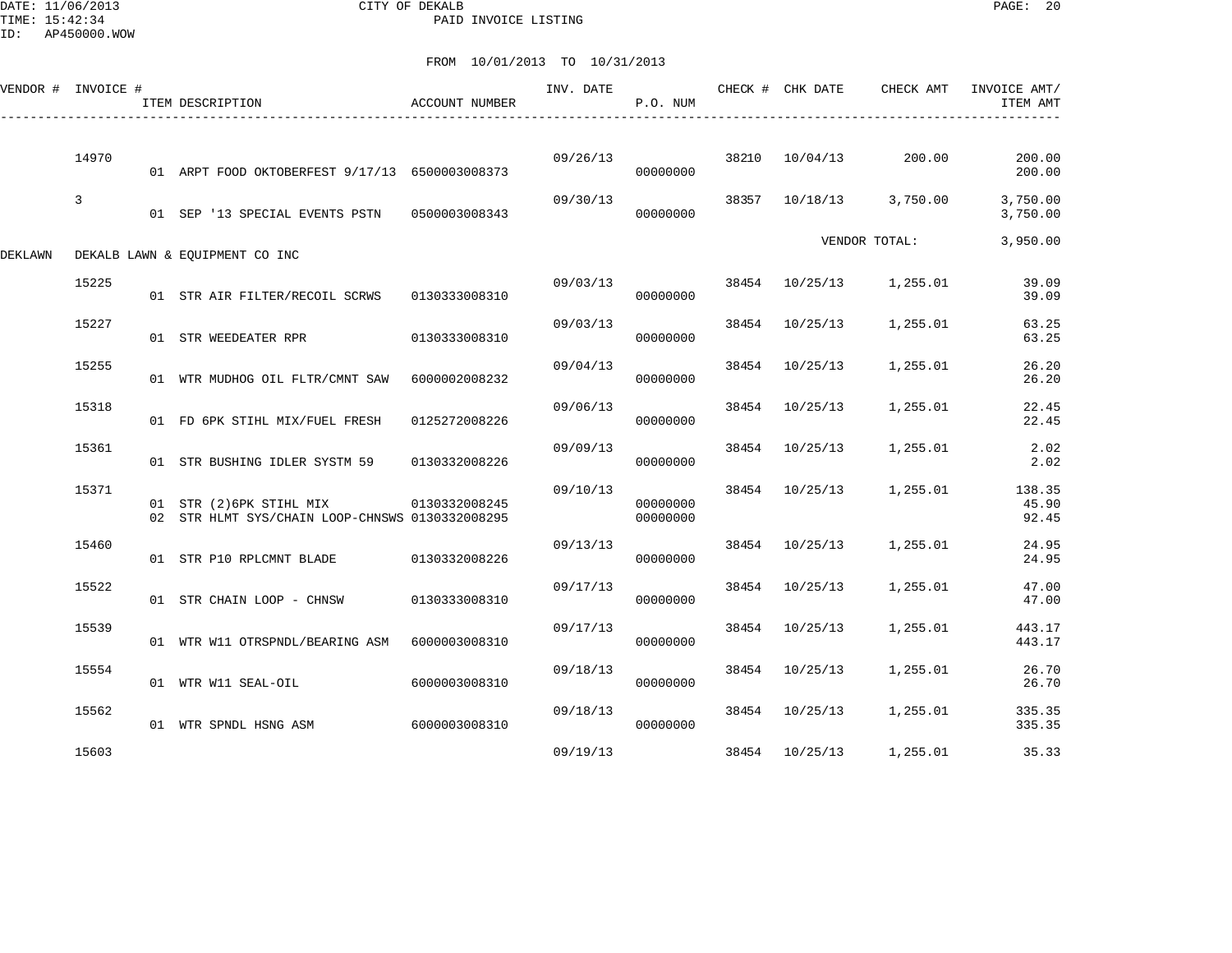CITY OF DEKALB
PAID INVOICE LISTING

DATE: 11/06/2013
TIME: 15:42:34
ID: AP450000.WOW

FROM 10/01/2013 TO 10/31/2013

| VENDOR # | INVOICE # | ITEM DESCRIPTION | ACCOUNT NUMBER | INV. DATE | P.O. NUM | CHECK # | CHK DATE | CHECK AMT | INVOICE AMT/ ITEM AMT |
|---|---|---|---|---|---|---|---|---|---|
| | 14970 | | | 09/26/13 | | 38210 | 10/04/13 | 200.00 | 200.00 |
| | | 01 ARPT FOOD OKTOBERFEST 9/17/13 | 6500003008373 | | 00000000 | | | | 200.00 |
| | 3 | | | 09/30/13 | | 38357 | 10/18/13 | 3,750.00 | 3,750.00 |
| | | 01 SEP '13 SPECIAL EVENTS PSTN | 0500003008343 | | 00000000 | | | | 3,750.00 |
| | | | | | | | VENDOR TOTAL: | | 3,950.00 |
| DEKLAWN | DEKALB LAWN & EQUIPMENT CO INC | | | | | | | | |
| | 15225 | | | 09/03/13 | | 38454 | 10/25/13 | 1,255.01 | 39.09 |
| | | 01 STR AIR FILTER/RECOIL SCRWS | 0130333008310 | | 00000000 | | | | 39.09 |
| | 15227 | | | 09/03/13 | | 38454 | 10/25/13 | 1,255.01 | 63.25 |
| | | 01 STR WEEDEATER RPR | 0130333008310 | | 00000000 | | | | 63.25 |
| | 15255 | | | 09/04/13 | | 38454 | 10/25/13 | 1,255.01 | 26.20 |
| | | 01 WTR MUDHOG OIL FLTR/CMNT SAW | 6000002008232 | | 00000000 | | | | 26.20 |
| | 15318 | | | 09/06/13 | | 38454 | 10/25/13 | 1,255.01 | 22.45 |
| | | 01 FD 6PK STIHL MIX/FUEL FRESH | 0125272008226 | | 00000000 | | | | 22.45 |
| | 15361 | | | 09/09/13 | | 38454 | 10/25/13 | 1,255.01 | 2.02 |
| | | 01 STR BUSHING IDLER SYSTM 59 | 0130332008226 | | 00000000 | | | | 2.02 |
| | 15371 | | | 09/10/13 | | 38454 | 10/25/13 | 1,255.01 | 138.35 |
| | | 01 STR (2)6PK STIHL MIX | 0130332008245 | | 00000000 | | | | 45.90 |
| | | 02 STR HLMT SYS/CHAIN LOOP-CHNSWS | 0130332008295 | | 00000000 | | | | 92.45 |
| | 15460 | | | 09/13/13 | | 38454 | 10/25/13 | 1,255.01 | 24.95 |
| | | 01 STR P10 RPLCMNT BLADE | 0130332008226 | | 00000000 | | | | 24.95 |
| | 15522 | | | 09/17/13 | | 38454 | 10/25/13 | 1,255.01 | 47.00 |
| | | 01 STR CHAIN LOOP - CHNSW | 0130333008310 | | 00000000 | | | | 47.00 |
| | 15539 | | | 09/17/13 | | 38454 | 10/25/13 | 1,255.01 | 443.17 |
| | | 01 WTR W11 OTRSPNDL/BEARING ASM | 6000003008310 | | 00000000 | | | | 443.17 |
| | 15554 | | | 09/18/13 | | 38454 | 10/25/13 | 1,255.01 | 26.70 |
| | | 01 WTR W11 SEAL-OIL | 6000003008310 | | 00000000 | | | | 26.70 |
| | 15562 | | | 09/18/13 | | 38454 | 10/25/13 | 1,255.01 | 335.35 |
| | | 01 WTR SPNDL HSNG ASM | 6000003008310 | | 00000000 | | | | 335.35 |
| | 15603 | | | 09/19/13 | | 38454 | 10/25/13 | 1,255.01 | 35.33 |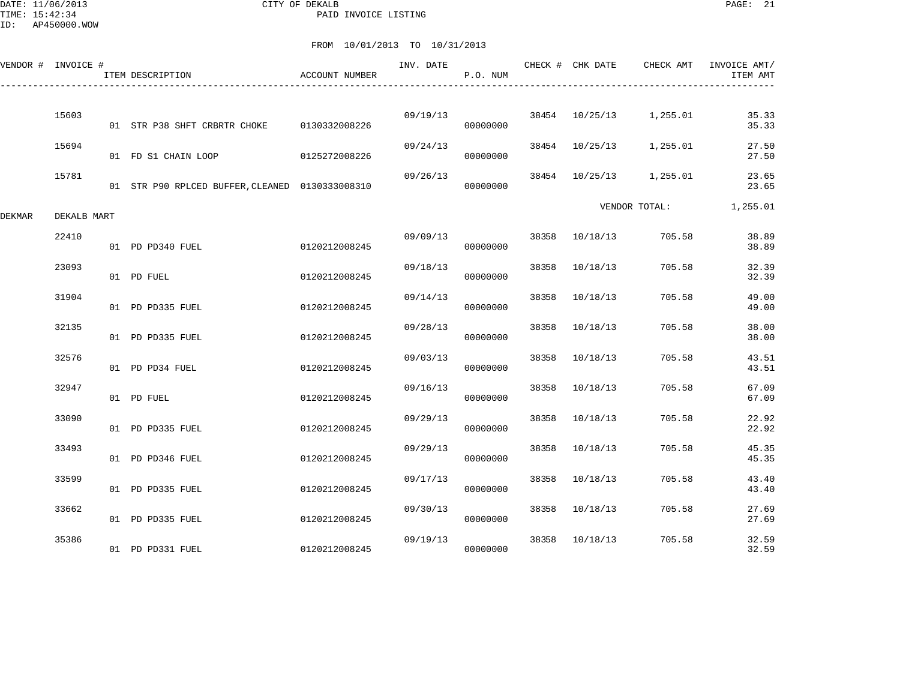DATE: 11/06/2013
TIME: 15:42:34
ID: AP450000.WOW

# CITY OF DEKALB

## PAID INVOICE LISTING

FROM 10/01/2013 TO 10/31/2013

| VENDOR # | INVOICE # | ITEM DESCRIPTION | ACCOUNT NUMBER | INV. DATE | P.O. NUM | CHECK # | CHK DATE | CHECK AMT | INVOICE AMT/ ITEM AMT |
|---|---|---|---|---|---|---|---|---|---|
| | 15603 | | | 09/19/13 | | 38454 | 10/25/13 | 1,255.01 | 35.33 |
| | | 01 STR P38 SHFT CRBRTR CHOKE | 0130332008226 | | 00000000 | | | | 35.33 |
| | 15694 | | | 09/24/13 | | 38454 | 10/25/13 | 1,255.01 | 27.50 |
| | | 01 FD S1 CHAIN LOOP | 0125272008226 | | 00000000 | | | | 27.50 |
| | 15781 | | | 09/26/13 | | 38454 | 10/25/13 | 1,255.01 | 23.65 |
| | | 01 STR P90 RPLCED BUFFER,CLEANED | 0130333008310 | | 00000000 | | | | 23.65 |
| | | | | | | | VENDOR TOTAL: | | 1,255.01 |
| DEKMAR | DEKALB MART | | | | | | | | |
| | 22410 | | | 09/09/13 | | 38358 | 10/18/13 | 705.58 | 38.89 |
| | | 01 PD PD340 FUEL | 0120212008245 | | 00000000 | | | | 38.89 |
| | 23093 | | | 09/18/13 | | 38358 | 10/18/13 | 705.58 | 32.39 |
| | | 01 PD FUEL | 0120212008245 | | 00000000 | | | | 32.39 |
| | 31904 | | | 09/14/13 | | 38358 | 10/18/13 | 705.58 | 49.00 |
| | | 01 PD PD335 FUEL | 0120212008245 | | 00000000 | | | | 49.00 |
| | 32135 | | | 09/28/13 | | 38358 | 10/18/13 | 705.58 | 38.00 |
| | | 01 PD PD335 FUEL | 0120212008245 | | 00000000 | | | | 38.00 |
| | 32576 | | | 09/03/13 | | 38358 | 10/18/13 | 705.58 | 43.51 |
| | | 01 PD PD34 FUEL | 0120212008245 | | 00000000 | | | | 43.51 |
| | 32947 | | | 09/16/13 | | 38358 | 10/18/13 | 705.58 | 67.09 |
| | | 01 PD FUEL | 0120212008245 | | 00000000 | | | | 67.09 |
| | 33090 | | | 09/29/13 | | 38358 | 10/18/13 | 705.58 | 22.92 |
| | | 01 PD PD335 FUEL | 0120212008245 | | 00000000 | | | | 22.92 |
| | 33493 | | | 09/29/13 | | 38358 | 10/18/13 | 705.58 | 45.35 |
| | | 01 PD PD346 FUEL | 0120212008245 | | 00000000 | | | | 45.35 |
| | 33599 | | | 09/17/13 | | 38358 | 10/18/13 | 705.58 | 43.40 |
| | | 01 PD PD335 FUEL | 0120212008245 | | 00000000 | | | | 43.40 |
| | 33662 | | | 09/30/13 | | 38358 | 10/18/13 | 705.58 | 27.69 |
| | | 01 PD PD335 FUEL | 0120212008245 | | 00000000 | | | | 27.69 |
| | 35386 | | | 09/19/13 | | 38358 | 10/18/13 | 705.58 | 32.59 |
| | | 01 PD PD331 FUEL | 0120212008245 | | 00000000 | | | | 32.59 |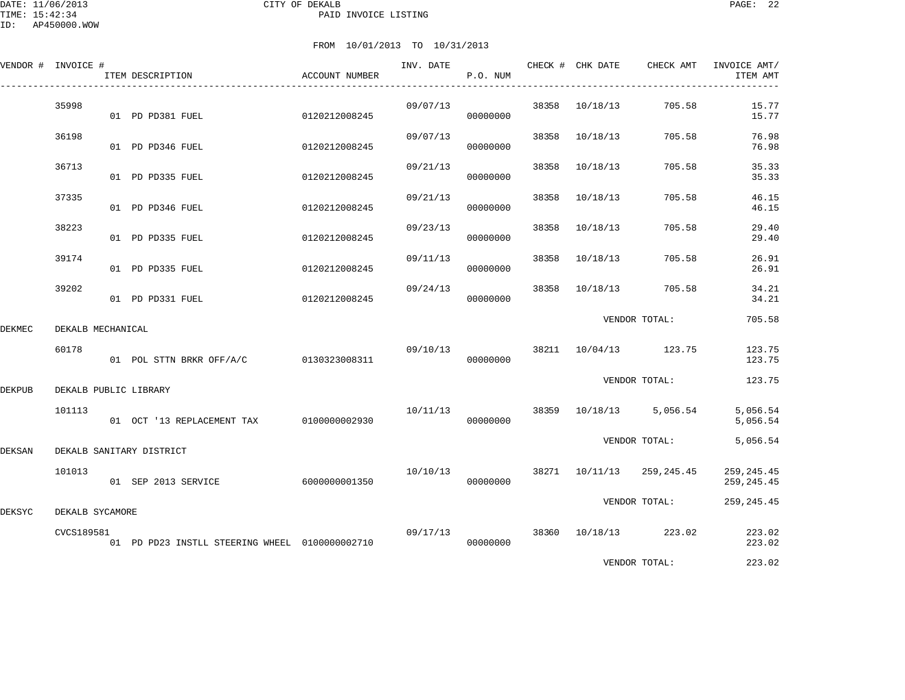CITY OF DEKALB
PAID INVOICE LISTING

DATE: 11/06/2013
TIME: 15:42:34
ID: AP450000.WOW

FROM 10/01/2013 TO 10/31/2013

| VENDOR # | INVOICE # | ITEM DESCRIPTION | ACCOUNT NUMBER | INV. DATE | P.O. NUM | CHECK # | CHK DATE | CHECK AMT | INVOICE AMT/ ITEM AMT |
|---|---|---|---|---|---|---|---|---|---|
| | 35998 | | | 09/07/13 | | 38358 | 10/18/13 | 705.58 | 15.77 |
| | | 01 PD PD381 FUEL | 0120212008245 | | 00000000 | | | | 15.77 |
| | 36198 | | | 09/07/13 | | 38358 | 10/18/13 | 705.58 | 76.98 |
| | | 01 PD PD346 FUEL | 0120212008245 | | 00000000 | | | | 76.98 |
| | 36713 | | | 09/21/13 | | 38358 | 10/18/13 | 705.58 | 35.33 |
| | | 01 PD PD335 FUEL | 0120212008245 | | 00000000 | | | | 35.33 |
| | 37335 | | | 09/21/13 | | 38358 | 10/18/13 | 705.58 | 46.15 |
| | | 01 PD PD346 FUEL | 0120212008245 | | 00000000 | | | | 46.15 |
| | 38223 | | | 09/23/13 | | 38358 | 10/18/13 | 705.58 | 29.40 |
| | | 01 PD PD335 FUEL | 0120212008245 | | 00000000 | | | | 29.40 |
| | 39174 | | | 09/11/13 | | 38358 | 10/18/13 | 705.58 | 26.91 |
| | | 01 PD PD335 FUEL | 0120212008245 | | 00000000 | | | | 26.91 |
| | 39202 | | | 09/24/13 | | 38358 | 10/18/13 | 705.58 | 34.21 |
| | | 01 PD PD331 FUEL | 0120212008245 | | 00000000 | | | | 34.21 |
| | | | | | | | VENDOR TOTAL: | | 705.58 |
| DEKMEC | DEKALB MECHANICAL | | | | | | | | |
| | 60178 | | | 09/10/13 | | 38211 | 10/04/13 | 123.75 | 123.75 |
| | | 01 POL STTN BRKR OFF/A/C | 0130323008311 | | 00000000 | | | | 123.75 |
| | | | | | | | VENDOR TOTAL: | | 123.75 |
| DEKPUB | DEKALB PUBLIC LIBRARY | | | | | | | | |
| | 101113 | | | 10/11/13 | | 38359 | 10/18/13 | 5,056.54 | 5,056.54 |
| | | 01 OCT '13 REPLACEMENT TAX | 0100000002930 | | 00000000 | | | | 5,056.54 |
| | | | | | | | VENDOR TOTAL: | | 5,056.54 |
| DEKSAN | DEKALB SANITARY DISTRICT | | | | | | | | |
| | 101013 | | | 10/10/13 | | 38271 | 10/11/13 | 259,245.45 | 259,245.45 |
| | | 01 SEP 2013 SERVICE | 6000000001350 | | 00000000 | | | | 259,245.45 |
| | | | | | | | VENDOR TOTAL: | | 259,245.45 |
| DEKSYC | DEKALB SYCAMORE | | | | | | | | |
| | CVCS189581 | | | 09/17/13 | | 38360 | 10/18/13 | 223.02 | 223.02 |
| | | 01 PD PD23 INSTLL STEERING WHEEL | 0100000002710 | | 00000000 | | | | 223.02 |
| | | | | | | | VENDOR TOTAL: | | 223.02 |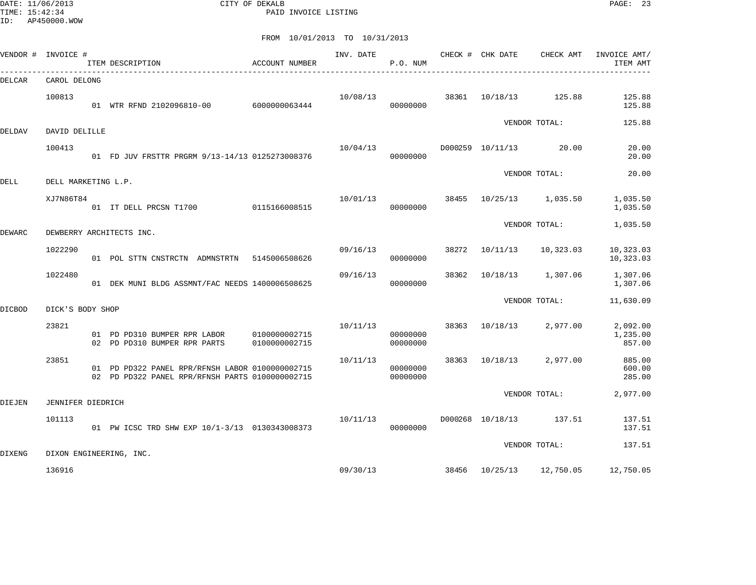CITY OF DEKALB
PAID INVOICE LISTING

DATE: 11/06/2013
TIME: 15:42:34
ID: AP450000.WOW

FROM 10/01/2013 TO 10/31/2013

| VENDOR # | INVOICE # | ITEM DESCRIPTION | ACCOUNT NUMBER | INV. DATE | P.O. NUM | CHECK # | CHK DATE | CHECK AMT | INVOICE AMT/ ITEM AMT |
|---|---|---|---|---|---|---|---|---|---|
| DELCAR | CAROL DELONG | | | | | | | | |
| | 100813 | | | 10/08/13 | | 38361 | 10/18/13 | 125.88 | 125.88 |
| | | 01 WTR RFND 2102096810-00 | 6000000063444 | | 00000000 | | | | 125.88 |
| | | | | | | | | VENDOR TOTAL: | 125.88 |
| DELDAV | DAVID DELILLE | | | | | | | | |
| | 100413 | | | 10/04/13 | | D000259 | 10/11/13 | 20.00 | 20.00 |
| | | 01 FD JUV FRSTTR PRGRM 9/13-14/13 | 0125273008376 | | 00000000 | | | | 20.00 |
| | | | | | | | | VENDOR TOTAL: | 20.00 |
| DELL | DELL MARKETING L.P. | | | | | | | | |
| | XJ7N86T84 | | | 10/01/13 | | 38455 | 10/25/13 | 1,035.50 | 1,035.50 |
| | | 01 IT DELL PRCSN T1700 | 0115166008515 | | 00000000 | | | | 1,035.50 |
| | | | | | | | | VENDOR TOTAL: | 1,035.50 |
| DEWARC | DEWBERRY ARCHITECTS INC. | | | | | | | | |
| | 1022290 | | | 09/16/13 | | 38272 | 10/11/13 | 10,323.03 | 10,323.03 |
| | | 01 POL STTN CNSTRCTN ADMNSTRTN | 5145006508626 | | 00000000 | | | | 10,323.03 |
| | 1022480 | | | 09/16/13 | | 38362 | 10/18/13 | 1,307.06 | 1,307.06 |
| | | 01 DEK MUNI BLDG ASSMNT/FAC NEEDS | 1400006508625 | | 00000000 | | | | 1,307.06 |
| | | | | | | | | VENDOR TOTAL: | 11,630.09 |
| DICBOD | DICK'S BODY SHOP | | | | | | | | |
| | 23821 | | | 10/11/13 | | 38363 | 10/18/13 | 2,977.00 | 2,092.00 |
| | | 01 PD PD310 BUMPER RPR LABOR | 0100000002715 | | 00000000 | | | | 1,235.00 |
| | | 02 PD PD310 BUMPER RPR PARTS | 0100000002715 | | 00000000 | | | | 857.00 |
| | 23851 | | | 10/11/13 | | 38363 | 10/18/13 | 2,977.00 | 885.00 |
| | | 01 PD PD322 PANEL RPR/RFNSH LABOR | 0100000002715 | | 00000000 | | | | 600.00 |
| | | 02 PD PD322 PANEL RPR/RFNSH PARTS | 0100000002715 | | 00000000 | | | | 285.00 |
| | | | | | | | | VENDOR TOTAL: | 2,977.00 |
| DIEJEN | JENNIFER DIEDRICH | | | | | | | | |
| | 101113 | | | 10/11/13 | | D000268 | 10/18/13 | 137.51 | 137.51 |
| | | 01 PW ICSC TRD SHW EXP 10/1-3/13 | 0130343008373 | | 00000000 | | | | 137.51 |
| | | | | | | | | VENDOR TOTAL: | 137.51 |
| DIXENG | DIXON ENGINEERING, INC. | | | | | | | | |
| | 136916 | | | 09/30/13 | | 38456 | 10/25/13 | 12,750.05 | 12,750.05 |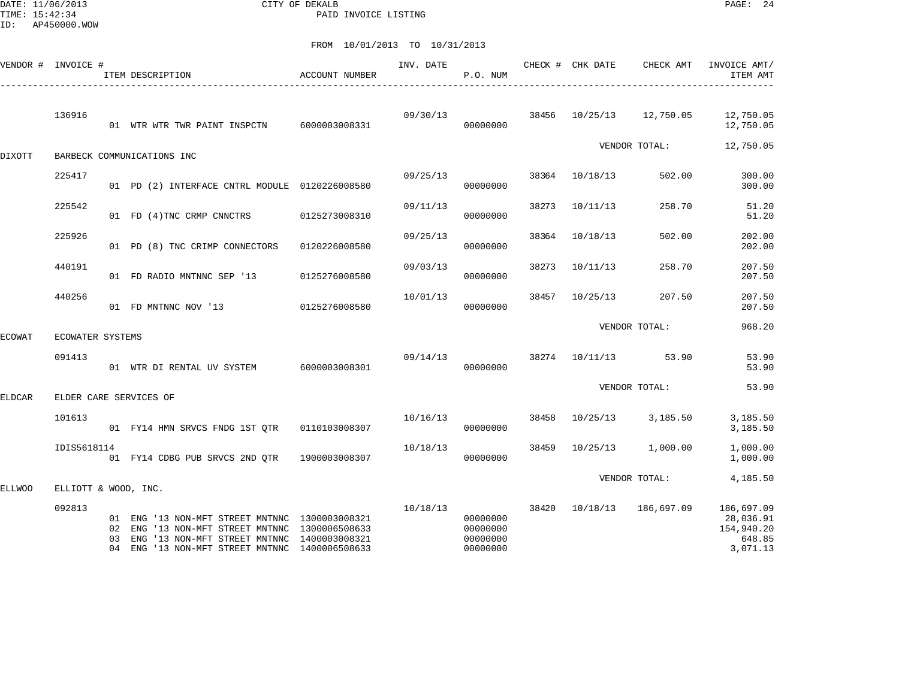DATE: 11/06/2013
TIME: 15:42:34
ID: AP450000.WOW

CITY OF DEKALB
PAID INVOICE LISTING

FROM 10/01/2013 TO 10/31/2013

| VENDOR # | INVOICE # | ITEM DESCRIPTION | ACCOUNT NUMBER | INV. DATE | P.O. NUM | CHECK # | CHK DATE | CHECK AMT | INVOICE AMT/ ITEM AMT |
|---|---|---|---|---|---|---|---|---|---|
| | 136916 | | | 09/30/13 | | 38456 | 10/25/13 | 12,750.05 | 12,750.05 |
| | | 01 WTR WTR TWR PAINT INSPCTN | 6000003008331 | | 00000000 | | | | 12,750.05 |
| | | | | | | | VENDOR TOTAL: | | 12,750.05 |
| DIXOTT | BARBECK COMMUNICATIONS INC | | | | | | | | |
| | 225417 | | | 09/25/13 | | 38364 | 10/18/13 | 502.00 | 300.00 |
| | | 01 PD (2) INTERFACE CNTRL MODULE | 0120226008580 | | 00000000 | | | | 300.00 |
| | 225542 | | | 09/11/13 | | 38273 | 10/11/13 | 258.70 | 51.20 |
| | | 01 FD (4)TNC CRMP CNNCTRS | 0125273008310 | | 00000000 | | | | 51.20 |
| | 225926 | | | 09/25/13 | | 38364 | 10/18/13 | 502.00 | 202.00 |
| | | 01 PD (8) TNC CRIMP CONNECTORS | 0120226008580 | | 00000000 | | | | 202.00 |
| | 440191 | | | 09/03/13 | | 38273 | 10/11/13 | 258.70 | 207.50 |
| | | 01 FD RADIO MNTNNC SEP '13 | 0125276008580 | | 00000000 | | | | 207.50 |
| | 440256 | | | 10/01/13 | | 38457 | 10/25/13 | 207.50 | 207.50 |
| | | 01 FD MNTNNC NOV '13 | 0125276008580 | | 00000000 | | | | 207.50 |
| | | | | | | | VENDOR TOTAL: | | 968.20 |
| ECOWAT | ECOWATER SYSTEMS | | | | | | | | |
| | 091413 | | | 09/14/13 | | 38274 | 10/11/13 | 53.90 | 53.90 |
| | | 01 WTR DI RENTAL UV SYSTEM | 6000003008301 | | 00000000 | | | | 53.90 |
| | | | | | | | VENDOR TOTAL: | | 53.90 |
| ELDCAR | ELDER CARE SERVICES OF | | | | | | | | |
| | 101613 | | | 10/16/13 | | 38458 | 10/25/13 | 3,185.50 | 3,185.50 |
| | | 01 FY14 HMN SRVCS FNDG 1ST QTR | 0110103008307 | | 00000000 | | | | 3,185.50 |
| | IDIS5618114 | | | 10/18/13 | | 38459 | 10/25/13 | 1,000.00 | 1,000.00 |
| | | 01 FY14 CDBG PUB SRVCS 2ND QTR | 1900003008307 | | 00000000 | | | | 1,000.00 |
| | | | | | | | VENDOR TOTAL: | | 4,185.50 |
| ELLWOO | ELLIOTT & WOOD, INC. | | | | | | | | |
| | 092813 | | | 10/18/13 | | 38420 | 10/18/13 | 186,697.09 | 186,697.09 |
| | | 01 ENG '13 NON-MFT STREET MNTNNC | 1300003008321 | | 00000000 | | | | 28,036.91 |
| | | 02 ENG '13 NON-MFT STREET MNTNNC | 1300006508633 | | 00000000 | | | | 154,940.20 |
| | | 03 ENG '13 NON-MFT STREET MNTNNC | 1400003008321 | | 00000000 | | | | 648.85 |
| | | 04 ENG '13 NON-MFT STREET MNTNNC | 1400006508633 | | 00000000 | | | | 3,071.13 |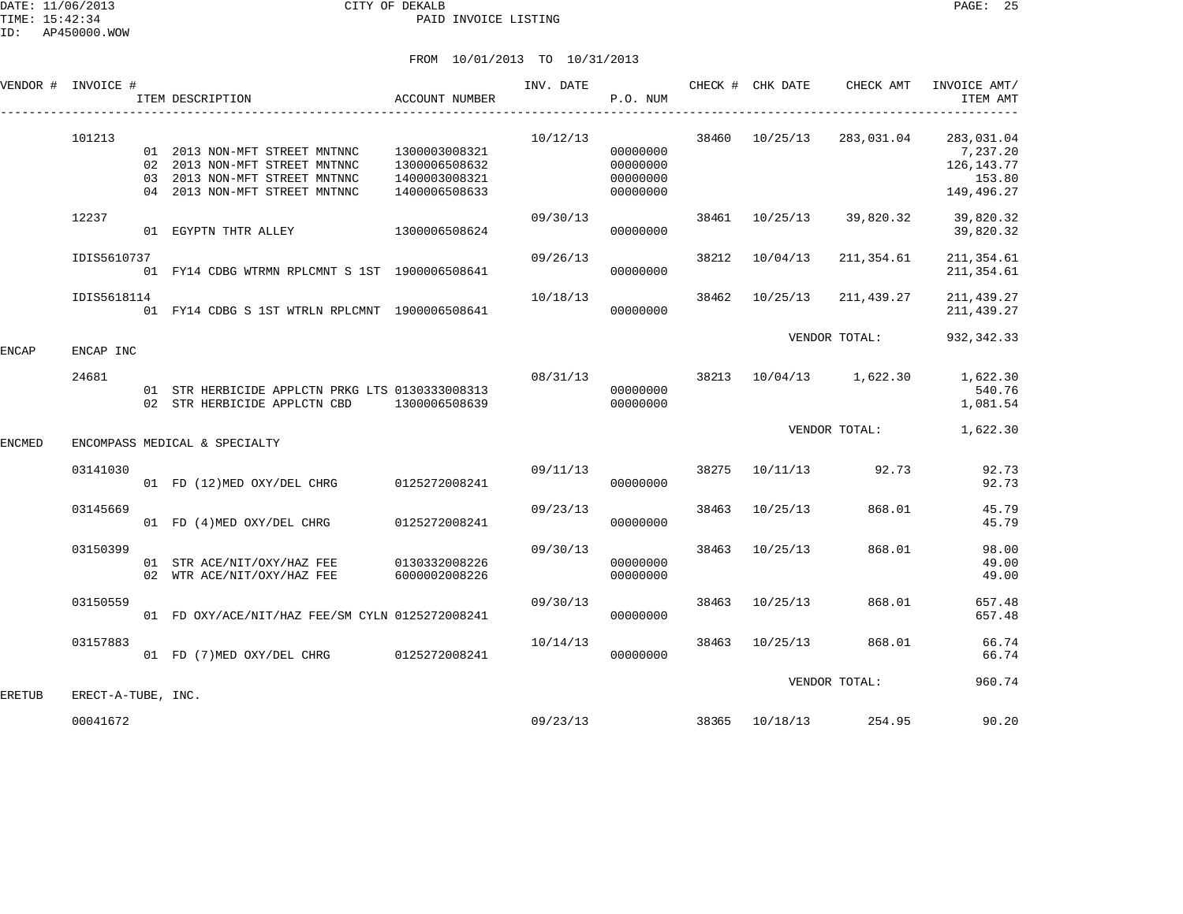CITY OF DEKALB
PAID INVOICE LISTING

DATE: 11/06/2013
TIME: 15:42:34
ID: AP450000.WOW

FROM 10/01/2013 TO 10/31/2013

| VENDOR # | INVOICE # | ITEM DESCRIPTION | ACCOUNT NUMBER | INV. DATE | P.O. NUM | CHECK # | CHK DATE | CHECK AMT | INVOICE AMT/ ITEM AMT |
|---|---|---|---|---|---|---|---|---|---|
| | 101213 | | | 10/12/13 | | 38460 | 10/25/13 | 283,031.04 | 283,031.04 |
| | | 01 2013 NON-MFT STREET MNTNNC | 1300003008321 | | 00000000 | | | | 7,237.20 |
| | | 02 2013 NON-MFT STREET MNTNNC | 1300006508632 | | 00000000 | | | | 126,143.77 |
| | | 03 2013 NON-MFT STREET MNTNNC | 1400003008321 | | 00000000 | | | | 153.80 |
| | | 04 2013 NON-MFT STREET MNTNNC | 1400006508633 | | 00000000 | | | | 149,496.27 |
| | 12237 | | | 09/30/13 | | 38461 | 10/25/13 | 39,820.32 | 39,820.32 |
| | | 01 EGYPTN THTR ALLEY | 1300006508624 | | 00000000 | | | | 39,820.32 |
| | IDIS5610737 | | | 09/26/13 | | 38212 | 10/04/13 | 211,354.61 | 211,354.61 |
| | | 01 FY14 CDBG WTRMN RPLCMNT S 1ST | 1900006508641 | | 00000000 | | | | 211,354.61 |
| | IDIS5618114 | | | 10/18/13 | | 38462 | 10/25/13 | 211,439.27 | 211,439.27 |
| | | 01 FY14 CDBG S 1ST WTRLN RPLCMNT | 1900006508641 | | 00000000 | | | | 211,439.27 |
| | | | | | | | | VENDOR TOTAL: | 932,342.33 |
| ENCAP | ENCAP INC | | | | | | | | |
| | 24681 | | | 08/31/13 | | 38213 | 10/04/13 | 1,622.30 | 1,622.30 |
| | | 01 STR HERBICIDE APPLCTN PRKG LTS | 0130333008313 | | 00000000 | | | | 540.76 |
| | | 02 STR HERBICIDE APPLCTN CBD | 1300006508639 | | 00000000 | | | | 1,081.54 |
| | | | | | | | | VENDOR TOTAL: | 1,622.30 |
| ENCMED | ENCOMPASS MEDICAL & SPECIALTY | | | | | | | | |
| | 03141030 | | | 09/11/13 | | 38275 | 10/11/13 | 92.73 | 92.73 |
| | | 01 FD (12)MED OXY/DEL CHRG | 0125272008241 | | 00000000 | | | | 92.73 |
| | 03145669 | | | 09/23/13 | | 38463 | 10/25/13 | 868.01 | 45.79 |
| | | 01 FD (4)MED OXY/DEL CHRG | 0125272008241 | | 00000000 | | | | 45.79 |
| | 03150399 | | | 09/30/13 | | 38463 | 10/25/13 | 868.01 | 98.00 |
| | | 01 STR ACE/NIT/OXY/HAZ FEE | 0130332008226 | | 00000000 | | | | 49.00 |
| | | 02 WTR ACE/NIT/OXY/HAZ FEE | 6000002008226 | | 00000000 | | | | 49.00 |
| | 03150559 | | | 09/30/13 | | 38463 | 10/25/13 | 868.01 | 657.48 |
| | | 01 FD OXY/ACE/NIT/HAZ FEE/SM CYLN | 0125272008241 | | 00000000 | | | | 657.48 |
| | 03157883 | | | 10/14/13 | | 38463 | 10/25/13 | 868.01 | 66.74 |
| | | 01 FD (7)MED OXY/DEL CHRG | 0125272008241 | | 00000000 | | | | 66.74 |
| | | | | | | | | VENDOR TOTAL: | 960.74 |
| ERETUB | ERECT-A-TUBE, INC. | | | | | | | | |
| | 00041672 | | | 09/23/13 | | 38365 | 10/18/13 | 254.95 | 90.20 |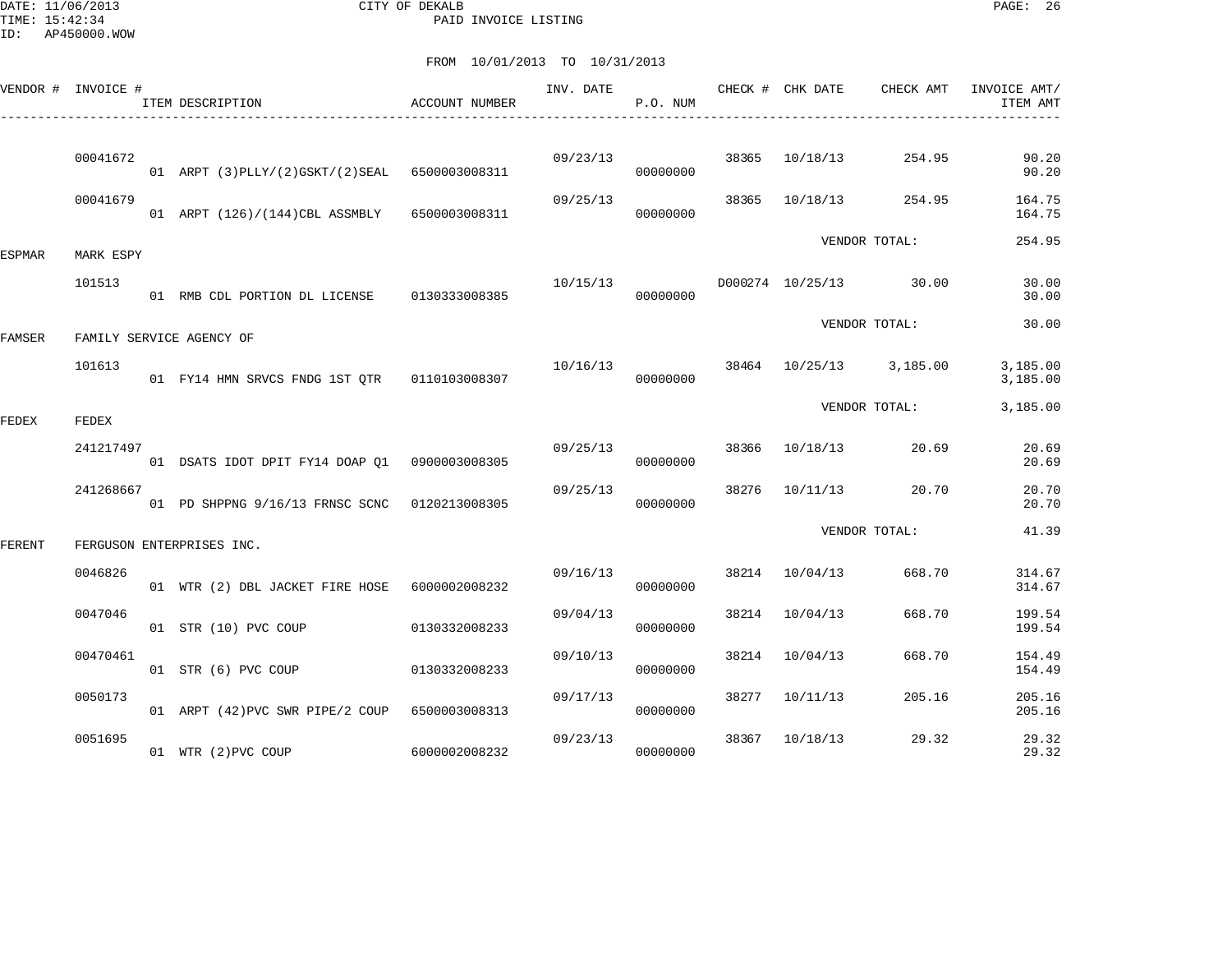CITY OF DEKALB
PAID INVOICE LISTING

DATE: 11/06/2013
TIME: 15:42:34
ID: AP450000.WOW

FROM 10/01/2013 TO 10/31/2013

| VENDOR # | INVOICE # | ITEM DESCRIPTION | ACCOUNT NUMBER | INV. DATE | P.O. NUM | CHECK # | CHK DATE | CHECK AMT | INVOICE AMT/ ITEM AMT |
|---|---|---|---|---|---|---|---|---|---|
| | 00041672 | | | 09/23/13 | | 38365 | 10/18/13 | 254.95 | 90.20 |
| | | 01 ARPT (3)PLLY/(2)GSKT/(2)SEAL | 6500003008311 | | 00000000 | | | | 90.20 |
| | 00041679 | | | 09/25/13 | | 38365 | 10/18/13 | 254.95 | 164.75 |
| | | 01 ARPT (126)/(144)CBL ASSMBLY | 6500003008311 | | 00000000 | | | | 164.75 |
| | | | | | | | VENDOR TOTAL: | | 254.95 |
| ESPMAR | MARK ESPY | | | | | | | | |
| | 101513 | | | 10/15/13 | | D000274 | 10/25/13 | 30.00 | 30.00 |
| | | 01 RMB CDL PORTION DL LICENSE | 0130333008385 | | 00000000 | | | | 30.00 |
| | | | | | | | VENDOR TOTAL: | | 30.00 |
| FAMSER | FAMILY SERVICE AGENCY OF | | | | | | | | |
| | 101613 | | | 10/16/13 | | 38464 | 10/25/13 | 3,185.00 | 3,185.00 |
| | | 01 FY14 HMN SRVCS FNDG 1ST QTR | 0110103008307 | | 00000000 | | | | 3,185.00 |
| | | | | | | | VENDOR TOTAL: | | 3,185.00 |
| FEDEX | FEDEX | | | | | | | | |
| | 241217497 | | | 09/25/13 | | 38366 | 10/18/13 | 20.69 | 20.69 |
| | | 01 DSATS IDOT DPIT FY14 DOAP Q1 | 0900003008305 | | 00000000 | | | | 20.69 |
| | 241268667 | | | 09/25/13 | | 38276 | 10/11/13 | 20.70 | 20.70 |
| | | 01 PD SHPPNG 9/16/13 FRNSC SCNC | 0120213008305 | | 00000000 | | | | 20.70 |
| | | | | | | | VENDOR TOTAL: | | 41.39 |
| FERENT | FERGUSON ENTERPRISES INC. | | | | | | | | |
| | 0046826 | | | 09/16/13 | | 38214 | 10/04/13 | 668.70 | 314.67 |
| | | 01 WTR (2) DBL JACKET FIRE HOSE | 6000002008232 | | 00000000 | | | | 314.67 |
| | 0047046 | | | 09/04/13 | | 38214 | 10/04/13 | 668.70 | 199.54 |
| | | 01 STR (10) PVC COUP | 0130332008233 | | 00000000 | | | | 199.54 |
| | 00470461 | | | 09/10/13 | | 38214 | 10/04/13 | 668.70 | 154.49 |
| | | 01 STR (6) PVC COUP | 0130332008233 | | 00000000 | | | | 154.49 |
| | 0050173 | | | 09/17/13 | | 38277 | 10/11/13 | 205.16 | 205.16 |
| | | 01 ARPT (42)PVC SWR PIPE/2 COUP | 6500003008313 | | 00000000 | | | | 205.16 |
| | 0051695 | | | 09/23/13 | | 38367 | 10/18/13 | 29.32 | 29.32 |
| | | 01 WTR (2)PVC COUP | 6000002008232 | | 00000000 | | | | 29.32 |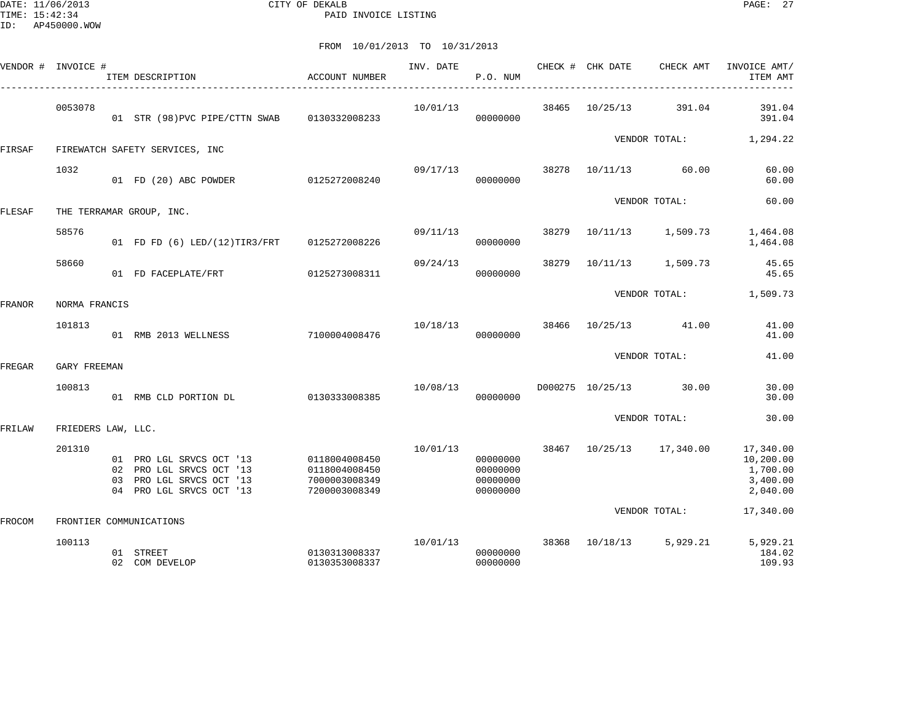CITY OF DEKALB
PAID INVOICE LISTING

FROM 10/01/2013 TO 10/31/2013

| VENDOR # | INVOICE # | ITEM DESCRIPTION | ACCOUNT NUMBER | INV. DATE | P.O. NUM | CHECK # | CHK DATE | CHECK AMT | INVOICE AMT/ ITEM AMT |
|---|---|---|---|---|---|---|---|---|---|
| | 0053078 | | | 10/01/13 | | 38465 | 10/25/13 | 391.04 | 391.04 |
| | | 01 STR (98)PVC PIPE/CTTN SWAB | 0130332008233 | | 00000000 | | | | 391.04 |
| | | | | | | | VENDOR TOTAL: | | 1,294.22 |
| FIRSAF | FIREWATCH SAFETY SERVICES, INC | | | | | | | | |
| | 1032 | | | 09/17/13 | | 38278 | 10/11/13 | 60.00 | 60.00 |
| | | 01 FD (20) ABC POWDER | 0125272008240 | | 00000000 | | | | 60.00 |
| | | | | | | | VENDOR TOTAL: | | 60.00 |
| FLESAF | THE TERRAMAR GROUP, INC. | | | | | | | | |
| | 58576 | | | 09/11/13 | | 38279 | 10/11/13 | 1,509.73 | 1,464.08 |
| | | 01 FD FD (6) LED/(12)TIR3/FRT | 0125272008226 | | 00000000 | | | | 1,464.08 |
| | 58660 | | | 09/24/13 | | 38279 | 10/11/13 | 1,509.73 | 45.65 |
| | | 01 FD FACEPLATE/FRT | 0125273008311 | | 00000000 | | | | 45.65 |
| | | | | | | | VENDOR TOTAL: | | 1,509.73 |
| FRANOR | NORMA FRANCIS | | | | | | | | |
| | 101813 | | | 10/18/13 | | 38466 | 10/25/13 | 41.00 | 41.00 |
| | | 01 RMB 2013 WELLNESS | 7100004008476 | | 00000000 | | | | 41.00 |
| | | | | | | | VENDOR TOTAL: | | 41.00 |
| FREGAR | GARY FREEMAN | | | | | | | | |
| | 100813 | | | 10/08/13 | | D000275 | 10/25/13 | 30.00 | 30.00 |
| | | 01 RMB CLD PORTION DL | 0130333008385 | | 00000000 | | | | 30.00 |
| | | | | | | | VENDOR TOTAL: | | 30.00 |
| FRILAW | FRIEDERS LAW, LLC. | | | | | | | | |
| | 201310 | | | 10/01/13 | | 38467 | 10/25/13 | 17,340.00 | 17,340.00 |
| | | 01 PRO LGL SRVCS OCT '13 | 0118004008450 | | 00000000 | | | | 10,200.00 |
| | | 02 PRO LGL SRVCS OCT '13 | 0118004008450 | | 00000000 | | | | 1,700.00 |
| | | 03 PRO LGL SRVCS OCT '13 | 7000003008349 | | 00000000 | | | | 3,400.00 |
| | | 04 PRO LGL SRVCS OCT '13 | 7200003008349 | | 00000000 | | | | 2,040.00 |
| | | | | | | | VENDOR TOTAL: | | 17,340.00 |
| FROCOM | FRONTIER COMMUNICATIONS | | | | | | | | |
| | 100113 | | | 10/01/13 | | 38368 | 10/18/13 | 5,929.21 | 5,929.21 |
| | | 01 STREET | 0130313008337 | | 00000000 | | | | 184.02 |
| | | 02 COM DEVELOP | 0130353008337 | | 00000000 | | | | 109.93 |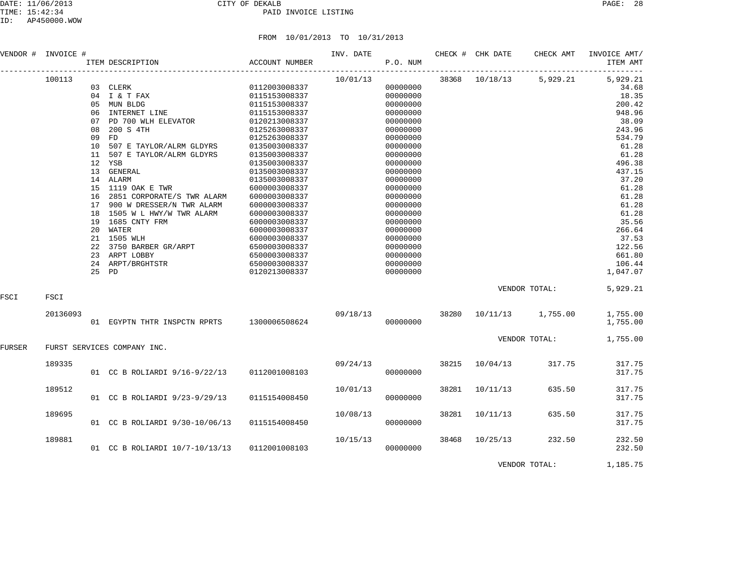# CITY OF DEKALB
## PAID INVOICE LISTING

DATE: 11/06/2013
TIME: 15:42:34
ID: AP450000.WOW

FROM 10/01/2013 TO 10/31/2013

| VENDOR # | INVOICE # | ITEM DESCRIPTION | ACCOUNT NUMBER | INV. DATE | P.O. NUM | CHECK # | CHK DATE | CHECK AMT | INVOICE AMT/ ITEM AMT |
|---|---|---|---|---|---|---|---|---|---|
| | 100113 | | | 10/01/13 | | 38368 | 10/18/13 | 5,929.21 | 5,929.21 |
| | | 03 CLERK | 0112003008337 | | 00000000 | | | | 34.68 |
| | | 04 I & T FAX | 0115153008337 | | 00000000 | | | | 18.35 |
| | | 05 MUN BLDG | 0115153008337 | | 00000000 | | | | 200.42 |
| | | 06 INTERNET LINE | 0115153008337 | | 00000000 | | | | 948.96 |
| | | 07 PD 700 WLH ELEVATOR | 0120213008337 | | 00000000 | | | | 38.09 |
| | | 08 200 S 4TH | 0125263008337 | | 00000000 | | | | 243.96 |
| | | 09 FD | 0125263008337 | | 00000000 | | | | 534.79 |
| | | 10 507 E TAYLOR/ALRM GLDYRS | 0135003008337 | | 00000000 | | | | 61.28 |
| | | 11 507 E TAYLOR/ALRM GLDYRS | 0135003008337 | | 00000000 | | | | 61.28 |
| | | 12 YSB | 0135003008337 | | 00000000 | | | | 496.38 |
| | | 13 GENERAL | 0135003008337 | | 00000000 | | | | 437.15 |
| | | 14 ALARM | 0135003008337 | | 00000000 | | | | 37.20 |
| | | 15 1119 OAK E TWR | 6000003008337 | | 00000000 | | | | 61.28 |
| | | 16 2851 CORPORATE/S TWR ALARM | 6000003008337 | | 00000000 | | | | 61.28 |
| | | 17 900 W DRESSER/N TWR ALARM | 6000003008337 | | 00000000 | | | | 61.28 |
| | | 18 1505 W L HWY/W TWR ALARM | 6000003008337 | | 00000000 | | | | 61.28 |
| | | 19 1685 CNTY FRM | 6000003008337 | | 00000000 | | | | 35.56 |
| | | 20 WATER | 6000003008337 | | 00000000 | | | | 266.64 |
| | | 21 1505 WLH | 6000003008337 | | 00000000 | | | | 37.53 |
| | | 22 3750 BARBER GR/ARPT | 6500003008337 | | 00000000 | | | | 122.56 |
| | | 23 ARPT LOBBY | 6500003008337 | | 00000000 | | | | 661.80 |
| | | 24 ARPT/BRGHTSTR | 6500003008337 | | 00000000 | | | | 106.44 |
| | | 25 PD | 0120213008337 | | 00000000 | | | | 1,047.07 |
| | | | | | | | VENDOR TOTAL: | | 5,929.21 |
| FSCI | FSCI | | | | | | | | |
| | 20136093 | | | 09/18/13 | | 38280 | 10/11/13 | 1,755.00 | 1,755.00 |
| | | 01 EGYPTN THTR INSPCTN RPRTS | 1300006508624 | | 00000000 | | | | 1,755.00 |
| | | | | | | | VENDOR TOTAL: | | 1,755.00 |
| FURSER | FURST SERVICES COMPANY INC. | | | | | | | | |
| | 189335 | | | 09/24/13 | | 38215 | 10/04/13 | 317.75 | 317.75 |
| | | 01 CC B ROLIARDI 9/16-9/22/13 | 0112001008103 | | 00000000 | | | | 317.75 |
| | 189512 | | | 10/01/13 | | 38281 | 10/11/13 | 635.50 | 317.75 |
| | | 01 CC B ROLIARDI 9/23-9/29/13 | 0115154008450 | | 00000000 | | | | 317.75 |
| | 189695 | | | 10/08/13 | | 38281 | 10/11/13 | 635.50 | 317.75 |
| | | 01 CC B ROLIARDI 9/30-10/06/13 | 0115154008450 | | 00000000 | | | | 317.75 |
| | 189881 | | | 10/15/13 | | 38468 | 10/25/13 | 232.50 | 232.50 |
| | | 01 CC B ROLIARDI 10/7-10/13/13 | 0112001008103 | | 00000000 | | | | 232.50 |
| | | | | | | | VENDOR TOTAL: | | 1,185.75 |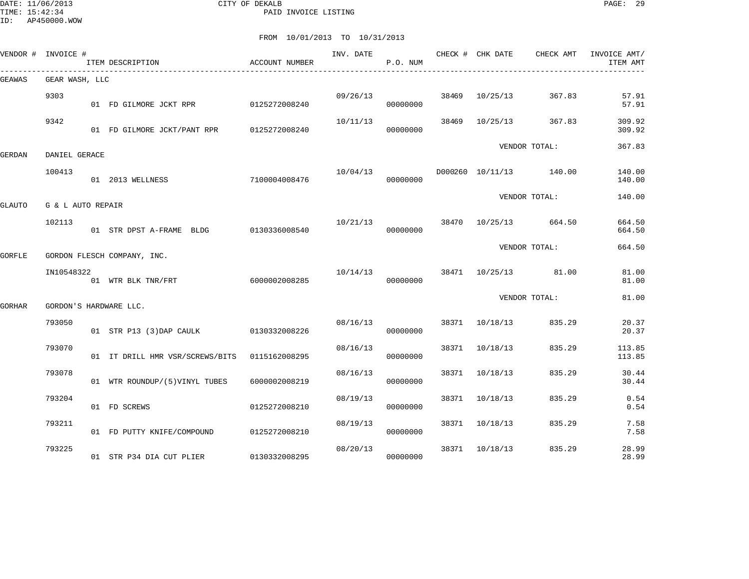DATE: 11/06/2013 CITY OF DEKALB
TIME: 15:42:34 PAID INVOICE LISTING
ID: AP450000.WOW

FROM 10/01/2013 TO 10/31/2013

| VENDOR # | INVOICE # | ITEM DESCRIPTION | ACCOUNT NUMBER | INV. DATE | P.O. NUM | CHECK # | CHK DATE | CHECK AMT | INVOICE AMT/ ITEM AMT |
|---|---|---|---|---|---|---|---|---|---|
| GEAWAS | GEAR WASH, LLC | | | | | | | | |
| | 9303 | | | 09/26/13 | | 38469 | 10/25/13 | 367.83 | 57.91 |
| | | 01 FD GILMORE JCKT RPR | 0125272008240 | | 00000000 | | | | 57.91 |
| | 9342 | | | 10/11/13 | | 38469 | 10/25/13 | 367.83 | 309.92 |
| | | 01 FD GILMORE JCKT/PANT RPR | 0125272008240 | | 00000000 | | | | 309.92 |
| | | | | | | | VENDOR TOTAL: | | 367.83 |
| GERDAN | DANIEL GERACE | | | | | | | | |
| | 100413 | | | 10/04/13 | | D000260 | 10/11/13 | 140.00 | 140.00 |
| | | 01 2013 WELLNESS | 7100004008476 | | 00000000 | | | | 140.00 |
| | | | | | | | VENDOR TOTAL: | | 140.00 |
| GLAUTO | G & L AUTO REPAIR | | | | | | | | |
| | 102113 | | | 10/21/13 | | 38470 | 10/25/13 | 664.50 | 664.50 |
| | | 01 STR DPST A-FRAME BLDG | 0130336008540 | | 00000000 | | | | 664.50 |
| | | | | | | | VENDOR TOTAL: | | 664.50 |
| GORFLE | GORDON FLESCH COMPANY, INC. | | | | | | | | |
| | IN10548322 | | | 10/14/13 | | 38471 | 10/25/13 | 81.00 | 81.00 |
| | | 01 WTR BLK TNR/FRT | 6000002008285 | | 00000000 | | | | 81.00 |
| | | | | | | | VENDOR TOTAL: | | 81.00 |
| GORHAR | GORDON'S HARDWARE LLC. | | | | | | | | |
| | 793050 | | | 08/16/13 | | 38371 | 10/18/13 | 835.29 | 20.37 |
| | | 01 STR P13 (3)DAP CAULK | 0130332008226 | | 00000000 | | | | 20.37 |
| | 793070 | | | 08/16/13 | | 38371 | 10/18/13 | 835.29 | 113.85 |
| | | 01 IT DRILL HMR VSR/SCREWS/BITS | 0115162008295 | | 00000000 | | | | 113.85 |
| | 793078 | | | 08/16/13 | | 38371 | 10/18/13 | 835.29 | 30.44 |
| | | 01 WTR ROUNDUP/(5)VINYL TUBES | 6000002008219 | | 00000000 | | | | 30.44 |
| | 793204 | | | 08/19/13 | | 38371 | 10/18/13 | 835.29 | 0.54 |
| | | 01 FD SCREWS | 0125272008210 | | 00000000 | | | | 0.54 |
| | 793211 | | | 08/19/13 | | 38371 | 10/18/13 | 835.29 | 7.58 |
| | | 01 FD PUTTY KNIFE/COMPOUND | 0125272008210 | | 00000000 | | | | 7.58 |
| | 793225 | | | 08/20/13 | | 38371 | 10/18/13 | 835.29 | 28.99 |
| | | 01 STR P34 DIA CUT PLIER | 0130332008295 | | 00000000 | | | | 28.99 |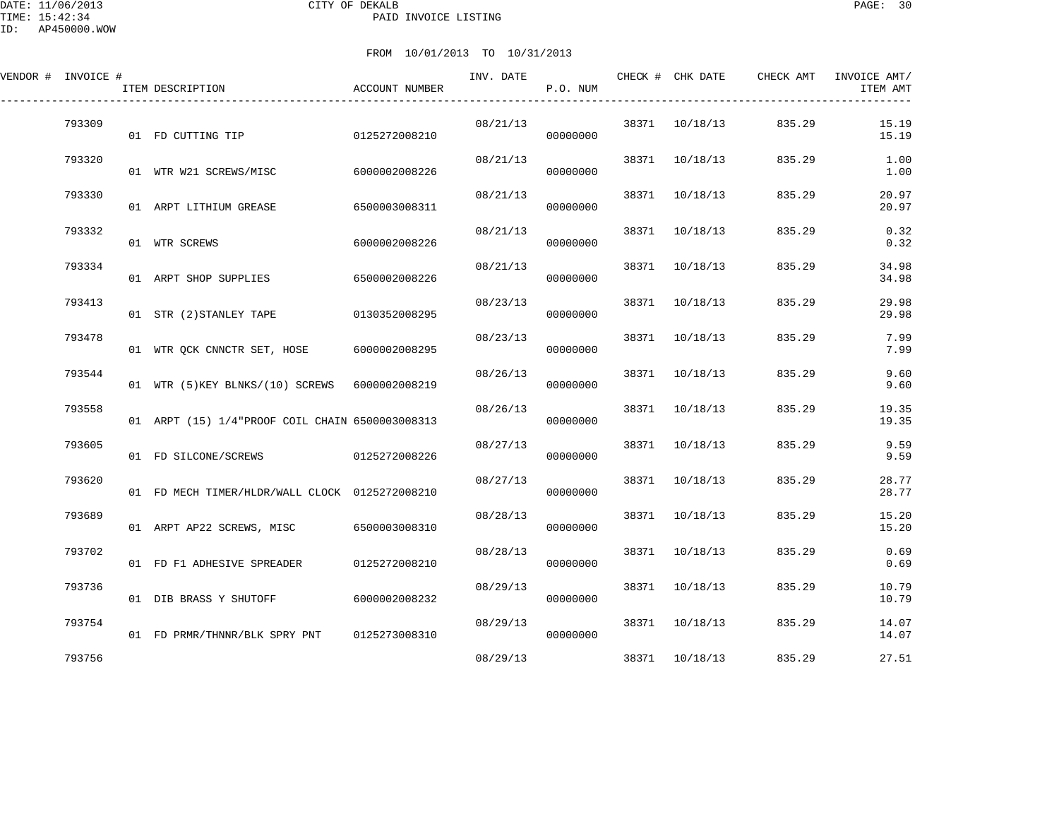CITY OF DEKALB

PAID INVOICE LISTING

DATE: 11/06/2013
TIME: 15:42:34
ID: AP450000.WOW

FROM 10/01/2013 TO 10/31/2013

| VENDOR # | INVOICE # | ITEM DESCRIPTION | ACCOUNT NUMBER | INV. DATE | P.O. NUM | CHECK # | CHK DATE | CHECK AMT | INVOICE AMT/ ITEM AMT |
|---|---|---|---|---|---|---|---|---|---|
| | 793309 | | | 08/21/13 | | 38371 | 10/18/13 | 835.29 | 15.19 |
| | | 01 FD CUTTING TIP | 0125272008210 | | 00000000 | | | | 15.19 |
| | 793320 | | | 08/21/13 | | 38371 | 10/18/13 | 835.29 | 1.00 |
| | | 01 WTR W21 SCREWS/MISC | 6000002008226 | | 00000000 | | | | 1.00 |
| | 793330 | | | 08/21/13 | | 38371 | 10/18/13 | 835.29 | 20.97 |
| | | 01 ARPT LITHIUM GREASE | 6500003008311 | | 00000000 | | | | 20.97 |
| | 793332 | | | 08/21/13 | | 38371 | 10/18/13 | 835.29 | 0.32 |
| | | 01 WTR SCREWS | 6000002008226 | | 00000000 | | | | 0.32 |
| | 793334 | | | 08/21/13 | | 38371 | 10/18/13 | 835.29 | 34.98 |
| | | 01 ARPT SHOP SUPPLIES | 6500002008226 | | 00000000 | | | | 34.98 |
| | 793413 | | | 08/23/13 | | 38371 | 10/18/13 | 835.29 | 29.98 |
| | | 01 STR (2)STANLEY TAPE | 0130352008295 | | 00000000 | | | | 29.98 |
| | 793478 | | | 08/23/13 | | 38371 | 10/18/13 | 835.29 | 7.99 |
| | | 01 WTR QCK CNNCTR SET, HOSE | 6000002008295 | | 00000000 | | | | 7.99 |
| | 793544 | | | 08/26/13 | | 38371 | 10/18/13 | 835.29 | 9.60 |
| | | 01 WTR (5)KEY BLNKS/(10) SCREWS | 6000002008219 | | 00000000 | | | | 9.60 |
| | 793558 | | | 08/26/13 | | 38371 | 10/18/13 | 835.29 | 19.35 |
| | | 01 ARPT (15) 1/4"PROOF COIL CHAIN | 6500003008313 | | 00000000 | | | | 19.35 |
| | 793605 | | | 08/27/13 | | 38371 | 10/18/13 | 835.29 | 9.59 |
| | | 01 FD SILCONE/SCREWS | 0125272008226 | | 00000000 | | | | 9.59 |
| | 793620 | | | 08/27/13 | | 38371 | 10/18/13 | 835.29 | 28.77 |
| | | 01 FD MECH TIMER/HLDR/WALL CLOCK | 0125272008210 | | 00000000 | | | | 28.77 |
| | 793689 | | | 08/28/13 | | 38371 | 10/18/13 | 835.29 | 15.20 |
| | | 01 ARPT AP22 SCREWS, MISC | 6500003008310 | | 00000000 | | | | 15.20 |
| | 793702 | | | 08/28/13 | | 38371 | 10/18/13 | 835.29 | 0.69 |
| | | 01 FD F1 ADHESIVE SPREADER | 0125272008210 | | 00000000 | | | | 0.69 |
| | 793736 | | | 08/29/13 | | 38371 | 10/18/13 | 835.29 | 10.79 |
| | | 01 DIB BRASS Y SHUTOFF | 6000002008232 | | 00000000 | | | | 10.79 |
| | 793754 | | | 08/29/13 | | 38371 | 10/18/13 | 835.29 | 14.07 |
| | | 01 FD PRMR/THNNR/BLK SPRY PNT | 0125273008310 | | 00000000 | | | | 14.07 |
| | 793756 | | | 08/29/13 | | 38371 | 10/18/13 | 835.29 | 27.51 |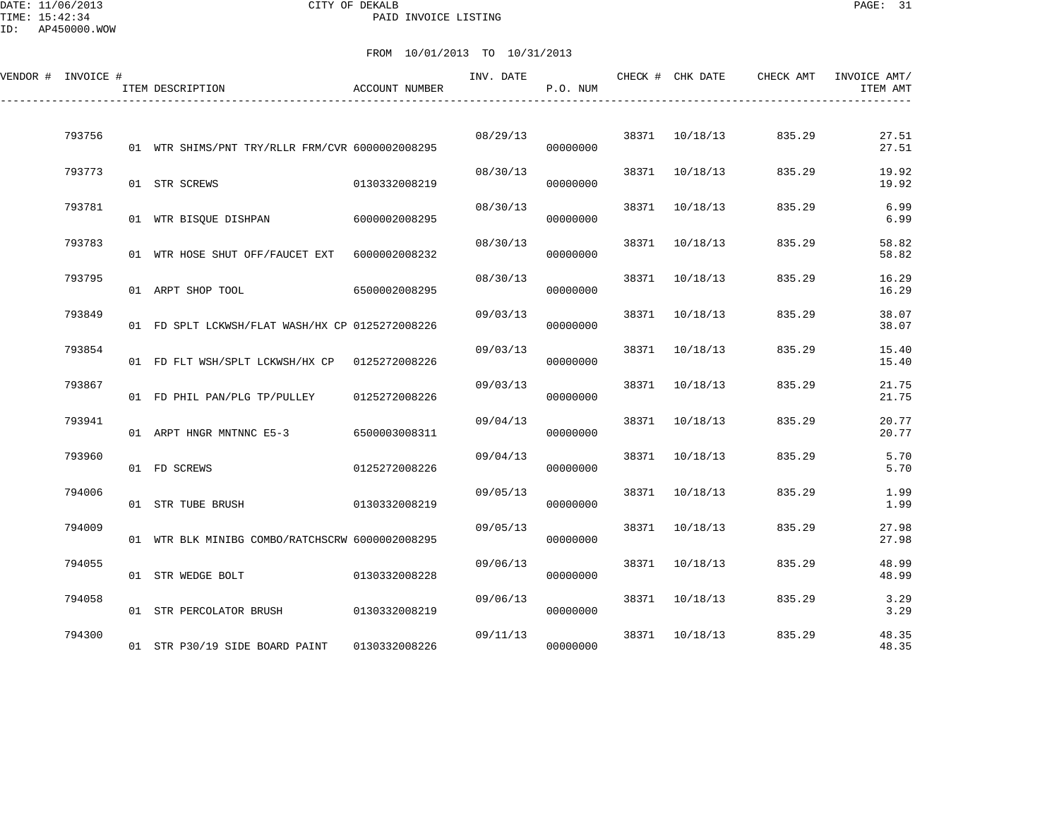DATE: 11/06/2013
TIME: 15:42:34
ID: AP450000.WOW

CITY OF DEKALB

PAID INVOICE LISTING

FROM 10/01/2013 TO 10/31/2013

| VENDOR # | INVOICE # | ITEM DESCRIPTION | ACCOUNT NUMBER | INV. DATE | P.O. NUM | CHECK # | CHK DATE | CHECK AMT | INVOICE AMT/ ITEM AMT |
|---|---|---|---|---|---|---|---|---|---|
| | 793756 | | | 08/29/13 | | 38371 | 10/18/13 | 835.29 | 27.51 |
| | | 01 WTR SHIMS/PNT TRY/RLLR FRM/CVR | 6000002008295 | | 00000000 | | | | 27.51 |
| | 793773 | | | 08/30/13 | | 38371 | 10/18/13 | 835.29 | 19.92 |
| | | 01 STR SCREWS | 0130332008219 | | 00000000 | | | | 19.92 |
| | 793781 | | | 08/30/13 | | 38371 | 10/18/13 | 835.29 | 6.99 |
| | | 01 WTR BISQUE DISHPAN | 6000002008295 | | 00000000 | | | | 6.99 |
| | 793783 | | | 08/30/13 | | 38371 | 10/18/13 | 835.29 | 58.82 |
| | | 01 WTR HOSE SHUT OFF/FAUCET EXT | 6000002008232 | | 00000000 | | | | 58.82 |
| | 793795 | | | 08/30/13 | | 38371 | 10/18/13 | 835.29 | 16.29 |
| | | 01 ARPT SHOP TOOL | 6500002008295 | | 00000000 | | | | 16.29 |
| | 793849 | | | 09/03/13 | | 38371 | 10/18/13 | 835.29 | 38.07 |
| | | 01 FD SPLT LCKWSH/FLAT WASH/HX CP | 0125272008226 | | 00000000 | | | | 38.07 |
| | 793854 | | | 09/03/13 | | 38371 | 10/18/13 | 835.29 | 15.40 |
| | | 01 FD FLT WSH/SPLT LCKWSH/HX CP | 0125272008226 | | 00000000 | | | | 15.40 |
| | 793867 | | | 09/03/13 | | 38371 | 10/18/13 | 835.29 | 21.75 |
| | | 01 FD PHIL PAN/PLG TP/PULLEY | 0125272008226 | | 00000000 | | | | 21.75 |
| | 793941 | | | 09/04/13 | | 38371 | 10/18/13 | 835.29 | 20.77 |
| | | 01 ARPT HNGR MNTNNC E5-3 | 6500003008311 | | 00000000 | | | | 20.77 |
| | 793960 | | | 09/04/13 | | 38371 | 10/18/13 | 835.29 | 5.70 |
| | | 01 FD SCREWS | 0125272008226 | | 00000000 | | | | 5.70 |
| | 794006 | | | 09/05/13 | | 38371 | 10/18/13 | 835.29 | 1.99 |
| | | 01 STR TUBE BRUSH | 0130332008219 | | 00000000 | | | | 1.99 |
| | 794009 | | | 09/05/13 | | 38371 | 10/18/13 | 835.29 | 27.98 |
| | | 01 WTR BLK MINIBG COMBO/RATCHSCRW | 6000002008295 | | 00000000 | | | | 27.98 |
| | 794055 | | | 09/06/13 | | 38371 | 10/18/13 | 835.29 | 48.99 |
| | | 01 STR WEDGE BOLT | 0130332008228 | | 00000000 | | | | 48.99 |
| | 794058 | | | 09/06/13 | | 38371 | 10/18/13 | 835.29 | 3.29 |
| | | 01 STR PERCOLATOR BRUSH | 0130332008219 | | 00000000 | | | | 3.29 |
| | 794300 | | | 09/11/13 | | 38371 | 10/18/13 | 835.29 | 48.35 |
| | | 01 STR P30/19 SIDE BOARD PAINT | 0130332008226 | | 00000000 | | | | 48.35 |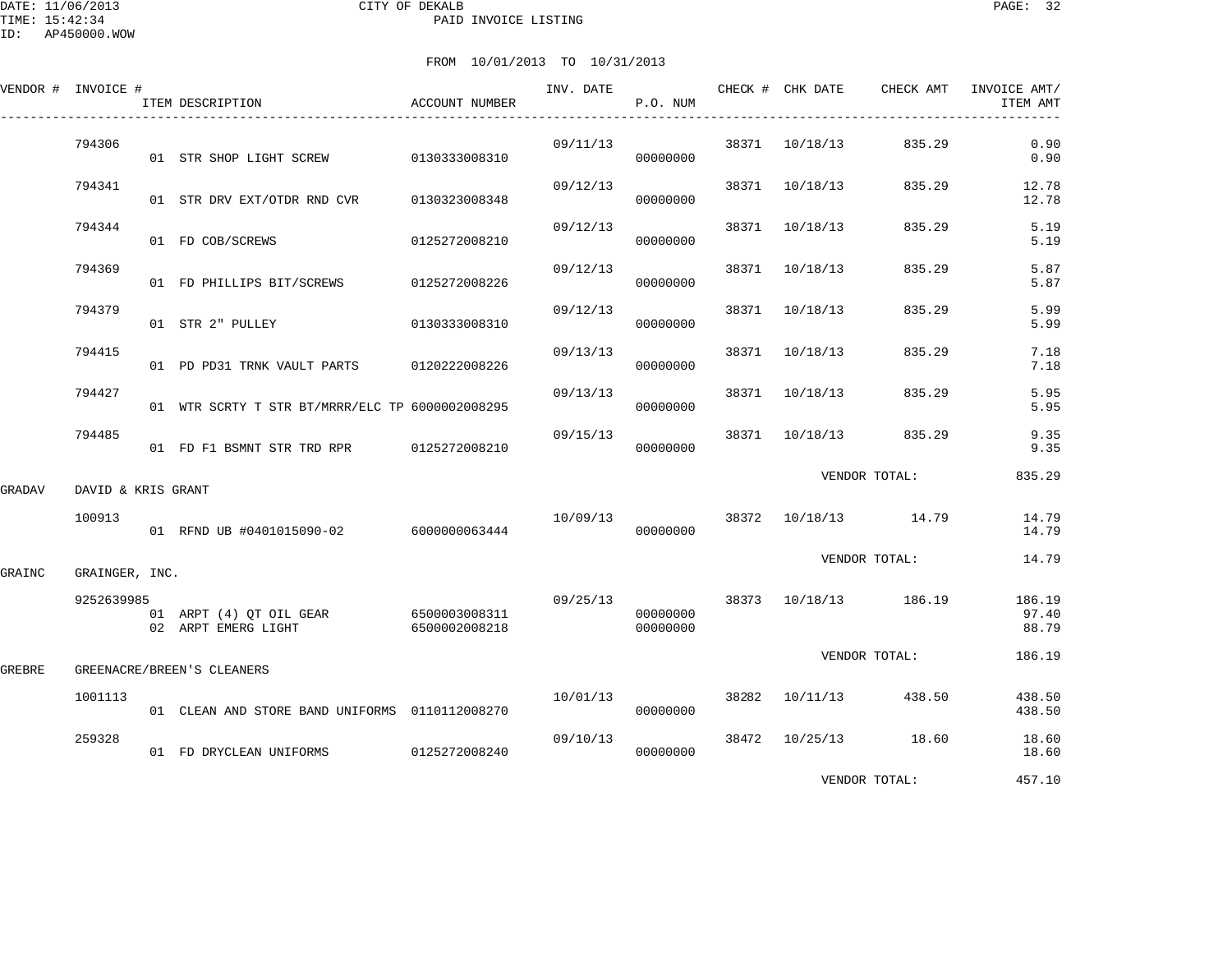CITY OF DEKALB

PAID INVOICE LISTING

DATE: 11/06/2013
TIME: 15:42:34
ID: AP450000.WOW

FROM 10/01/2013 TO 10/31/2013

| VENDOR # | INVOICE # | ITEM DESCRIPTION | ACCOUNT NUMBER | INV. DATE | P.O. NUM | CHECK # | CHK DATE | CHECK AMT | INVOICE AMT/ ITEM AMT |
|---|---|---|---|---|---|---|---|---|---|
| | 794306 | | | 09/11/13 | | 38371 | 10/18/13 | 835.29 | 0.90 |
| | | 01 STR SHOP LIGHT SCREW | 0130333008310 | | 00000000 | | | | 0.90 |
| | 794341 | | | 09/12/13 | | 38371 | 10/18/13 | 835.29 | 12.78 |
| | | 01 STR DRV EXT/OTDR RND CVR | 0130323008348 | | 00000000 | | | | 12.78 |
| | 794344 | | | 09/12/13 | | 38371 | 10/18/13 | 835.29 | 5.19 |
| | | 01 FD COB/SCREWS | 0125272008210 | | 00000000 | | | | 5.19 |
| | 794369 | | | 09/12/13 | | 38371 | 10/18/13 | 835.29 | 5.87 |
| | | 01 FD PHILLIPS BIT/SCREWS | 0125272008226 | | 00000000 | | | | 5.87 |
| | 794379 | | | 09/12/13 | | 38371 | 10/18/13 | 835.29 | 5.99 |
| | | 01 STR 2" PULLEY | 0130333008310 | | 00000000 | | | | 5.99 |
| | 794415 | | | 09/13/13 | | 38371 | 10/18/13 | 835.29 | 7.18 |
| | | 01 PD PD31 TRNK VAULT PARTS | 0120222008226 | | 00000000 | | | | 7.18 |
| | 794427 | | | 09/13/13 | | 38371 | 10/18/13 | 835.29 | 5.95 |
| | | 01 WTR SCRTY T STR BT/MRRR/ELC TP | 6000002008295 | | 00000000 | | | | 5.95 |
| | 794485 | | | 09/15/13 | | 38371 | 10/18/13 | 835.29 | 9.35 |
| | | 01 FD F1 BSMNT STR TRD RPR | 0125272008210 | | 00000000 | | | | 9.35 |
| | | | | | | | VENDOR TOTAL: | | 835.29 |
| GRADAV | DAVID & KRIS GRANT | | | | | | | | |
| | 100913 | | | 10/09/13 | | 38372 | 10/18/13 | 14.79 | 14.79 |
| | | 01 RFND UB #0401015090-02 | 6000000063444 | | 00000000 | | | | 14.79 |
| | | | | | | | VENDOR TOTAL: | | 14.79 |
| GRAINC | GRAINGER, INC. | | | | | | | | |
| | 9252639985 | | | 09/25/13 | | 38373 | 10/18/13 | 186.19 | 186.19 |
| | | 01 ARPT (4) QT OIL GEAR | 6500003008311 | | 00000000 | | | | 97.40 |
| | | 02 ARPT EMERG LIGHT | 6500002008218 | | 00000000 | | | | 88.79 |
| | | | | | | | VENDOR TOTAL: | | 186.19 |
| GREBRE | GREENACRE/BREEN'S CLEANERS | | | | | | | | |
| | 1001113 | | | 10/01/13 | | 38282 | 10/11/13 | 438.50 | 438.50 |
| | | 01 CLEAN AND STORE BAND UNIFORMS | 0110112008270 | | 00000000 | | | | 438.50 |
| | 259328 | | | 09/10/13 | | 38472 | 10/25/13 | 18.60 | 18.60 |
| | | 01 FD DRYCLEAN UNIFORMS | 0125272008240 | | 00000000 | | | | 18.60 |
| | | | | | | | VENDOR TOTAL: | | 457.10 |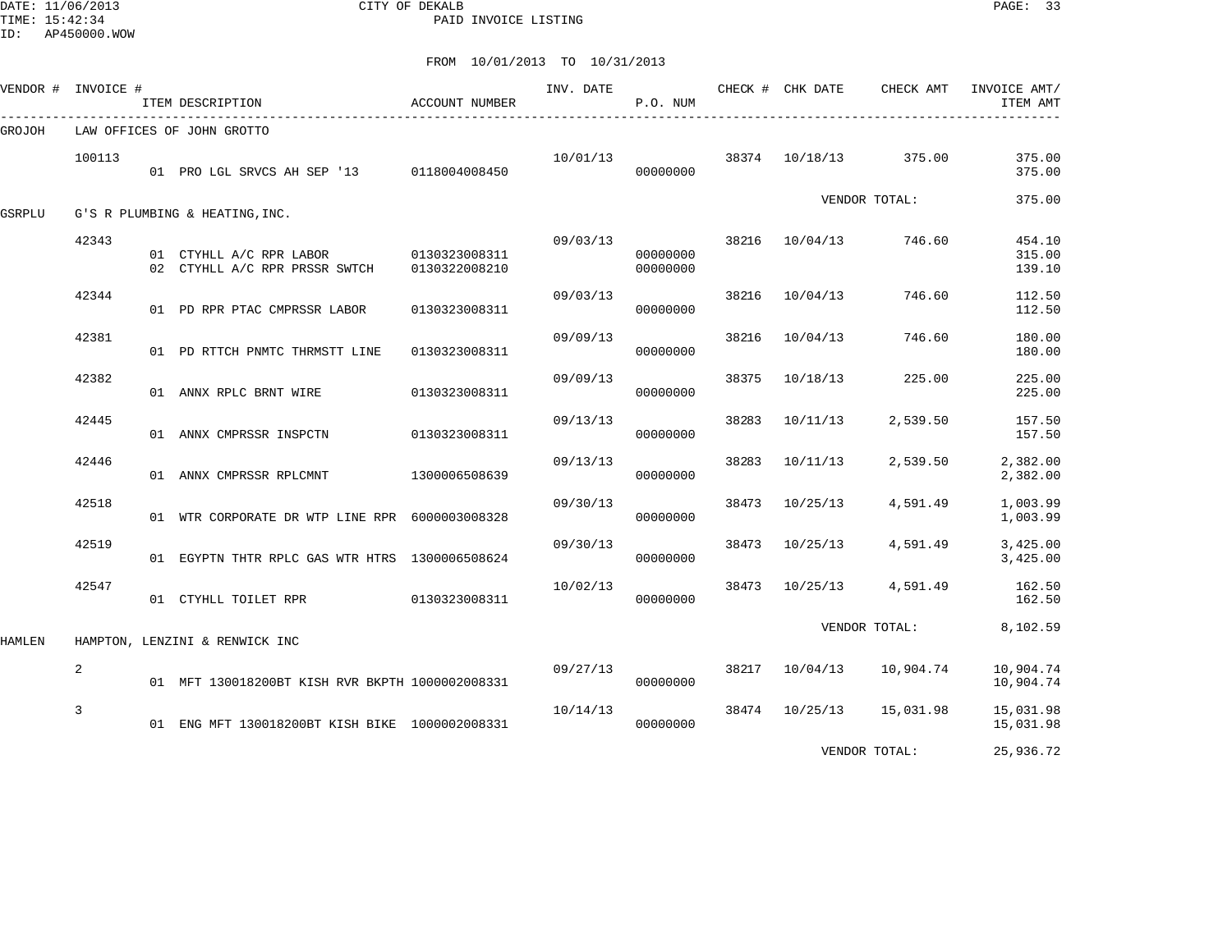CITY OF DEKALB

PAID INVOICE LISTING

DATE: 11/06/2013
TIME: 15:42:34
ID: AP450000.WOW

FROM 10/01/2013 TO 10/31/2013

| VENDOR # | INVOICE # | ITEM DESCRIPTION | ACCOUNT NUMBER | INV. DATE | P.O. NUM | CHECK # | CHK DATE | CHECK AMT | INVOICE AMT/ ITEM AMT |
|---|---|---|---|---|---|---|---|---|---|
| GROJOH | LAW OFFICES OF JOHN GROTTO | | | | | | | | |
| | 100113 | | | 10/01/13 | | 38374 | 10/18/13 | 375.00 | 375.00 |
| | | 01 PRO LGL SRVCS AH SEP '13 | 0118004008450 | | 00000000 | | | | 375.00 |
| | | | | | | | | VENDOR TOTAL: | 375.00 |
| GSRPLU | G'S R PLUMBING & HEATING,INC. | | | | | | | | |
| | 42343 | | | 09/03/13 | | 38216 | 10/04/13 | 746.60 | 454.10 |
| | | 01 CTYHLL A/C RPR LABOR | 0130323008311 | | 00000000 | | | | 315.00 |
| | | 02 CTYHLL A/C RPR PRSSR SWTCH | 0130322008210 | | 00000000 | | | | 139.10 |
| | 42344 | | | 09/03/13 | | 38216 | 10/04/13 | 746.60 | 112.50 |
| | | 01 PD RPR PTAC CMPRSSR LABOR | 0130323008311 | | 00000000 | | | | 112.50 |
| | 42381 | | | 09/09/13 | | 38216 | 10/04/13 | 746.60 | 180.00 |
| | | 01 PD RTTCH PNMTC THRMSTT LINE | 0130323008311 | | 00000000 | | | | 180.00 |
| | 42382 | | | 09/09/13 | | 38375 | 10/18/13 | 225.00 | 225.00 |
| | | 01 ANNX RPLC BRNT WIRE | 0130323008311 | | 00000000 | | | | 225.00 |
| | 42445 | | | 09/13/13 | | 38283 | 10/11/13 | 2,539.50 | 157.50 |
| | | 01 ANNX CMPRSSR INSPCTN | 0130323008311 | | 00000000 | | | | 157.50 |
| | 42446 | | | 09/13/13 | | 38283 | 10/11/13 | 2,539.50 | 2,382.00 |
| | | 01 ANNX CMPRSSR RPLCMNT | 1300006508639 | | 00000000 | | | | 2,382.00 |
| | 42518 | | | 09/30/13 | | 38473 | 10/25/13 | 4,591.49 | 1,003.99 |
| | | 01 WTR CORPORATE DR WTP LINE RPR | 6000003008328 | | 00000000 | | | | 1,003.99 |
| | 42519 | | | 09/30/13 | | 38473 | 10/25/13 | 4,591.49 | 3,425.00 |
| | | 01 EGYPTN THTR RPLC GAS WTR HTRS | 1300006508624 | | 00000000 | | | | 3,425.00 |
| | 42547 | | | 10/02/13 | | 38473 | 10/25/13 | 4,591.49 | 162.50 |
| | | 01 CTYHLL TOILET RPR | 0130323008311 | | 00000000 | | | | 162.50 |
| | | | | | | | | VENDOR TOTAL: | 8,102.59 |
| HAMLEN | HAMPTON, LENZINI & RENWICK INC | | | | | | | | |
| | 2 | | | 09/27/13 | | 38217 | 10/04/13 | 10,904.74 | 10,904.74 |
| | | 01 MFT 130018200BT KISH RVR BKPTH | 1000002008331 | | 00000000 | | | | 10,904.74 |
| | 3 | | | 10/14/13 | | 38474 | 10/25/13 | 15,031.98 | 15,031.98 |
| | | 01 ENG MFT 130018200BT KISH BIKE | 1000002008331 | | 00000000 | | | | 15,031.98 |
| | | | | | | | | VENDOR TOTAL: | 25,936.72 |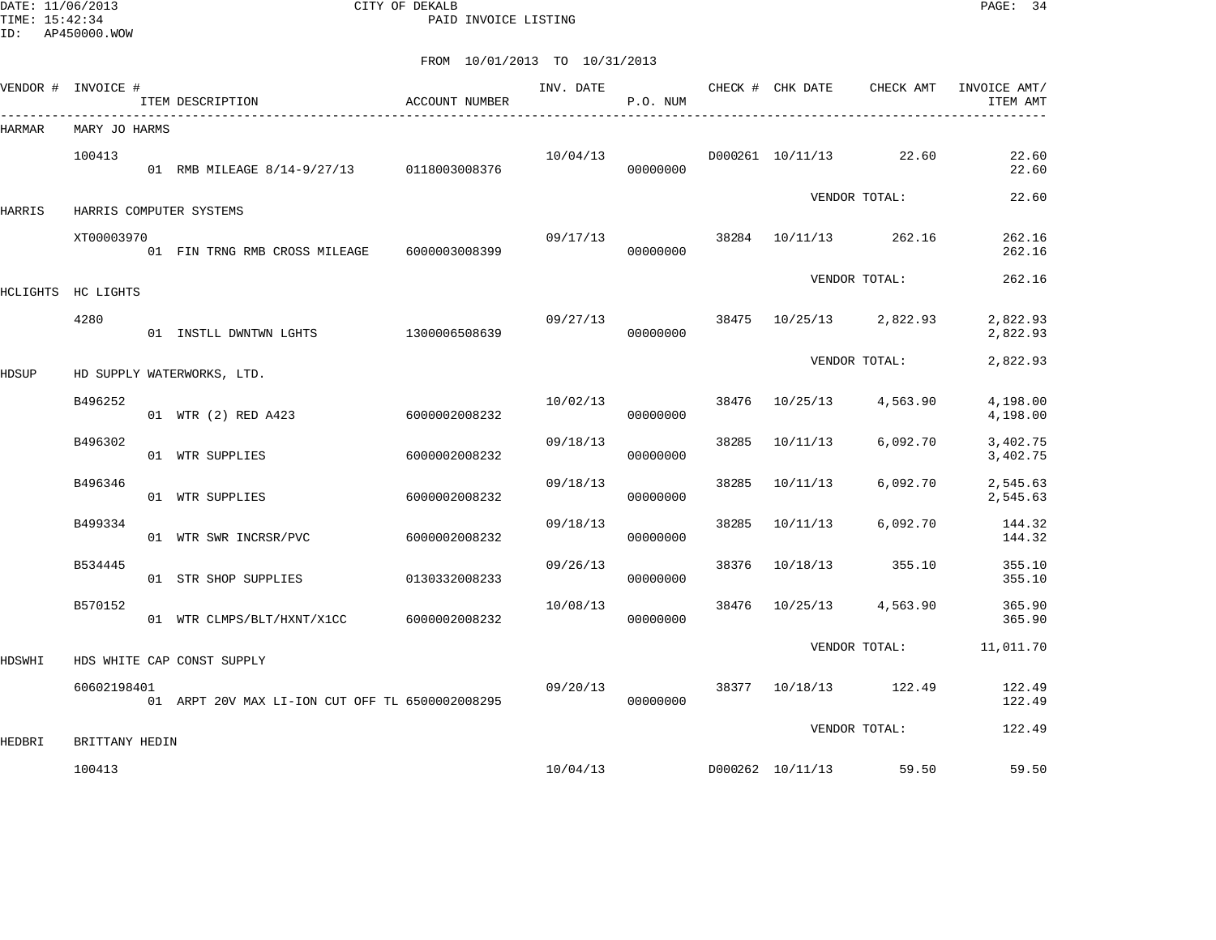CITY OF DEKALB
PAID INVOICE LISTING

FROM 10/01/2013 TO 10/31/2013

| VENDOR # | INVOICE # | ITEM DESCRIPTION | ACCOUNT NUMBER | INV. DATE | P.O. NUM | CHECK # | CHK DATE | CHECK AMT | INVOICE AMT/ ITEM AMT |
|---|---|---|---|---|---|---|---|---|---|
| HARMAR | MARY JO HARMS | | | | | | | | |
| | 100413 | | | 10/04/13 | | D000261 | 10/11/13 | 22.60 | 22.60 |
| | | 01 RMB MILEAGE 8/14-9/27/13 | 0118003008376 | | 00000000 | | | | 22.60 |
| | | | | | | | | VENDOR TOTAL: | 22.60 |
| HARRIS | HARRIS COMPUTER SYSTEMS | | | | | | | | |
| | XT00003970 | | | 09/17/13 | | 38284 | 10/11/13 | 262.16 | 262.16 |
| | | 01 FIN TRNG RMB CROSS MILEAGE | 6000003008399 | | 00000000 | | | | 262.16 |
| | | | | | | | | VENDOR TOTAL: | 262.16 |
| HCLIGHTS | HC LIGHTS | | | | | | | | |
| | 4280 | | | 09/27/13 | | 38475 | 10/25/13 | 2,822.93 | 2,822.93 |
| | | 01 INSTLL DWNTWN LGHTS | 1300006508639 | | 00000000 | | | | 2,822.93 |
| | | | | | | | | VENDOR TOTAL: | 2,822.93 |
| HDSUP | HD SUPPLY WATERWORKS, LTD. | | | | | | | | |
| | B496252 | | | 10/02/13 | | 38476 | 10/25/13 | 4,563.90 | 4,198.00 |
| | | 01 WTR (2) RED A423 | 6000002008232 | | 00000000 | | | | 4,198.00 |
| | B496302 | | | 09/18/13 | | 38285 | 10/11/13 | 6,092.70 | 3,402.75 |
| | | 01 WTR SUPPLIES | 6000002008232 | | 00000000 | | | | 3,402.75 |
| | B496346 | | | 09/18/13 | | 38285 | 10/11/13 | 6,092.70 | 2,545.63 |
| | | 01 WTR SUPPLIES | 6000002008232 | | 00000000 | | | | 2,545.63 |
| | B499334 | | | 09/18/13 | | 38285 | 10/11/13 | 6,092.70 | 144.32 |
| | | 01 WTR SWR INCRSR/PVC | 6000002008232 | | 00000000 | | | | 144.32 |
| | B534445 | | | 09/26/13 | | 38376 | 10/18/13 | 355.10 | 355.10 |
| | | 01 STR SHOP SUPPLIES | 0130332008233 | | 00000000 | | | | 355.10 |
| | B570152 | | | 10/08/13 | | 38476 | 10/25/13 | 4,563.90 | 365.90 |
| | | 01 WTR CLMPS/BLT/HXNT/X1CC | 6000002008232 | | 00000000 | | | | 365.90 |
| | | | | | | | | VENDOR TOTAL: | 11,011.70 |
| HDSWHI | HDS WHITE CAP CONST SUPPLY | | | | | | | | |
| | 60602198401 | | | 09/20/13 | | 38377 | 10/18/13 | 122.49 | 122.49 |
| | | 01 ARPT 20V MAX LI-ION CUT OFF TL | 6500002008295 | | 00000000 | | | | 122.49 |
| | | | | | | | | VENDOR TOTAL: | 122.49 |
| HEDBRI | BRITTANY HEDIN | | | | | | | | |
| | 100413 | | | 10/04/13 | | D000262 | 10/11/13 | 59.50 | 59.50 |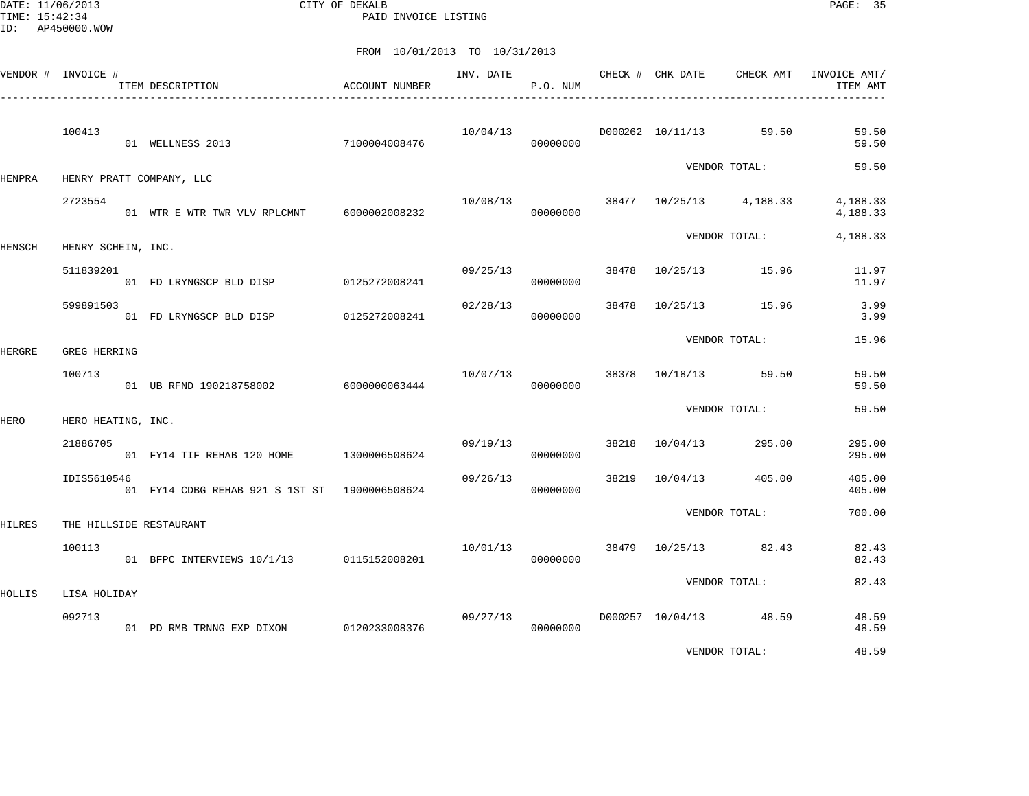DATE: 11/06/2013 CITY OF DEKALB
TIME: 15:42:34 PAID INVOICE LISTING
ID: AP450000.WOW

FROM 10/01/2013 TO 10/31/2013

| VENDOR # | INVOICE # / ITEM DESCRIPTION | ACCOUNT NUMBER | INV. DATE | P.O. NUM | CHECK # | CHK DATE | CHECK AMT | INVOICE AMT/ ITEM AMT |
|---|---|---|---|---|---|---|---|---|
| | 100413 | | 10/04/13 | | D000262 | 10/11/13 | 59.50 | 59.50 |
| | 01 WELLNESS 2013 | 7100004008476 | | 00000000 | | | | 59.50 |
| | | | | | | VENDOR TOTAL: | | 59.50 |
| HENPRA | HENRY PRATT COMPANY, LLC | | | | | | | |
| | 2723554 | | 10/08/13 | | 38477 | 10/25/13 | 4,188.33 | 4,188.33 |
| | 01 WTR E WTR TWR VLV RPLCMNT | 6000002008232 | | 00000000 | | | | 4,188.33 |
| | | | | | | VENDOR TOTAL: | | 4,188.33 |
| HENSCH | HENRY SCHEIN, INC. | | | | | | | |
| | 511839201 | | 09/25/13 | | 38478 | 10/25/13 | 15.96 | 11.97 |
| | 01 FD LRYNGSCP BLD DISP | 0125272008241 | | 00000000 | | | | 11.97 |
| | 599891503 | | 02/28/13 | | 38478 | 10/25/13 | 15.96 | 3.99 |
| | 01 FD LRYNGSCP BLD DISP | 0125272008241 | | 00000000 | | | | 3.99 |
| | | | | | | VENDOR TOTAL: | | 15.96 |
| HERGRE | GREG HERRING | | | | | | | |
| | 100713 | | 10/07/13 | | 38378 | 10/18/13 | 59.50 | 59.50 |
| | 01 UB RFND 190218758002 | 6000000063444 | | 00000000 | | | | 59.50 |
| | | | | | | VENDOR TOTAL: | | 59.50 |
| HERO | HERO HEATING, INC. | | | | | | | |
| | 21886705 | | 09/19/13 | | 38218 | 10/04/13 | 295.00 | 295.00 |
| | 01 FY14 TIF REHAB 120 HOME | 1300006508624 | | 00000000 | | | | 295.00 |
| | IDIS5610546 | | 09/26/13 | | 38219 | 10/04/13 | 405.00 | 405.00 |
| | 01 FY14 CDBG REHAB 921 S 1ST ST | 1900006508624 | | 00000000 | | | | 405.00 |
| | | | | | | VENDOR TOTAL: | | 700.00 |
| HILRES | THE HILLSIDE RESTAURANT | | | | | | | |
| | 100113 | | 10/01/13 | | 38479 | 10/25/13 | 82.43 | 82.43 |
| | 01 BFPC INTERVIEWS 10/1/13 | 0115152008201 | | 00000000 | | | | 82.43 |
| | | | | | | VENDOR TOTAL: | | 82.43 |
| HOLLIS | LISA HOLIDAY | | | | | | | |
| | 092713 | | 09/27/13 | | D000257 | 10/04/13 | 48.59 | 48.59 |
| | 01 PD RMB TRNNG EXP DIXON | 0120233008376 | | 00000000 | | | | 48.59 |
| | | | | | | VENDOR TOTAL: | | 48.59 |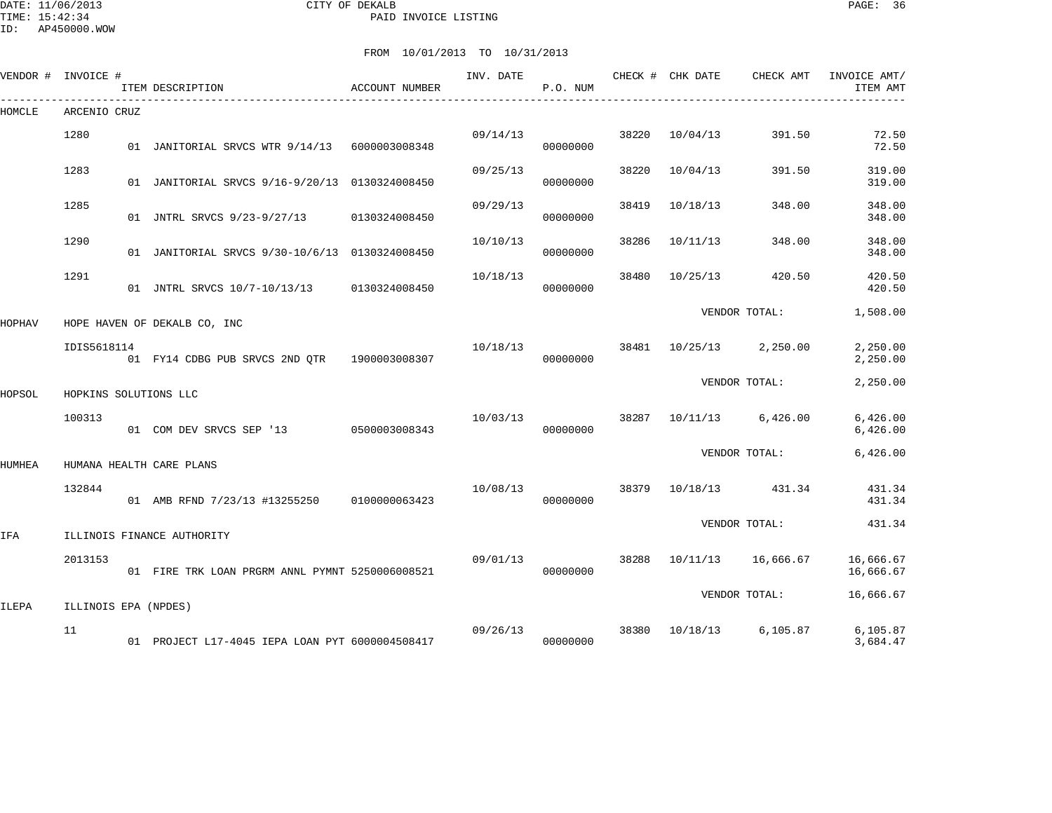CITY OF DEKALB

PAID INVOICE LISTING

DATE: 11/06/2013
TIME: 15:42:34
ID: AP450000.WOW

FROM 10/01/2013 TO 10/31/2013

| VENDOR # | INVOICE # | ITEM DESCRIPTION | ACCOUNT NUMBER | INV. DATE | P.O. NUM | CHECK # | CHK DATE | CHECK AMT | INVOICE AMT/ ITEM AMT |
|---|---|---|---|---|---|---|---|---|---|
| HOMCLE | ARCENIO CRUZ | | | | | | | | |
| | 1280 | | | 09/14/13 | | 38220 | 10/04/13 | 391.50 | 72.50 |
| | | 01 JANITORIAL SRVCS WTR 9/14/13 | 6000003008348 | | 00000000 | | | | 72.50 |
| | 1283 | | | 09/25/13 | | 38220 | 10/04/13 | 391.50 | 319.00 |
| | | 01 JANITORIAL SRVCS 9/16-9/20/13 | 0130324008450 | | 00000000 | | | | 319.00 |
| | 1285 | | | 09/29/13 | | 38419 | 10/18/13 | 348.00 | 348.00 |
| | | 01 JNTRL SRVCS 9/23-9/27/13 | 0130324008450 | | 00000000 | | | | 348.00 |
| | 1290 | | | 10/10/13 | | 38286 | 10/11/13 | 348.00 | 348.00 |
| | | 01 JANITORIAL SRVCS 9/30-10/6/13 | 0130324008450 | | 00000000 | | | | 348.00 |
| | 1291 | | | 10/18/13 | | 38480 | 10/25/13 | 420.50 | 420.50 |
| | | 01 JNTRL SRVCS 10/7-10/13/13 | 0130324008450 | | 00000000 | | | | 420.50 |
| | | | | | | | VENDOR TOTAL: | | 1,508.00 |
| HOPHAV | HOPE HAVEN OF DEKALB CO, INC | | | | | | | | |
| | IDIS5618114 | | | 10/18/13 | | 38481 | 10/25/13 | 2,250.00 | 2,250.00 |
| | | 01 FY14 CDBG PUB SRVCS 2ND QTR | 1900003008307 | | 00000000 | | | | 2,250.00 |
| | | | | | | | VENDOR TOTAL: | | 2,250.00 |
| HOPSOL | HOPKINS SOLUTIONS LLC | | | | | | | | |
| | 100313 | | | 10/03/13 | | 38287 | 10/11/13 | 6,426.00 | 6,426.00 |
| | | 01 COM DEV SRVCS SEP '13 | 0500003008343 | | 00000000 | | | | 6,426.00 |
| | | | | | | | VENDOR TOTAL: | | 6,426.00 |
| HUMHEA | HUMANA HEALTH CARE PLANS | | | | | | | | |
| | 132844 | | | 10/08/13 | | 38379 | 10/18/13 | 431.34 | 431.34 |
| | | 01 AMB RFND 7/23/13 #13255250 | 0100000063423 | | 00000000 | | | | 431.34 |
| | | | | | | | VENDOR TOTAL: | | 431.34 |
| IFA | ILLINOIS FINANCE AUTHORITY | | | | | | | | |
| | 2013153 | | | 09/01/13 | | 38288 | 10/11/13 | 16,666.67 | 16,666.67 |
| | | 01 FIRE TRK LOAN PRGRM ANNL PYMNT | 5250006008521 | | 00000000 | | | | 16,666.67 |
| | | | | | | | VENDOR TOTAL: | | 16,666.67 |
| ILEPA | ILLINOIS EPA (NPDES) | | | | | | | | |
| | 11 | | | 09/26/13 | | 38380 | 10/18/13 | 6,105.87 | 6,105.87 |
| | | 01 PROJECT L17-4045 IEPA LOAN PYT | 6000004508417 | | 00000000 | | | | 3,684.47 |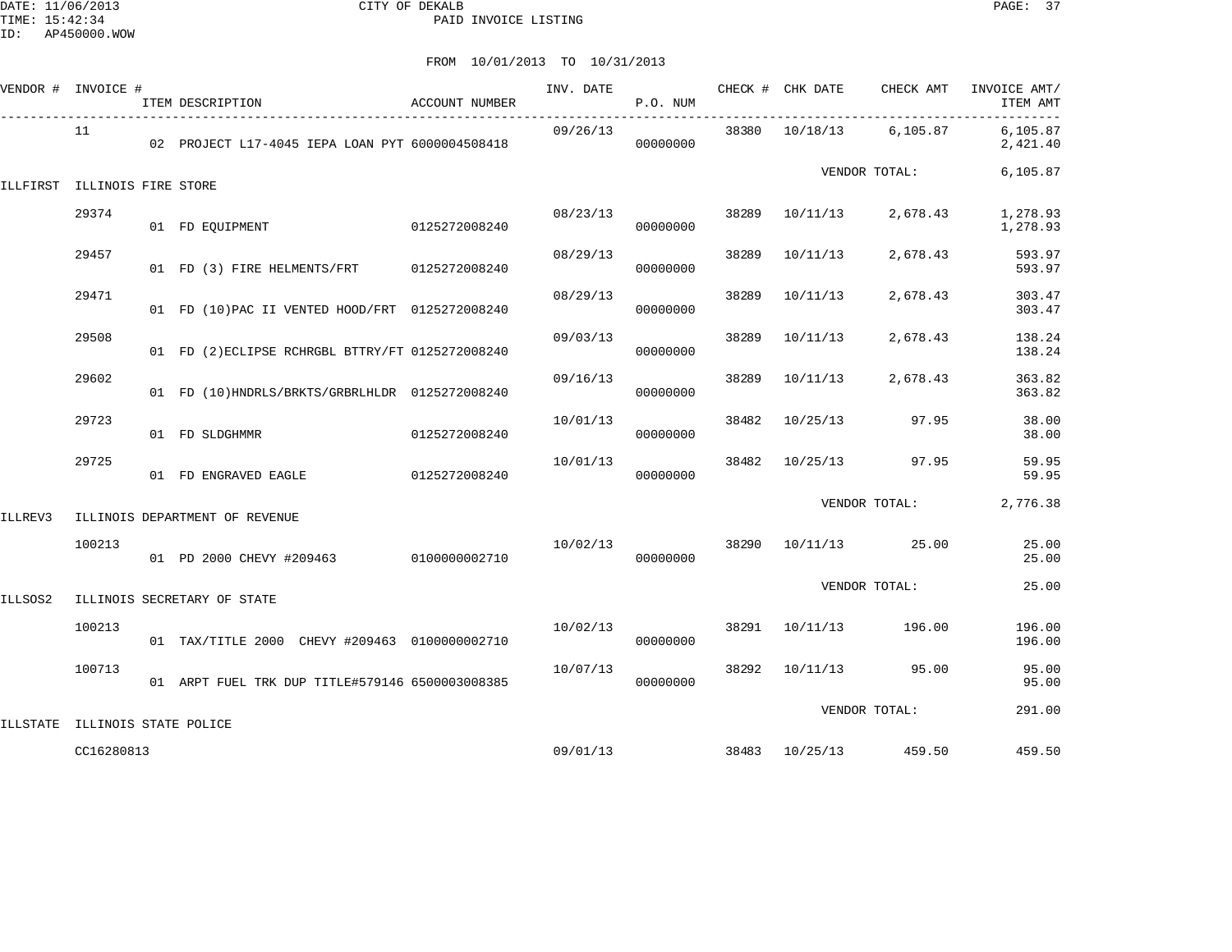CITY OF DEKALB
PAID INVOICE LISTING

FROM 10/01/2013 TO 10/31/2013

| VENDOR # | INVOICE # | ITEM DESCRIPTION | ACCOUNT NUMBER | INV. DATE | P.O. NUM | CHECK # | CHK DATE | CHECK AMT | INVOICE AMT/ ITEM AMT |
|---|---|---|---|---|---|---|---|---|---|
| | 11 | | | 09/26/13 | | 38380 | 10/18/13 | 6,105.87 | 6,105.87 |
| | | 02 PROJECT L17-4045 IEPA LOAN PYT | 6000004508418 | | 00000000 | | | | 2,421.40 |
| | | | | | | | | VENDOR TOTAL: | 6,105.87 |
| ILLFIRST | ILLINOIS FIRE STORE | | | | | | | | |
| | 29374 | | | 08/23/13 | | 38289 | 10/11/13 | 2,678.43 | 1,278.93 |
| | | 01 FD EQUIPMENT | 0125272008240 | | 00000000 | | | | 1,278.93 |
| | 29457 | | | 08/29/13 | | 38289 | 10/11/13 | 2,678.43 | 593.97 |
| | | 01 FD (3) FIRE HELMENTS/FRT | 0125272008240 | | 00000000 | | | | 593.97 |
| | 29471 | | | 08/29/13 | | 38289 | 10/11/13 | 2,678.43 | 303.47 |
| | | 01 FD (10)PAC II VENTED HOOD/FRT | 0125272008240 | | 00000000 | | | | 303.47 |
| | 29508 | | | 09/03/13 | | 38289 | 10/11/13 | 2,678.43 | 138.24 |
| | | 01 FD (2)ECLIPSE RCHRGBL BTTRY/FT | 0125272008240 | | 00000000 | | | | 138.24 |
| | 29602 | | | 09/16/13 | | 38289 | 10/11/13 | 2,678.43 | 363.82 |
| | | 01 FD (10)HNDRLS/BRKTS/GRBRLHLDR | 0125272008240 | | 00000000 | | | | 363.82 |
| | 29723 | | | 10/01/13 | | 38482 | 10/25/13 | 97.95 | 38.00 |
| | | 01 FD SLDGHMMR | 0125272008240 | | 00000000 | | | | 38.00 |
| | 29725 | | | 10/01/13 | | 38482 | 10/25/13 | 97.95 | 59.95 |
| | | 01 FD ENGRAVED EAGLE | 0125272008240 | | 00000000 | | | | 59.95 |
| | | | | | | | | VENDOR TOTAL: | 2,776.38 |
| ILLREV3 | ILLINOIS DEPARTMENT OF REVENUE | | | | | | | | |
| | 100213 | | | 10/02/13 | | 38290 | 10/11/13 | 25.00 | 25.00 |
| | | 01 PD 2000 CHEVY #209463 | 0100000002710 | | 00000000 | | | | 25.00 |
| | | | | | | | | VENDOR TOTAL: | 25.00 |
| ILLSOS2 | ILLINOIS SECRETARY OF STATE | | | | | | | | |
| | 100213 | | | 10/02/13 | | 38291 | 10/11/13 | 196.00 | 196.00 |
| | | 01 TAX/TITLE 2000 CHEVY #209463 | 0100000002710 | | 00000000 | | | | 196.00 |
| | 100713 | | | 10/07/13 | | 38292 | 10/11/13 | 95.00 | 95.00 |
| | | 01 ARPT FUEL TRK DUP TITLE#579146 | 6500003008385 | | 00000000 | | | | 95.00 |
| | | | | | | | | VENDOR TOTAL: | 291.00 |
| ILLSTATE | ILLINOIS STATE POLICE | | | | | | | | |
| | CC16280813 | | | 09/01/13 | | 38483 | 10/25/13 | 459.50 | 459.50 |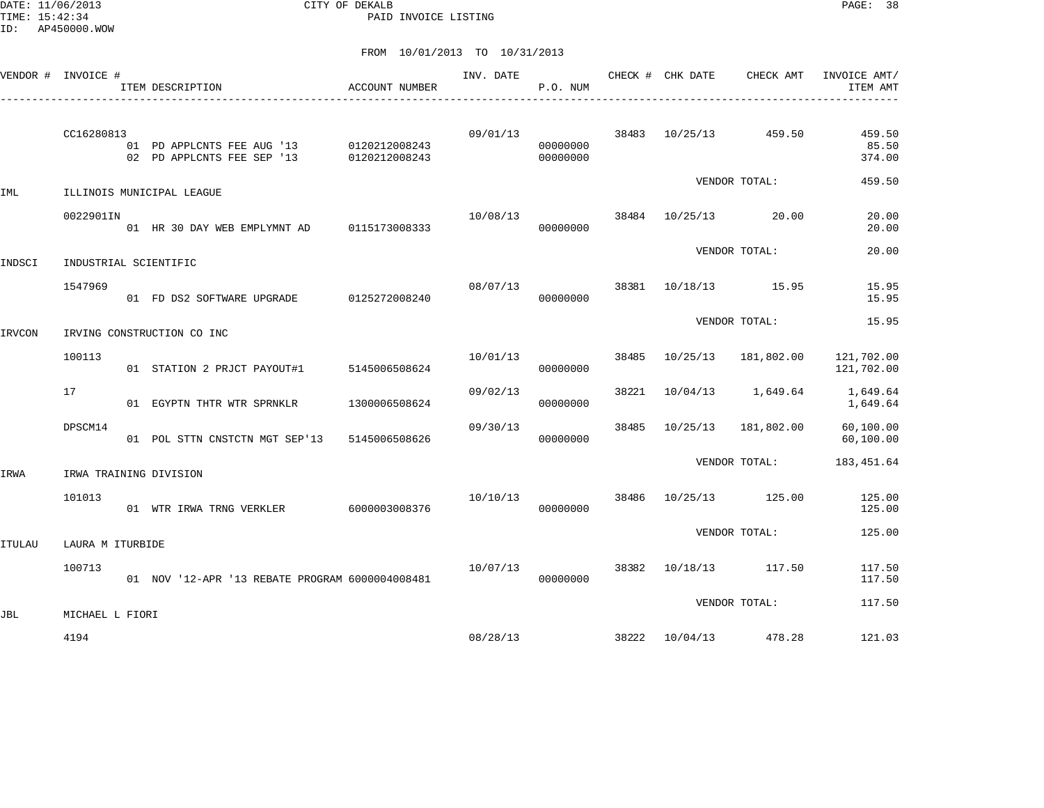DATE: 11/06/2013 CITY OF DEKALB
TIME: 15:42:34 PAID INVOICE LISTING
ID: AP450000.WOW

FROM 10/01/2013 TO 10/31/2013

| VENDOR # | INVOICE # / ITEM DESCRIPTION | ACCOUNT NUMBER | INV. DATE | P.O. NUM | CHECK # | CHK DATE | CHECK AMT | INVOICE AMT/ ITEM AMT |
|---|---|---|---|---|---|---|---|---|
| | CC16280813 | | 09/01/13 | | 38483 | 10/25/13 | 459.50 | 459.50 |
| | 01 PD APPLCNTS FEE AUG '13 | 0120212008243 | | 00000000 | | | | 85.50 |
| | 02 PD APPLCNTS FEE SEP '13 | 0120212008243 | | 00000000 | | | | 374.00 |
| | | | | | | VENDOR TOTAL: | | 459.50 |
| IML | ILLINOIS MUNICIPAL LEAGUE | | | | | | | |
| | 0022901IN | | 10/08/13 | | 38484 | 10/25/13 | 20.00 | 20.00 |
| | 01 HR 30 DAY WEB EMPLYMNT AD | 0115173008333 | | 00000000 | | | | 20.00 |
| | | | | | | VENDOR TOTAL: | | 20.00 |
| INDSCI | INDUSTRIAL SCIENTIFIC | | | | | | | |
| | 1547969 | | 08/07/13 | | 38381 | 10/18/13 | 15.95 | 15.95 |
| | 01 FD DS2 SOFTWARE UPGRADE | 0125272008240 | | 00000000 | | | | 15.95 |
| | | | | | | VENDOR TOTAL: | | 15.95 |
| IRVCON | IRVING CONSTRUCTION CO INC | | | | | | | |
| | 100113 | | 10/01/13 | | 38485 | 10/25/13 | 181,802.00 | 121,702.00 |
| | 01 STATION 2 PRJCT PAYOUT#1 | 5145006508624 | | 00000000 | | | | 121,702.00 |
| | 17 | | 09/02/13 | | 38221 | 10/04/13 | 1,649.64 | 1,649.64 |
| | 01 EGYPTN THTR WTR SPRNKLR | 1300006508624 | | 00000000 | | | | 1,649.64 |
| | DPSCM14 | | 09/30/13 | | 38485 | 10/25/13 | 181,802.00 | 60,100.00 |
| | 01 POL STTN CNSTCTN MGT SEP'13 | 5145006508626 | | 00000000 | | | | 60,100.00 |
| | | | | | | VENDOR TOTAL: | | 183,451.64 |
| IRWA | IRWA TRAINING DIVISION | | | | | | | |
| | 101013 | | 10/10/13 | | 38486 | 10/25/13 | 125.00 | 125.00 |
| | 01 WTR IRWA TRNG VERKLER | 6000003008376 | | 00000000 | | | | 125.00 |
| | | | | | | VENDOR TOTAL: | | 125.00 |
| ITULAU | LAURA M ITURBIDE | | | | | | | |
| | 100713 | | 10/07/13 | | 38382 | 10/18/13 | 117.50 | 117.50 |
| | 01 NOV '12-APR '13 REBATE PROGRAM | 6000004008481 | | 00000000 | | | | 117.50 |
| | | | | | | VENDOR TOTAL: | | 117.50 |
| JBL | MICHAEL L FIORI | | | | | | | |
| | 4194 | | 08/28/13 | | 38222 | 10/04/13 | 478.28 | 121.03 |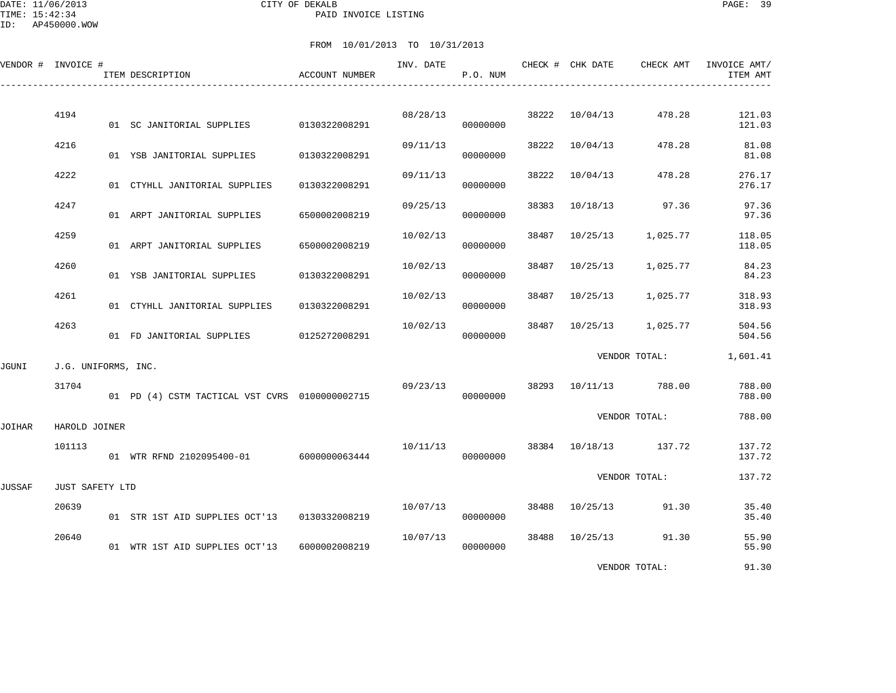CITY OF DEKALB
PAID INVOICE LISTING

DATE: 11/06/2013
TIME: 15:42:34
ID: AP450000.WOW

FROM 10/01/2013 TO 10/31/2013

| VENDOR # | INVOICE # | ITEM DESCRIPTION | ACCOUNT NUMBER | INV. DATE | P.O. NUM | CHECK # | CHK DATE | CHECK AMT | INVOICE AMT/ ITEM AMT |
|---|---|---|---|---|---|---|---|---|---|
| | 4194 | | | 08/28/13 | | 38222 | 10/04/13 | 478.28 | 121.03 |
| | | 01 SC JANITORIAL SUPPLIES | 0130322008291 | | 00000000 | | | | 121.03 |
| | 4216 | | | 09/11/13 | | 38222 | 10/04/13 | 478.28 | 81.08 |
| | | 01 YSB JANITORIAL SUPPLIES | 0130322008291 | | 00000000 | | | | 81.08 |
| | 4222 | | | 09/11/13 | | 38222 | 10/04/13 | 478.28 | 276.17 |
| | | 01 CTYHLL JANITORIAL SUPPLIES | 0130322008291 | | 00000000 | | | | 276.17 |
| | 4247 | | | 09/25/13 | | 38383 | 10/18/13 | 97.36 | 97.36 |
| | | 01 ARPT JANITORIAL SUPPLIES | 6500002008219 | | 00000000 | | | | 97.36 |
| | 4259 | | | 10/02/13 | | 38487 | 10/25/13 | 1,025.77 | 118.05 |
| | | 01 ARPT JANITORIAL SUPPLIES | 6500002008219 | | 00000000 | | | | 118.05 |
| | 4260 | | | 10/02/13 | | 38487 | 10/25/13 | 1,025.77 | 84.23 |
| | | 01 YSB JANITORIAL SUPPLIES | 0130322008291 | | 00000000 | | | | 84.23 |
| | 4261 | | | 10/02/13 | | 38487 | 10/25/13 | 1,025.77 | 318.93 |
| | | 01 CTYHLL JANITORIAL SUPPLIES | 0130322008291 | | 00000000 | | | | 318.93 |
| | 4263 | | | 10/02/13 | | 38487 | 10/25/13 | 1,025.77 | 504.56 |
| | | 01 FD JANITORIAL SUPPLIES | 0125272008291 | | 00000000 | | | | 504.56 |
| | | | | | | | VENDOR TOTAL: | | 1,601.41 |
| JGUNI | J.G. UNIFORMS, INC. | | | | | | | | |
| | 31704 | | | 09/23/13 | | 38293 | 10/11/13 | 788.00 | 788.00 |
| | | 01 PD (4) CSTM TACTICAL VST CVRS | 0100000002715 | | 00000000 | | | | 788.00 |
| | | | | | | | VENDOR TOTAL: | | 788.00 |
| JOIHAR | HAROLD JOINER | | | | | | | | |
| | 101113 | | | 10/11/13 | | 38384 | 10/18/13 | 137.72 | 137.72 |
| | | 01 WTR RFND 2102095400-01 | 6000000063444 | | 00000000 | | | | 137.72 |
| | | | | | | | VENDOR TOTAL: | | 137.72 |
| JUSSAF | JUST SAFETY LTD | | | | | | | | |
| | 20639 | | | 10/07/13 | | 38488 | 10/25/13 | 91.30 | 35.40 |
| | | 01 STR 1ST AID SUPPLIES OCT'13 | 0130332008219 | | 00000000 | | | | 35.40 |
| | 20640 | | | 10/07/13 | | 38488 | 10/25/13 | 91.30 | 55.90 |
| | | 01 WTR 1ST AID SUPPLIES OCT'13 | 6000002008219 | | 00000000 | | | | 55.90 |
| | | | | | | | VENDOR TOTAL: | | 91.30 |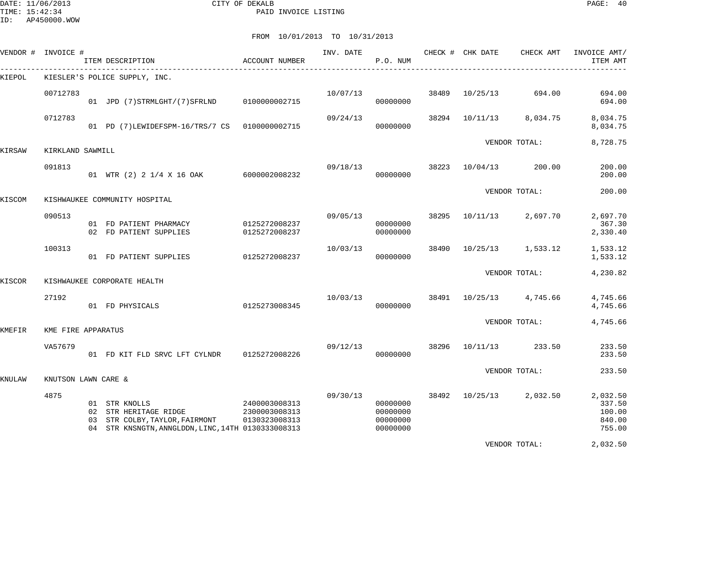CITY OF DEKALB

PAID INVOICE LISTING

DATE: 11/06/2013
TIME: 15:42:34
ID: AP450000.WOW

FROM 10/01/2013 TO 10/31/2013

| VENDOR # | INVOICE # | ITEM DESCRIPTION | ACCOUNT NUMBER | INV. DATE | P.O. NUM | CHECK # | CHK DATE | CHECK AMT | INVOICE AMT/ ITEM AMT |
|---|---|---|---|---|---|---|---|---|---|
| KIEPOL | KIESLER'S POLICE SUPPLY, INC. | | | | | | | | |
| | 00712783 | | | 10/07/13 | | 38489 | 10/25/13 | 694.00 | 694.00 |
| | | 01 JPD (7)STRMLGHT/(7)SFRLND | 0100000002715 | | 00000000 | | | | 694.00 |
| | 0712783 | | | 09/24/13 | | 38294 | 10/11/13 | 8,034.75 | 8,034.75 |
| | | 01 PD (7)LEWIDEFSPM-16/TRS/7 CS | 0100000002715 | | 00000000 | | | | 8,034.75 |
| | | | | | | | VENDOR TOTAL: | | 8,728.75 |
| KIRSAW | KIRKLAND SAWMILL | | | | | | | | |
| | 091813 | | | 09/18/13 | | 38223 | 10/04/13 | 200.00 | 200.00 |
| | | 01 WTR (2) 2 1/4 X 16 OAK | 6000002008232 | | 00000000 | | | | 200.00 |
| | | | | | | | VENDOR TOTAL: | | 200.00 |
| KISCOM | KISHWAUKEE COMMUNITY HOSPITAL | | | | | | | | |
| | 090513 | | | 09/05/13 | | 38295 | 10/11/13 | 2,697.70 | 2,697.70 |
| | | 01 FD PATIENT PHARMACY | 0125272008237 | | 00000000 | | | | 367.30 |
| | | 02 FD PATIENT SUPPLIES | 0125272008237 | | 00000000 | | | | 2,330.40 |
| | 100313 | | | 10/03/13 | | 38490 | 10/25/13 | 1,533.12 | 1,533.12 |
| | | 01 FD PATIENT SUPPLIES | 0125272008237 | | 00000000 | | | | 1,533.12 |
| | | | | | | | VENDOR TOTAL: | | 4,230.82 |
| KISCOR | KISHWAUKEE CORPORATE HEALTH | | | | | | | | |
| | 27192 | | | 10/03/13 | | 38491 | 10/25/13 | 4,745.66 | 4,745.66 |
| | | 01 FD PHYSICALS | 0125273008345 | | 00000000 | | | | 4,745.66 |
| | | | | | | | VENDOR TOTAL: | | 4,745.66 |
| KMEFIR | KME FIRE APPARATUS | | | | | | | | |
| | VA57679 | | | 09/12/13 | | 38296 | 10/11/13 | 233.50 | 233.50 |
| | | 01 FD KIT FLD SRVC LFT CYLNDR | 0125272008226 | | 00000000 | | | | 233.50 |
| | | | | | | | VENDOR TOTAL: | | 233.50 |
| KNULAW | KNUTSON LAWN CARE & | | | | | | | | |
| | 4875 | | | 09/30/13 | | 38492 | 10/25/13 | 2,032.50 | 2,032.50 |
| | | 01 STR KNOLLS | 2400003008313 | | 00000000 | | | | 337.50 |
| | | 02 STR HERITAGE RIDGE | 2300003008313 | | 00000000 | | | | 100.00 |
| | | 03 STR COLBY,TAYLOR,FAIRMONT | 0130323008313 | | 00000000 | | | | 840.00 |
| | | 04 STR KNSNGTN,ANNGLDDN,LINC,14TH | 0130333008313 | | 00000000 | | | | 755.00 |
| | | | | | | | VENDOR TOTAL: | | 2,032.50 |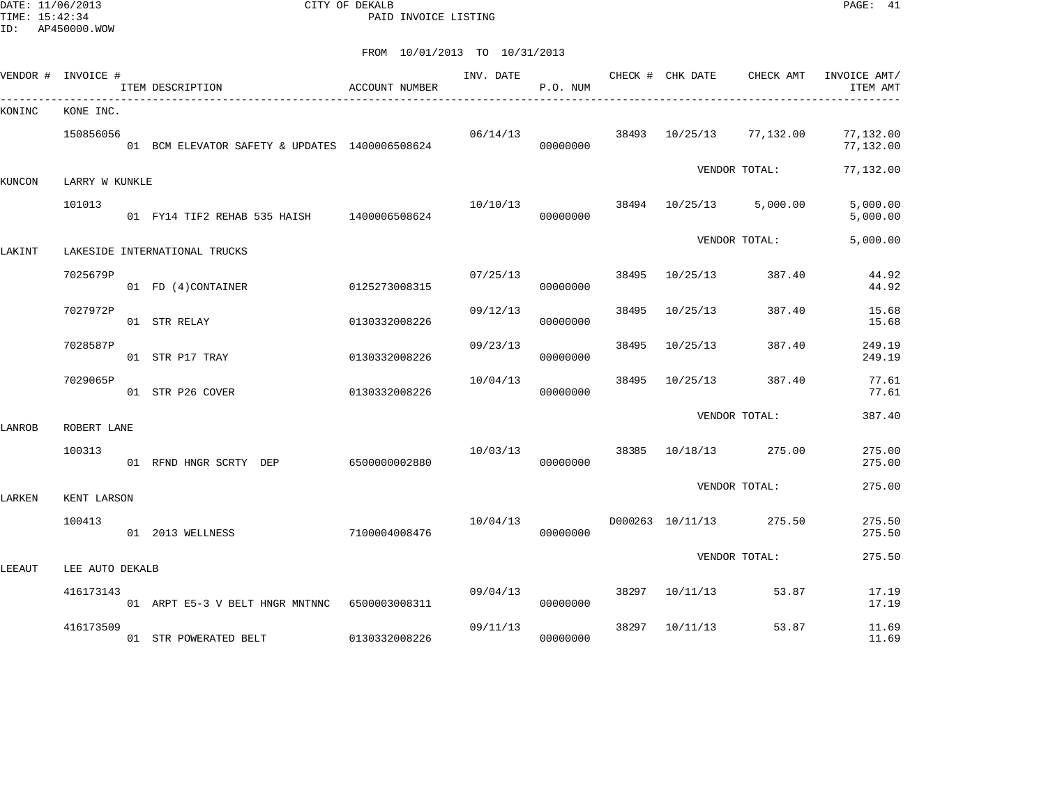CITY OF DEKALB

PAID INVOICE LISTING

FROM 10/01/2013 TO 10/31/2013

| VENDOR # | INVOICE # | ITEM DESCRIPTION | ACCOUNT NUMBER | INV. DATE | P.O. NUM | CHECK # | CHK DATE | CHECK AMT | INVOICE AMT/ ITEM AMT |
|---|---|---|---|---|---|---|---|---|---|
| KONINC | KONE INC. | | | | | | | | |
| | 150856056 | | | 06/14/13 | | 38493 | 10/25/13 | 77,132.00 | 77,132.00 |
| | | 01 BCM ELEVATOR SAFETY & UPDATES | 1400006508624 | | 00000000 | | | | 77,132.00 |
| | | | | | | | VENDOR TOTAL: | | 77,132.00 |
| KUNCON | LARRY W KUNKLE | | | | | | | | |
| | 101013 | | | 10/10/13 | | 38494 | 10/25/13 | 5,000.00 | 5,000.00 |
| | | 01 FY14 TIF2 REHAB 535 HAISH | 1400006508624 | | 00000000 | | | | 5,000.00 |
| | | | | | | | VENDOR TOTAL: | | 5,000.00 |
| LAKINT | LAKESIDE INTERNATIONAL TRUCKS | | | | | | | | |
| | 7025679P | | | 07/25/13 | | 38495 | 10/25/13 | 387.40 | 44.92 |
| | | 01 FD (4)CONTAINER | 0125273008315 | | 00000000 | | | | 44.92 |
| | 7027972P | | | 09/12/13 | | 38495 | 10/25/13 | 387.40 | 15.68 |
| | | 01 STR RELAY | 0130332008226 | | 00000000 | | | | 15.68 |
| | 7028587P | | | 09/23/13 | | 38495 | 10/25/13 | 387.40 | 249.19 |
| | | 01 STR P17 TRAY | 0130332008226 | | 00000000 | | | | 249.19 |
| | 7029065P | | | 10/04/13 | | 38495 | 10/25/13 | 387.40 | 77.61 |
| | | 01 STR P26 COVER | 0130332008226 | | 00000000 | | | | 77.61 |
| | | | | | | | VENDOR TOTAL: | | 387.40 |
| LANROB | ROBERT LANE | | | | | | | | |
| | 100313 | | | 10/03/13 | | 38385 | 10/18/13 | 275.00 | 275.00 |
| | | 01 RFND HNGR SCRTY DEP | 6500000002880 | | 00000000 | | | | 275.00 |
| | | | | | | | VENDOR TOTAL: | | 275.00 |
| LARKEN | KENT LARSON | | | | | | | | |
| | 100413 | | | 10/04/13 | | D000263 | 10/11/13 | 275.50 | 275.50 |
| | | 01 2013 WELLNESS | 7100004008476 | | 00000000 | | | | 275.50 |
| | | | | | | | VENDOR TOTAL: | | 275.50 |
| LEEAUT | LEE AUTO DEKALB | | | | | | | | |
| | 416173143 | | | 09/04/13 | | 38297 | 10/11/13 | 53.87 | 17.19 |
| | | 01 ARPT E5-3 V BELT HNGR MNTNNC | 6500003008311 | | 00000000 | | | | 17.19 |
| | 416173509 | | | 09/11/13 | | 38297 | 10/11/13 | 53.87 | 11.69 |
| | | 01 STR POWERATED BELT | 0130332008226 | | 00000000 | | | | 11.69 |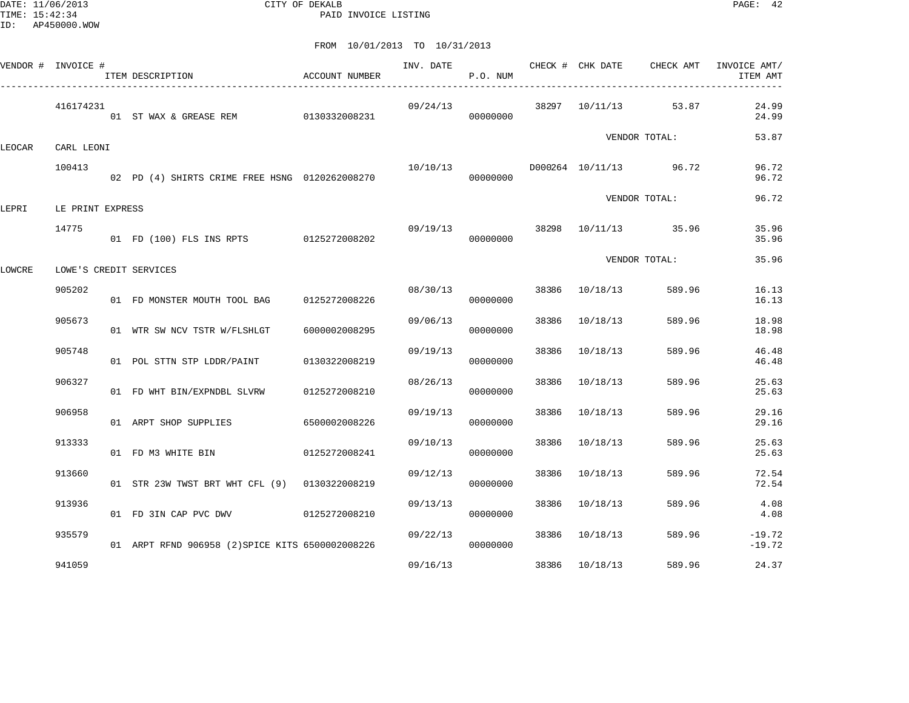CITY OF DEKALB

PAID INVOICE LISTING

FROM 10/01/2013 TO 10/31/2013

| VENDOR # | INVOICE # | ITEM DESCRIPTION | ACCOUNT NUMBER | INV. DATE | P.O. NUM | CHECK # | CHK DATE | CHECK AMT | INVOICE AMT/ ITEM AMT |
|---|---|---|---|---|---|---|---|---|---|
| | 416174231 | | | 09/24/13 | | 38297 | 10/11/13 | 53.87 | 24.99 |
| | | 01 ST WAX & GREASE REM | 0130332008231 | | 00000000 | | | | 24.99 |
| | | | | | | | | VENDOR TOTAL: | 53.87 |
| LEOCAR | CARL LEONI | | | | | | | | |
| | 100413 | | | 10/10/13 | | D000264 | 10/11/13 | 96.72 | 96.72 |
| | | 02 PD (4) SHIRTS CRIME FREE HSNG | 0120262008270 | | 00000000 | | | | 96.72 |
| | | | | | | | | VENDOR TOTAL: | 96.72 |
| LEPRI | LE PRINT EXPRESS | | | | | | | | |
| | 14775 | | | 09/19/13 | | 38298 | 10/11/13 | 35.96 | 35.96 |
| | | 01 FD (100) FLS INS RPTS | 0125272008202 | | 00000000 | | | | 35.96 |
| | | | | | | | | VENDOR TOTAL: | 35.96 |
| LOWCRE | LOWE'S CREDIT SERVICES | | | | | | | | |
| | 905202 | | | 08/30/13 | | 38386 | 10/18/13 | 589.96 | 16.13 |
| | | 01 FD MONSTER MOUTH TOOL BAG | 0125272008226 | | 00000000 | | | | 16.13 |
| | 905673 | | | 09/06/13 | | 38386 | 10/18/13 | 589.96 | 18.98 |
| | | 01 WTR SW NCV TSTR W/FLSHLGT | 6000002008295 | | 00000000 | | | | 18.98 |
| | 905748 | | | 09/19/13 | | 38386 | 10/18/13 | 589.96 | 46.48 |
| | | 01 POL STTN STP LDDR/PAINT | 0130322008219 | | 00000000 | | | | 46.48 |
| | 906327 | | | 08/26/13 | | 38386 | 10/18/13 | 589.96 | 25.63 |
| | | 01 FD WHT BIN/EXPNDBL SLVRW | 0125272008210 | | 00000000 | | | | 25.63 |
| | 906958 | | | 09/19/13 | | 38386 | 10/18/13 | 589.96 | 29.16 |
| | | 01 ARPT SHOP SUPPLIES | 6500002008226 | | 00000000 | | | | 29.16 |
| | 913333 | | | 09/10/13 | | 38386 | 10/18/13 | 589.96 | 25.63 |
| | | 01 FD M3 WHITE BIN | 0125272008241 | | 00000000 | | | | 25.63 |
| | 913660 | | | 09/12/13 | | 38386 | 10/18/13 | 589.96 | 72.54 |
| | | 01 STR 23W TWST BRT WHT CFL (9) | 0130322008219 | | 00000000 | | | | 72.54 |
| | 913936 | | | 09/13/13 | | 38386 | 10/18/13 | 589.96 | 4.08 |
| | | 01 FD 3IN CAP PVC DWV | 0125272008210 | | 00000000 | | | | 4.08 |
| | 935579 | | | 09/22/13 | | 38386 | 10/18/13 | 589.96 | -19.72 |
| | | 01 ARPT RFND 906958 (2)SPICE KITS | 6500002008226 | | 00000000 | | | | -19.72 |
| | 941059 | | | 09/16/13 | | 38386 | 10/18/13 | 589.96 | 24.37 |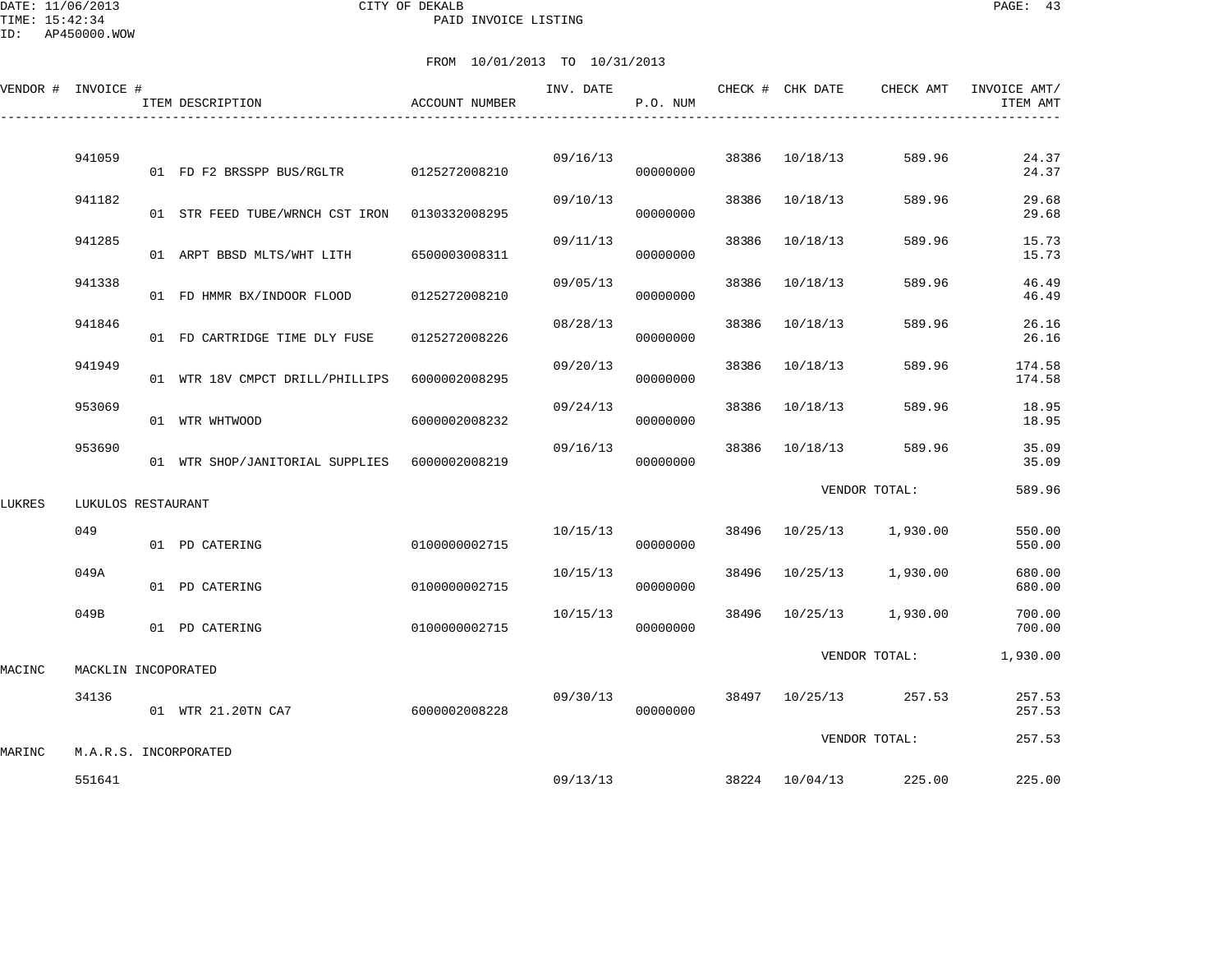CITY OF DEKALB
PAID INVOICE LISTING

DATE: 11/06/2013
TIME: 15:42:34
ID: AP450000.WOW

FROM 10/01/2013 TO 10/31/2013

| VENDOR # | INVOICE # | ITEM DESCRIPTION | ACCOUNT NUMBER | INV. DATE | P.O. NUM | CHECK # | CHK DATE | CHECK AMT | INVOICE AMT/ ITEM AMT |
|---|---|---|---|---|---|---|---|---|---|
| | 941059 | | | 09/16/13 | | 38386 | 10/18/13 | 589.96 | 24.37 |
| | | 01 FD F2 BRSSPP BUS/RGLTR | 0125272008210 | | 00000000 | | | | 24.37 |
| | 941182 | | | 09/10/13 | | 38386 | 10/18/13 | 589.96 | 29.68 |
| | | 01 STR FEED TUBE/WRNCH CST IRON | 0130332008295 | | 00000000 | | | | 29.68 |
| | 941285 | | | 09/11/13 | | 38386 | 10/18/13 | 589.96 | 15.73 |
| | | 01 ARPT BBSD MLTS/WHT LITH | 6500003008311 | | 00000000 | | | | 15.73 |
| | 941338 | | | 09/05/13 | | 38386 | 10/18/13 | 589.96 | 46.49 |
| | | 01 FD HMMR BX/INDOOR FLOOD | 0125272008210 | | 00000000 | | | | 46.49 |
| | 941846 | | | 08/28/13 | | 38386 | 10/18/13 | 589.96 | 26.16 |
| | | 01 FD CARTRIDGE TIME DLY FUSE | 0125272008226 | | 00000000 | | | | 26.16 |
| | 941949 | | | 09/20/13 | | 38386 | 10/18/13 | 589.96 | 174.58 |
| | | 01 WTR 18V CMPCT DRILL/PHILLIPS | 6000002008295 | | 00000000 | | | | 174.58 |
| | 953069 | | | 09/24/13 | | 38386 | 10/18/13 | 589.96 | 18.95 |
| | | 01 WTR WHTWOOD | 6000002008232 | | 00000000 | | | | 18.95 |
| | 953690 | | | 09/16/13 | | 38386 | 10/18/13 | 589.96 | 35.09 |
| | | 01 WTR SHOP/JANITORIAL SUPPLIES | 6000002008219 | | 00000000 | | | | 35.09 |
| | | | | | | | VENDOR TOTAL: | | 589.96 |
| LUKRES | LUKULOS RESTAURANT | | | | | | | | |
| | 049 | | | 10/15/13 | | 38496 | 10/25/13 | 1,930.00 | 550.00 |
| | | 01 PD CATERING | 0100000002715 | | 00000000 | | | | 550.00 |
| | 049A | | | 10/15/13 | | 38496 | 10/25/13 | 1,930.00 | 680.00 |
| | | 01 PD CATERING | 0100000002715 | | 00000000 | | | | 680.00 |
| | 049B | | | 10/15/13 | | 38496 | 10/25/13 | 1,930.00 | 700.00 |
| | | 01 PD CATERING | 0100000002715 | | 00000000 | | | | 700.00 |
| | | | | | | | VENDOR TOTAL: | | 1,930.00 |
| MACINC | MACKLIN INCOPORATED | | | | | | | | |
| | 34136 | | | 09/30/13 | | 38497 | 10/25/13 | 257.53 | 257.53 |
| | | 01 WTR 21.20TN CA7 | 6000002008228 | | 00000000 | | | | 257.53 |
| | | | | | | | VENDOR TOTAL: | | 257.53 |
| MARINC | M.A.R.S. INCORPORATED | | | | | | | | |
| | 551641 | | | 09/13/13 | | 38224 | 10/04/13 | 225.00 | 225.00 |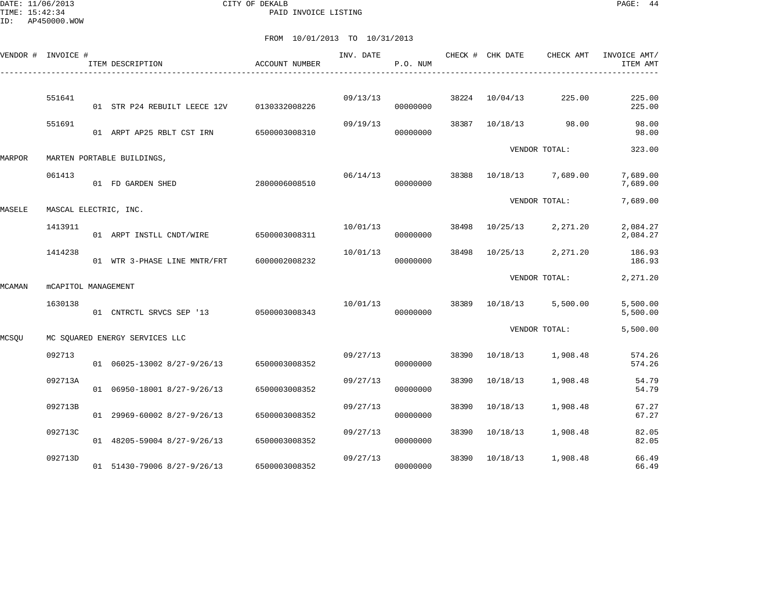CITY OF DEKALB
PAID INVOICE LISTING

DATE: 11/06/2013
TIME: 15:42:34
ID: AP450000.WOW

FROM 10/01/2013 TO 10/31/2013

| VENDOR # | INVOICE # | ITEM DESCRIPTION | ACCOUNT NUMBER | INV. DATE | P.O. NUM | CHECK # | CHK DATE | CHECK AMT | INVOICE AMT/ ITEM AMT |
|---|---|---|---|---|---|---|---|---|---|
| | 551641 | | | 09/13/13 | | 38224 | 10/04/13 | 225.00 | 225.00 |
| | | 01 STR P24 REBUILT LEECE 12V | 0130332008226 | | 00000000 | | | | 225.00 |
| | 551691 | | | 09/19/13 | | 38387 | 10/18/13 | 98.00 | 98.00 |
| | | 01 ARPT AP25 RBLT CST IRN | 6500003008310 | | 00000000 | | | | 98.00 |
| | | | | | | | VENDOR TOTAL: | | 323.00 |
| MARPOR | MARTEN PORTABLE BUILDINGS, | | | | | | | | |
| | 061413 | | | 06/14/13 | | 38388 | 10/18/13 | 7,689.00 | 7,689.00 |
| | | 01 FD GARDEN SHED | 2800006008510 | | 00000000 | | | | 7,689.00 |
| | | | | | | | VENDOR TOTAL: | | 7,689.00 |
| MASELE | MASCAL ELECTRIC, INC. | | | | | | | | |
| | 1413911 | | | 10/01/13 | | 38498 | 10/25/13 | 2,271.20 | 2,084.27 |
| | | 01 ARPT INSTLL CNDT/WIRE | 6500003008311 | | 00000000 | | | | 2,084.27 |
| | 1414238 | | | 10/01/13 | | 38498 | 10/25/13 | 2,271.20 | 186.93 |
| | | 01 WTR 3-PHASE LINE MNTR/FRT | 6000002008232 | | 00000000 | | | | 186.93 |
| | | | | | | | VENDOR TOTAL: | | 2,271.20 |
| MCAMAN | mCAPITOL MANAGEMENT | | | | | | | | |
| | 1630138 | | | 10/01/13 | | 38389 | 10/18/13 | 5,500.00 | 5,500.00 |
| | | 01 CNTRCTL SRVCS SEP '13 | 0500003008343 | | 00000000 | | | | 5,500.00 |
| | | | | | | | VENDOR TOTAL: | | 5,500.00 |
| MCSQU | MC SQUARED ENERGY SERVICES LLC | | | | | | | | |
| | 092713 | | | 09/27/13 | | 38390 | 10/18/13 | 1,908.48 | 574.26 |
| | | 01 06025-13002 8/27-9/26/13 | 6500003008352 | | 00000000 | | | | 574.26 |
| | 092713A | | | 09/27/13 | | 38390 | 10/18/13 | 1,908.48 | 54.79 |
| | | 01 06950-18001 8/27-9/26/13 | 6500003008352 | | 00000000 | | | | 54.79 |
| | 092713B | | | 09/27/13 | | 38390 | 10/18/13 | 1,908.48 | 67.27 |
| | | 01 29969-60002 8/27-9/26/13 | 6500003008352 | | 00000000 | | | | 67.27 |
| | 092713C | | | 09/27/13 | | 38390 | 10/18/13 | 1,908.48 | 82.05 |
| | | 01 48205-59004 8/27-9/26/13 | 6500003008352 | | 00000000 | | | | 82.05 |
| | 092713D | | | 09/27/13 | | 38390 | 10/18/13 | 1,908.48 | 66.49 |
| | | 01 51430-79006 8/27-9/26/13 | 6500003008352 | | 00000000 | | | | 66.49 |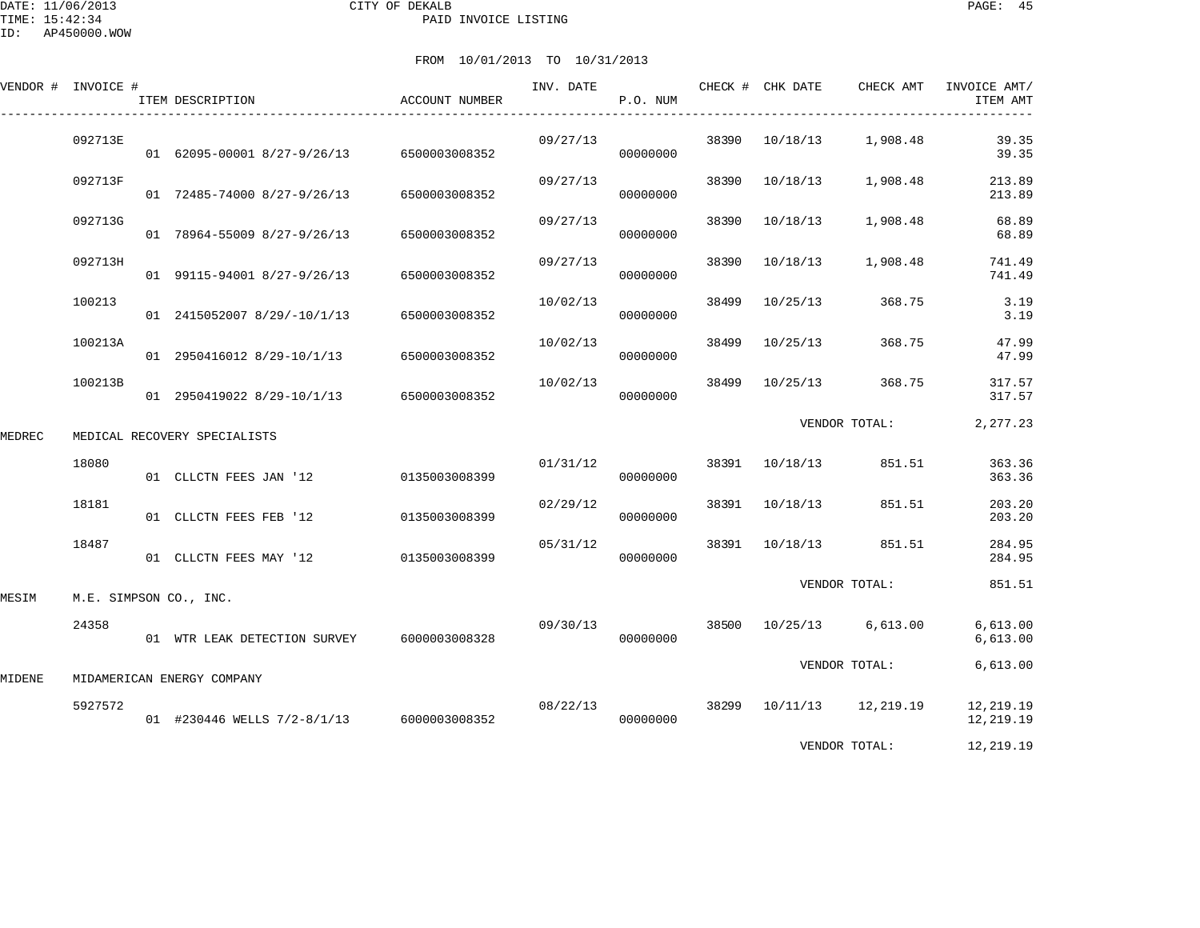CITY OF DEKALB
PAID INVOICE LISTING

DATE: 11/06/2013
TIME: 15:42:34
ID: AP450000.WOW

FROM 10/01/2013 TO 10/31/2013

| VENDOR # | INVOICE # | ITEM DESCRIPTION | ACCOUNT NUMBER | INV. DATE | P.O. NUM | CHECK # | CHK DATE | CHECK AMT | INVOICE AMT/ ITEM AMT |
|---|---|---|---|---|---|---|---|---|---|
| | 092713E | | | 09/27/13 | | 38390 | 10/18/13 | 1,908.48 | 39.35 |
| | | 01 62095-00001 8/27-9/26/13 | 6500003008352 | | 00000000 | | | | 39.35 |
| | 092713F | | | 09/27/13 | | 38390 | 10/18/13 | 1,908.48 | 213.89 |
| | | 01 72485-74000 8/27-9/26/13 | 6500003008352 | | 00000000 | | | | 213.89 |
| | 092713G | | | 09/27/13 | | 38390 | 10/18/13 | 1,908.48 | 68.89 |
| | | 01 78964-55009 8/27-9/26/13 | 6500003008352 | | 00000000 | | | | 68.89 |
| | 092713H | | | 09/27/13 | | 38390 | 10/18/13 | 1,908.48 | 741.49 |
| | | 01 99115-94001 8/27-9/26/13 | 6500003008352 | | 00000000 | | | | 741.49 |
| | 100213 | | | 10/02/13 | | 38499 | 10/25/13 | 368.75 | 3.19 |
| | | 01 2415052007 8/29/-10/1/13 | 6500003008352 | | 00000000 | | | | 3.19 |
| | 100213A | | | 10/02/13 | | 38499 | 10/25/13 | 368.75 | 47.99 |
| | | 01 2950416012 8/29-10/1/13 | 6500003008352 | | 00000000 | | | | 47.99 |
| | 100213B | | | 10/02/13 | | 38499 | 10/25/13 | 368.75 | 317.57 |
| | | 01 2950419022 8/29-10/1/13 | 6500003008352 | | 00000000 | | | | 317.57 |
| | | | | | | | | VENDOR TOTAL: | 2,277.23 |
| MEDREC | MEDICAL RECOVERY SPECIALISTS | | | | | | | | |
| | 18080 | | | 01/31/12 | | 38391 | 10/18/13 | 851.51 | 363.36 |
| | | 01 CLLCTN FEES JAN '12 | 0135003008399 | | 00000000 | | | | 363.36 |
| | 18181 | | | 02/29/12 | | 38391 | 10/18/13 | 851.51 | 203.20 |
| | | 01 CLLCTN FEES FEB '12 | 0135003008399 | | 00000000 | | | | 203.20 |
| | 18487 | | | 05/31/12 | | 38391 | 10/18/13 | 851.51 | 284.95 |
| | | 01 CLLCTN FEES MAY '12 | 0135003008399 | | 00000000 | | | | 284.95 |
| | | | | | | | | VENDOR TOTAL: | 851.51 |
| MESIM | M.E. SIMPSON CO., INC. | | | | | | | | |
| | 24358 | | | 09/30/13 | | 38500 | 10/25/13 | 6,613.00 | 6,613.00 |
| | | 01 WTR LEAK DETECTION SURVEY | 6000003008328 | | 00000000 | | | | 6,613.00 |
| | | | | | | | | VENDOR TOTAL: | 6,613.00 |
| MIDENE | MIDAMERICAN ENERGY COMPANY | | | | | | | | |
| | 5927572 | | | 08/22/13 | | 38299 | 10/11/13 | 12,219.19 | 12,219.19 |
| | | 01 #230446 WELLS 7/2-8/1/13 | 6000003008352 | | 00000000 | | | | 12,219.19 |
| | | | | | | | | VENDOR TOTAL: | 12,219.19 |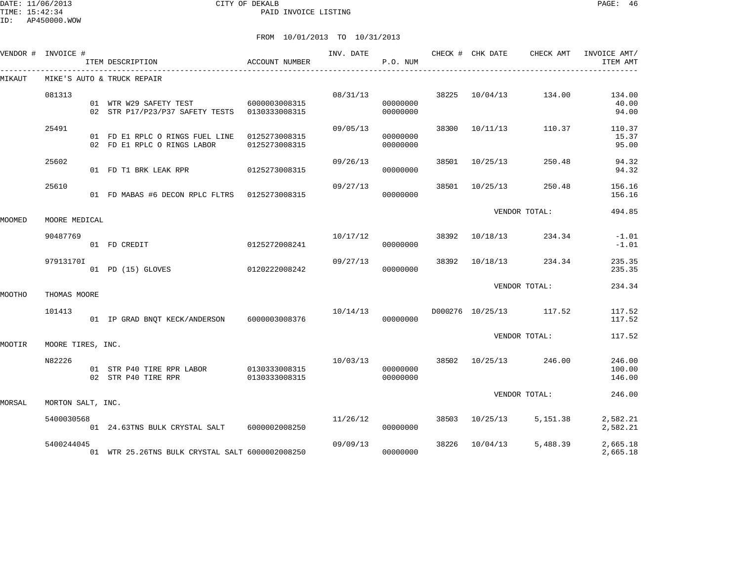CITY OF DEKALB
PAID INVOICE LISTING

FROM 10/01/2013 TO 10/31/2013

| VENDOR # | INVOICE # | ITEM DESCRIPTION | ACCOUNT NUMBER | INV. DATE | P.O. NUM | CHECK # | CHK DATE | CHECK AMT | INVOICE AMT/ ITEM AMT |
|---|---|---|---|---|---|---|---|---|---|
| MIKAUT | MIKE'S AUTO & TRUCK REPAIR | | | | | | | | |
| | 081313 | | | 08/31/13 | | 38225 | 10/04/13 | 134.00 | 134.00 |
| | | 01 WTR W29 SAFETY TEST | 6000003008315 | | 00000000 | | | | 40.00 |
| | | 02 STR P17/P23/P37 SAFETY TESTS | 0130333008315 | | 00000000 | | | | 94.00 |
| | 25491 | | | 09/05/13 | | 38300 | 10/11/13 | 110.37 | 110.37 |
| | | 01 FD E1 RPLC O RINGS FUEL LINE | 0125273008315 | | 00000000 | | | | 15.37 |
| | | 02 FD E1 RPLC O RINGS LABOR | 0125273008315 | | 00000000 | | | | 95.00 |
| | 25602 | | | 09/26/13 | | 38501 | 10/25/13 | 250.48 | 94.32 |
| | | 01 FD T1 BRK LEAK RPR | 0125273008315 | | 00000000 | | | | 94.32 |
| | 25610 | | | 09/27/13 | | 38501 | 10/25/13 | 250.48 | 156.16 |
| | | 01 FD MABAS #6 DECON RPLC FLTRS | 0125273008315 | | 00000000 | | | | 156.16 |
| | | | | | | | VENDOR TOTAL: | | 494.85 |
| MOOMED | MOORE MEDICAL | | | | | | | | |
| | 90487769 | | | 10/17/12 | | 38392 | 10/18/13 | 234.34 | -1.01 |
| | | 01 FD CREDIT | 0125272008241 | | 00000000 | | | | -1.01 |
| | 97913170I | | | 09/27/13 | | 38392 | 10/18/13 | 234.34 | 235.35 |
| | | 01 PD (15) GLOVES | 0120222008242 | | 00000000 | | | | 235.35 |
| | | | | | | | VENDOR TOTAL: | | 234.34 |
| MOOTHO | THOMAS MOORE | | | | | | | | |
| | 101413 | | | 10/14/13 | | D000276 | 10/25/13 | 117.52 | 117.52 |
| | | 01 IP GRAD BNQT KECK/ANDERSON | 6000003008376 | | 00000000 | | | | 117.52 |
| | | | | | | | VENDOR TOTAL: | | 117.52 |
| MOOTIR | MOORE TIRES, INC. | | | | | | | | |
| | N82226 | | | 10/03/13 | | 38502 | 10/25/13 | 246.00 | 246.00 |
| | | 01 STR P40 TIRE RPR LABOR | 0130333008315 | | 00000000 | | | | 100.00 |
| | | 02 STR P40 TIRE RPR | 0130333008315 | | 00000000 | | | | 146.00 |
| | | | | | | | VENDOR TOTAL: | | 246.00 |
| MORSAL | MORTON SALT, INC. | | | | | | | | |
| | 5400030568 | | | 11/26/12 | | 38503 | 10/25/13 | 5,151.38 | 2,582.21 |
| | | 01 24.63TNS BULK CRYSTAL SALT | 6000002008250 | | 00000000 | | | | 2,582.21 |
| | 5400244045 | | | 09/09/13 | | 38226 | 10/04/13 | 5,488.39 | 2,665.18 |
| | | 01 WTR 25.26TNS BULK CRYSTAL SALT | 6000002008250 | | 00000000 | | | | 2,665.18 |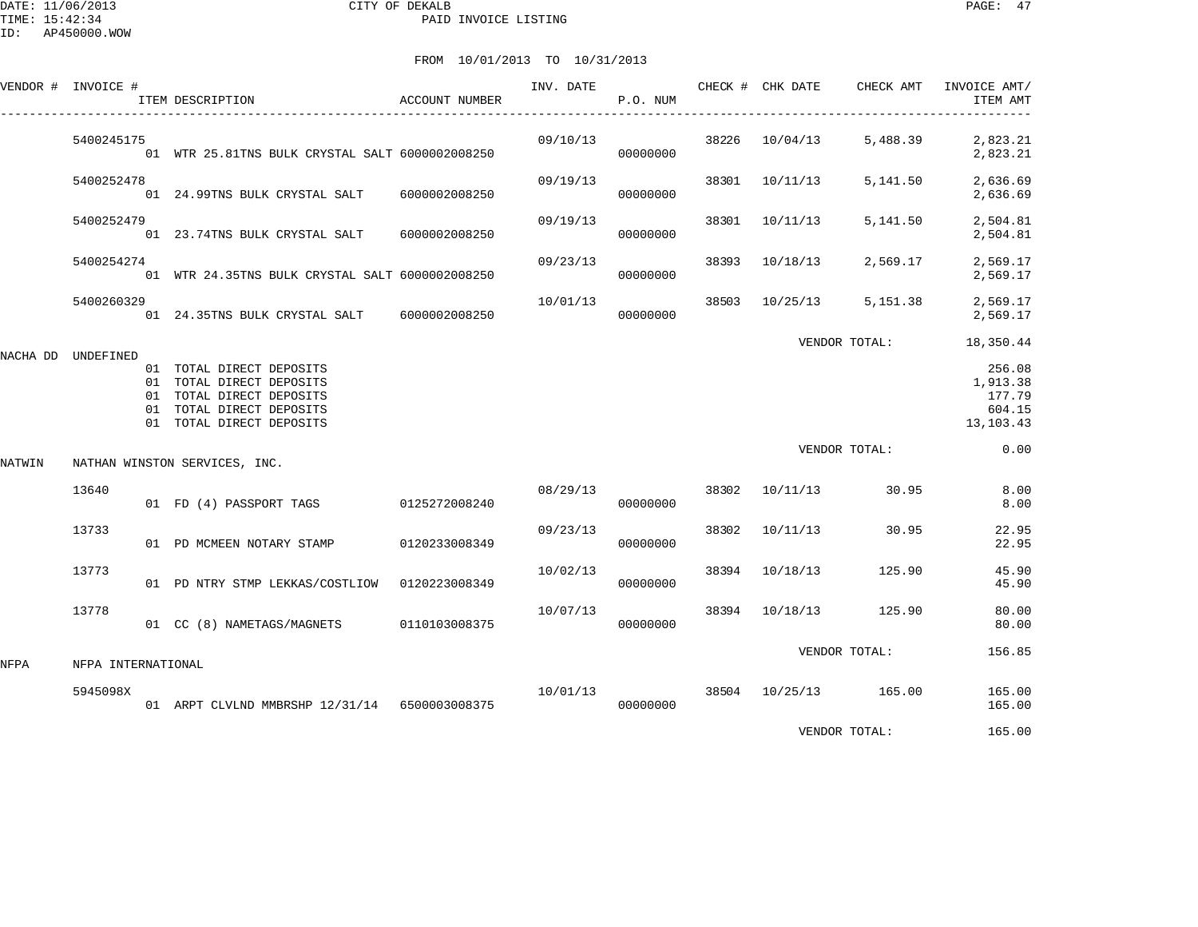CITY OF DEKALB

PAID INVOICE LISTING

FROM 10/01/2013 TO 10/31/2013

| VENDOR # | INVOICE # | ITEM DESCRIPTION | ACCOUNT NUMBER | INV. DATE | P.O. NUM | CHECK # | CHK DATE | CHECK AMT | INVOICE AMT/ ITEM AMT |
|---|---|---|---|---|---|---|---|---|---|
| | 5400245175 | | | 09/10/13 | | 38226 | 10/04/13 | 5,488.39 | 2,823.21 |
| | | 01 WTR 25.81TNS BULK CRYSTAL SALT | 6000002008250 | | 00000000 | | | | 2,823.21 |
| | 5400252478 | | | 09/19/13 | | 38301 | 10/11/13 | 5,141.50 | 2,636.69 |
| | | 01 24.99TNS BULK CRYSTAL SALT | 6000002008250 | | 00000000 | | | | 2,636.69 |
| | 5400252479 | | | 09/19/13 | | 38301 | 10/11/13 | 5,141.50 | 2,504.81 |
| | | 01 23.74TNS BULK CRYSTAL SALT | 6000002008250 | | 00000000 | | | | 2,504.81 |
| | 5400254274 | | | 09/23/13 | | 38393 | 10/18/13 | 2,569.17 | 2,569.17 |
| | | 01 WTR 24.35TNS BULK CRYSTAL SALT | 6000002008250 | | 00000000 | | | | 2,569.17 |
| | 5400260329 | | | 10/01/13 | | 38503 | 10/25/13 | 5,151.38 | 2,569.17 |
| | | 01 24.35TNS BULK CRYSTAL SALT | 6000002008250 | | 00000000 | | | | 2,569.17 |
| | | | | | | | VENDOR TOTAL: | | 18,350.44 |
| NACHA DD | UNDEFINED | | | | | | | | |
| | | 01 TOTAL DIRECT DEPOSITS | | | | | | | 256.08 |
| | | 01 TOTAL DIRECT DEPOSITS | | | | | | | 1,913.38 |
| | | 01 TOTAL DIRECT DEPOSITS | | | | | | | 177.79 |
| | | 01 TOTAL DIRECT DEPOSITS | | | | | | | 604.15 |
| | | 01 TOTAL DIRECT DEPOSITS | | | | | | | 13,103.43 |
| | | | | | | | VENDOR TOTAL: | | 0.00 |
| NATWIN | NATHAN WINSTON SERVICES, INC. | | | | | | | | |
| | 13640 | | | 08/29/13 | | 38302 | 10/11/13 | 30.95 | 8.00 |
| | | 01 FD (4) PASSPORT TAGS | 0125272008240 | | 00000000 | | | | 8.00 |
| | 13733 | | | 09/23/13 | | 38302 | 10/11/13 | 30.95 | 22.95 |
| | | 01 PD MCMEEN NOTARY STAMP | 0120233008349 | | 00000000 | | | | 22.95 |
| | 13773 | | | 10/02/13 | | 38394 | 10/18/13 | 125.90 | 45.90 |
| | | 01 PD NTRY STMP LEKKAS/COSTLIOW | 0120223008349 | | 00000000 | | | | 45.90 |
| | 13778 | | | 10/07/13 | | 38394 | 10/18/13 | 125.90 | 80.00 |
| | | 01 CC (8) NAMETAGS/MAGNETS | 0110103008375 | | 00000000 | | | | 80.00 |
| | | | | | | | VENDOR TOTAL: | | 156.85 |
| NFPA | NFPA INTERNATIONAL | | | | | | | | |
| | 5945098X | | | 10/01/13 | | 38504 | 10/25/13 | 165.00 | 165.00 |
| | | 01 ARPT CLVLND MMBRSHP 12/31/14 | 6500003008375 | | 00000000 | | | | 165.00 |
| | | | | | | | VENDOR TOTAL: | | 165.00 |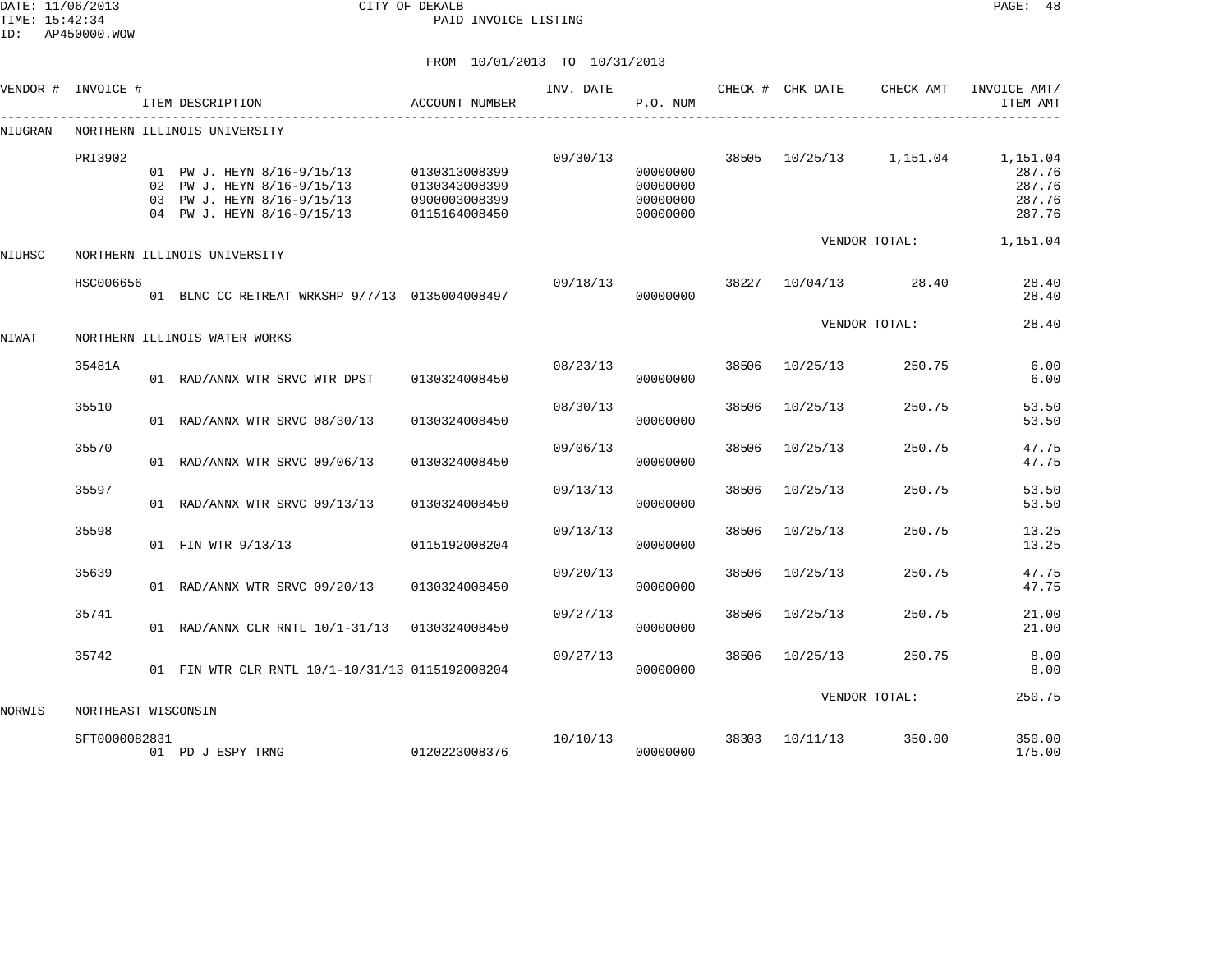CITY OF DEKALB
PAID INVOICE LISTING

DATE: 11/06/2013
TIME: 15:42:34
ID: AP450000.WOW

FROM 10/01/2013 TO 10/31/2013

| VENDOR # | INVOICE # | ITEM DESCRIPTION | ACCOUNT NUMBER | INV. DATE | P.O. NUM | CHECK # | CHK DATE | CHECK AMT | INVOICE AMT/ ITEM AMT |
|---|---|---|---|---|---|---|---|---|---|
| NIUGRAN | NORTHERN ILLINOIS UNIVERSITY | | | | | | | | |
| | PRI3902 | | | 09/30/13 | | 38505 | 10/25/13 | 1,151.04 | 1,151.04 |
| | | 01 PW J. HEYN 8/16-9/15/13 | 0130313008399 | | 00000000 | | | | 287.76 |
| | | 02 PW J. HEYN 8/16-9/15/13 | 0130343008399 | | 00000000 | | | | 287.76 |
| | | 03 PW J. HEYN 8/16-9/15/13 | 0900003008399 | | 00000000 | | | | 287.76 |
| | | 04 PW J. HEYN 8/16-9/15/13 | 0115164008450 | | 00000000 | | | | 287.76 |
| | | | | | | | VENDOR TOTAL: | | 1,151.04 |
| NIUHSC | NORTHERN ILLINOIS UNIVERSITY | | | | | | | | |
| | HSC006656 | | | 09/18/13 | | 38227 | 10/04/13 | 28.40 | 28.40 |
| | | 01 BLNC CC RETREAT WRKSHP 9/7/13 | 0135004008497 | | 00000000 | | | | 28.40 |
| | | | | | | | VENDOR TOTAL: | | 28.40 |
| NIWAT | NORTHERN ILLINOIS WATER WORKS | | | | | | | | |
| | 35481A | | | 08/23/13 | | 38506 | 10/25/13 | 250.75 | 6.00 |
| | | 01 RAD/ANNX WTR SRVC WTR DPST | 0130324008450 | | 00000000 | | | | 6.00 |
| | 35510 | | | 08/30/13 | | 38506 | 10/25/13 | 250.75 | 53.50 |
| | | 01 RAD/ANNX WTR SRVC 08/30/13 | 0130324008450 | | 00000000 | | | | 53.50 |
| | 35570 | | | 09/06/13 | | 38506 | 10/25/13 | 250.75 | 47.75 |
| | | 01 RAD/ANNX WTR SRVC 09/06/13 | 0130324008450 | | 00000000 | | | | 47.75 |
| | 35597 | | | 09/13/13 | | 38506 | 10/25/13 | 250.75 | 53.50 |
| | | 01 RAD/ANNX WTR SRVC 09/13/13 | 0130324008450 | | 00000000 | | | | 53.50 |
| | 35598 | | | 09/13/13 | | 38506 | 10/25/13 | 250.75 | 13.25 |
| | | 01 FIN WTR 9/13/13 | 0115192008204 | | 00000000 | | | | 13.25 |
| | 35639 | | | 09/20/13 | | 38506 | 10/25/13 | 250.75 | 47.75 |
| | | 01 RAD/ANNX WTR SRVC 09/20/13 | 0130324008450 | | 00000000 | | | | 47.75 |
| | 35741 | | | 09/27/13 | | 38506 | 10/25/13 | 250.75 | 21.00 |
| | | 01 RAD/ANNX CLR RNTL 10/1-31/13 | 0130324008450 | | 00000000 | | | | 21.00 |
| | 35742 | | | 09/27/13 | | 38506 | 10/25/13 | 250.75 | 8.00 |
| | | 01 FIN WTR CLR RNTL 10/1-10/31/13 | 0115192008204 | | 00000000 | | | | 8.00 |
| | | | | | | | VENDOR TOTAL: | | 250.75 |
| NORWIS | NORTHEAST WISCONSIN | | | | | | | | |
| | SFT0000082831 | | | 10/10/13 | | 38303 | 10/11/13 | 350.00 | 350.00 |
| | | 01 PD J ESPY TRNG | 0120223008376 | | 00000000 | | | | 175.00 |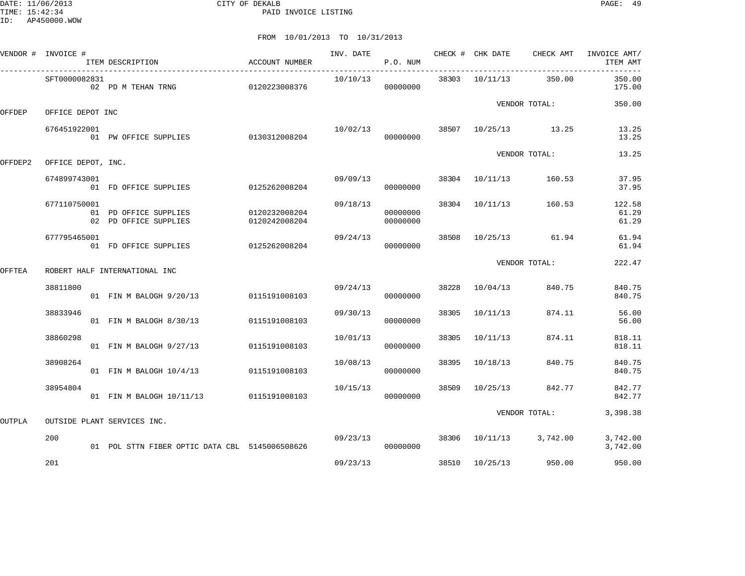DATE: 11/06/2013 CITY OF DEKALB
TIME: 15:42:34 PAID INVOICE LISTING
ID: AP450000.WOW

FROM 10/01/2013 TO 10/31/2013

| VENDOR # | INVOICE # / ITEM DESCRIPTION | ACCOUNT NUMBER | INV. DATE | P.O. NUM | CHECK # | CHK DATE | CHECK AMT | INVOICE AMT/ ITEM AMT |
|---|---|---|---|---|---|---|---|---|
| | SFT0000082831 | | 10/10/13 | | 38303 | 10/11/13 | 350.00 | 350.00 |
| | 02 PD M TEHAN TRNG | 0120223008376 | | 00000000 | | | | 175.00 |
| | | | | | | VENDOR TOTAL: | | 350.00 |
| OFFDEP | OFFICE DEPOT INC | | | | | | | |
| | 676451922001 | | 10/02/13 | | 38507 | 10/25/13 | 13.25 | 13.25 |
| | 01 PW OFFICE SUPPLIES | 0130312008204 | | 00000000 | | | | 13.25 |
| | | | | | | VENDOR TOTAL: | | 13.25 |
| OFFDEP2 | OFFICE DEPOT, INC. | | | | | | | |
| | 674899743001 | | 09/09/13 | | 38304 | 10/11/13 | 160.53 | 37.95 |
| | 01 FD OFFICE SUPPLIES | 0125262008204 | | 00000000 | | | | 37.95 |
| | 677110750001 | | 09/18/13 | | 38304 | 10/11/13 | 160.53 | 122.58 |
| | 01 PD OFFICE SUPPLIES | 0120232008204 | | 00000000 | | | | 61.29 |
| | 02 PD OFFICE SUPPLIES | 0120242008204 | | 00000000 | | | | 61.29 |
| | 677795465001 | | 09/24/13 | | 38508 | 10/25/13 | 61.94 | 61.94 |
| | 01 FD OFFICE SUPPLIES | 0125262008204 | | 00000000 | | | | 61.94 |
| | | | | | | VENDOR TOTAL: | | 222.47 |
| OFFTEA | ROBERT HALF INTERNATIONAL INC | | | | | | | |
| | 38811800 | | 09/24/13 | | 38228 | 10/04/13 | 840.75 | 840.75 |
| | 01 FIN M BALOGH 9/20/13 | 0115191008103 | | 00000000 | | | | 840.75 |
| | 38833946 | | 09/30/13 | | 38305 | 10/11/13 | 874.11 | 56.00 |
| | 01 FIN M BALOGH 8/30/13 | 0115191008103 | | 00000000 | | | | 56.00 |
| | 38860298 | | 10/01/13 | | 38305 | 10/11/13 | 874.11 | 818.11 |
| | 01 FIN M BALOGH 9/27/13 | 0115191008103 | | 00000000 | | | | 818.11 |
| | 38908264 | | 10/08/13 | | 38395 | 10/18/13 | 840.75 | 840.75 |
| | 01 FIN M BALOGH 10/4/13 | 0115191008103 | | 00000000 | | | | 840.75 |
| | 38954804 | | 10/15/13 | | 38509 | 10/25/13 | 842.77 | 842.77 |
| | 01 FIN M BALOGH 10/11/13 | 0115191008103 | | 00000000 | | | | 842.77 |
| | | | | | | VENDOR TOTAL: | | 3,398.38 |
| OUTPLA | OUTSIDE PLANT SERVICES INC. | | | | | | | |
| | 200 | | 09/23/13 | | 38306 | 10/11/13 | 3,742.00 | 3,742.00 |
| | 01 POL STTN FIBER OPTIC DATA CBL | 5145006508626 | | 00000000 | | | | 3,742.00 |
| | 201 | | 09/23/13 | | 38510 | 10/25/13 | 950.00 | 950.00 |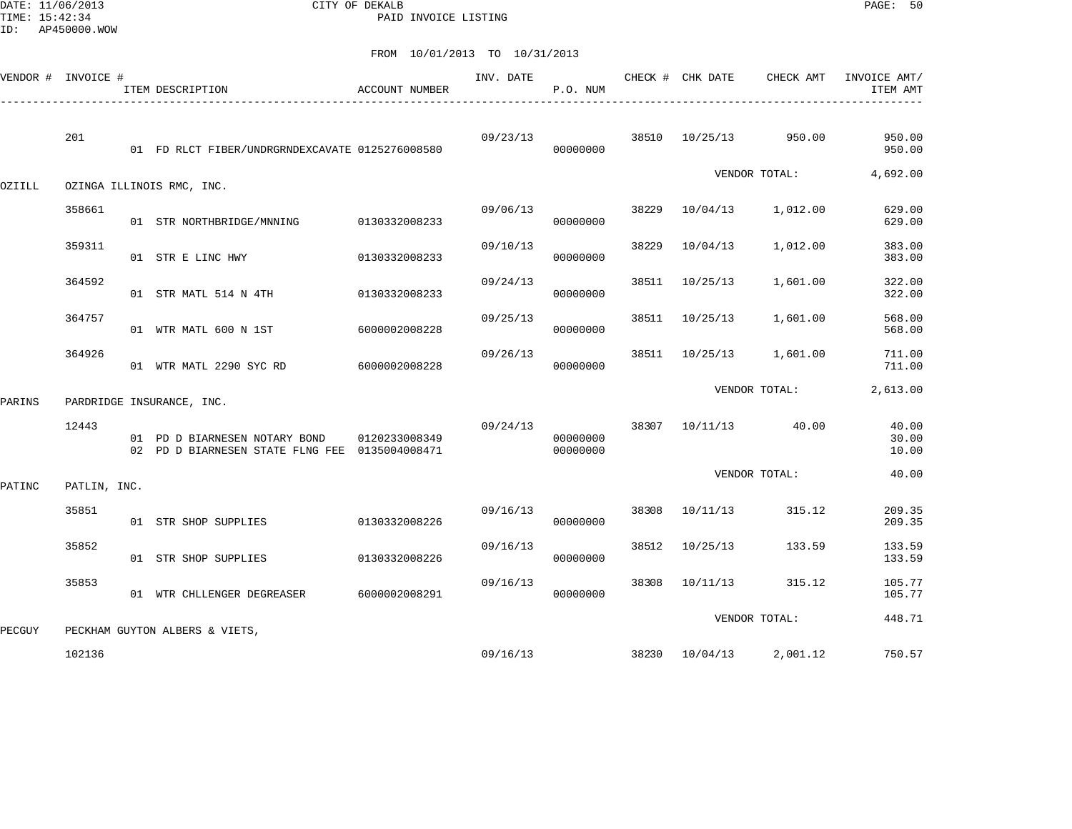CITY OF DEKALB
PAID INVOICE LISTING

DATE: 11/06/2013
TIME: 15:42:34
ID: AP450000.WOW

FROM 10/01/2013 TO 10/31/2013

| VENDOR # | INVOICE # | ITEM DESCRIPTION | ACCOUNT NUMBER | INV. DATE | P.O. NUM | CHECK # | CHK DATE | CHECK AMT | INVOICE AMT/ ITEM AMT |
|---|---|---|---|---|---|---|---|---|---|
| | 201 | | | 09/23/13 | | 38510 | 10/25/13 | 950.00 | 950.00 |
| | | 01 FD RLCT FIBER/UNDRGRNDEXCAVATE | 0125276008580 | | 00000000 | | | | 950.00 |
| | | | | | | | | VENDOR TOTAL: | 4,692.00 |
| OZIILL | OZINGA ILLINOIS RMC, INC. | | | | | | | | |
| | 358661 | | | 09/06/13 | | 38229 | 10/04/13 | 1,012.00 | 629.00 |
| | | 01 STR NORTHBRIDGE/MNNING | 0130332008233 | | 00000000 | | | | 629.00 |
| | 359311 | | | 09/10/13 | | 38229 | 10/04/13 | 1,012.00 | 383.00 |
| | | 01 STR E LINC HWY | 0130332008233 | | 00000000 | | | | 383.00 |
| | 364592 | | | 09/24/13 | | 38511 | 10/25/13 | 1,601.00 | 322.00 |
| | | 01 STR MATL 514 N 4TH | 0130332008233 | | 00000000 | | | | 322.00 |
| | 364757 | | | 09/25/13 | | 38511 | 10/25/13 | 1,601.00 | 568.00 |
| | | 01 WTR MATL 600 N 1ST | 6000002008228 | | 00000000 | | | | 568.00 |
| | 364926 | | | 09/26/13 | | 38511 | 10/25/13 | 1,601.00 | 711.00 |
| | | 01 WTR MATL 2290 SYC RD | 6000002008228 | | 00000000 | | | | 711.00 |
| | | | | | | | | VENDOR TOTAL: | 2,613.00 |
| PARINS | PARDRIDGE INSURANCE, INC. | | | | | | | | |
| | 12443 | | | 09/24/13 | | 38307 | 10/11/13 | 40.00 | 40.00 |
| | | 01 PD D BIARNESEN NOTARY BOND | 0120233008349 | | 00000000 | | | | 30.00 |
| | | 02 PD D BIARNESEN STATE FLNG FEE | 0135004008471 | | 00000000 | | | | 10.00 |
| | | | | | | | | VENDOR TOTAL: | 40.00 |
| PATINC | PATLIN, INC. | | | | | | | | |
| | 35851 | | | 09/16/13 | | 38308 | 10/11/13 | 315.12 | 209.35 |
| | | 01 STR SHOP SUPPLIES | 0130332008226 | | 00000000 | | | | 209.35 |
| | 35852 | | | 09/16/13 | | 38512 | 10/25/13 | 133.59 | 133.59 |
| | | 01 STR SHOP SUPPLIES | 0130332008226 | | 00000000 | | | | 133.59 |
| | 35853 | | | 09/16/13 | | 38308 | 10/11/13 | 315.12 | 105.77 |
| | | 01 WTR CHLLENGER DEGREASER | 6000002008291 | | 00000000 | | | | 105.77 |
| | | | | | | | | VENDOR TOTAL: | 448.71 |
| PECGUY | PECKHAM GUYTON ALBERS & VIETS, | | | | | | | | |
| | 102136 | | | 09/16/13 | | 38230 | 10/04/13 | 2,001.12 | 750.57 |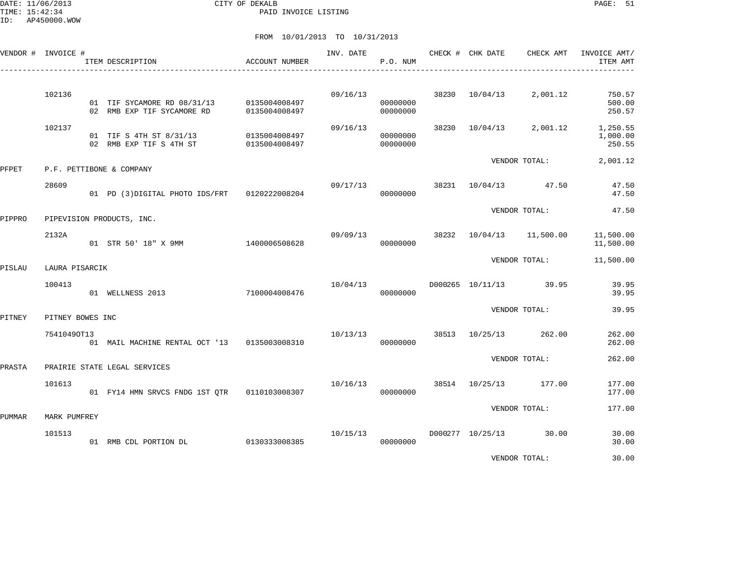CITY OF DEKALB
PAID INVOICE LISTING

DATE: 11/06/2013
TIME: 15:42:34
ID: AP450000.WOW

FROM 10/01/2013 TO 10/31/2013

| VENDOR # | INVOICE # | ITEM DESCRIPTION | ACCOUNT NUMBER | INV. DATE | P.O. NUM | CHECK # | CHK DATE | CHECK AMT | INVOICE AMT/ ITEM AMT |
|---|---|---|---|---|---|---|---|---|---|
| | 102136 | | | 09/16/13 | | 38230 | 10/04/13 | 2,001.12 | 750.57 |
| | | 01 TIF SYCAMORE RD 08/31/13 | 0135004008497 | | 00000000 | | | | 500.00 |
| | | 02 RMB EXP TIF SYCAMORE RD | 0135004008497 | | 00000000 | | | | 250.57 |
| | 102137 | | | 09/16/13 | | 38230 | 10/04/13 | 2,001.12 | 1,250.55 |
| | | 01 TIF S 4TH ST 8/31/13 | 0135004008497 | | 00000000 | | | | 1,000.00 |
| | | 02 RMB EXP TIF S 4TH ST | 0135004008497 | | 00000000 | | | | 250.55 |
| | | | | | | | VENDOR TOTAL: | | 2,001.12 |
| PFPET | P.F. PETTIBONE & COMPANY | | | | | | | | |
| | 28609 | | | 09/17/13 | | 38231 | 10/04/13 | 47.50 | 47.50 |
| | | 01 PD (3)DIGITAL PHOTO IDS/FRT | 0120222008204 | | 00000000 | | | | 47.50 |
| | | | | | | | VENDOR TOTAL: | | 47.50 |
| PIPPRO | PIPEVISION PRODUCTS, INC. | | | | | | | | |
| | 2132A | | | 09/09/13 | | 38232 | 10/04/13 | 11,500.00 | 11,500.00 |
| | | 01 STR 50' 18" X 9MM | 1400006508628 | | 00000000 | | | | 11,500.00 |
| | | | | | | | VENDOR TOTAL: | | 11,500.00 |
| PISLAU | LAURA PISARCIK | | | | | | | | |
| | 100413 | | | 10/04/13 | | D000265 | 10/11/13 | 39.95 | 39.95 |
| | | 01 WELLNESS 2013 | 7100004008476 | | 00000000 | | | | 39.95 |
| | | | | | | | VENDOR TOTAL: | | 39.95 |
| PITNEY | PITNEY BOWES INC | | | | | | | | |
| | 7541049OT13 | | | 10/13/13 | | 38513 | 10/25/13 | 262.00 | 262.00 |
| | | 01 MAIL MACHINE RENTAL OCT '13 | 0135003008310 | | 00000000 | | | | 262.00 |
| | | | | | | | VENDOR TOTAL: | | 262.00 |
| PRASTA | PRAIRIE STATE LEGAL SERVICES | | | | | | | | |
| | 101613 | | | 10/16/13 | | 38514 | 10/25/13 | 177.00 | 177.00 |
| | | 01 FY14 HMN SRVCS FNDG 1ST QTR | 0110103008307 | | 00000000 | | | | 177.00 |
| | | | | | | | VENDOR TOTAL: | | 177.00 |
| PUMMAR | MARK PUMFREY | | | | | | | | |
| | 101513 | | | 10/15/13 | | D000277 | 10/25/13 | 30.00 | 30.00 |
| | | 01 RMB CDL PORTION DL | 0130333008385 | | 00000000 | | | | 30.00 |
| | | | | | | | VENDOR TOTAL: | | 30.00 |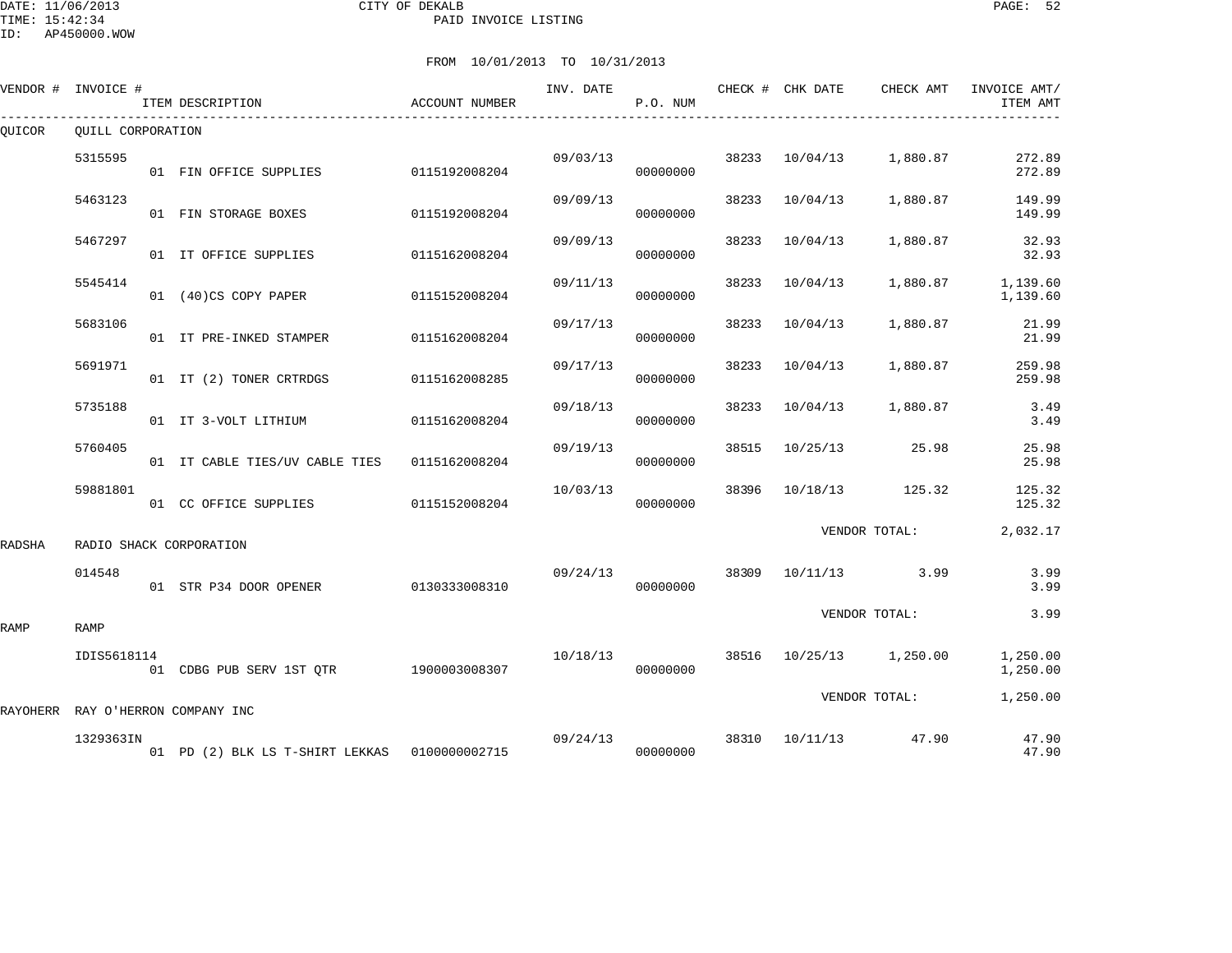CITY OF DEKALB

PAID INVOICE LISTING

DATE: 11/06/2013
TIME: 15:42:34
ID: AP450000.WOW

FROM 10/01/2013 TO 10/31/2013

| VENDOR # | INVOICE # | ITEM DESCRIPTION | ACCOUNT NUMBER | INV. DATE | P.O. NUM | CHECK # | CHK DATE | CHECK AMT | INVOICE AMT/ ITEM AMT |
|---|---|---|---|---|---|---|---|---|---|
| QUICOR | QUILL CORPORATION | | | | | | | | |
| | 5315595 | | | 09/03/13 | | 38233 | 10/04/13 | 1,880.87 | 272.89 |
| | | 01 FIN OFFICE SUPPLIES | 0115192008204 | | 00000000 | | | | 272.89 |
| | 5463123 | | | 09/09/13 | | 38233 | 10/04/13 | 1,880.87 | 149.99 |
| | | 01 FIN STORAGE BOXES | 0115192008204 | | 00000000 | | | | 149.99 |
| | 5467297 | | | 09/09/13 | | 38233 | 10/04/13 | 1,880.87 | 32.93 |
| | | 01 IT OFFICE SUPPLIES | 0115162008204 | | 00000000 | | | | 32.93 |
| | 5545414 | | | 09/11/13 | | 38233 | 10/04/13 | 1,880.87 | 1,139.60 |
| | | 01 (40)CS COPY PAPER | 0115152008204 | | 00000000 | | | | 1,139.60 |
| | 5683106 | | | 09/17/13 | | 38233 | 10/04/13 | 1,880.87 | 21.99 |
| | | 01 IT PRE-INKED STAMPER | 0115162008204 | | 00000000 | | | | 21.99 |
| | 5691971 | | | 09/17/13 | | 38233 | 10/04/13 | 1,880.87 | 259.98 |
| | | 01 IT (2) TONER CRTRDGS | 0115162008285 | | 00000000 | | | | 259.98 |
| | 5735188 | | | 09/18/13 | | 38233 | 10/04/13 | 1,880.87 | 3.49 |
| | | 01 IT 3-VOLT LITHIUM | 0115162008204 | | 00000000 | | | | 3.49 |
| | 5760405 | | | 09/19/13 | | 38515 | 10/25/13 | 25.98 | 25.98 |
| | | 01 IT CABLE TIES/UV CABLE TIES | 0115162008204 | | 00000000 | | | | 25.98 |
| | 59881801 | | | 10/03/13 | | 38396 | 10/18/13 | 125.32 | 125.32 |
| | | 01 CC OFFICE SUPPLIES | 0115152008204 | | 00000000 | | | | 125.32 |
| | | | | | | | VENDOR TOTAL: | | 2,032.17 |
| RADSHA | RADIO SHACK CORPORATION | | | | | | | | |
| | 014548 | | | 09/24/13 | | 38309 | 10/11/13 | 3.99 | 3.99 |
| | | 01 STR P34 DOOR OPENER | 0130333008310 | | 00000000 | | | | 3.99 |
| | | | | | | | VENDOR TOTAL: | | 3.99 |
| RAMP | RAMP | | | | | | | | |
| | IDIS5618114 | | | 10/18/13 | | 38516 | 10/25/13 | 1,250.00 | 1,250.00 |
| | | 01 CDBG PUB SERV 1ST QTR | 1900003008307 | | 00000000 | | | | 1,250.00 |
| | | | | | | | VENDOR TOTAL: | | 1,250.00 |
| RAYOHERR | RAY O'HERRON COMPANY INC | | | | | | | | |
| | 1329363IN | | | 09/24/13 | | 38310 | 10/11/13 | 47.90 | 47.90 |
| | | 01 PD (2) BLK LS T-SHIRT LEKKAS | 0100000002715 | | 00000000 | | | | 47.90 |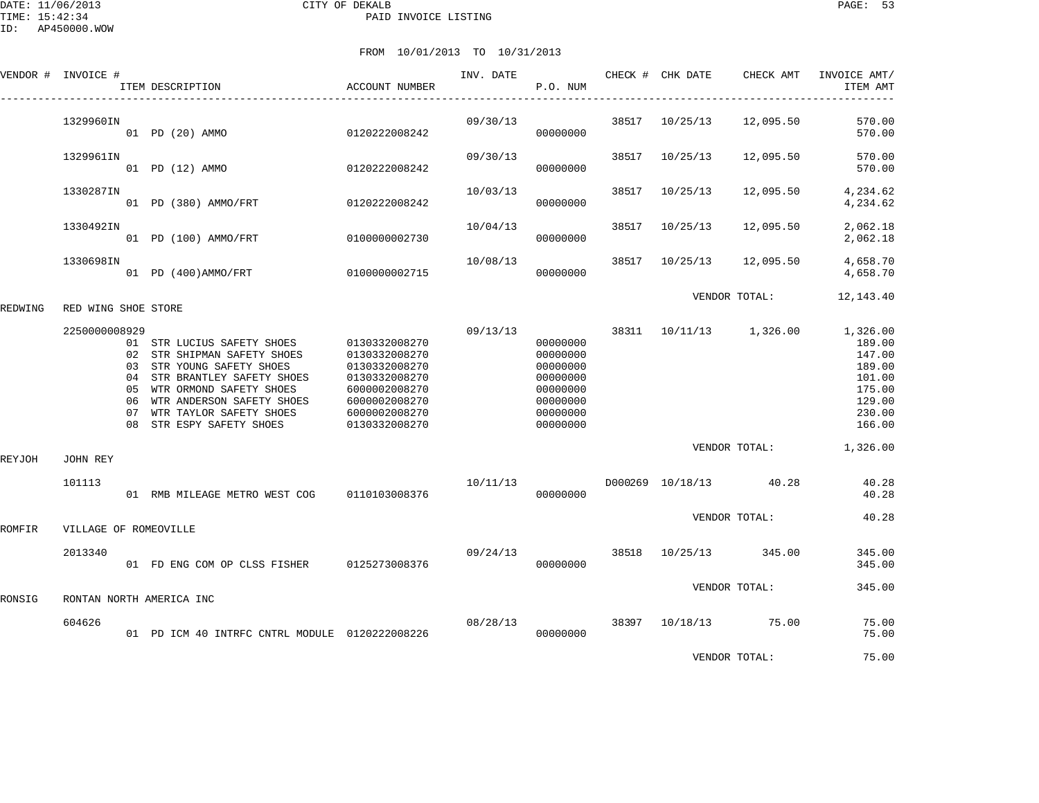CITY OF DEKALB
PAID INVOICE LISTING

DATE: 11/06/2013
TIME: 15:42:34
ID: AP450000.WOW

FROM 10/01/2013 TO 10/31/2013

| VENDOR # | INVOICE # | ITEM DESCRIPTION | ACCOUNT NUMBER | INV. DATE | P.O. NUM | CHECK # | CHK DATE | CHECK AMT | INVOICE AMT/ ITEM AMT |
|---|---|---|---|---|---|---|---|---|---|
| | 1329960IN | | | 09/30/13 | | 38517 | 10/25/13 | 12,095.50 | 570.00 |
| | | 01 PD (20) AMMO | 0120222008242 | | 00000000 | | | | 570.00 |
| | 1329961IN | | | 09/30/13 | | 38517 | 10/25/13 | 12,095.50 | 570.00 |
| | | 01 PD (12) AMMO | 0120222008242 | | 00000000 | | | | 570.00 |
| | 1330287IN | | | 10/03/13 | | 38517 | 10/25/13 | 12,095.50 | 4,234.62 |
| | | 01 PD (380) AMMO/FRT | 0120222008242 | | 00000000 | | | | 4,234.62 |
| | 1330492IN | | | 10/04/13 | | 38517 | 10/25/13 | 12,095.50 | 2,062.18 |
| | | 01 PD (100) AMMO/FRT | 0100000002730 | | 00000000 | | | | 2,062.18 |
| | 1330698IN | | | 10/08/13 | | 38517 | 10/25/13 | 12,095.50 | 4,658.70 |
| | | 01 PD (400)AMMO/FRT | 0100000002715 | | 00000000 | | | | 4,658.70 |
| | | | | | | | VENDOR TOTAL: | | 12,143.40 |
| REDWING | RED WING SHOE STORE | | | | | | | | |
| | 2250000008929 | | | 09/13/13 | | 38311 | 10/11/13 | 1,326.00 | 1,326.00 |
| | | 01 STR LUCIUS SAFETY SHOES | 0130332008270 | | 00000000 | | | | 189.00 |
| | | 02 STR SHIPMAN SAFETY SHOES | 0130332008270 | | 00000000 | | | | 147.00 |
| | | 03 STR YOUNG SAFETY SHOES | 0130332008270 | | 00000000 | | | | 189.00 |
| | | 04 STR BRANTLEY SAFETY SHOES | 0130332008270 | | 00000000 | | | | 101.00 |
| | | 05 WTR ORMOND SAFETY SHOES | 6000002008270 | | 00000000 | | | | 175.00 |
| | | 06 WTR ANDERSON SAFETY SHOES | 6000002008270 | | 00000000 | | | | 129.00 |
| | | 07 WTR TAYLOR SAFETY SHOES | 6000002008270 | | 00000000 | | | | 230.00 |
| | | 08 STR ESPY SAFETY SHOES | 0130332008270 | | 00000000 | | | | 166.00 |
| | | | | | | | VENDOR TOTAL: | | 1,326.00 |
| REYJOH | JOHN REY | | | | | | | | |
| | 101113 | | | 10/11/13 | | D000269 | 10/18/13 | 40.28 | 40.28 |
| | | 01 RMB MILEAGE METRO WEST COG | 0110103008376 | | 00000000 | | | | 40.28 |
| | | | | | | | VENDOR TOTAL: | | 40.28 |
| ROMFIR | VILLAGE OF ROMEOVILLE | | | | | | | | |
| | 2013340 | | | 09/24/13 | | 38518 | 10/25/13 | 345.00 | 345.00 |
| | | 01 FD ENG COM OP CLSS FISHER | 0125273008376 | | 00000000 | | | | 345.00 |
| | | | | | | | VENDOR TOTAL: | | 345.00 |
| RONSIG | RONTAN NORTH AMERICA INC | | | | | | | | |
| | 604626 | | | 08/28/13 | | 38397 | 10/18/13 | 75.00 | 75.00 |
| | | 01 PD ICM 40 INTRFC CNTRL MODULE | 0120222008226 | | 00000000 | | | | 75.00 |
| | | | | | | | VENDOR TOTAL: | | 75.00 |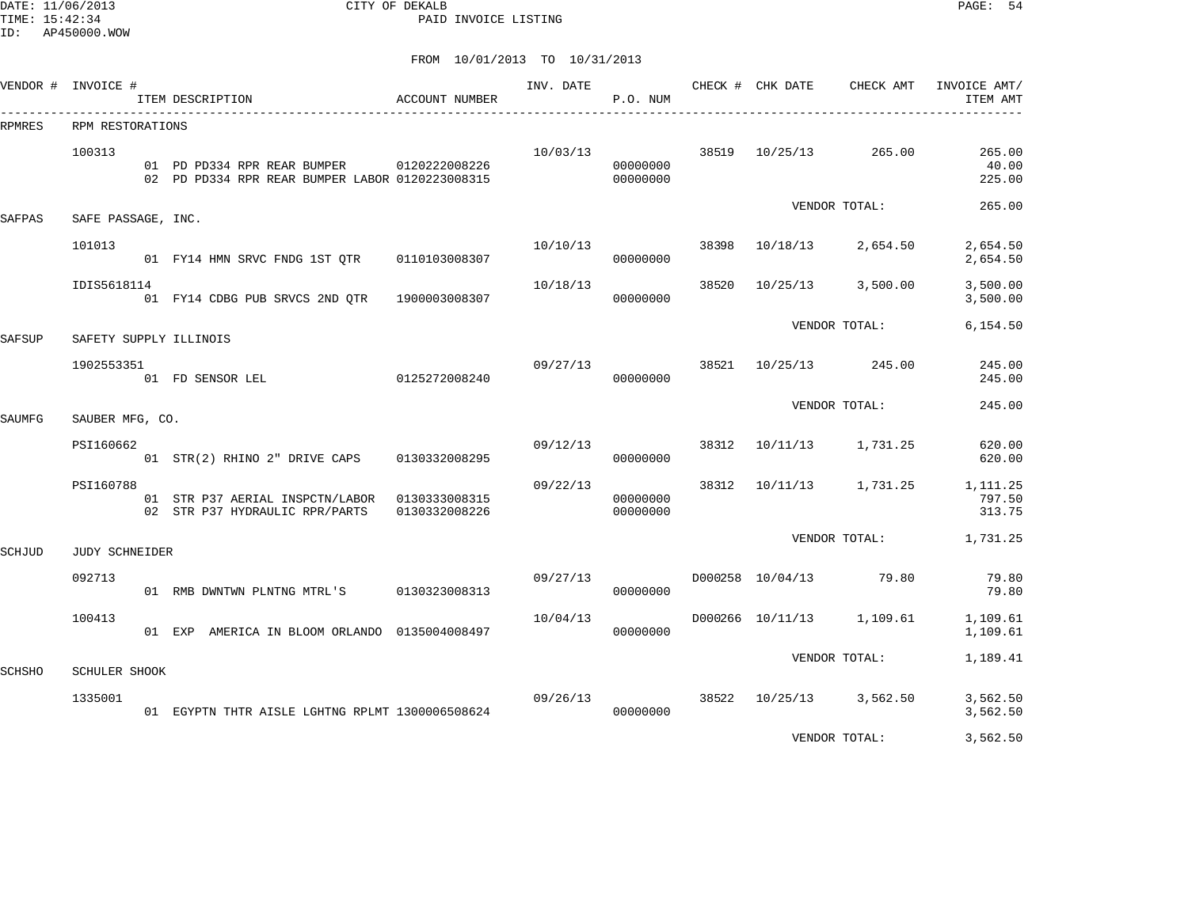DATE: 11/06/2013
TIME: 15:42:34
ID: AP450000.WOW

CITY OF DEKALB
PAID INVOICE LISTING

FROM 10/01/2013 TO 10/31/2013

| VENDOR # | INVOICE # | ITEM DESCRIPTION | ACCOUNT NUMBER | INV. DATE | P.O. NUM | CHECK # | CHK DATE | CHECK AMT | INVOICE AMT/ ITEM AMT |
|---|---|---|---|---|---|---|---|---|---|
| RPMRES | RPM RESTORATIONS | | | | | | | | |
| | 100313 | | | 10/03/13 | | 38519 | 10/25/13 | 265.00 | 265.00 |
| | | 01 PD PD334 RPR REAR BUMPER | 0120222008226 | | 00000000 | | | | 40.00 |
| | | 02 PD PD334 RPR REAR BUMPER LABOR | 0120223008315 | | 00000000 | | | | 225.00 |
| | | | | | | | VENDOR TOTAL: | | 265.00 |
| SAFPAS | SAFE PASSAGE, INC. | | | | | | | | |
| | 101013 | | | 10/10/13 | | 38398 | 10/18/13 | 2,654.50 | 2,654.50 |
| | | 01 FY14 HMN SRVC FNDG 1ST QTR | 0110103008307 | | 00000000 | | | | 2,654.50 |
| | IDIS5618114 | | | 10/18/13 | | 38520 | 10/25/13 | 3,500.00 | 3,500.00 |
| | | 01 FY14 CDBG PUB SRVCS 2ND QTR | 1900003008307 | | 00000000 | | | | 3,500.00 |
| | | | | | | | VENDOR TOTAL: | | 6,154.50 |
| SAFSUP | SAFETY SUPPLY ILLINOIS | | | | | | | | |
| | 1902553351 | | | 09/27/13 | | 38521 | 10/25/13 | 245.00 | 245.00 |
| | | 01 FD SENSOR LEL | 0125272008240 | | 00000000 | | | | 245.00 |
| | | | | | | | VENDOR TOTAL: | | 245.00 |
| SAUMFG | SAUBER MFG, CO. | | | | | | | | |
| | PSI160662 | | | 09/12/13 | | 38312 | 10/11/13 | 1,731.25 | 620.00 |
| | | 01 STR(2) RHINO 2" DRIVE CAPS | 0130332008295 | | 00000000 | | | | 620.00 |
| | PSI160788 | | | 09/22/13 | | 38312 | 10/11/13 | 1,731.25 | 1,111.25 |
| | | 01 STR P37 AERIAL INSPCTN/LABOR | 0130333008315 | | 00000000 | | | | 797.50 |
| | | 02 STR P37 HYDRAULIC RPR/PARTS | 0130332008226 | | 00000000 | | | | 313.75 |
| | | | | | | | VENDOR TOTAL: | | 1,731.25 |
| SCHJUD | JUDY SCHNEIDER | | | | | | | | |
| | 092713 | | | 09/27/13 | | D000258 | 10/04/13 | 79.80 | 79.80 |
| | | 01 RMB DWNTWN PLNTNG MTRL'S | 0130323008313 | | 00000000 | | | | 79.80 |
| | 100413 | | | 10/04/13 | | D000266 | 10/11/13 | 1,109.61 | 1,109.61 |
| | | 01 EXP AMERICA IN BLOOM ORLANDO | 0135004008497 | | 00000000 | | | | 1,109.61 |
| | | | | | | | VENDOR TOTAL: | | 1,189.41 |
| SCHSHO | SCHULER SHOOK | | | | | | | | |
| | 1335001 | | | 09/26/13 | | 38522 | 10/25/13 | 3,562.50 | 3,562.50 |
| | | 01 EGYPTN THTR AISLE LGHTNG RPLMT | 1300006508624 | | 00000000 | | | | 3,562.50 |
| | | | | | | | VENDOR TOTAL: | | 3,562.50 |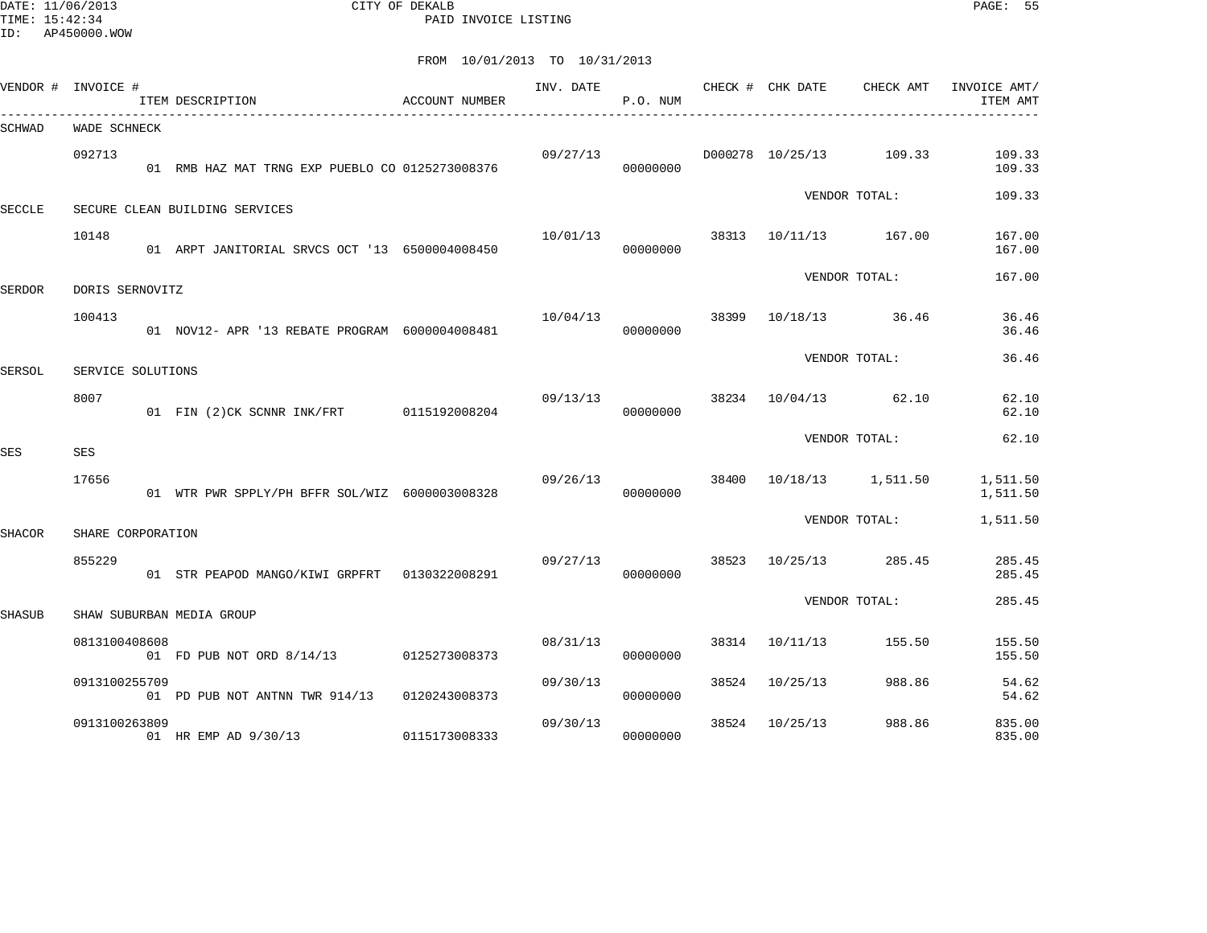CITY OF DEKALB
PAID INVOICE LISTING

DATE: 11/06/2013
TIME: 15:42:34
ID: AP450000.WOW

FROM 10/01/2013 TO 10/31/2013

| VENDOR # | INVOICE # | ITEM DESCRIPTION | ACCOUNT NUMBER | INV. DATE | P.O. NUM | CHECK # | CHK DATE | CHECK AMT | INVOICE AMT/ ITEM AMT |
|---|---|---|---|---|---|---|---|---|---|
| SCHWAD | WADE SCHNECK | | | | | | | | |
| | 092713 | | | 09/27/13 | | D000278 | 10/25/13 | 109.33 | 109.33 |
| | | 01 RMB HAZ MAT TRNG EXP PUEBLO CO | 0125273008376 | | 00000000 | | | | 109.33 |
| | | | | | | | VENDOR TOTAL: | | 109.33 |
| SECCLE | SECURE CLEAN BUILDING SERVICES | | | | | | | | |
| | 10148 | | | 10/01/13 | | 38313 | 10/11/13 | 167.00 | 167.00 |
| | | 01 ARPT JANITORIAL SRVCS OCT '13 | 6500004008450 | | 00000000 | | | | 167.00 |
| | | | | | | | VENDOR TOTAL: | | 167.00 |
| SERDOR | DORIS SERNOVITZ | | | | | | | | |
| | 100413 | | | 10/04/13 | | 38399 | 10/18/13 | 36.46 | 36.46 |
| | | 01 NOV12- APR '13 REBATE PROGRAM | 6000004008481 | | 00000000 | | | | 36.46 |
| | | | | | | | VENDOR TOTAL: | | 36.46 |
| SERSOL | SERVICE SOLUTIONS | | | | | | | | |
| | 8007 | | | 09/13/13 | | 38234 | 10/04/13 | 62.10 | 62.10 |
| | | 01 FIN (2)CK SCNNR INK/FRT | 0115192008204 | | 00000000 | | | | 62.10 |
| | | | | | | | VENDOR TOTAL: | | 62.10 |
| SES | SES | | | | | | | | |
| | 17656 | | | 09/26/13 | | 38400 | 10/18/13 | 1,511.50 | 1,511.50 |
| | | 01 WTR PWR SPPLY/PH BFFR SOL/WIZ | 6000003008328 | | 00000000 | | | | 1,511.50 |
| | | | | | | | VENDOR TOTAL: | | 1,511.50 |
| SHACOR | SHARE CORPORATION | | | | | | | | |
| | 855229 | | | 09/27/13 | | 38523 | 10/25/13 | 285.45 | 285.45 |
| | | 01 STR PEAPOD MANGO/KIWI GRPFRT | 0130322008291 | | 00000000 | | | | 285.45 |
| | | | | | | | VENDOR TOTAL: | | 285.45 |
| SHASUB | SHAW SUBURBAN MEDIA GROUP | | | | | | | | |
| | 0813100408608 | | | 08/31/13 | | 38314 | 10/11/13 | 155.50 | 155.50 |
| | | 01 FD PUB NOT ORD 8/14/13 | 0125273008373 | | 00000000 | | | | 155.50 |
| | 0913100255709 | | | 09/30/13 | | 38524 | 10/25/13 | 988.86 | 54.62 |
| | | 01 PD PUB NOT ANTNN TWR 914/13 | 0120243008373 | | 00000000 | | | | 54.62 |
| | 0913100263809 | | | 09/30/13 | | 38524 | 10/25/13 | 988.86 | 835.00 |
| | | 01 HR EMP AD 9/30/13 | 0115173008333 | | 00000000 | | | | 835.00 |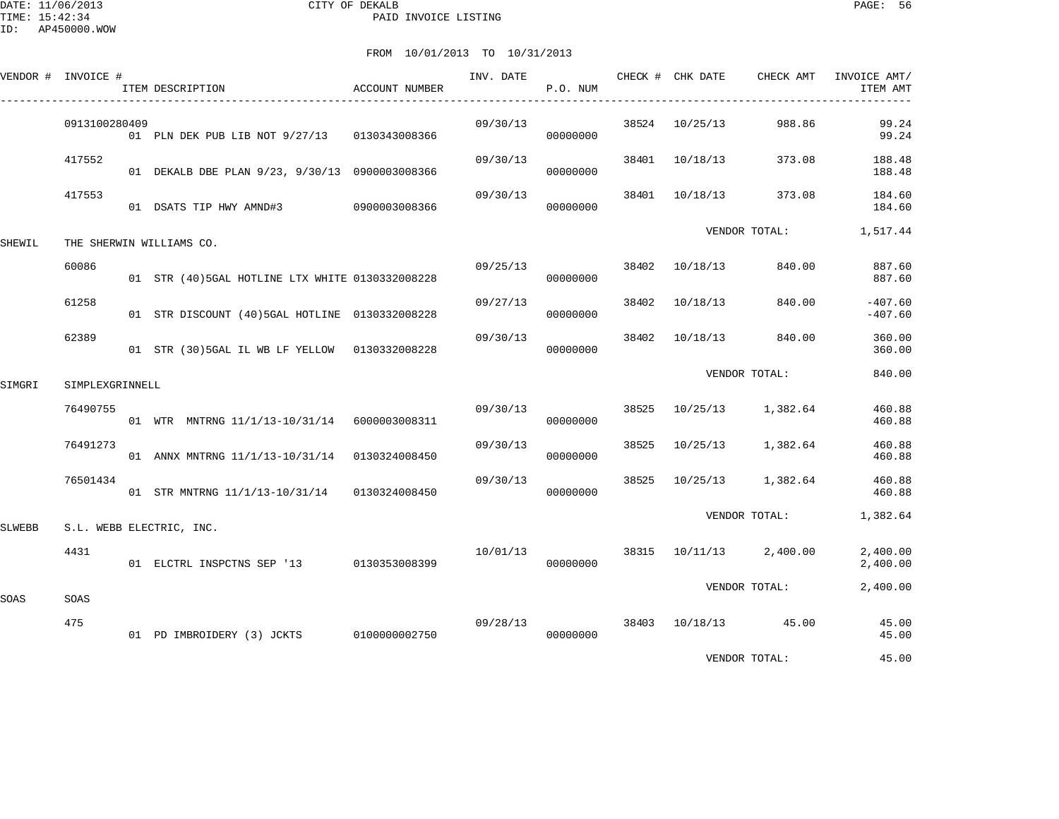DATE: 11/06/2013 CITY OF DEKALB
TIME: 15:42:34 PAID INVOICE LISTING
ID: AP450000.WOW

FROM 10/01/2013 TO 10/31/2013

| VENDOR # | INVOICE # | ITEM DESCRIPTION | ACCOUNT NUMBER | INV. DATE | P.O. NUM | CHECK # | CHK DATE | CHECK AMT | INVOICE AMT/ ITEM AMT |
|---|---|---|---|---|---|---|---|---|---|
| | 0913100280409 | | | 09/30/13 | | 38524 | 10/25/13 | 988.86 | 99.24 |
| | | 01 PLN DEK PUB LIB NOT 9/27/13 | 0130343008366 | | 00000000 | | | | 99.24 |
| | 417552 | | | 09/30/13 | | 38401 | 10/18/13 | 373.08 | 188.48 |
| | | 01 DEKALB DBE PLAN 9/23, 9/30/13 | 0900003008366 | | 00000000 | | | | 188.48 |
| | 417553 | | | 09/30/13 | | 38401 | 10/18/13 | 373.08 | 184.60 |
| | | 01 DSATS TIP HWY AMND#3 | 0900003008366 | | 00000000 | | | | 184.60 |
| | | | | | | | VENDOR TOTAL: | | 1,517.44 |
| SHEWIL | THE SHERWIN WILLIAMS CO. | | | | | | | | |
| | 60086 | | | 09/25/13 | | 38402 | 10/18/13 | 840.00 | 887.60 |
| | | 01 STR (40)5GAL HOTLINE LTX WHITE | 0130332008228 | | 00000000 | | | | 887.60 |
| | 61258 | | | 09/27/13 | | 38402 | 10/18/13 | 840.00 | -407.60 |
| | | 01 STR DISCOUNT (40)5GAL HOTLINE | 0130332008228 | | 00000000 | | | | -407.60 |
| | 62389 | | | 09/30/13 | | 38402 | 10/18/13 | 840.00 | 360.00 |
| | | 01 STR (30)5GAL IL WB LF YELLOW | 0130332008228 | | 00000000 | | | | 360.00 |
| | | | | | | | VENDOR TOTAL: | | 840.00 |
| SIMGRI | SIMPLEXGRINNELL | | | | | | | | |
| | 76490755 | | | 09/30/13 | | 38525 | 10/25/13 | 1,382.64 | 460.88 |
| | | 01 WTR MNTRNG 11/1/13-10/31/14 | 6000003008311 | | 00000000 | | | | 460.88 |
| | 76491273 | | | 09/30/13 | | 38525 | 10/25/13 | 1,382.64 | 460.88 |
| | | 01 ANNX MNTRNG 11/1/13-10/31/14 | 0130324008450 | | 00000000 | | | | 460.88 |
| | 76501434 | | | 09/30/13 | | 38525 | 10/25/13 | 1,382.64 | 460.88 |
| | | 01 STR MNTRNG 11/1/13-10/31/14 | 0130324008450 | | 00000000 | | | | 460.88 |
| | | | | | | | VENDOR TOTAL: | | 1,382.64 |
| SLWEBB | S.L. WEBB ELECTRIC, INC. | | | | | | | | |
| | 4431 | | | 10/01/13 | | 38315 | 10/11/13 | 2,400.00 | 2,400.00 |
| | | 01 ELCTRL INSPCTNS SEP '13 | 0130353008399 | | 00000000 | | | | 2,400.00 |
| | | | | | | | VENDOR TOTAL: | | 2,400.00 |
| SOAS | SOAS | | | | | | | | |
| | 475 | | | 09/28/13 | | 38403 | 10/18/13 | 45.00 | 45.00 |
| | | 01 PD IMBROIDERY (3) JCKTS | 0100000002750 | | 00000000 | | | | 45.00 |
| | | | | | | | VENDOR TOTAL: | | 45.00 |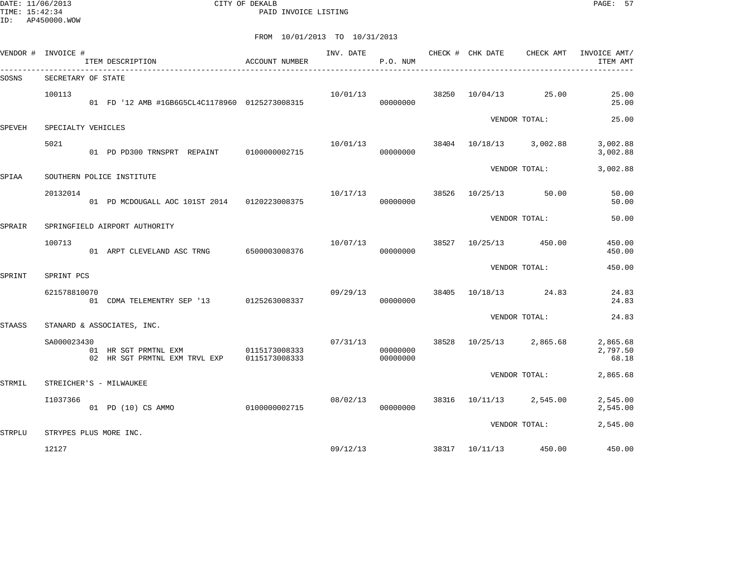CITY OF DEKALB
PAID INVOICE LISTING

DATE: 11/06/2013
TIME: 15:42:34
ID: AP450000.WOW

FROM 10/01/2013 TO 10/31/2013

| VENDOR # | INVOICE # | ITEM DESCRIPTION | ACCOUNT NUMBER | INV. DATE | P.O. NUM | CHECK # | CHK DATE | CHECK AMT | INVOICE AMT/ ITEM AMT |
|---|---|---|---|---|---|---|---|---|---|
| SOSNS | SECRETARY OF STATE | | | | | | | | |
| | 100113 | | | 10/01/13 | | 38250 | 10/04/13 | 25.00 | 25.00 |
| | | 01 FD '12 AMB #1GB6G5CL4C1178960 | 0125273008315 | | 00000000 | | | | 25.00 |
| | | | | | | | VENDOR TOTAL: | | 25.00 |
| SPEVEH | SPECIALTY VEHICLES | | | | | | | | |
| | 5021 | | | 10/01/13 | | 38404 | 10/18/13 | 3,002.88 | 3,002.88 |
| | | 01 PD PD300 TRNSPRT REPAINT | 0100000002715 | | 00000000 | | | | 3,002.88 |
| | | | | | | | VENDOR TOTAL: | | 3,002.88 |
| SPIAA | SOUTHERN POLICE INSTITUTE | | | | | | | | |
| | 20132014 | | | 10/17/13 | | 38526 | 10/25/13 | 50.00 | 50.00 |
| | | 01 PD MCDOUGALL AOC 101ST 2014 | 0120223008375 | | 00000000 | | | | 50.00 |
| | | | | | | | VENDOR TOTAL: | | 50.00 |
| SPRAIR | SPRINGFIELD AIRPORT AUTHORITY | | | | | | | | |
| | 100713 | | | 10/07/13 | | 38527 | 10/25/13 | 450.00 | 450.00 |
| | | 01 ARPT CLEVELAND ASC TRNG | 6500003008376 | | 00000000 | | | | 450.00 |
| | | | | | | | VENDOR TOTAL: | | 450.00 |
| SPRINT | SPRINT PCS | | | | | | | | |
| | 621578810070 | | | 09/29/13 | | 38405 | 10/18/13 | 24.83 | 24.83 |
| | | 01 CDMA TELEMENTRY SEP '13 | 0125263008337 | | 00000000 | | | | 24.83 |
| | | | | | | | VENDOR TOTAL: | | 24.83 |
| STAASS | STANARD & ASSOCIATES, INC. | | | | | | | | |
| | SA000023430 | | | 07/31/13 | | 38528 | 10/25/13 | 2,865.68 | 2,865.68 |
| | | 01 HR SGT PRMTNL EXM | 0115173008333 | | 00000000 | | | | 2,797.50 |
| | | 02 HR SGT PRMTNL EXM TRVL EXP | 0115173008333 | | 00000000 | | | | 68.18 |
| | | | | | | | VENDOR TOTAL: | | 2,865.68 |
| STRMIL | STREICHER'S - MILWAUKEE | | | | | | | | |
| | I1037366 | | | 08/02/13 | | 38316 | 10/11/13 | 2,545.00 | 2,545.00 |
| | | 01 PD (10) CS AMMO | 0100000002715 | | 00000000 | | | | 2,545.00 |
| | | | | | | | VENDOR TOTAL: | | 2,545.00 |
| STRPLU | STRYPES PLUS MORE INC. | | | | | | | | |
| | 12127 | | | 09/12/13 | | 38317 | 10/11/13 | 450.00 | 450.00 |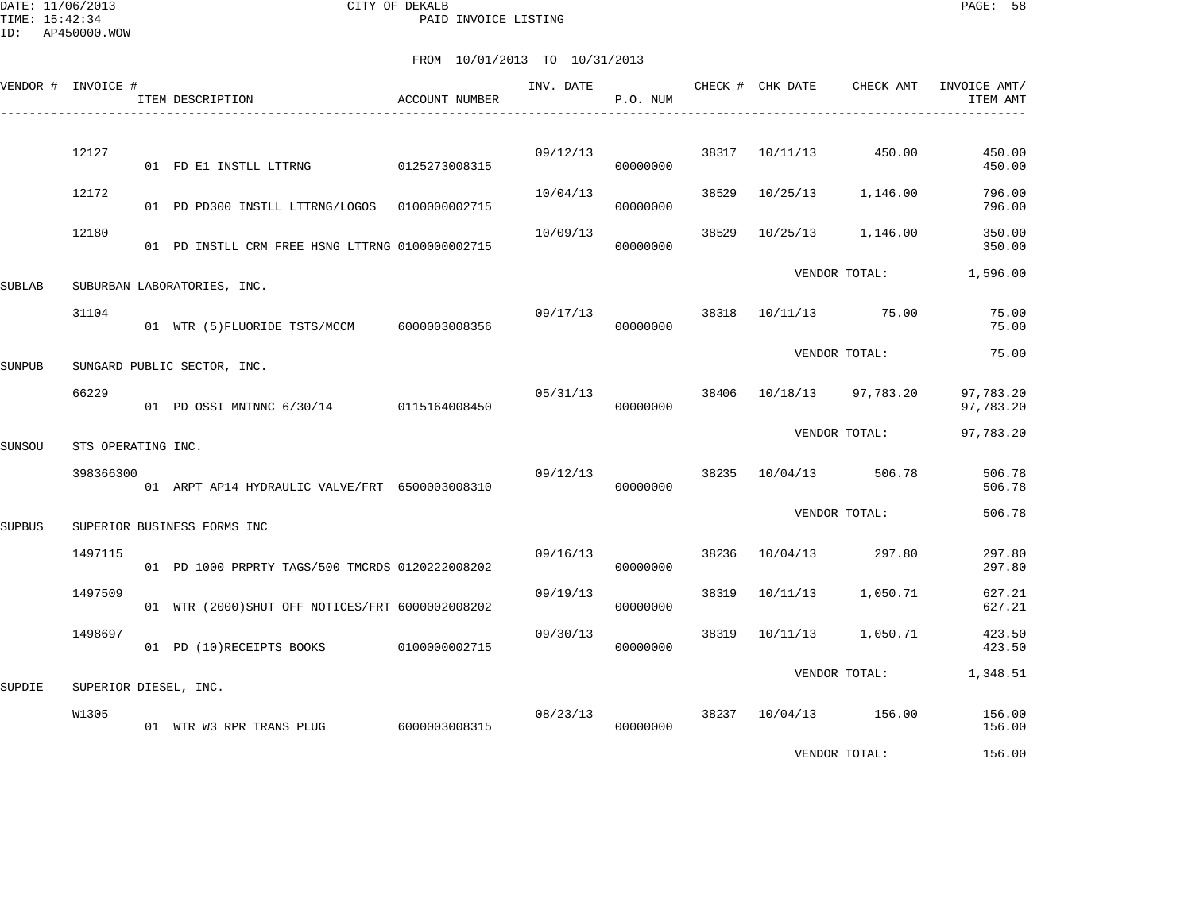DATE: 11/06/2013
TIME: 15:42:34
ID: AP450000.WOW

CITY OF DEKALB
PAID INVOICE LISTING

FROM 10/01/2013 TO 10/31/2013

| VENDOR # | INVOICE # | ITEM DESCRIPTION | ACCOUNT NUMBER | INV. DATE | P.O. NUM | CHECK # | CHK DATE | CHECK AMT | INVOICE AMT/ ITEM AMT |
|---|---|---|---|---|---|---|---|---|---|
| | 12127 | | | 09/12/13 | | 38317 | 10/11/13 | 450.00 | 450.00 |
| | | 01 FD E1 INSTLL LTTRNG | 0125273008315 | | 00000000 | | | | 450.00 |
| | 12172 | | | 10/04/13 | | 38529 | 10/25/13 | 1,146.00 | 796.00 |
| | | 01 PD PD300 INSTLL LTTRNG/LOGOS | 0100000002715 | | 00000000 | | | | 796.00 |
| | 12180 | | | 10/09/13 | | 38529 | 10/25/13 | 1,146.00 | 350.00 |
| | | 01 PD INSTLL CRM FREE HSNG LTTRNG | 0100000002715 | | 00000000 | | | | 350.00 |
| | | | | | | | VENDOR TOTAL: | | 1,596.00 |
| SUBLAB | SUBURBAN LABORATORIES, INC. | | | | | | | | |
| | 31104 | | | 09/17/13 | | 38318 | 10/11/13 | 75.00 | 75.00 |
| | | 01 WTR (5)FLUORIDE TSTS/MCCM | 6000003008356 | | 00000000 | | | | 75.00 |
| | | | | | | | VENDOR TOTAL: | | 75.00 |
| SUNPUB | SUNGARD PUBLIC SECTOR, INC. | | | | | | | | |
| | 66229 | | | 05/31/13 | | 38406 | 10/18/13 | 97,783.20 | 97,783.20 |
| | | 01 PD OSSI MNTNNC 6/30/14 | 0115164008450 | | 00000000 | | | | 97,783.20 |
| | | | | | | | VENDOR TOTAL: | | 97,783.20 |
| SUNSOU | STS OPERATING INC. | | | | | | | | |
| | 398366300 | | | 09/12/13 | | 38235 | 10/04/13 | 506.78 | 506.78 |
| | | 01 ARPT AP14 HYDRAULIC VALVE/FRT | 6500003008310 | | 00000000 | | | | 506.78 |
| | | | | | | | VENDOR TOTAL: | | 506.78 |
| SUPBUS | SUPERIOR BUSINESS FORMS INC | | | | | | | | |
| | 1497115 | | | 09/16/13 | | 38236 | 10/04/13 | 297.80 | 297.80 |
| | | 01 PD 1000 PRPRTY TAGS/500 TMCRDS | 0120222008202 | | 00000000 | | | | 297.80 |
| | 1497509 | | | 09/19/13 | | 38319 | 10/11/13 | 1,050.71 | 627.21 |
| | | 01 WTR (2000)SHUT OFF NOTICES/FRT | 6000002008202 | | 00000000 | | | | 627.21 |
| | 1498697 | | | 09/30/13 | | 38319 | 10/11/13 | 1,050.71 | 423.50 |
| | | 01 PD (10)RECEIPTS BOOKS | 0100000002715 | | 00000000 | | | | 423.50 |
| | | | | | | | VENDOR TOTAL: | | 1,348.51 |
| SUPDIE | SUPERIOR DIESEL, INC. | | | | | | | | |
| | W1305 | | | 08/23/13 | | 38237 | 10/04/13 | 156.00 | 156.00 |
| | | 01 WTR W3 RPR TRANS PLUG | 6000003008315 | | 00000000 | | | | 156.00 |
| | | | | | | | VENDOR TOTAL: | | 156.00 |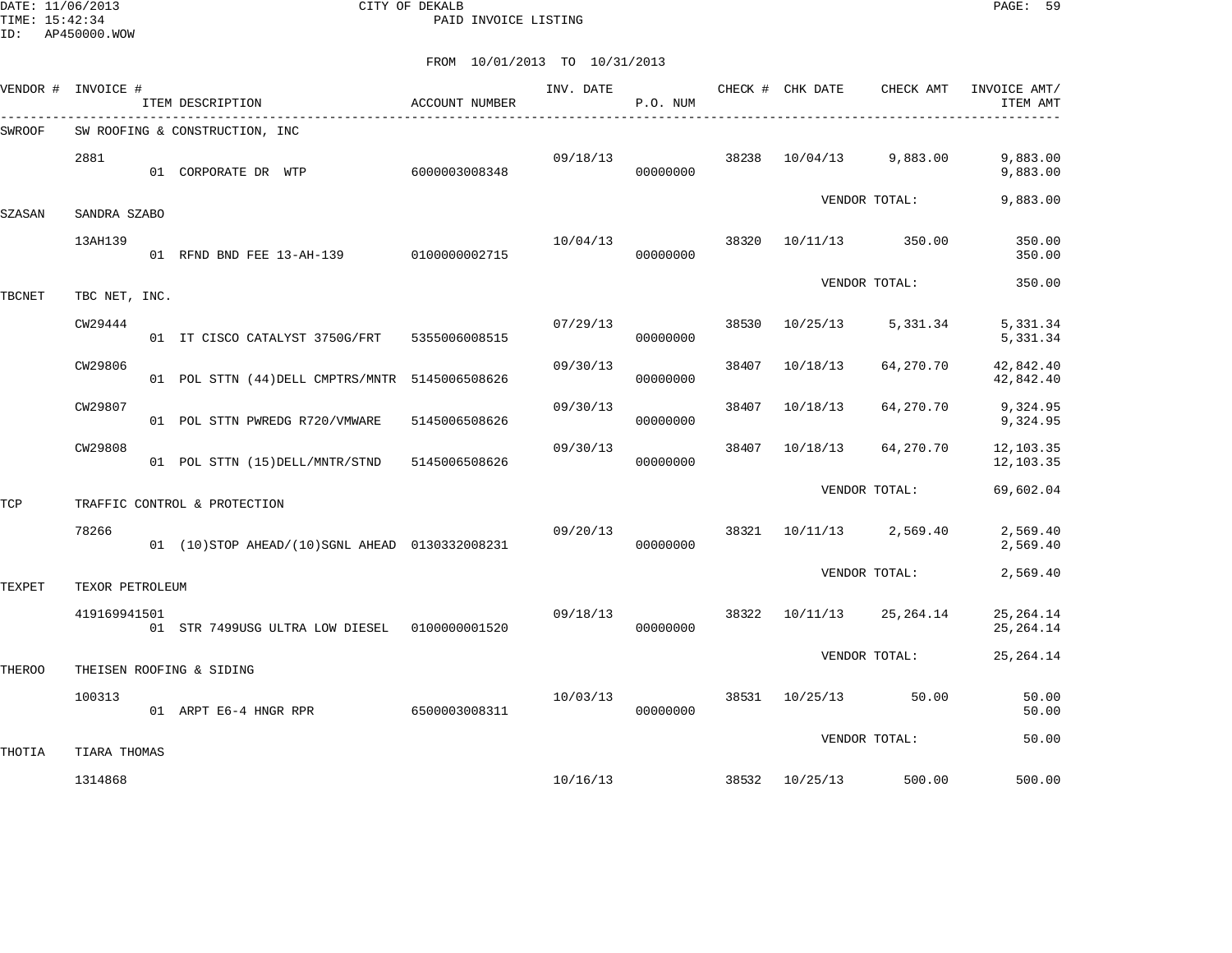CITY OF DEKALB
PAID INVOICE LISTING

DATE: 11/06/2013
TIME: 15:42:34
ID: AP450000.WOW

FROM 10/01/2013 TO 10/31/2013

| VENDOR # | INVOICE # | ITEM DESCRIPTION | ACCOUNT NUMBER | INV. DATE | P.O. NUM | CHECK # | CHK DATE | CHECK AMT | INVOICE AMT/ ITEM AMT |
|---|---|---|---|---|---|---|---|---|---|
| SWROOF | SW ROOFING & CONSTRUCTION, INC | | | | | | | | |
| | 2881 | | | 09/18/13 | | 38238 | 10/04/13 | 9,883.00 | 9,883.00 |
| | | 01 CORPORATE DR WTP | 6000003008348 | | 00000000 | | | | 9,883.00 |
| | | | | | | | | VENDOR TOTAL: | 9,883.00 |
| SZASAN | SANDRA SZABO | | | | | | | | |
| | 13AH139 | | | 10/04/13 | | 38320 | 10/11/13 | 350.00 | 350.00 |
| | | 01 RFND BND FEE 13-AH-139 | 0100000002715 | | 00000000 | | | | 350.00 |
| | | | | | | | | VENDOR TOTAL: | 350.00 |
| TBCNET | TBC NET, INC. | | | | | | | | |
| | CW29444 | | | 07/29/13 | | 38530 | 10/25/13 | 5,331.34 | 5,331.34 |
| | | 01 IT CISCO CATALYST 3750G/FRT | 5355006008515 | | 00000000 | | | | 5,331.34 |
| | CW29806 | | | 09/30/13 | | 38407 | 10/18/13 | 64,270.70 | 42,842.40 |
| | | 01 POL STTN (44)DELL CMPTRS/MNTR | 5145006508626 | | 00000000 | | | | 42,842.40 |
| | CW29807 | | | 09/30/13 | | 38407 | 10/18/13 | 64,270.70 | 9,324.95 |
| | | 01 POL STTN PWREDG R720/VMWARE | 5145006508626 | | 00000000 | | | | 9,324.95 |
| | CW29808 | | | 09/30/13 | | 38407 | 10/18/13 | 64,270.70 | 12,103.35 |
| | | 01 POL STTN (15)DELL/MNTR/STND | 5145006508626 | | 00000000 | | | | 12,103.35 |
| | | | | | | | | VENDOR TOTAL: | 69,602.04 |
| TCP | TRAFFIC CONTROL & PROTECTION | | | | | | | | |
| | 78266 | | | 09/20/13 | | 38321 | 10/11/13 | 2,569.40 | 2,569.40 |
| | | 01 (10)STOP AHEAD/(10)SGNL AHEAD | 0130332008231 | | 00000000 | | | | 2,569.40 |
| | | | | | | | | VENDOR TOTAL: | 2,569.40 |
| TEXPET | TEXOR PETROLEUM | | | | | | | | |
| | 419169941501 | | | 09/18/13 | | 38322 | 10/11/13 | 25,264.14 | 25,264.14 |
| | | 01 STR 7499USG ULTRA LOW DIESEL | 0100000001520 | | 00000000 | | | | 25,264.14 |
| | | | | | | | | VENDOR TOTAL: | 25,264.14 |
| THEROO | THEISEN ROOFING & SIDING | | | | | | | | |
| | 100313 | | | 10/03/13 | | 38531 | 10/25/13 | 50.00 | 50.00 |
| | | 01 ARPT E6-4 HNGR RPR | 6500003008311 | | 00000000 | | | | 50.00 |
| | | | | | | | | VENDOR TOTAL: | 50.00 |
| THOTIA | TIARA THOMAS | | | | | | | | |
| | 1314868 | | | 10/16/13 | | 38532 | 10/25/13 | 500.00 | 500.00 |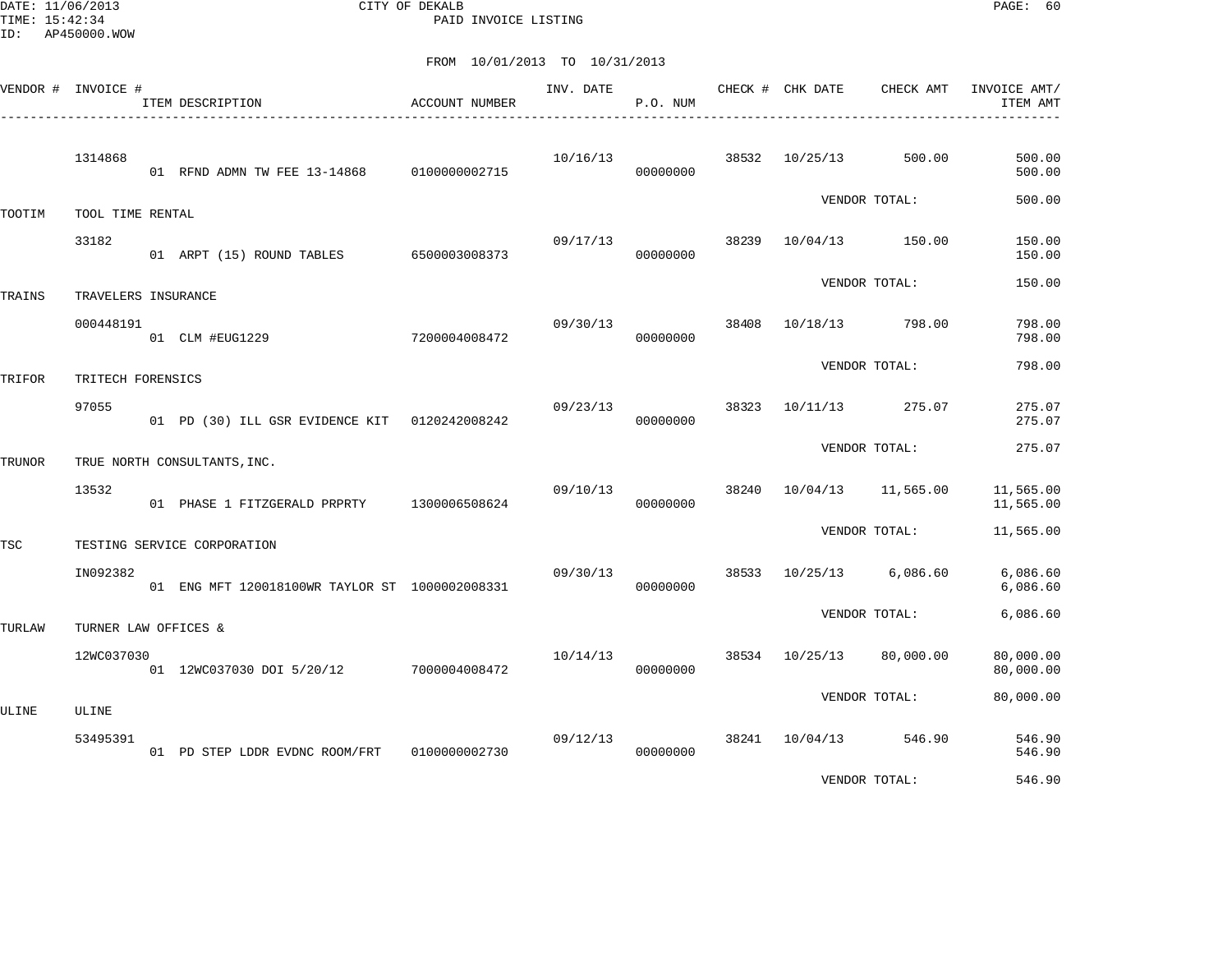CITY OF DEKALB
PAID INVOICE LISTING

DATE: 11/06/2013
TIME: 15:42:34
ID: AP450000.WOW

FROM 10/01/2013 TO 10/31/2013

| VENDOR # | INVOICE # / ITEM DESCRIPTION | ACCOUNT NUMBER | INV. DATE | P.O. NUM | CHECK # | CHK DATE | CHECK AMT | INVOICE AMT/ ITEM AMT |
|---|---|---|---|---|---|---|---|---|
| | 1314868 | | 10/16/13 | | 38532 | 10/25/13 | 500.00 | 500.00 |
| | 01 RFND ADMN TW FEE 13-14868 | 0100000002715 | | 00000000 | | | | 500.00 |
| | | | | | | VENDOR TOTAL: | | 500.00 |
| TOOTIM | TOOL TIME RENTAL | | | | | | | |
| | 33182 | | 09/17/13 | | 38239 | 10/04/13 | 150.00 | 150.00 |
| | 01 ARPT (15) ROUND TABLES | 6500003008373 | | 00000000 | | | | 150.00 |
| | | | | | | VENDOR TOTAL: | | 150.00 |
| TRAINS | TRAVELERS INSURANCE | | | | | | | |
| | 000448191 | | 09/30/13 | | 38408 | 10/18/13 | 798.00 | 798.00 |
| | 01 CLM #EUG1229 | 7200004008472 | | 00000000 | | | | 798.00 |
| | | | | | | VENDOR TOTAL: | | 798.00 |
| TRIFOR | TRITECH FORENSICS | | | | | | | |
| | 97055 | | 09/23/13 | | 38323 | 10/11/13 | 275.07 | 275.07 |
| | 01 PD (30) ILL GSR EVIDENCE KIT | 0120242008242 | | 00000000 | | | | 275.07 |
| | | | | | | VENDOR TOTAL: | | 275.07 |
| TRUNOR | TRUE NORTH CONSULTANTS,INC. | | | | | | | |
| | 13532 | | 09/10/13 | | 38240 | 10/04/13 | 11,565.00 | 11,565.00 |
| | 01 PHASE 1 FITZGERALD PRPRTY | 1300006508624 | | 00000000 | | | | 11,565.00 |
| | | | | | | VENDOR TOTAL: | | 11,565.00 |
| TSC | TESTING SERVICE CORPORATION | | | | | | | |
| | IN092382 | | 09/30/13 | | 38533 | 10/25/13 | 6,086.60 | 6,086.60 |
| | 01 ENG MFT 120018100WR TAYLOR ST | 1000002008331 | | 00000000 | | | | 6,086.60 |
| | | | | | | VENDOR TOTAL: | | 6,086.60 |
| TURLAW | TURNER LAW OFFICES & | | | | | | | |
| | 12WC037030 | | 10/14/13 | | 38534 | 10/25/13 | 80,000.00 | 80,000.00 |
| | 01 12WC037030 DOI 5/20/12 | 7000004008472 | | 00000000 | | | | 80,000.00 |
| | | | | | | VENDOR TOTAL: | | 80,000.00 |
| ULINE | ULINE | | | | | | | |
| | 53495391 | | 09/12/13 | | 38241 | 10/04/13 | 546.90 | 546.90 |
| | 01 PD STEP LDDR EVDNC ROOM/FRT | 0100000002730 | | 00000000 | | | | 546.90 |
| | | | | | | VENDOR TOTAL: | | 546.90 |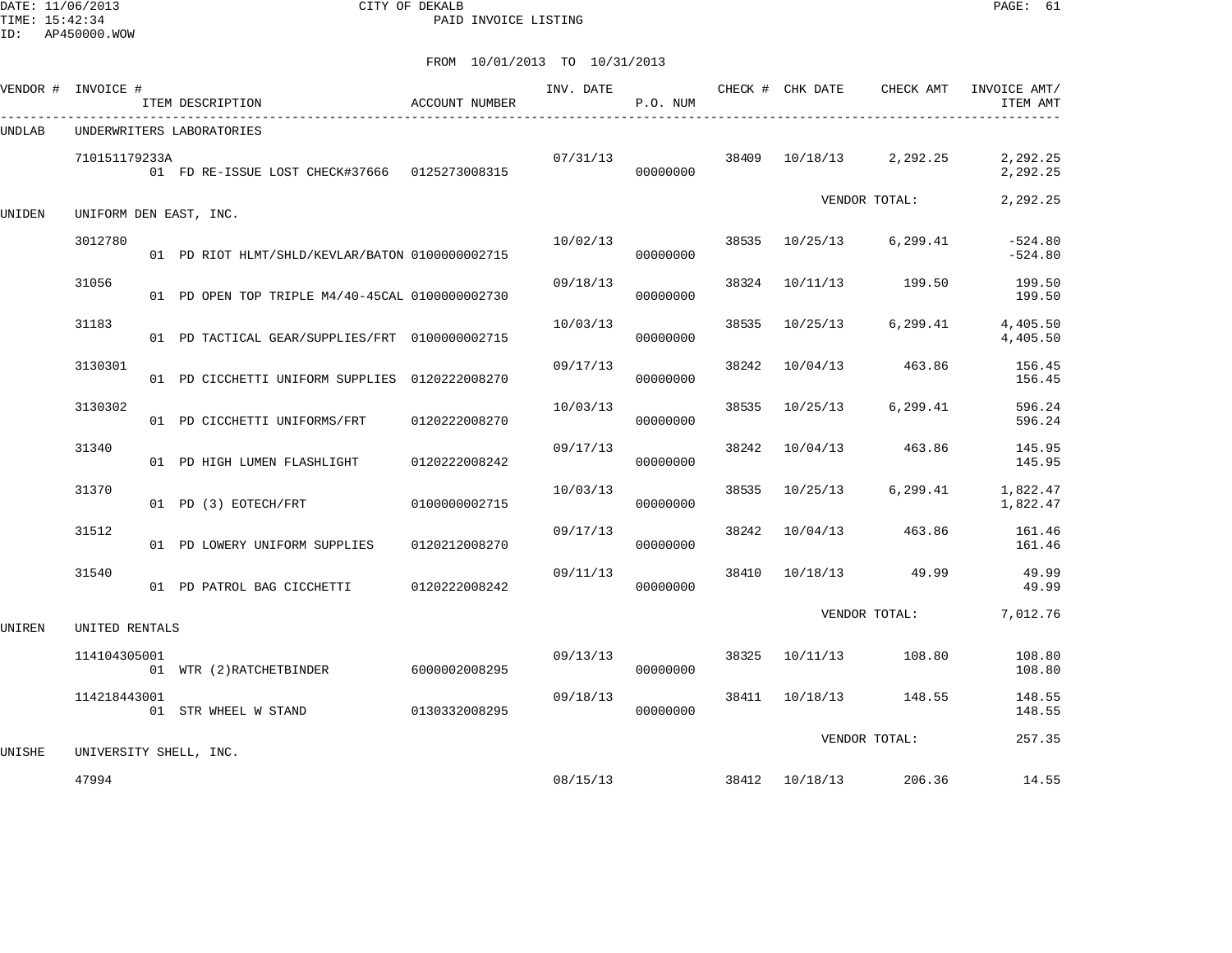CITY OF DEKALB
PAID INVOICE LISTING

DATE: 11/06/2013
TIME: 15:42:34
ID: AP450000.WOW

FROM 10/01/2013 TO 10/31/2013

| VENDOR # | INVOICE # | ITEM DESCRIPTION | ACCOUNT NUMBER | INV. DATE | P.O. NUM | CHECK # | CHK DATE | CHECK AMT | INVOICE AMT/ ITEM AMT |
|---|---|---|---|---|---|---|---|---|---|
| UNDLAB | UNDERWRITERS LABORATORIES | | | | | | | | |
| | 710151179233A | | | 07/31/13 | | 38409 | 10/18/13 | 2,292.25 | 2,292.25 |
| | | 01 FD RE-ISSUE LOST CHECK#37666 | 0125273008315 | | 00000000 | | | | 2,292.25 |
| | | | | | | | | VENDOR TOTAL: | 2,292.25 |
| UNIDEN | UNIFORM DEN EAST, INC. | | | | | | | | |
| | 3012780 | | | 10/02/13 | | 38535 | 10/25/13 | 6,299.41 | -524.80 |
| | | 01 PD RIOT HLMT/SHLD/KEVLAR/BATON | 0100000002715 | | 00000000 | | | | -524.80 |
| | 31056 | | | 09/18/13 | | 38324 | 10/11/13 | 199.50 | 199.50 |
| | | 01 PD OPEN TOP TRIPLE M4/40-45CAL | 0100000002730 | | 00000000 | | | | 199.50 |
| | 31183 | | | 10/03/13 | | 38535 | 10/25/13 | 6,299.41 | 4,405.50 |
| | | 01 PD TACTICAL GEAR/SUPPLIES/FRT | 0100000002715 | | 00000000 | | | | 4,405.50 |
| | 3130301 | | | 09/17/13 | | 38242 | 10/04/13 | 463.86 | 156.45 |
| | | 01 PD CICCHETTI UNIFORM SUPPLIES | 0120222008270 | | 00000000 | | | | 156.45 |
| | 3130302 | | | 10/03/13 | | 38535 | 10/25/13 | 6,299.41 | 596.24 |
| | | 01 PD CICCHETTI UNIFORMS/FRT | 0120222008270 | | 00000000 | | | | 596.24 |
| | 31340 | | | 09/17/13 | | 38242 | 10/04/13 | 463.86 | 145.95 |
| | | 01 PD HIGH LUMEN FLASHLIGHT | 0120222008242 | | 00000000 | | | | 145.95 |
| | 31370 | | | 10/03/13 | | 38535 | 10/25/13 | 6,299.41 | 1,822.47 |
| | | 01 PD (3) EOTECH/FRT | 0100000002715 | | 00000000 | | | | 1,822.47 |
| | 31512 | | | 09/17/13 | | 38242 | 10/04/13 | 463.86 | 161.46 |
| | | 01 PD LOWERY UNIFORM SUPPLIES | 0120212008270 | | 00000000 | | | | 161.46 |
| | 31540 | | | 09/11/13 | | 38410 | 10/18/13 | 49.99 | 49.99 |
| | | 01 PD PATROL BAG CICCHETTI | 0120222008242 | | 00000000 | | | | 49.99 |
| | | | | | | | | VENDOR TOTAL: | 7,012.76 |
| UNIREN | UNITED RENTALS | | | | | | | | |
| | 114104305001 | | | 09/13/13 | | 38325 | 10/11/13 | 108.80 | 108.80 |
| | | 01 WTR (2)RATCHETBINDER | 6000002008295 | | 00000000 | | | | 108.80 |
| | 114218443001 | | | 09/18/13 | | 38411 | 10/18/13 | 148.55 | 148.55 |
| | | 01 STR WHEEL W STAND | 0130332008295 | | 00000000 | | | | 148.55 |
| | | | | | | | | VENDOR TOTAL: | 257.35 |
| UNISHE | UNIVERSITY SHELL, INC. | | | | | | | | |
| | 47994 | | | 08/15/13 | | 38412 | 10/18/13 | 206.36 | 14.55 |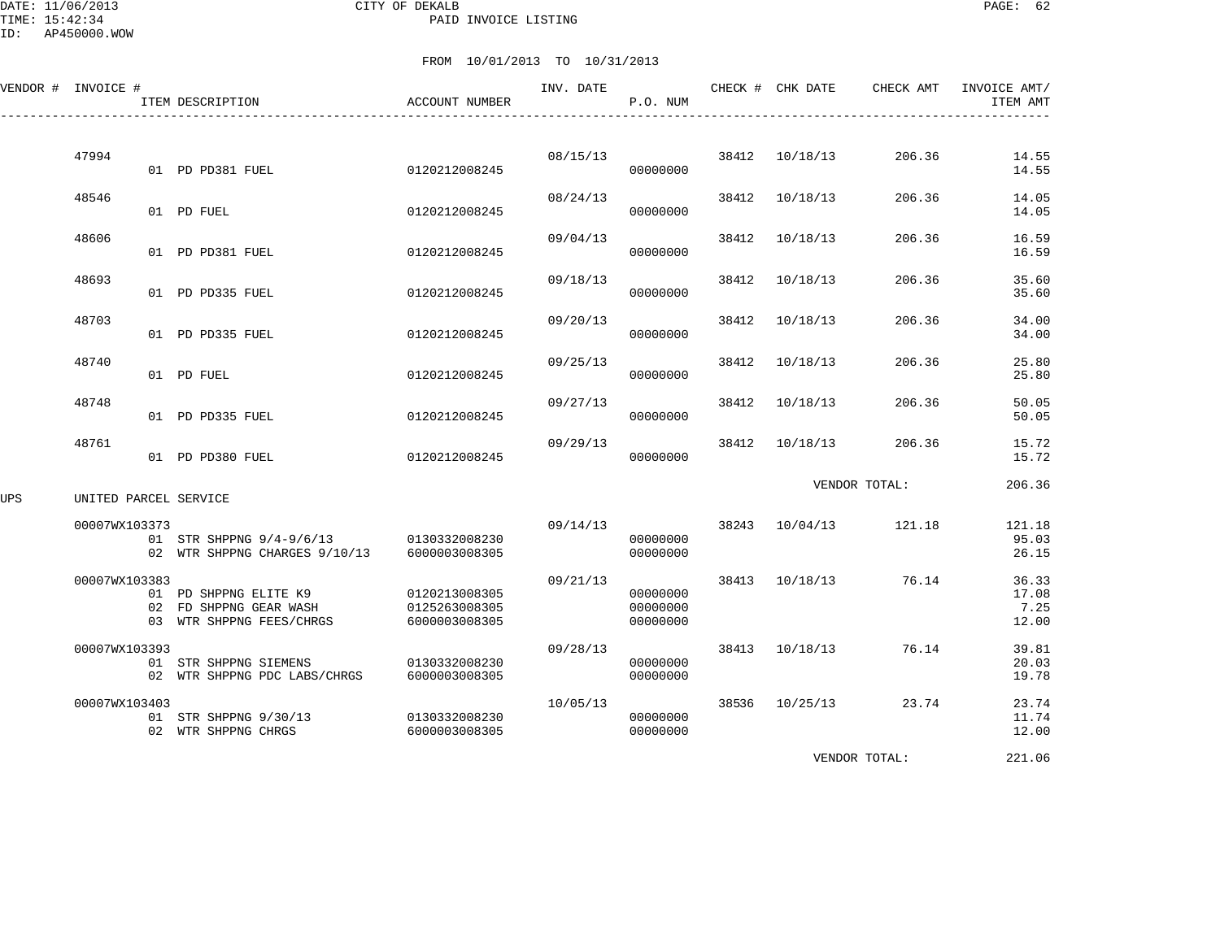CITY OF DEKALB
PAID INVOICE LISTING

DATE: 11/06/2013
TIME: 15:42:34
ID: AP450000.WOW

FROM 10/01/2013 TO 10/31/2013

| VENDOR # | INVOICE # | ITEM DESCRIPTION | ACCOUNT NUMBER | INV. DATE | P.O. NUM | CHECK # | CHK DATE | CHECK AMT | INVOICE AMT/ ITEM AMT |
|---|---|---|---|---|---|---|---|---|---|
| | 47994 | | | 08/15/13 | | 38412 | 10/18/13 | 206.36 | 14.55 |
| | | 01 PD PD381 FUEL | 0120212008245 | | 00000000 | | | | 14.55 |
| | 48546 | | | 08/24/13 | | 38412 | 10/18/13 | 206.36 | 14.05 |
| | | 01 PD FUEL | 0120212008245 | | 00000000 | | | | 14.05 |
| | 48606 | | | 09/04/13 | | 38412 | 10/18/13 | 206.36 | 16.59 |
| | | 01 PD PD381 FUEL | 0120212008245 | | 00000000 | | | | 16.59 |
| | 48693 | | | 09/18/13 | | 38412 | 10/18/13 | 206.36 | 35.60 |
| | | 01 PD PD335 FUEL | 0120212008245 | | 00000000 | | | | 35.60 |
| | 48703 | | | 09/20/13 | | 38412 | 10/18/13 | 206.36 | 34.00 |
| | | 01 PD PD335 FUEL | 0120212008245 | | 00000000 | | | | 34.00 |
| | 48740 | | | 09/25/13 | | 38412 | 10/18/13 | 206.36 | 25.80 |
| | | 01 PD FUEL | 0120212008245 | | 00000000 | | | | 25.80 |
| | 48748 | | | 09/27/13 | | 38412 | 10/18/13 | 206.36 | 50.05 |
| | | 01 PD PD335 FUEL | 0120212008245 | | 00000000 | | | | 50.05 |
| | 48761 | | | 09/29/13 | | 38412 | 10/18/13 | 206.36 | 15.72 |
| | | 01 PD PD380 FUEL | 0120212008245 | | 00000000 | | | | 15.72 |
| | | | | | | | VENDOR TOTAL: | | 206.36 |
| UPS | UNITED PARCEL SERVICE | | | | | | | | |
| | 00007WX103373 | | | 09/14/13 | | 38243 | 10/04/13 | 121.18 | 121.18 |
| | | 01 STR SHPPNG 9/4-9/6/13 | 0130332008230 | | 00000000 | | | | 95.03 |
| | | 02 WTR SHPPNG CHARGES 9/10/13 | 6000003008305 | | 00000000 | | | | 26.15 |
| | 00007WX103383 | | | 09/21/13 | | 38413 | 10/18/13 | 76.14 | 36.33 |
| | | 01 PD SHPPNG ELITE K9 | 0120213008305 | | 00000000 | | | | 17.08 |
| | | 02 FD SHPPNG GEAR WASH | 0125263008305 | | 00000000 | | | | 7.25 |
| | | 03 WTR SHPPNG FEES/CHRGS | 6000003008305 | | 00000000 | | | | 12.00 |
| | 00007WX103393 | | | 09/28/13 | | 38413 | 10/18/13 | 76.14 | 39.81 |
| | | 01 STR SHPPNG SIEMENS | 0130332008230 | | 00000000 | | | | 20.03 |
| | | 02 WTR SHPPNG PDC LABS/CHRGS | 6000003008305 | | 00000000 | | | | 19.78 |
| | 00007WX103403 | | | 10/05/13 | | 38536 | 10/25/13 | 23.74 | 23.74 |
| | | 01 STR SHPPNG 9/30/13 | 0130332008230 | | 00000000 | | | | 11.74 |
| | | 02 WTR SHPPNG CHRGS | 6000003008305 | | 00000000 | | | | 12.00 |
| | | | | | | | VENDOR TOTAL: | | 221.06 |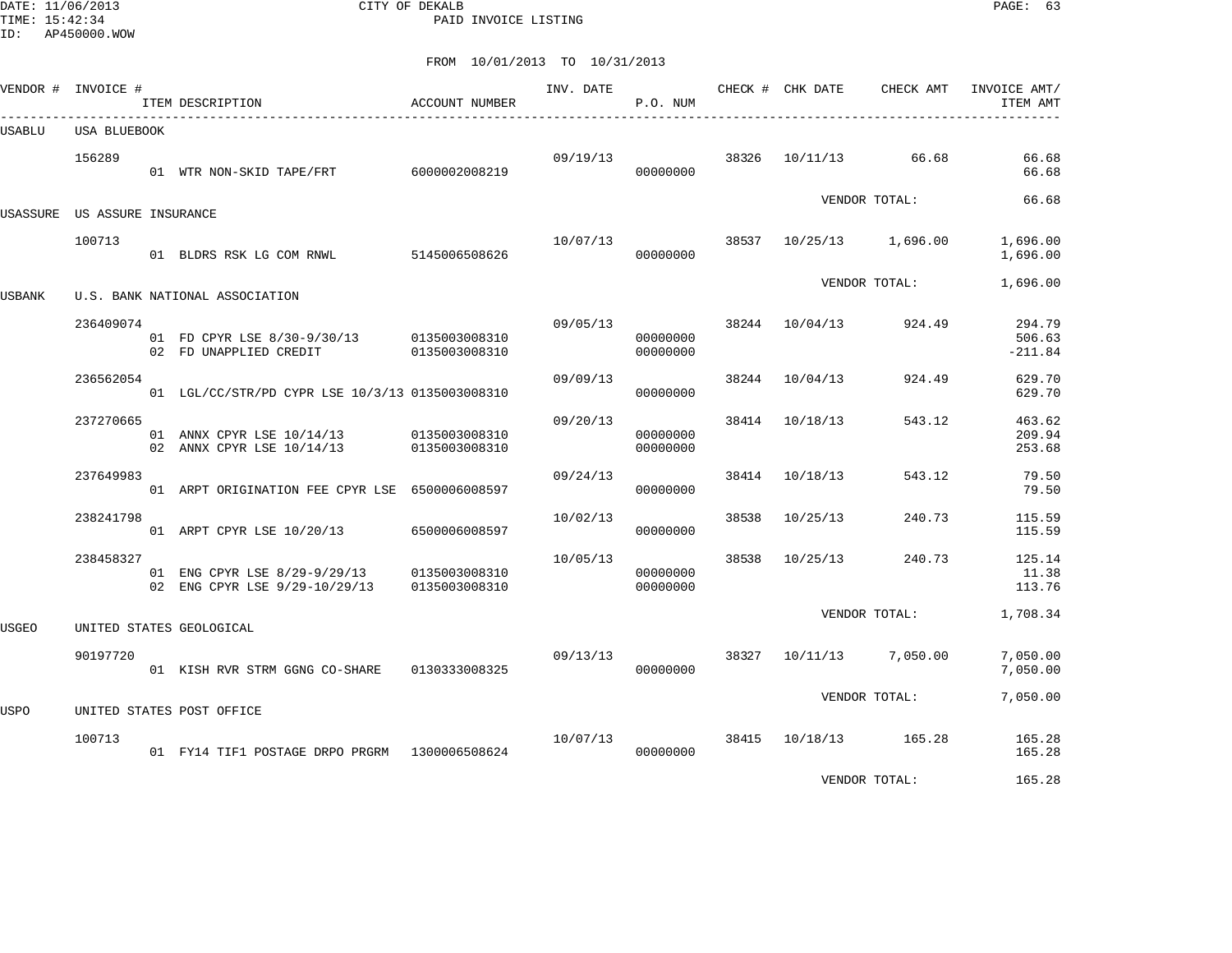CITY OF DEKALB
PAID INVOICE LISTING

DATE: 11/06/2013
TIME: 15:42:34
ID: AP450000.WOW

FROM 10/01/2013 TO 10/31/2013

| VENDOR # | INVOICE # | ITEM DESCRIPTION | ACCOUNT NUMBER | INV. DATE | P.O. NUM | CHECK # | CHK DATE | CHECK AMT | INVOICE AMT/ ITEM AMT |
|---|---|---|---|---|---|---|---|---|---|
| USABLU | USA BLUEBOOK | | | | | | | | |
| | 156289 | | | 09/19/13 | | 38326 | 10/11/13 | 66.68 | 66.68 |
| | | 01 WTR NON-SKID TAPE/FRT | 6000002008219 | | 00000000 | | | | 66.68 |
| | | | | | | | | VENDOR TOTAL: | 66.68 |
| USASSURE | US ASSURE INSURANCE | | | | | | | | |
| | 100713 | | | 10/07/13 | | 38537 | 10/25/13 | 1,696.00 | 1,696.00 |
| | | 01 BLDRS RSK LG COM RNWL | 5145006508626 | | 00000000 | | | | 1,696.00 |
| | | | | | | | | VENDOR TOTAL: | 1,696.00 |
| USBANK | U.S. BANK NATIONAL ASSOCIATION | | | | | | | | |
| | 236409074 | | | 09/05/13 | | 38244 | 10/04/13 | 924.49 | 294.79 |
| | | 01 FD CPYR LSE 8/30-9/30/13 | 0135003008310 | | 00000000 | | | | 506.63 |
| | | 02 FD UNAPPLIED CREDIT | 0135003008310 | | 00000000 | | | | -211.84 |
| | 236562054 | | | 09/09/13 | | 38244 | 10/04/13 | 924.49 | 629.70 |
| | | 01 LGL/CC/STR/PD CYPR LSE 10/3/13 | 0135003008310 | | 00000000 | | | | 629.70 |
| | 237270665 | | | 09/20/13 | | 38414 | 10/18/13 | 543.12 | 463.62 |
| | | 01 ANNX CPYR LSE 10/14/13 | 0135003008310 | | 00000000 | | | | 209.94 |
| | | 02 ANNX CPYR LSE 10/14/13 | 0135003008310 | | 00000000 | | | | 253.68 |
| | 237649983 | | | 09/24/13 | | 38414 | 10/18/13 | 543.12 | 79.50 |
| | | 01 ARPT ORIGINATION FEE CPYR LSE | 6500006008597 | | 00000000 | | | | 79.50 |
| | 238241798 | | | 10/02/13 | | 38538 | 10/25/13 | 240.73 | 115.59 |
| | | 01 ARPT CPYR LSE 10/20/13 | 6500006008597 | | 00000000 | | | | 115.59 |
| | 238458327 | | | 10/05/13 | | 38538 | 10/25/13 | 240.73 | 125.14 |
| | | 01 ENG CPYR LSE 8/29-9/29/13 | 0135003008310 | | 00000000 | | | | 11.38 |
| | | 02 ENG CPYR LSE 9/29-10/29/13 | 0135003008310 | | 00000000 | | | | 113.76 |
| | | | | | | | | VENDOR TOTAL: | 1,708.34 |
| USGEO | UNITED STATES GEOLOGICAL | | | | | | | | |
| | 90197720 | | | 09/13/13 | | 38327 | 10/11/13 | 7,050.00 | 7,050.00 |
| | | 01 KISH RVR STRM GGNG CO-SHARE | 0130333008325 | | 00000000 | | | | 7,050.00 |
| | | | | | | | | VENDOR TOTAL: | 7,050.00 |
| USPO | UNITED STATES POST OFFICE | | | | | | | | |
| | 100713 | | | 10/07/13 | | 38415 | 10/18/13 | 165.28 | 165.28 |
| | | 01 FY14 TIF1 POSTAGE DRPO PRGRM | 1300006508624 | | 00000000 | | | | 165.28 |
| | | | | | | | | VENDOR TOTAL: | 165.28 |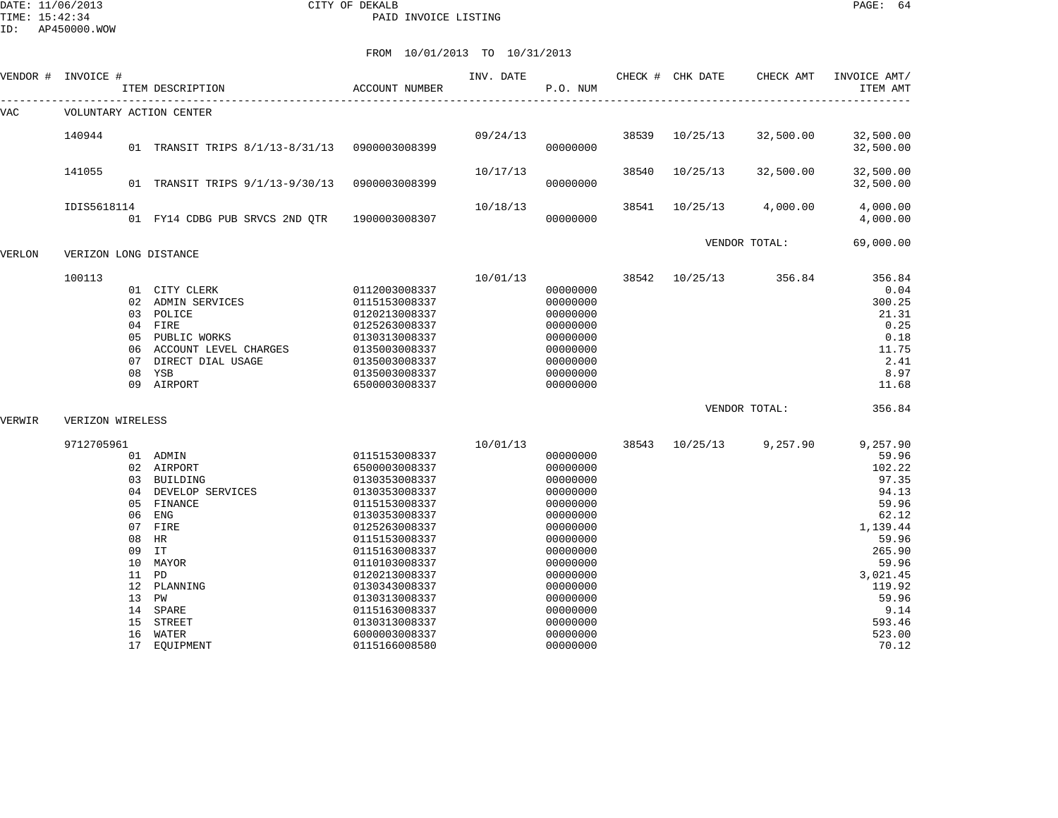CITY OF DEKALB

PAID INVOICE LISTING

FROM 10/01/2013 TO 10/31/2013

| VENDOR # | INVOICE # | ITEM DESCRIPTION | ACCOUNT NUMBER | INV. DATE | P.O. NUM | CHECK # | CHK DATE | CHECK AMT | INVOICE AMT/ ITEM AMT |
|---|---|---|---|---|---|---|---|---|---|
| VAC | VOLUNTARY ACTION CENTER | | | | | | | | |
| | 140944 | | | 09/24/13 | | 38539 | 10/25/13 | 32,500.00 | 32,500.00 |
| | | 01 TRANSIT TRIPS 8/1/13-8/31/13 | 0900003008399 | | 00000000 | | | | 32,500.00 |
| | 141055 | | | 10/17/13 | | 38540 | 10/25/13 | 32,500.00 | 32,500.00 |
| | | 01 TRANSIT TRIPS 9/1/13-9/30/13 | 0900003008399 | | 00000000 | | | | 32,500.00 |
| | IDIS5618114 | | | 10/18/13 | | 38541 | 10/25/13 | 4,000.00 | 4,000.00 |
| | | 01 FY14 CDBG PUB SRVCS 2ND QTR | 1900003008307 | | 00000000 | | | | 4,000.00 |
| | | | | | | | VENDOR TOTAL: | | 69,000.00 |
| VERLON | VERIZON LONG DISTANCE | | | | | | | | |
| | 100113 | | | 10/01/13 | | 38542 | 10/25/13 | 356.84 | 356.84 |
| | | 01 CITY CLERK | 0112003008337 | | 00000000 | | | | 0.04 |
| | | 02 ADMIN SERVICES | 0115153008337 | | 00000000 | | | | 300.25 |
| | | 03 POLICE | 0120213008337 | | 00000000 | | | | 21.31 |
| | | 04 FIRE | 0125263008337 | | 00000000 | | | | 0.25 |
| | | 05 PUBLIC WORKS | 0130313008337 | | 00000000 | | | | 0.18 |
| | | 06 ACCOUNT LEVEL CHARGES | 0135003008337 | | 00000000 | | | | 11.75 |
| | | 07 DIRECT DIAL USAGE | 0135003008337 | | 00000000 | | | | 2.41 |
| | | 08 YSB | 0135003008337 | | 00000000 | | | | 8.97 |
| | | 09 AIRPORT | 6500003008337 | | 00000000 | | | | 11.68 |
| | | | | | | | VENDOR TOTAL: | | 356.84 |
| VERWIR | VERIZON WIRELESS | | | | | | | | |
| | 9712705961 | | | 10/01/13 | | 38543 | 10/25/13 | 9,257.90 | 9,257.90 |
| | | 01 ADMIN | 0115153008337 | | 00000000 | | | | 59.96 |
| | | 02 AIRPORT | 6500003008337 | | 00000000 | | | | 102.22 |
| | | 03 BUILDING | 0130353008337 | | 00000000 | | | | 97.35 |
| | | 04 DEVELOP SERVICES | 0130353008337 | | 00000000 | | | | 94.13 |
| | | 05 FINANCE | 0115153008337 | | 00000000 | | | | 59.96 |
| | | 06 ENG | 0130353008337 | | 00000000 | | | | 62.12 |
| | | 07 FIRE | 0125263008337 | | 00000000 | | | | 1,139.44 |
| | | 08 HR | 0115153008337 | | 00000000 | | | | 59.96 |
| | | 09 IT | 0115163008337 | | 00000000 | | | | 265.90 |
| | | 10 MAYOR | 0110103008337 | | 00000000 | | | | 59.96 |
| | | 11 PD | 0120213008337 | | 00000000 | | | | 3,021.45 |
| | | 12 PLANNING | 0130343008337 | | 00000000 | | | | 119.92 |
| | | 13 PW | 0130313008337 | | 00000000 | | | | 59.96 |
| | | 14 SPARE | 0115163008337 | | 00000000 | | | | 9.14 |
| | | 15 STREET | 0130313008337 | | 00000000 | | | | 593.46 |
| | | 16 WATER | 6000003008337 | | 00000000 | | | | 523.00 |
| | | 17 EQUIPMENT | 0115166008580 | | 00000000 | | | | 70.12 |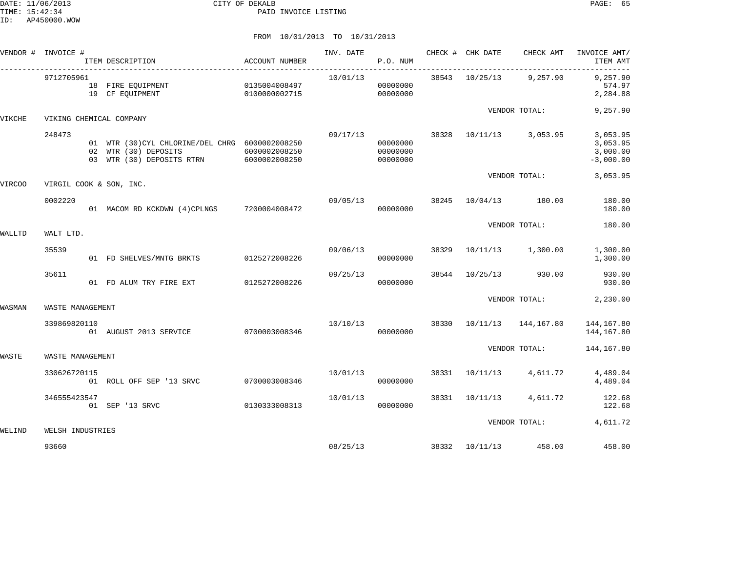CITY OF DEKALB
PAID INVOICE LISTING

DATE: 11/06/2013
TIME: 15:42:34
ID: AP450000.WOW

FROM 10/01/2013 TO 10/31/2013

| VENDOR # | INVOICE # | ITEM DESCRIPTION | ACCOUNT NUMBER | INV. DATE | P.O. NUM | CHECK # | CHK DATE | CHECK AMT | INVOICE AMT/ ITEM AMT |
|---|---|---|---|---|---|---|---|---|---|
| | 9712705961 | | | 10/01/13 | | 38543 | 10/25/13 | 9,257.90 | 9,257.90 |
| | | 18 FIRE EQUIPMENT | 0135004008497 | | 00000000 | | | | 574.97 |
| | | 19 CF EQUIPMENT | 0100000002715 | | 00000000 | | | | 2,284.88 |
| | | | | | | | VENDOR TOTAL: | | 9,257.90 |
| VIKCHE | VIKING CHEMICAL COMPANY | | | | | | | | |
| | 248473 | | | 09/17/13 | | 38328 | 10/11/13 | 3,053.95 | 3,053.95 |
| | | 01 WTR (30)CYL CHLORINE/DEL CHRG | 6000002008250 | | 00000000 | | | | 3,053.95 |
| | | 02 WTR (30) DEPOSITS | 6000002008250 | | 00000000 | | | | 3,000.00 |
| | | 03 WTR (30) DEPOSITS RTRN | 6000002008250 | | 00000000 | | | | -3,000.00 |
| | | | | | | | VENDOR TOTAL: | | 3,053.95 |
| VIRCOO | VIRGIL COOK & SON, INC. | | | | | | | | |
| | 0002220 | | | 09/05/13 | | 38245 | 10/04/13 | 180.00 | 180.00 |
| | | 01 MACOM RD KCKDWN (4)CPLNGS | 7200004008472 | | 00000000 | | | | 180.00 |
| | | | | | | | VENDOR TOTAL: | | 180.00 |
| WALLTD | WALT LTD. | | | | | | | | |
| | 35539 | | | 09/06/13 | | 38329 | 10/11/13 | 1,300.00 | 1,300.00 |
| | | 01 FD SHELVES/MNTG BRKTS | 0125272008226 | | 00000000 | | | | 1,300.00 |
| | 35611 | | | 09/25/13 | | 38544 | 10/25/13 | 930.00 | 930.00 |
| | | 01 FD ALUM TRY FIRE EXT | 0125272008226 | | 00000000 | | | | 930.00 |
| | | | | | | | VENDOR TOTAL: | | 2,230.00 |
| WASMAN | WASTE MANAGEMENT | | | | | | | | |
| | 339869820110 | | | 10/10/13 | | 38330 | 10/11/13 | 144,167.80 | 144,167.80 |
| | | 01 AUGUST 2013 SERVICE | 0700003008346 | | 00000000 | | | | 144,167.80 |
| | | | | | | | VENDOR TOTAL: | | 144,167.80 |
| WASTE | WASTE MANAGEMENT | | | | | | | | |
| | 330626720115 | | | 10/01/13 | | 38331 | 10/11/13 | 4,611.72 | 4,489.04 |
| | | 01 ROLL OFF SEP '13 SRVC | 0700003008346 | | 00000000 | | | | 4,489.04 |
| | 346555423547 | | | 10/01/13 | | 38331 | 10/11/13 | 4,611.72 | 122.68 |
| | | 01 SEP '13 SRVC | 0130333008313 | | 00000000 | | | | 122.68 |
| | | | | | | | VENDOR TOTAL: | | 4,611.72 |
| WELIND | WELSH INDUSTRIES | | | | | | | | |
| | 93660 | | | 08/25/13 | | 38332 | 10/11/13 | 458.00 | 458.00 |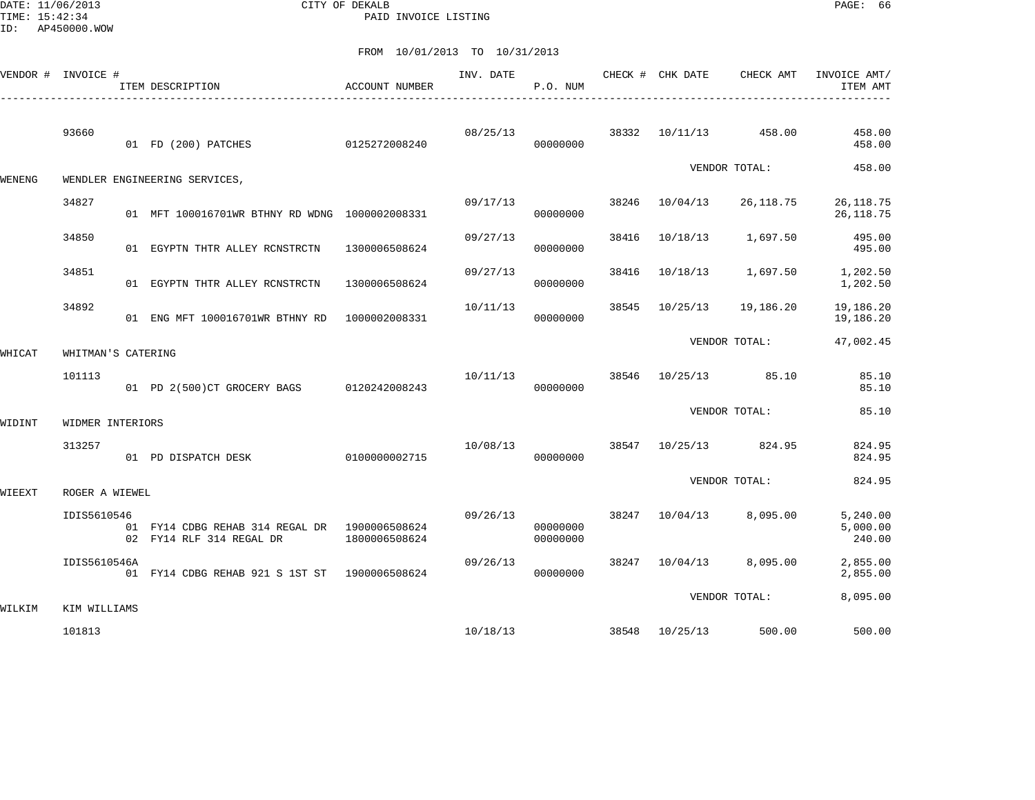CITY OF DEKALB
PAID INVOICE LISTING

DATE: 11/06/2013
TIME: 15:42:34
ID: AP450000.WOW

FROM 10/01/2013 TO 10/31/2013

| VENDOR # | INVOICE # | ITEM DESCRIPTION | ACCOUNT NUMBER | INV. DATE | P.O. NUM | CHECK # | CHK DATE | CHECK AMT | INVOICE AMT/ ITEM AMT |
|---|---|---|---|---|---|---|---|---|---|
| | 93660 | | | 08/25/13 | | 38332 | 10/11/13 | 458.00 | 458.00 |
| | | 01 FD (200) PATCHES | 0125272008240 | | 00000000 | | | | 458.00 |
| | | | | | | | | VENDOR TOTAL: | 458.00 |
| WENENG | WENDLER ENGINEERING SERVICES, | | | | | | | | |
| | 34827 | | | 09/17/13 | | 38246 | 10/04/13 | 26,118.75 | 26,118.75 |
| | | 01 MFT 100016701WR BTHNY RD WDNG | 1000002008331 | | 00000000 | | | | 26,118.75 |
| | 34850 | | | 09/27/13 | | 38416 | 10/18/13 | 1,697.50 | 495.00 |
| | | 01 EGYPTN THTR ALLEY RCNSTRCTN | 1300006508624 | | 00000000 | | | | 495.00 |
| | 34851 | | | 09/27/13 | | 38416 | 10/18/13 | 1,697.50 | 1,202.50 |
| | | 01 EGYPTN THTR ALLEY RCNSTRCTN | 1300006508624 | | 00000000 | | | | 1,202.50 |
| | 34892 | | | 10/11/13 | | 38545 | 10/25/13 | 19,186.20 | 19,186.20 |
| | | 01 ENG MFT 100016701WR BTHNY RD | 1000002008331 | | 00000000 | | | | 19,186.20 |
| | | | | | | | | VENDOR TOTAL: | 47,002.45 |
| WHICAT | WHITMAN'S CATERING | | | | | | | | |
| | 101113 | | | 10/11/13 | | 38546 | 10/25/13 | 85.10 | 85.10 |
| | | 01 PD 2(500)CT GROCERY BAGS | 0120242008243 | | 00000000 | | | | 85.10 |
| | | | | | | | | VENDOR TOTAL: | 85.10 |
| WIDINT | WIDMER INTERIORS | | | | | | | | |
| | 313257 | | | 10/08/13 | | 38547 | 10/25/13 | 824.95 | 824.95 |
| | | 01 PD DISPATCH DESK | 0100000002715 | | 00000000 | | | | 824.95 |
| | | | | | | | | VENDOR TOTAL: | 824.95 |
| WIEEXT | ROGER A WIEWEL | | | | | | | | |
| | IDIS5610546 | | | 09/26/13 | | 38247 | 10/04/13 | 8,095.00 | 5,240.00 |
| | | 01 FY14 CDBG REHAB 314 REGAL DR | 1900006508624 | | 00000000 | | | | 5,000.00 |
| | | 02 FY14 RLF 314 REGAL DR | 1800006508624 | | 00000000 | | | | 240.00 |
| | IDIS5610546A | | | 09/26/13 | | 38247 | 10/04/13 | 8,095.00 | 2,855.00 |
| | | 01 FY14 CDBG REHAB 921 S 1ST ST | 1900006508624 | | 00000000 | | | | 2,855.00 |
| | | | | | | | | VENDOR TOTAL: | 8,095.00 |
| WILKIM | KIM WILLIAMS | | | | | | | | |
| | 101813 | | | 10/18/13 | | 38548 | 10/25/13 | 500.00 | 500.00 |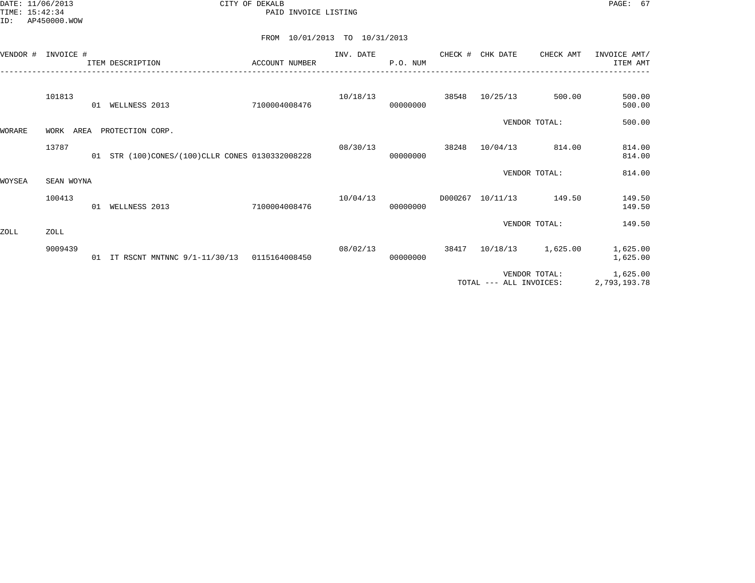CITY OF DEKALB

PAID INVOICE LISTING

DATE: 11/06/2013
TIME: 15:42:34
ID: AP450000.WOW

FROM 10/01/2013 TO 10/31/2013

| VENDOR # | INVOICE # / ITEM DESCRIPTION | ACCOUNT NUMBER | INV. DATE | P.O. NUM | CHECK # | CHK DATE | CHECK AMT | INVOICE AMT/ ITEM AMT |
|---|---|---|---|---|---|---|---|---|
| | 101813 | | 10/18/13 | | 38548 | 10/25/13 | 500.00 | 500.00 |
| | 01 WELLNESS 2013 | 7100004008476 | | 00000000 | | | | 500.00 |
| | | | | | | VENDOR TOTAL: | | 500.00 |
| WORARE | WORK AREA PROTECTION CORP. | | | | | | | |
| | 13787 | | 08/30/13 | | 38248 | 10/04/13 | 814.00 | 814.00 |
| | 01 STR (100)CONES/(100)CLLR CONES | 0130332008228 | | 00000000 | | | | 814.00 |
| | | | | | | VENDOR TOTAL: | | 814.00 |
| WOYSEA | SEAN WOYNA | | | | | | | |
| | 100413 | | 10/04/13 | | D000267 | 10/11/13 | 149.50 | 149.50 |
| | 01 WELLNESS 2013 | 7100004008476 | | 00000000 | | | | 149.50 |
| | | | | | | VENDOR TOTAL: | | 149.50 |
| ZOLL | ZOLL | | | | | | | |
| | 9009439 | | 08/02/13 | | 38417 | 10/18/13 | 1,625.00 | 1,625.00 |
| | 01 IT RSCNT MNTNNC 9/1-11/30/13 | 0115164008450 | | 00000000 | | | | 1,625.00 |
| | | | | | | VENDOR TOTAL: | | 1,625.00 |
| | | | | | | TOTAL --- ALL INVOICES: | | 2,793,193.78 |